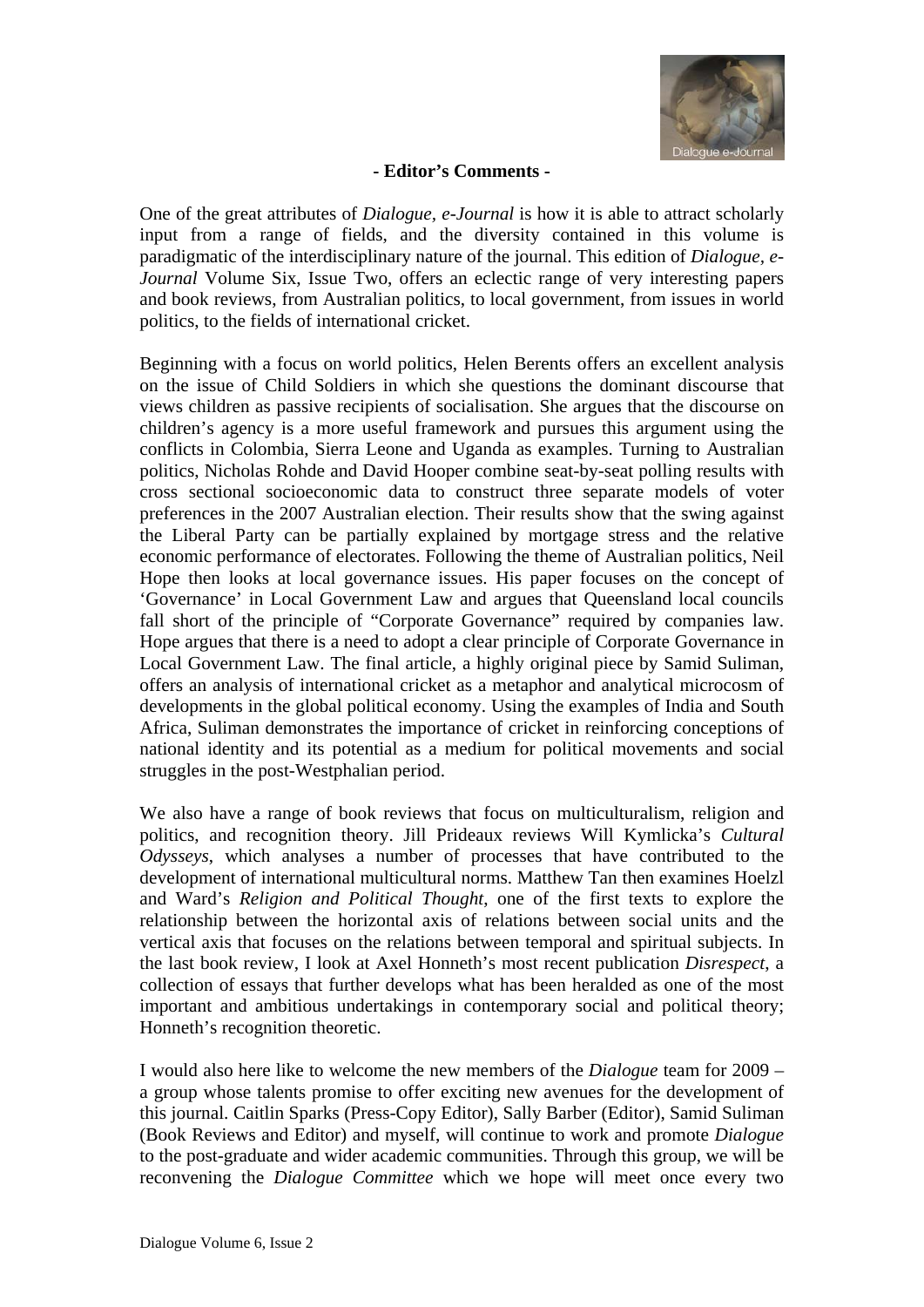## - Editor's Comments -

One of the great attributes of *Dialogue, e-Journal* is how it is able to attract scholarly input from a range of fields, and the diversity contained in this volume is paradigmatic of the interdisciplinary nature of the journal. This edition of *Dialogue, e-Journal* Volume Six, Issue Two, offers an eclectic range of very interesting papers and book reviews, from Australian politics, to local government, from issues in world politics, to the fields of international cricket.

Beginning with a focus on world politics, Helen Berents offers an excellent analysis on the issue of Child Soldiers in which she questions the dominant discourse that views children as passive recipients of socialisation. She argues that the discourse on children's agency is a more useful framework and pursues this argument using the conflicts in Colombia, Sierra Leone and Uganda as examples. Turning to Australian politics, Nicholas Rohde and David Hooper combine seat-by-seat polling results with cross sectional socioeconomic data to construct three separate models of voter preferences in the 2007 Australian election. Their results show that the swing against the Liberal Party can be partially explained by mortgage stress and the relative economic performance of electorates. Following the theme of Australian politics, Neil Hope then looks at local governance issues. His paper focuses on the concept of 'Governance' in Local Government Law and argues that Queensland local councils fall short of the principle of "Corporate Governance" required by companies law. Hope argues that there is a need to adopt a clear principle of Corporate Governance in Local Government Law. The final article, a highly original piece by Samid Suliman, offers an analysis of international cricket as a metaphor and analytical microcosm of developments in the global political economy. Using the examples of India and South Africa, Suliman demonstrates the importance of cricket in reinforcing conceptions of national identity and its potential as a medium for political movements and social struggles in the post-Westphalian period.

We also have a range of book reviews that focus on multiculturalism, religion and politics, and recognition theory. Jill Prideaux reviews Will Kymlicka's *Cultural Odysseys*, which analyses a number of processes that have contributed to the development of international multicultural norms. Matthew Tan then examines Hoelzl and Ward's *Religion and Political Thought*, one of the first texts to explore the relationship between the horizontal axis of relations between social units and the vertical axis that focuses on the relations between temporal and spiritual subjects. In the last book review, I look at Axel Honneth's most recent publication *Disrespect*, a collection of essays that further develops what has been heralded as one of the most important and ambitious undertakings in contemporary social and political theory; Honneth's recognition theoretic.

I would also here like to welcome the new members of the *Dialogue* team for 2009 – a group whose talents promise to offer exciting new avenues for the development of this journal. Caitlin Sparks (Press-Copy Editor), Sally Barber (Editor), Samid Suliman (Book Reviews and Editor) and myself, will continue to work and promote *Dialogue* to the post-graduate and wider academic communities. Through this group, we will be reconvening the *Dialogue Committee* which we hope will meet once every two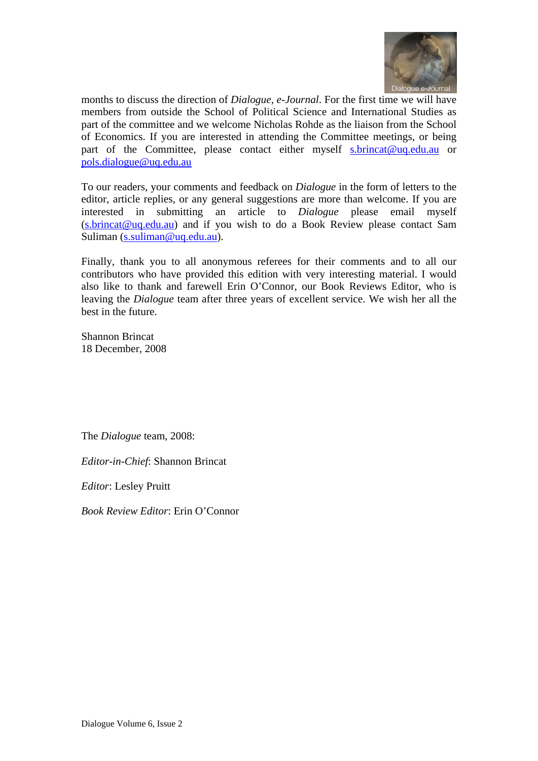months to discuss the direction of *Dialogue, e-Journal*. For the first time we will have members from outside the School of Political Science and International Studies as part of the committee and we welcome Nicholas Rohde as the liaison from the School of Economics. If you are interested in attending the Committee meetings, or being part of the Committee, please contact either myself s.brincat@uq.edu.au or pols.dialogue@uq.edu.au

To our readers, your comments and feedback on *Dialogue* in the form of letters to the editor, article replies, or any general suggestions are more than welcome. If you are interested in submitting an article to *Dialogue* please email myself (s.brincat@uq.edu.au) and if you wish to do a Book Review please contact Sam Suliman (s.suliman@uq.edu.au).

Finally, thank you to all anonymous referees for their comments and to all our contributors who have provided this edition with very interesting material. I would also like to thank and farewell Erin O'Connor, our Book Reviews Editor, who is leaving the *Dialogue* team after three years of excellent service. We wish her all the best in the future.

Shannon Brincat
18 December, 2008

The *Dialogue* team, 2008:

*Editor-in-Chief*: Shannon Brincat

*Editor*: Lesley Pruitt

*Book Review Editor*: Erin O'Connor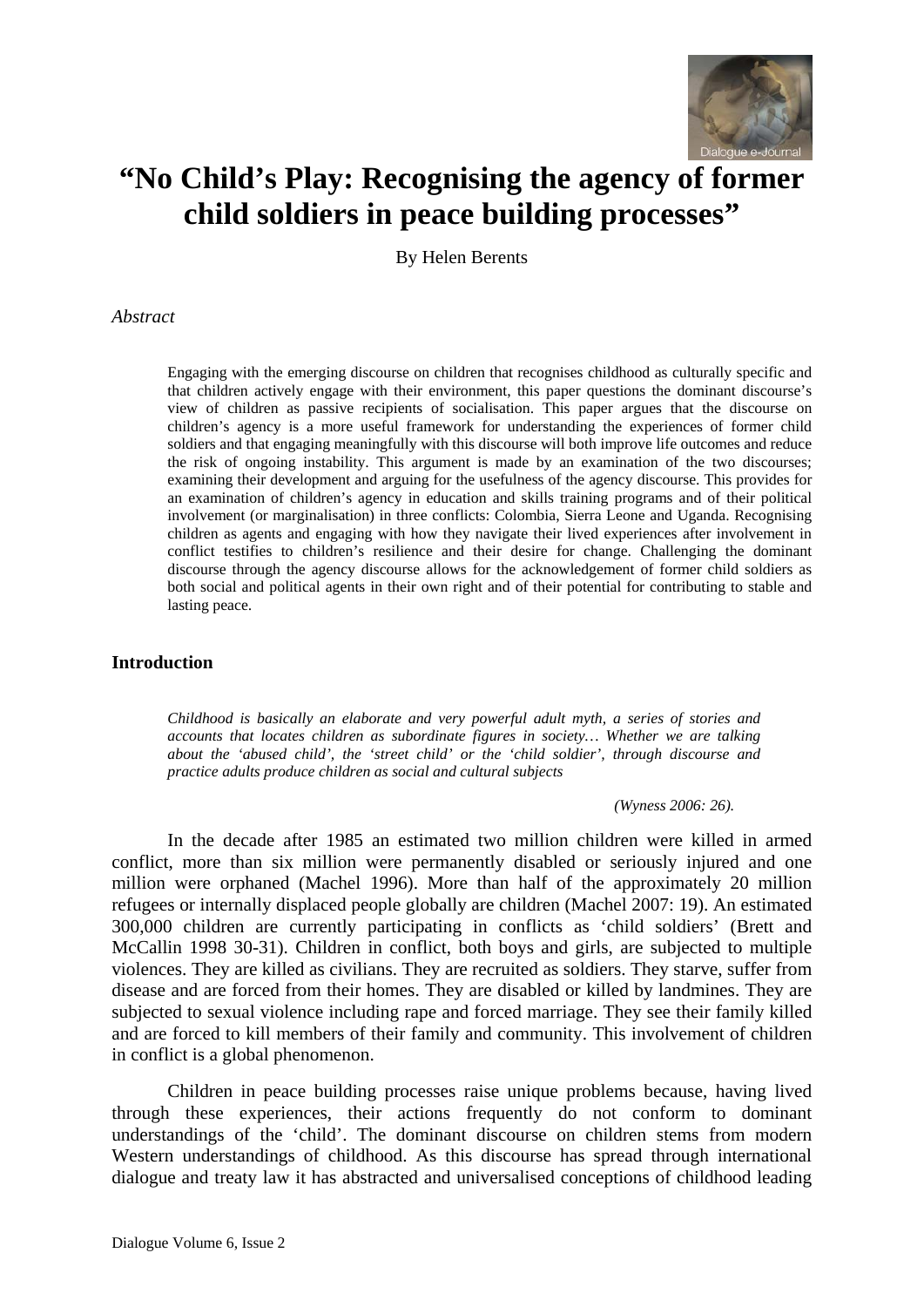# "No Child's Play: Recognising the agency of former child soldiers in peace building processes"

By Helen Berents

*Abstract*

Engaging with the emerging discourse on children that recognises childhood as culturally specific and that children actively engage with their environment, this paper questions the dominant discourse's view of children as passive recipients of socialisation. This paper argues that the discourse on children's agency is a more useful framework for understanding the experiences of former child soldiers and that engaging meaningfully with this discourse will both improve life outcomes and reduce the risk of ongoing instability. This argument is made by an examination of the two discourses; examining their development and arguing for the usefulness of the agency discourse. This provides for an examination of children's agency in education and skills training programs and of their political involvement (or marginalisation) in three conflicts: Colombia, Sierra Leone and Uganda. Recognising children as agents and engaging with how they navigate their lived experiences after involvement in conflict testifies to children's resilience and their desire for change. Challenging the dominant discourse through the agency discourse allows for the acknowledgement of former child soldiers as both social and political agents in their own right and of their potential for contributing to stable and lasting peace.

## Introduction

*Childhood is basically an elaborate and very powerful adult myth, a series of stories and accounts that locates children as subordinate figures in society… Whether we are talking about the 'abused child', the 'street child' or the 'child soldier', through discourse and practice adults produce children as social and cultural subjects*

*(Wyness 2006: 26).*

In the decade after 1985 an estimated two million children were killed in armed conflict, more than six million were permanently disabled or seriously injured and one million were orphaned (Machel 1996). More than half of the approximately 20 million refugees or internally displaced people globally are children (Machel 2007: 19). An estimated 300,000 children are currently participating in conflicts as 'child soldiers' (Brett and McCallin 1998 30-31). Children in conflict, both boys and girls, are subjected to multiple violences. They are killed as civilians. They are recruited as soldiers. They starve, suffer from disease and are forced from their homes. They are disabled or killed by landmines. They are subjected to sexual violence including rape and forced marriage. They see their family killed and are forced to kill members of their family and community. This involvement of children in conflict is a global phenomenon.

Children in peace building processes raise unique problems because, having lived through these experiences, their actions frequently do not conform to dominant understandings of the 'child'. The dominant discourse on children stems from modern Western understandings of childhood. As this discourse has spread through international dialogue and treaty law it has abstracted and universalised conceptions of childhood leading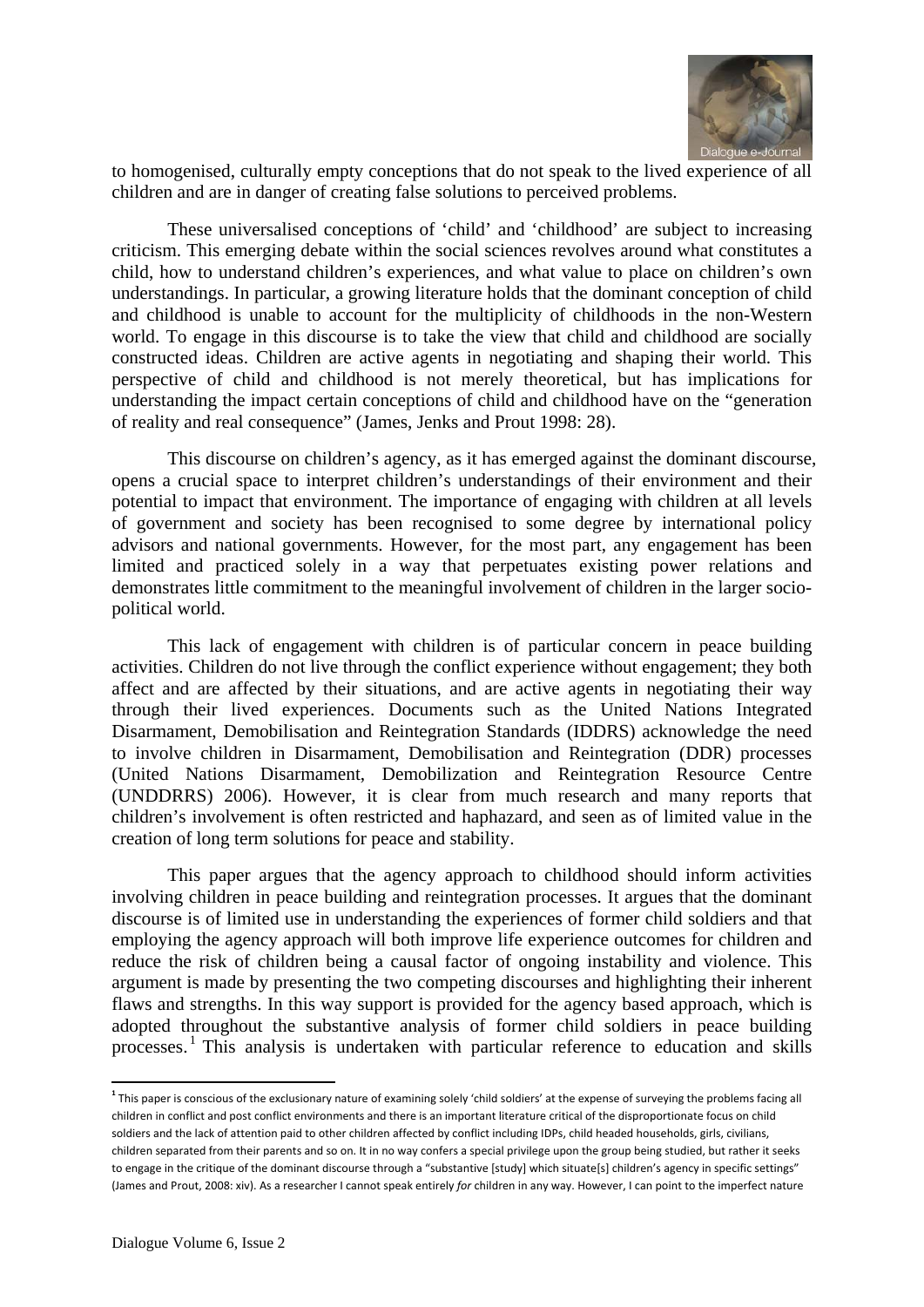to homogenised, culturally empty conceptions that do not speak to the lived experience of all children and are in danger of creating false solutions to perceived problems.

These universalised conceptions of 'child' and 'childhood' are subject to increasing criticism. This emerging debate within the social sciences revolves around what constitutes a child, how to understand children's experiences, and what value to place on children's own understandings. In particular, a growing literature holds that the dominant conception of child and childhood is unable to account for the multiplicity of childhoods in the non-Western world. To engage in this discourse is to take the view that child and childhood are socially constructed ideas. Children are active agents in negotiating and shaping their world. This perspective of child and childhood is not merely theoretical, but has implications for understanding the impact certain conceptions of child and childhood have on the "generation of reality and real consequence" (James, Jenks and Prout 1998: 28).

This discourse on children's agency, as it has emerged against the dominant discourse, opens a crucial space to interpret children's understandings of their environment and their potential to impact that environment. The importance of engaging with children at all levels of government and society has been recognised to some degree by international policy advisors and national governments. However, for the most part, any engagement has been limited and practiced solely in a way that perpetuates existing power relations and demonstrates little commitment to the meaningful involvement of children in the larger socio-political world.

This lack of engagement with children is of particular concern in peace building activities. Children do not live through the conflict experience without engagement; they both affect and are affected by their situations, and are active agents in negotiating their way through their lived experiences. Documents such as the United Nations Integrated Disarmament, Demobilisation and Reintegration Standards (IDDRS) acknowledge the need to involve children in Disarmament, Demobilisation and Reintegration (DDR) processes (United Nations Disarmament, Demobilization and Reintegration Resource Centre (UNDDRRS) 2006). However, it is clear from much research and many reports that children's involvement is often restricted and haphazard, and seen as of limited value in the creation of long term solutions for peace and stability.

This paper argues that the agency approach to childhood should inform activities involving children in peace building and reintegration processes. It argues that the dominant discourse is of limited use in understanding the experiences of former child soldiers and that employing the agency approach will both improve life experience outcomes for children and reduce the risk of children being a causal factor of ongoing instability and violence. This argument is made by presenting the two competing discourses and highlighting their inherent flaws and strengths. In this way support is provided for the agency based approach, which is adopted throughout the substantive analysis of former child soldiers in peace building processes.[1] This analysis is undertaken with particular reference to education and skills

[1] This paper is conscious of the exclusionary nature of examining solely 'child soldiers' at the expense of surveying the problems facing all children in conflict and post conflict environments and there is an important literature critical of the disproportionate focus on child soldiers and the lack of attention paid to other children affected by conflict including IDPs, child headed households, girls, civilians, children separated from their parents and so on. It in no way confers a special privilege upon the group being studied, but rather it seeks to engage in the critique of the dominant discourse through a "substantive [study] which situate[s] children's agency in specific settings" (James and Prout, 2008: xiv). As a researcher I cannot speak entirely *for* children in any way. However, I can point to the imperfect nature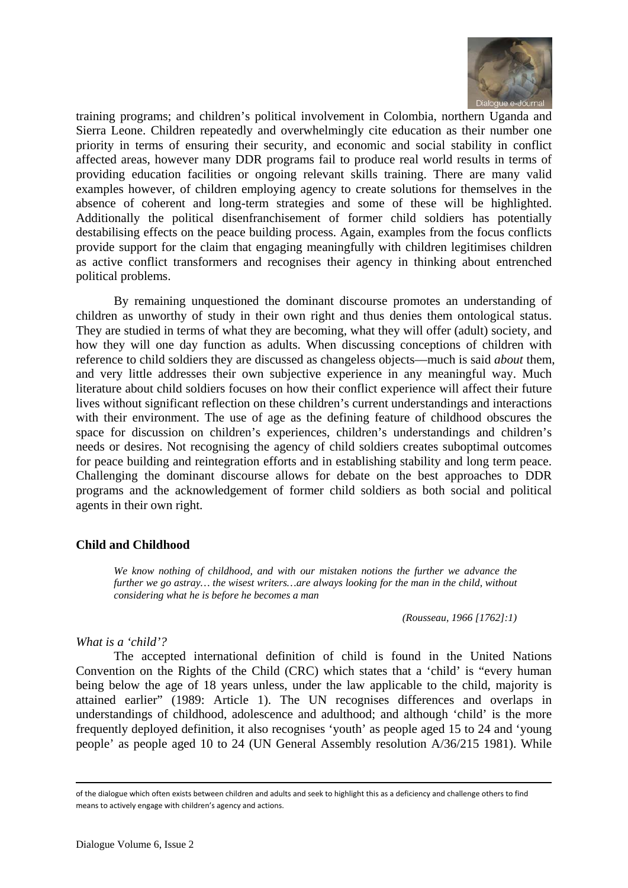training programs; and children's political involvement in Colombia, northern Uganda and Sierra Leone. Children repeatedly and overwhelmingly cite education as their number one priority in terms of ensuring their security, and economic and social stability in conflict affected areas, however many DDR programs fail to produce real world results in terms of providing education facilities or ongoing relevant skills training. There are many valid examples however, of children employing agency to create solutions for themselves in the absence of coherent and long-term strategies and some of these will be highlighted. Additionally the political disenfranchisement of former child soldiers has potentially destabilising effects on the peace building process. Again, examples from the focus conflicts provide support for the claim that engaging meaningfully with children legitimises children as active conflict transformers and recognises their agency in thinking about entrenched political problems.

By remaining unquestioned the dominant discourse promotes an understanding of children as unworthy of study in their own right and thus denies them ontological status. They are studied in terms of what they are becoming, what they will offer (adult) society, and how they will one day function as adults. When discussing conceptions of children with reference to child soldiers they are discussed as changeless objects—much is said *about* them, and very little addresses their own subjective experience in any meaningful way. Much literature about child soldiers focuses on how their conflict experience will affect their future lives without significant reflection on these children's current understandings and interactions with their environment. The use of age as the defining feature of childhood obscures the space for discussion on children's experiences, children's understandings and children's needs or desires. Not recognising the agency of child soldiers creates suboptimal outcomes for peace building and reintegration efforts and in establishing stability and long term peace. Challenging the dominant discourse allows for debate on the best approaches to DDR programs and the acknowledgement of former child soldiers as both social and political agents in their own right.

## Child and Childhood

> *We know nothing of childhood, and with our mistaken notions the further we advance the further we go astray… the wisest writers…are always looking for the man in the child, without considering what he is before he becomes a man*
>
> *(Rousseau, 1966 [1762]:1)*

### *What is a 'child'?*

The accepted international definition of child is found in the United Nations Convention on the Rights of the Child (CRC) which states that a 'child' is "every human being below the age of 18 years unless, under the law applicable to the child, majority is attained earlier" (1989: Article 1). The UN recognises differences and overlaps in understandings of childhood, adolescence and adulthood; and although 'child' is the more frequently deployed definition, it also recognises 'youth' as people aged 15 to 24 and 'young people' as people aged 10 to 24 (UN General Assembly resolution A/36/215 1981). While

---

of the dialogue which often exists between children and adults and seek to highlight this as a deficiency and challenge others to find means to actively engage with children's agency and actions.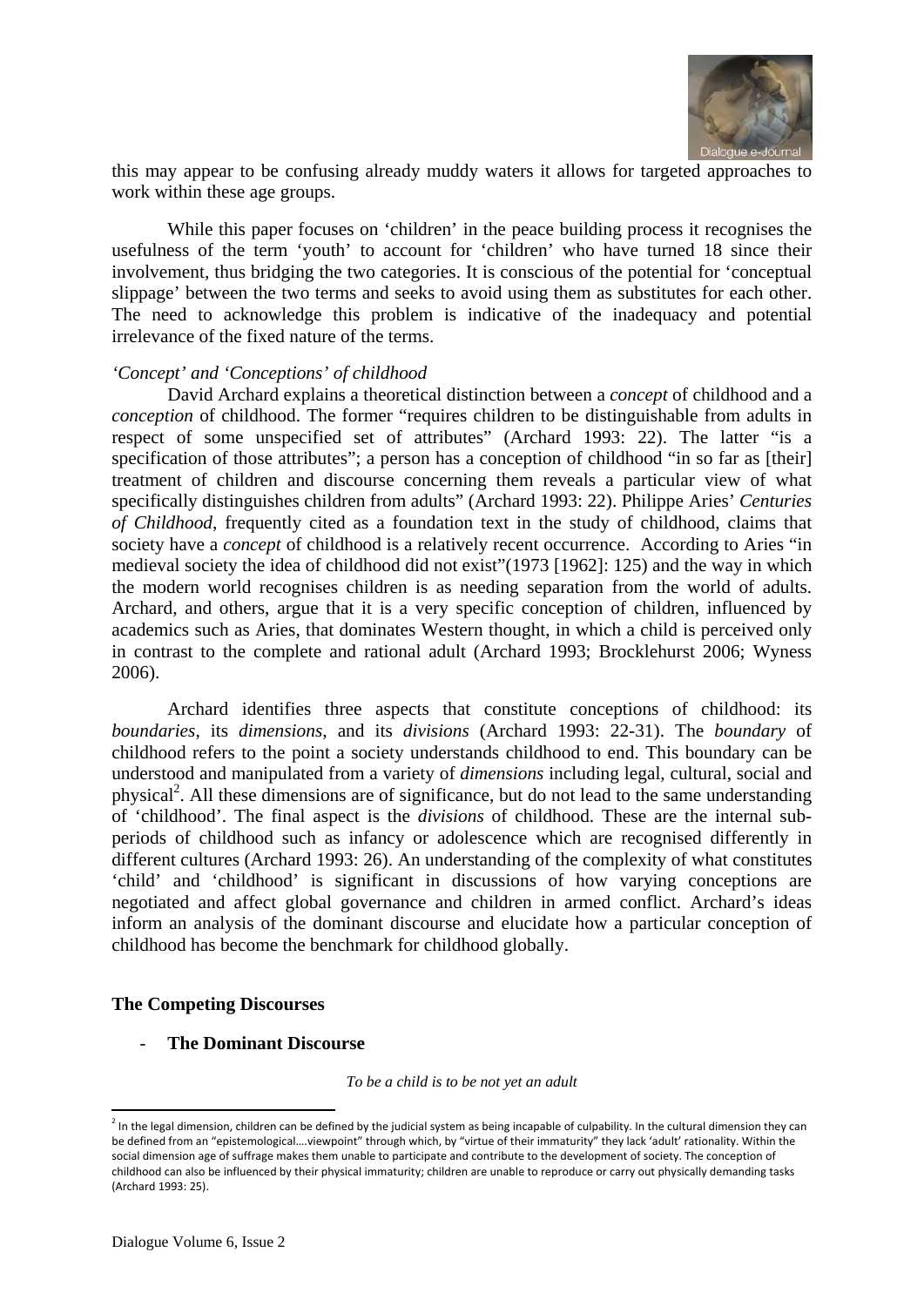this may appear to be confusing already muddy waters it allows for targeted approaches to work within these age groups.

While this paper focuses on 'children' in the peace building process it recognises the usefulness of the term 'youth' to account for 'children' who have turned 18 since their involvement, thus bridging the two categories. It is conscious of the potential for 'conceptual slippage' between the two terms and seeks to avoid using them as substitutes for each other. The need to acknowledge this problem is indicative of the inadequacy and potential irrelevance of the fixed nature of the terms.

*'Concept' and 'Conceptions' of childhood*

David Archard explains a theoretical distinction between a *concept* of childhood and a *conception* of childhood. The former "requires children to be distinguishable from adults in respect of some unspecified set of attributes" (Archard 1993: 22). The latter "is a specification of those attributes"; a person has a conception of childhood "in so far as [their] treatment of children and discourse concerning them reveals a particular view of what specifically distinguishes children from adults" (Archard 1993: 22). Philippe Aries' *Centuries of Childhood*, frequently cited as a foundation text in the study of childhood, claims that society have a *concept* of childhood is a relatively recent occurrence. According to Aries "in medieval society the idea of childhood did not exist"(1973 [1962]: 125) and the way in which the modern world recognises children is as needing separation from the world of adults. Archard, and others, argue that it is a very specific conception of children, influenced by academics such as Aries, that dominates Western thought, in which a child is perceived only in contrast to the complete and rational adult (Archard 1993; Brocklehurst 2006; Wyness 2006).

Archard identifies three aspects that constitute conceptions of childhood: its *boundaries*, its *dimensions*, and its *divisions* (Archard 1993: 22-31). The *boundary* of childhood refers to the point a society understands childhood to end. This boundary can be understood and manipulated from a variety of *dimensions* including legal, cultural, social and physical[2]. All these dimensions are of significance, but do not lead to the same understanding of 'childhood'. The final aspect is the *divisions* of childhood. These are the internal sub-periods of childhood such as infancy or adolescence which are recognised differently in different cultures (Archard 1993: 26). An understanding of the complexity of what constitutes 'child' and 'childhood' is significant in discussions of how varying conceptions are negotiated and affect global governance and children in armed conflict. Archard's ideas inform an analysis of the dominant discourse and elucidate how a particular conception of childhood has become the benchmark for childhood globally.

## The Competing Discourses

- **The Dominant Discourse**

*To be a child is to be not yet an adult*

[2] In the legal dimension, children can be defined by the judicial system as being incapable of culpability. In the cultural dimension they can be defined from an "epistemological….viewpoint" through which, by "virtue of their immaturity" they lack 'adult' rationality. Within the social dimension age of suffrage makes them unable to participate and contribute to the development of society. The conception of childhood can also be influenced by their physical immaturity; children are unable to reproduce or carry out physically demanding tasks (Archard 1993: 25).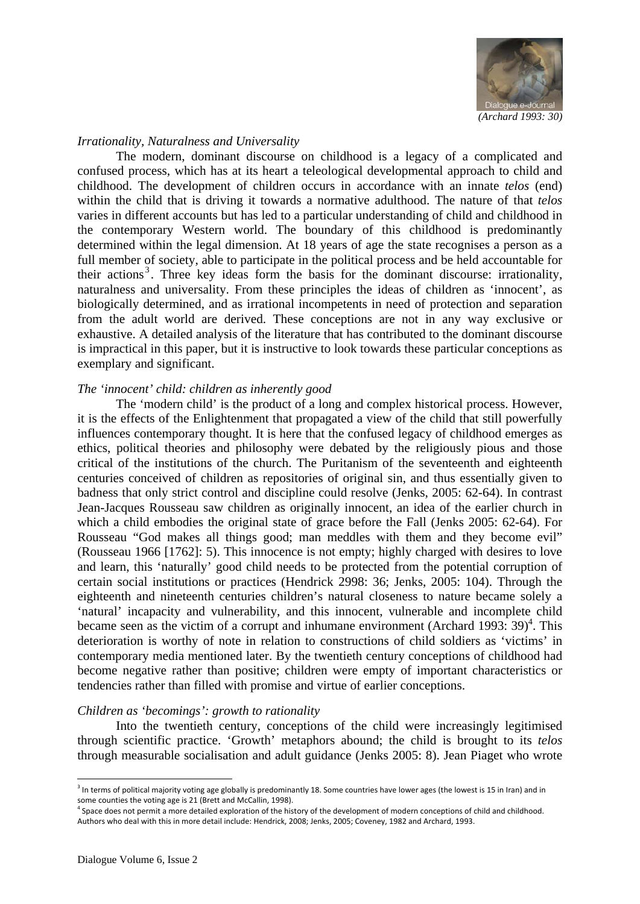(Archard 1993: 30)

### *Irrationality, Naturalness and Universality*

The modern, dominant discourse on childhood is a legacy of a complicated and confused process, which has at its heart a teleological developmental approach to child and childhood. The development of children occurs in accordance with an innate *telos* (end) within the child that is driving it towards a normative adulthood. The nature of that *telos* varies in different accounts but has led to a particular understanding of child and childhood in the contemporary Western world. The boundary of this childhood is predominantly determined within the legal dimension. At 18 years of age the state recognises a person as a full member of society, able to participate in the political process and be held accountable for their actions[3]. Three key ideas form the basis for the dominant discourse: irrationality, naturalness and universality. From these principles the ideas of children as 'innocent', as biologically determined, and as irrational incompetents in need of protection and separation from the adult world are derived. These conceptions are not in any way exclusive or exhaustive. A detailed analysis of the literature that has contributed to the dominant discourse is impractical in this paper, but it is instructive to look towards these particular conceptions as exemplary and significant.

### *The 'innocent' child: children as inherently good*

The 'modern child' is the product of a long and complex historical process. However, it is the effects of the Enlightenment that propagated a view of the child that still powerfully influences contemporary thought. It is here that the confused legacy of childhood emerges as ethics, political theories and philosophy were debated by the religiously pious and those critical of the institutions of the church. The Puritanism of the seventeenth and eighteenth centuries conceived of children as repositories of original sin, and thus essentially given to badness that only strict control and discipline could resolve (Jenks, 2005: 62-64). In contrast Jean-Jacques Rousseau saw children as originally innocent, an idea of the earlier church in which a child embodies the original state of grace before the Fall (Jenks 2005: 62-64). For Rousseau "God makes all things good; man meddles with them and they become evil" (Rousseau 1966 [1762]: 5). This innocence is not empty; highly charged with desires to love and learn, this 'naturally' good child needs to be protected from the potential corruption of certain social institutions or practices (Hendrick 2998: 36; Jenks, 2005: 104). Through the eighteenth and nineteenth centuries children's natural closeness to nature became solely a 'natural' incapacity and vulnerability, and this innocent, vulnerable and incomplete child became seen as the victim of a corrupt and inhumane environment (Archard 1993: 39)[4]. This deterioration is worthy of note in relation to constructions of child soldiers as 'victims' in contemporary media mentioned later. By the twentieth century conceptions of childhood had become negative rather than positive; children were empty of important characteristics or tendencies rather than filled with promise and virtue of earlier conceptions.

### *Children as 'becomings': growth to rationality*

Into the twentieth century, conceptions of the child were increasingly legitimised through scientific practice. 'Growth' metaphors abound; the child is brought to its *telos* through measurable socialisation and adult guidance (Jenks 2005: 8). Jean Piaget who wrote

---

[3] In terms of political majority voting age globally is predominantly 18. Some countries have lower ages (the lowest is 15 in Iran) and in some counties the voting age is 21 (Brett and McCallin, 1998).

[4] Space does not permit a more detailed exploration of the history of the development of modern conceptions of child and childhood. Authors who deal with this in more detail include: Hendrick, 2008; Jenks, 2005; Coveney, 1982 and Archard, 1993.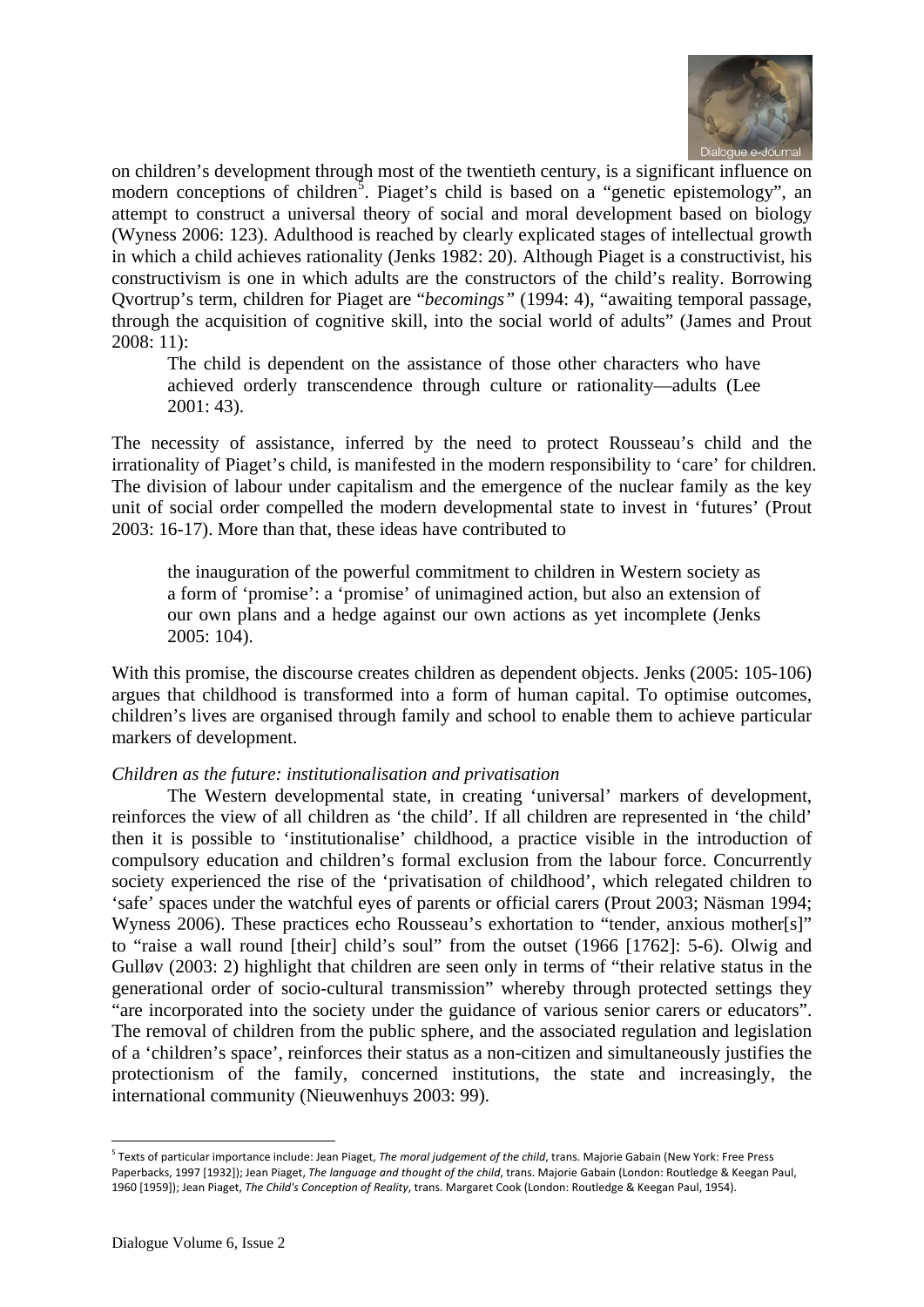on children's development through most of the twentieth century, is a significant influence on modern conceptions of children[5]. Piaget's child is based on a "genetic epistemology", an attempt to construct a universal theory of social and moral development based on biology (Wyness 2006: 123). Adulthood is reached by clearly explicated stages of intellectual growth in which a child achieves rationality (Jenks 1982: 20). Although Piaget is a constructivist, his constructivism is one in which adults are the constructors of the child's reality. Borrowing Qvortrup's term, children for Piaget are "*becomings"* (1994: 4), "awaiting temporal passage, through the acquisition of cognitive skill, into the social world of adults" (James and Prout 2008: 11):

> The child is dependent on the assistance of those other characters who have achieved orderly transcendence through culture or rationality—adults (Lee 2001: 43).

The necessity of assistance, inferred by the need to protect Rousseau's child and the irrationality of Piaget's child, is manifested in the modern responsibility to 'care' for children. The division of labour under capitalism and the emergence of the nuclear family as the key unit of social order compelled the modern developmental state to invest in 'futures' (Prout 2003: 16-17). More than that, these ideas have contributed to

> the inauguration of the powerful commitment to children in Western society as a form of 'promise': a 'promise' of unimagined action, but also an extension of our own plans and a hedge against our own actions as yet incomplete (Jenks 2005: 104).

With this promise, the discourse creates children as dependent objects. Jenks (2005: 105-106) argues that childhood is transformed into a form of human capital. To optimise outcomes, children's lives are organised through family and school to enable them to achieve particular markers of development.

*Children as the future: institutionalisation and privatisation*

The Western developmental state, in creating 'universal' markers of development, reinforces the view of all children as 'the child'. If all children are represented in 'the child' then it is possible to 'institutionalise' childhood, a practice visible in the introduction of compulsory education and children's formal exclusion from the labour force. Concurrently society experienced the rise of the 'privatisation of childhood', which relegated children to 'safe' spaces under the watchful eyes of parents or official carers (Prout 2003; Näsman 1994; Wyness 2006). These practices echo Rousseau's exhortation to "tender, anxious mother[s]" to "raise a wall round [their] child's soul" from the outset (1966 [1762]: 5-6). Olwig and Gulløv (2003: 2) highlight that children are seen only in terms of "their relative status in the generational order of socio-cultural transmission" whereby through protected settings they "are incorporated into the society under the guidance of various senior carers or educators". The removal of children from the public sphere, and the associated regulation and legislation of a 'children's space', reinforces their status as a non-citizen and simultaneously justifies the protectionism of the family, concerned institutions, the state and increasingly, the international community (Nieuwenhuys 2003: 99).

---

[5] Texts of particular importance include: Jean Piaget, *The moral judgement of the child*, trans. Majorie Gabain (New York: Free Press Paperbacks, 1997 [1932]); Jean Piaget, *The language and thought of the child*, trans. Majorie Gabain (London: Routledge & Keegan Paul, 1960 [1959]); Jean Piaget, *The Child's Conception of Reality*, trans. Margaret Cook (London: Routledge & Keegan Paul, 1954).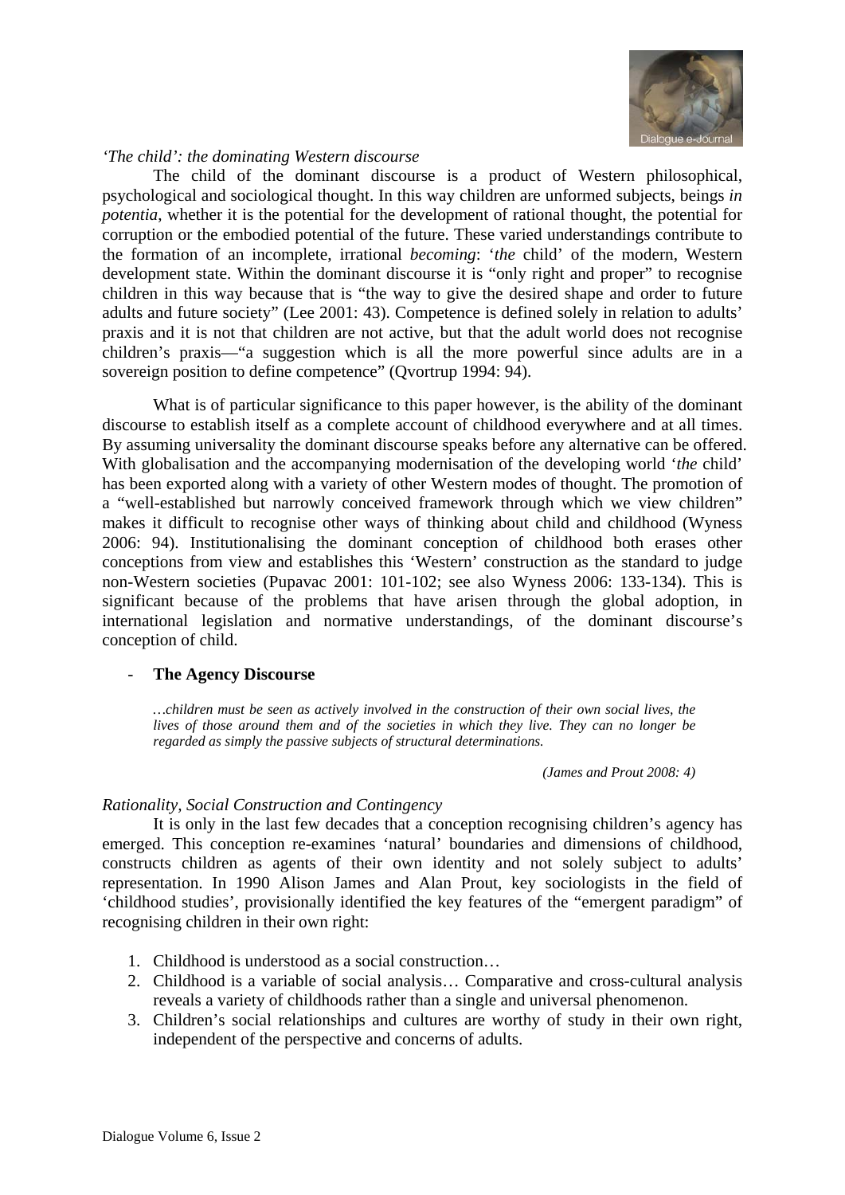*'The child': the dominating Western discourse*

The child of the dominant discourse is a product of Western philosophical, psychological and sociological thought. In this way children are unformed subjects, beings *in potentia*, whether it is the potential for the development of rational thought, the potential for corruption or the embodied potential of the future. These varied understandings contribute to the formation of an incomplete, irrational *becoming*: '*the* child' of the modern, Western development state. Within the dominant discourse it is "only right and proper" to recognise children in this way because that is "the way to give the desired shape and order to future adults and future society" (Lee 2001: 43). Competence is defined solely in relation to adults' praxis and it is not that children are not active, but that the adult world does not recognise children's praxis—"a suggestion which is all the more powerful since adults are in a sovereign position to define competence" (Qvortrup 1994: 94).

What is of particular significance to this paper however, is the ability of the dominant discourse to establish itself as a complete account of childhood everywhere and at all times. By assuming universality the dominant discourse speaks before any alternative can be offered. With globalisation and the accompanying modernisation of the developing world '*the* child' has been exported along with a variety of other Western modes of thought. The promotion of a "well-established but narrowly conceived framework through which we view children" makes it difficult to recognise other ways of thinking about child and childhood (Wyness 2006: 94). Institutionalising the dominant conception of childhood both erases other conceptions from view and establishes this 'Western' construction as the standard to judge non-Western societies (Pupavac 2001: 101-102; see also Wyness 2006: 133-134). This is significant because of the problems that have arisen through the global adoption, in international legislation and normative understandings, of the dominant discourse's conception of child.

- **The Agency Discourse**

> *…children must be seen as actively involved in the construction of their own social lives, the lives of those around them and of the societies in which they live. They can no longer be regarded as simply the passive subjects of structural determinations.*
>
> *(James and Prout 2008: 4)*

*Rationality, Social Construction and Contingency*

It is only in the last few decades that a conception recognising children's agency has emerged. This conception re-examines 'natural' boundaries and dimensions of childhood, constructs children as agents of their own identity and not solely subject to adults' representation. In 1990 Alison James and Alan Prout, key sociologists in the field of 'childhood studies', provisionally identified the key features of the "emergent paradigm" of recognising children in their own right:

1. Childhood is understood as a social construction…
2. Childhood is a variable of social analysis… Comparative and cross-cultural analysis reveals a variety of childhoods rather than a single and universal phenomenon.
3. Children's social relationships and cultures are worthy of study in their own right, independent of the perspective and concerns of adults.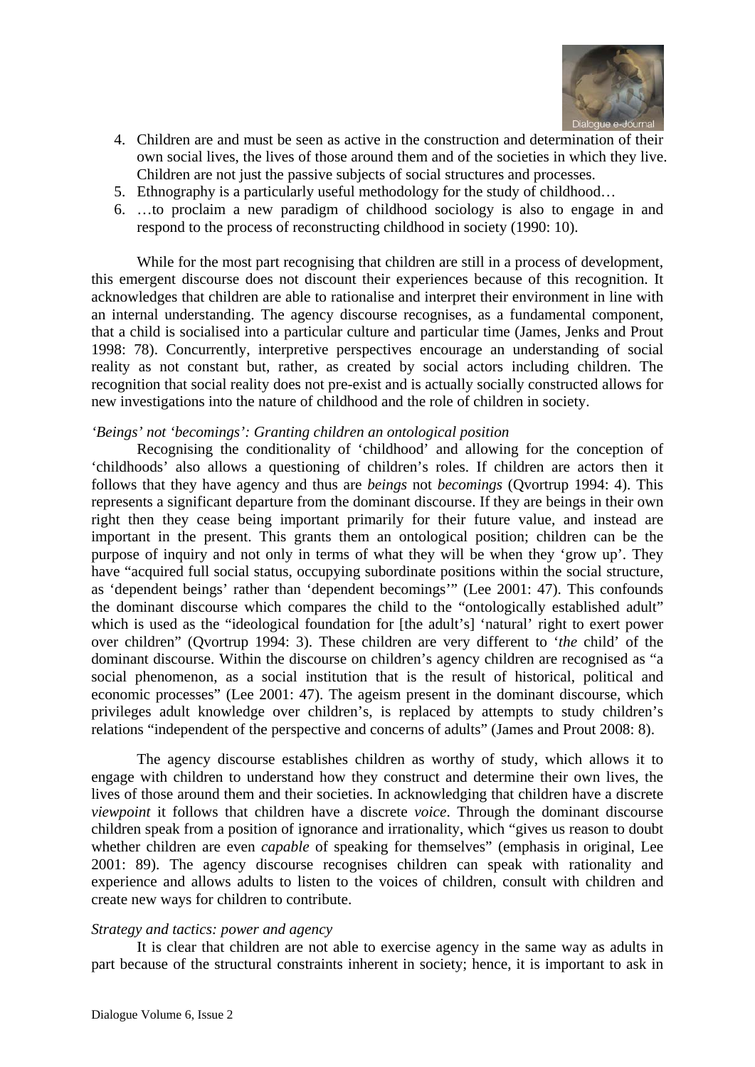4. Children are and must be seen as active in the construction and determination of their own social lives, the lives of those around them and of the societies in which they live. Children are not just the passive subjects of social structures and processes.
5. Ethnography is a particularly useful methodology for the study of childhood…
6. …to proclaim a new paradigm of childhood sociology is also to engage in and respond to the process of reconstructing childhood in society (1990: 10).

While for the most part recognising that children are still in a process of development, this emergent discourse does not discount their experiences because of this recognition. It acknowledges that children are able to rationalise and interpret their environment in line with an internal understanding. The agency discourse recognises, as a fundamental component, that a child is socialised into a particular culture and particular time (James, Jenks and Prout 1998: 78). Concurrently, interpretive perspectives encourage an understanding of social reality as not constant but, rather, as created by social actors including children. The recognition that social reality does not pre-exist and is actually socially constructed allows for new investigations into the nature of childhood and the role of children in society.

*'Beings' not 'becomings': Granting children an ontological position*

Recognising the conditionality of 'childhood' and allowing for the conception of 'childhoods' also allows a questioning of children's roles. If children are actors then it follows that they have agency and thus are *beings* not *becomings* (Qvortrup 1994: 4). This represents a significant departure from the dominant discourse. If they are beings in their own right then they cease being important primarily for their future value, and instead are important in the present. This grants them an ontological position; children can be the purpose of inquiry and not only in terms of what they will be when they 'grow up'. They have "acquired full social status, occupying subordinate positions within the social structure, as 'dependent beings' rather than 'dependent becomings'" (Lee 2001: 47). This confounds the dominant discourse which compares the child to the "ontologically established adult" which is used as the "ideological foundation for [the adult's] 'natural' right to exert power over children" (Qvortrup 1994: 3). These children are very different to '*the* child' of the dominant discourse. Within the discourse on children's agency children are recognised as "a social phenomenon, as a social institution that is the result of historical, political and economic processes" (Lee 2001: 47). The ageism present in the dominant discourse, which privileges adult knowledge over children's, is replaced by attempts to study children's relations "independent of the perspective and concerns of adults" (James and Prout 2008: 8).

The agency discourse establishes children as worthy of study, which allows it to engage with children to understand how they construct and determine their own lives, the lives of those around them and their societies. In acknowledging that children have a discrete *viewpoint* it follows that children have a discrete *voice*. Through the dominant discourse children speak from a position of ignorance and irrationality, which "gives us reason to doubt whether children are even *capable* of speaking for themselves" (emphasis in original, Lee 2001: 89). The agency discourse recognises children can speak with rationality and experience and allows adults to listen to the voices of children, consult with children and create new ways for children to contribute.

*Strategy and tactics: power and agency*

It is clear that children are not able to exercise agency in the same way as adults in part because of the structural constraints inherent in society; hence, it is important to ask in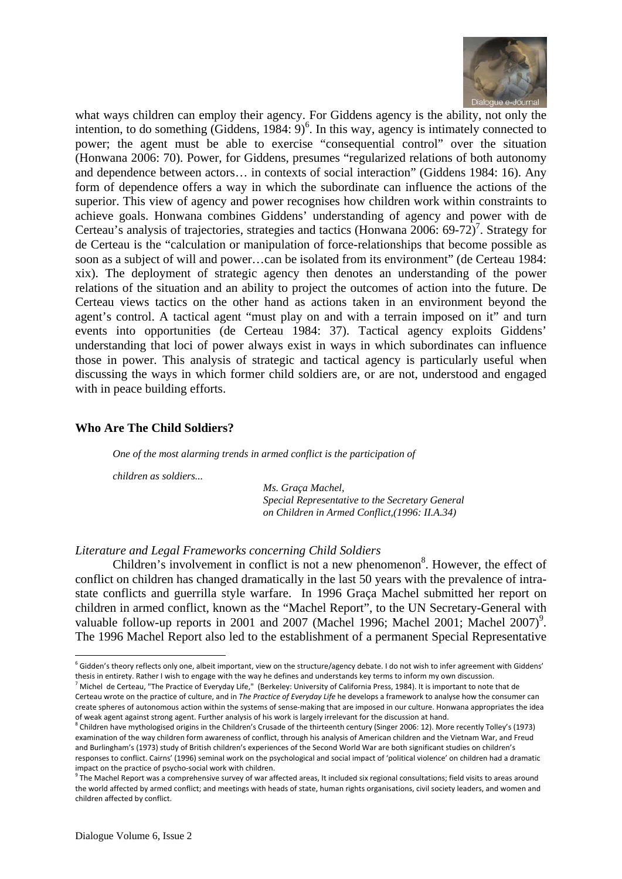what ways children can employ their agency. For Giddens agency is the ability, not only the intention, to do something (Giddens, 1984: 9)[6]. In this way, agency is intimately connected to power; the agent must be able to exercise "consequential control" over the situation (Honwana 2006: 70). Power, for Giddens, presumes "regularized relations of both autonomy and dependence between actors… in contexts of social interaction" (Giddens 1984: 16). Any form of dependence offers a way in which the subordinate can influence the actions of the superior. This view of agency and power recognises how children work within constraints to achieve goals. Honwana combines Giddens' understanding of agency and power with de Certeau's analysis of trajectories, strategies and tactics (Honwana 2006: 69-72)[7]. Strategy for de Certeau is the "calculation or manipulation of force-relationships that become possible as soon as a subject of will and power…can be isolated from its environment" (de Certeau 1984: xix). The deployment of strategic agency then denotes an understanding of the power relations of the situation and an ability to project the outcomes of action into the future. De Certeau views tactics on the other hand as actions taken in an environment beyond the agent's control. A tactical agent "must play on and with a terrain imposed on it" and turn events into opportunities (de Certeau 1984: 37). Tactical agency exploits Giddens' understanding that loci of power always exist in ways in which subordinates can influence those in power. This analysis of strategic and tactical agency is particularly useful when discussing the ways in which former child soldiers are, or are not, understood and engaged with in peace building efforts.

## Who Are The Child Soldiers?

> *One of the most alarming trends in armed conflict is the participation of children as soldiers...*
>
> *Ms. Graça Machel,*
> *Special Representative to the Secretary General on Children in Armed Conflict,(1996: II.A.34)*

### *Literature and Legal Frameworks concerning Child Soldiers*

Children's involvement in conflict is not a new phenomenon[8]. However, the effect of conflict on children has changed dramatically in the last 50 years with the prevalence of intra-state conflicts and guerrilla style warfare. In 1996 Graça Machel submitted her report on children in armed conflict, known as the "Machel Report", to the UN Secretary-General with valuable follow-up reports in 2001 and 2007 (Machel 1996; Machel 2001; Machel 2007)[9]. The 1996 Machel Report also led to the establishment of a permanent Special Representative

---

[6] Gidden's theory reflects only one, albeit important, view on the structure/agency debate. I do not wish to infer agreement with Giddens' thesis in entirety. Rather I wish to engage with the way he defines and understands key terms to inform my own discussion.

[7] Michel de Certeau, "The Practice of Everyday Life," (Berkeley: University of California Press, 1984). It is important to note that de Certeau wrote on the practice of culture, and in *The Practice of Everyday Life* he develops a framework to analyse how the consumer can create spheres of autonomous action within the systems of sense-making that are imposed in our culture. Honwana appropriates the idea of weak agent against strong agent. Further analysis of his work is largely irrelevant for the discussion at hand.

[8] Children have mythologised origins in the Children's Crusade of the thirteenth century (Singer 2006: 12). More recently Tolley's (1973) examination of the way children form awareness of conflict, through his analysis of American children and the Vietnam War, and Freud and Burlingham's (1973) study of British children's experiences of the Second World War are both significant studies on children's responses to conflict. Cairns' (1996) seminal work on the psychological and social impact of 'political violence' on children had a dramatic impact on the practice of psycho-social work with children.

[9] The Machel Report was a comprehensive survey of war affected areas, It included six regional consultations; field visits to areas around the world affected by armed conflict; and meetings with heads of state, human rights organisations, civil society leaders, and women and children affected by conflict.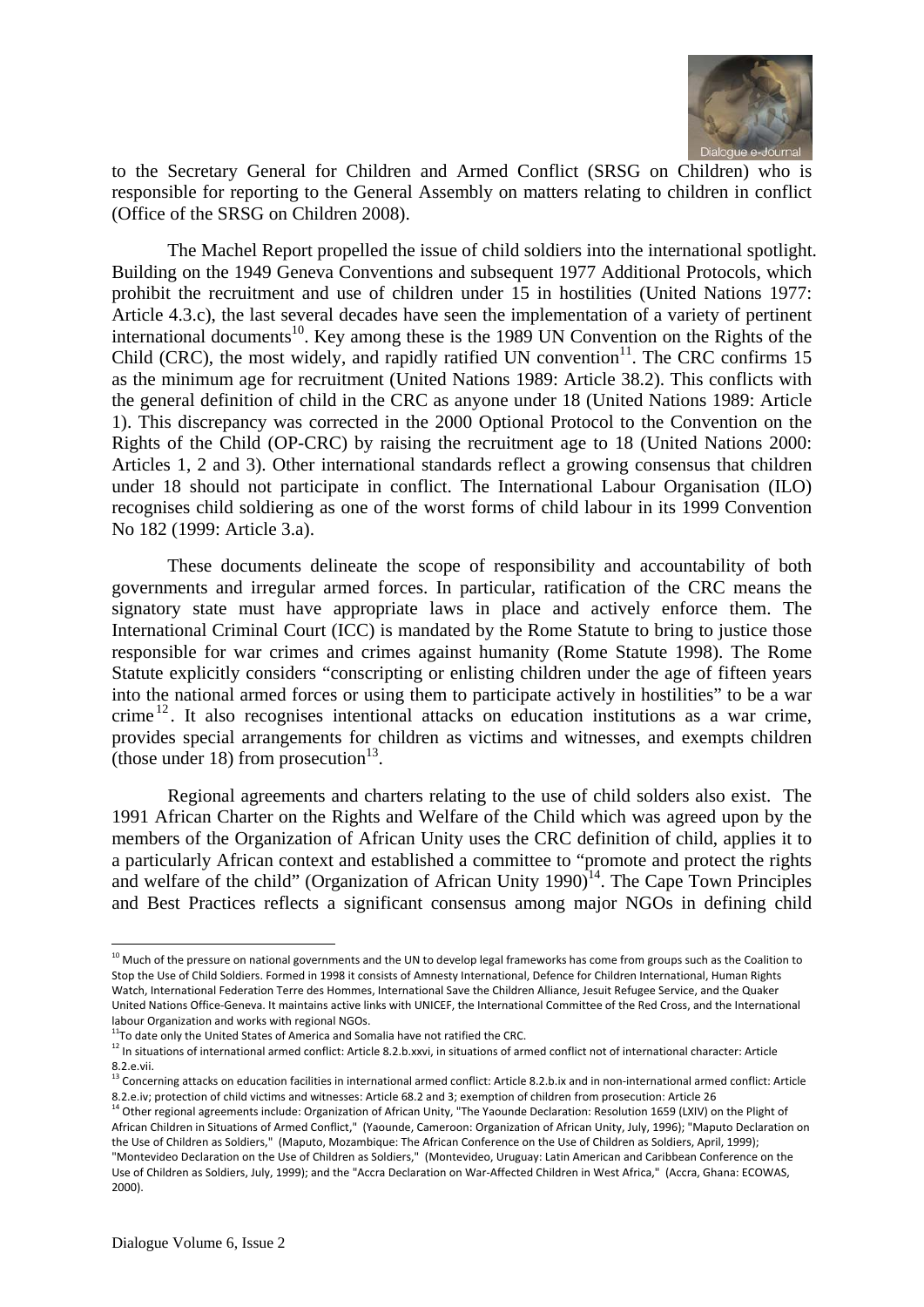to the Secretary General for Children and Armed Conflict (SRSG on Children) who is responsible for reporting to the General Assembly on matters relating to children in conflict (Office of the SRSG on Children 2008).

The Machel Report propelled the issue of child soldiers into the international spotlight. Building on the 1949 Geneva Conventions and subsequent 1977 Additional Protocols, which prohibit the recruitment and use of children under 15 in hostilities (United Nations 1977: Article 4.3.c), the last several decades have seen the implementation of a variety of pertinent international documents[10]. Key among these is the 1989 UN Convention on the Rights of the Child (CRC), the most widely, and rapidly ratified UN convention[11]. The CRC confirms 15 as the minimum age for recruitment (United Nations 1989: Article 38.2). This conflicts with the general definition of child in the CRC as anyone under 18 (United Nations 1989: Article 1). This discrepancy was corrected in the 2000 Optional Protocol to the Convention on the Rights of the Child (OP-CRC) by raising the recruitment age to 18 (United Nations 2000: Articles 1, 2 and 3). Other international standards reflect a growing consensus that children under 18 should not participate in conflict. The International Labour Organisation (ILO) recognises child soldiering as one of the worst forms of child labour in its 1999 Convention No 182 (1999: Article 3.a).

These documents delineate the scope of responsibility and accountability of both governments and irregular armed forces. In particular, ratification of the CRC means the signatory state must have appropriate laws in place and actively enforce them. The International Criminal Court (ICC) is mandated by the Rome Statute to bring to justice those responsible for war crimes and crimes against humanity (Rome Statute 1998). The Rome Statute explicitly considers "conscripting or enlisting children under the age of fifteen years into the national armed forces or using them to participate actively in hostilities" to be a war crime[12]. It also recognises intentional attacks on education institutions as a war crime, provides special arrangements for children as victims and witnesses, and exempts children (those under 18) from prosecution[13].

Regional agreements and charters relating to the use of child solders also exist. The 1991 African Charter on the Rights and Welfare of the Child which was agreed upon by the members of the Organization of African Unity uses the CRC definition of child, applies it to a particularly African context and established a committee to "promote and protect the rights and welfare of the child" (Organization of African Unity 1990)[14]. The Cape Town Principles and Best Practices reflects a significant consensus among major NGOs in defining child

---

[10] Much of the pressure on national governments and the UN to develop legal frameworks has come from groups such as the Coalition to Stop the Use of Child Soldiers. Formed in 1998 it consists of Amnesty International, Defence for Children International, Human Rights Watch, International Federation Terre des Hommes, International Save the Children Alliance, Jesuit Refugee Service, and the Quaker United Nations Office-Geneva. It maintains active links with UNICEF, the International Committee of the Red Cross, and the International labour Organization and works with regional NGOs.

[11] To date only the United States of America and Somalia have not ratified the CRC.

[12] In situations of international armed conflict: Article 8.2.b.xxvi, in situations of armed conflict not of international character: Article 8.2.e.vii.

[13] Concerning attacks on education facilities in international armed conflict: Article 8.2.b.ix and in non-international armed conflict: Article 8.2.e.iv; protection of child victims and witnesses: Article 68.2 and 3; exemption of children from prosecution: Article 26

[14] Other regional agreements include: Organization of African Unity, "The Yaounde Declaration: Resolution 1659 (LXIV) on the Plight of African Children in Situations of Armed Conflict," (Yaounde, Cameroon: Organization of African Unity, July, 1996); "Maputo Declaration on the Use of Children as Soldiers," (Maputo, Mozambique: The African Conference on the Use of Children as Soldiers, April, 1999); "Montevideo Declaration on the Use of Children as Soldiers," (Montevideo, Uruguay: Latin American and Caribbean Conference on the Use of Children as Soldiers, July, 1999); and the "Accra Declaration on War-Affected Children in West Africa," (Accra, Ghana: ECOWAS, 2000).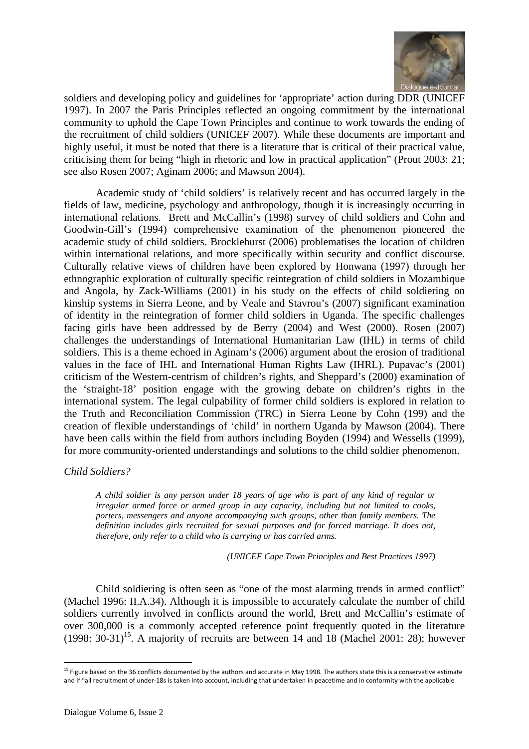soldiers and developing policy and guidelines for 'appropriate' action during DDR (UNICEF 1997). In 2007 the Paris Principles reflected an ongoing commitment by the international community to uphold the Cape Town Principles and continue to work towards the ending of the recruitment of child soldiers (UNICEF 2007). While these documents are important and highly useful, it must be noted that there is a literature that is critical of their practical value, criticising them for being "high in rhetoric and low in practical application" (Prout 2003: 21; see also Rosen 2007; Aginam 2006; and Mawson 2004).

Academic study of 'child soldiers' is relatively recent and has occurred largely in the fields of law, medicine, psychology and anthropology, though it is increasingly occurring in international relations. Brett and McCallin's (1998) survey of child soldiers and Cohn and Goodwin-Gill's (1994) comprehensive examination of the phenomenon pioneered the academic study of child soldiers. Brocklehurst (2006) problematises the location of children within international relations, and more specifically within security and conflict discourse. Culturally relative views of children have been explored by Honwana (1997) through her ethnographic exploration of culturally specific reintegration of child soldiers in Mozambique and Angola, by Zack-Williams (2001) in his study on the effects of child soldiering on kinship systems in Sierra Leone, and by Veale and Stavrou's (2007) significant examination of identity in the reintegration of former child soldiers in Uganda. The specific challenges facing girls have been addressed by de Berry (2004) and West (2000). Rosen (2007) challenges the understandings of International Humanitarian Law (IHL) in terms of child soldiers. This is a theme echoed in Aginam's (2006) argument about the erosion of traditional values in the face of IHL and International Human Rights Law (IHRL). Pupavac's (2001) criticism of the Western-centrism of children's rights, and Sheppard's (2000) examination of the 'straight-18' position engage with the growing debate on children's rights in the international system. The legal culpability of former child soldiers is explored in relation to the Truth and Reconciliation Commission (TRC) in Sierra Leone by Cohn (199) and the creation of flexible understandings of 'child' in northern Uganda by Mawson (2004). There have been calls within the field from authors including Boyden (1994) and Wessells (1999), for more community-oriented understandings and solutions to the child soldier phenomenon.

*Child Soldiers?*

> *A child soldier is any person under 18 years of age who is part of any kind of regular or irregular armed force or armed group in any capacity, including but not limited to cooks, porters, messengers and anyone accompanying such groups, other than family members. The definition includes girls recruited for sexual purposes and for forced marriage. It does not, therefore, only refer to a child who is carrying or has carried arms.*
>
> *(UNICEF Cape Town Principles and Best Practices 1997)*

Child soldiering is often seen as "one of the most alarming trends in armed conflict" (Machel 1996: II.A.34). Although it is impossible to accurately calculate the number of child soldiers currently involved in conflicts around the world, Brett and McCallin's estimate of over 300,000 is a commonly accepted reference point frequently quoted in the literature (1998: 30-31)[15]. A majority of recruits are between 14 and 18 (Machel 2001: 28); however

[15] Figure based on the 36 conflicts documented by the authors and accurate in May 1998. The authors state this is a conservative estimate and if "all recruitment of under-18s is taken into account, including that undertaken in peacetime and in conformity with the applicable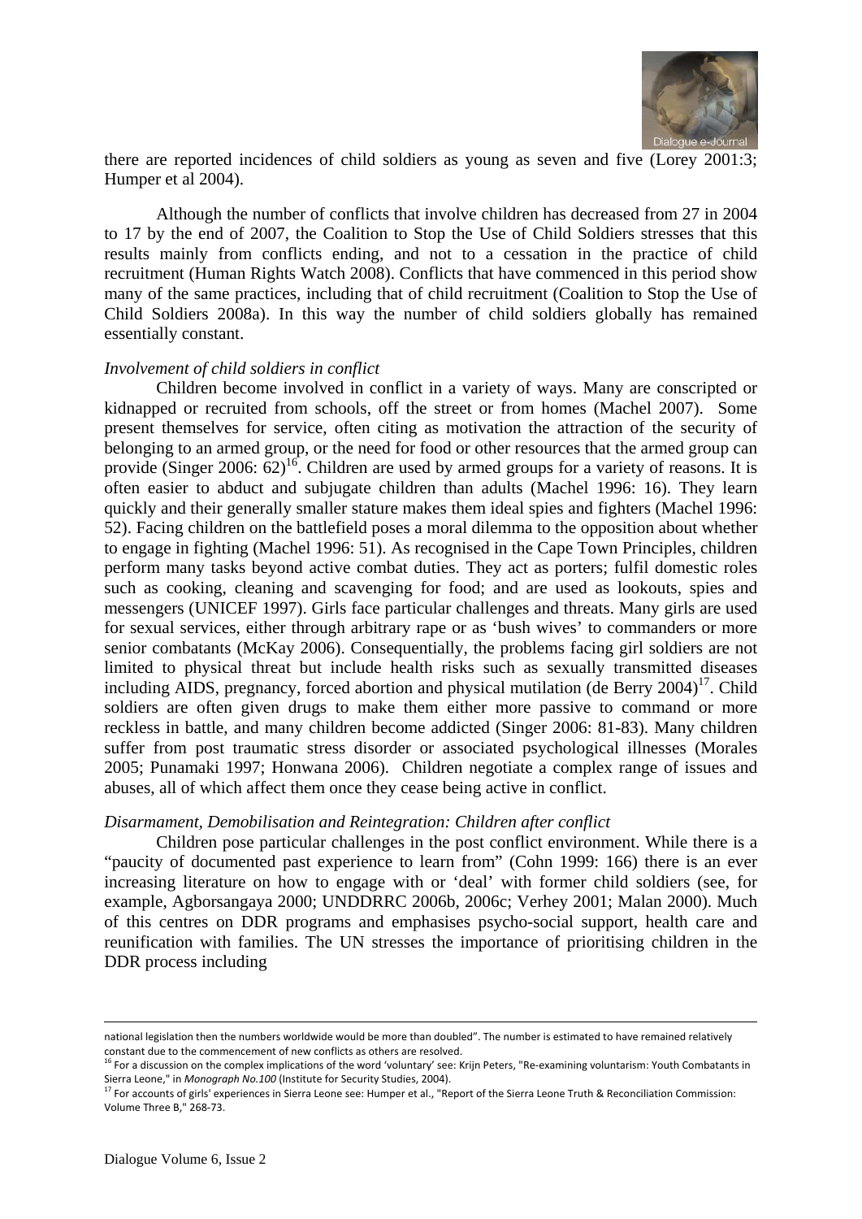there are reported incidences of child soldiers as young as seven and five (Lorey 2001:3; Humper et al 2004).

Although the number of conflicts that involve children has decreased from 27 in 2004 to 17 by the end of 2007, the Coalition to Stop the Use of Child Soldiers stresses that this results mainly from conflicts ending, and not to a cessation in the practice of child recruitment (Human Rights Watch 2008). Conflicts that have commenced in this period show many of the same practices, including that of child recruitment (Coalition to Stop the Use of Child Soldiers 2008a). In this way the number of child soldiers globally has remained essentially constant.

*Involvement of child soldiers in conflict*

Children become involved in conflict in a variety of ways. Many are conscripted or kidnapped or recruited from schools, off the street or from homes (Machel 2007). Some present themselves for service, often citing as motivation the attraction of the security of belonging to an armed group, or the need for food or other resources that the armed group can provide (Singer 2006: 62)[16]. Children are used by armed groups for a variety of reasons. It is often easier to abduct and subjugate children than adults (Machel 1996: 16). They learn quickly and their generally smaller stature makes them ideal spies and fighters (Machel 1996: 52). Facing children on the battlefield poses a moral dilemma to the opposition about whether to engage in fighting (Machel 1996: 51). As recognised in the Cape Town Principles, children perform many tasks beyond active combat duties. They act as porters; fulfil domestic roles such as cooking, cleaning and scavenging for food; and are used as lookouts, spies and messengers (UNICEF 1997). Girls face particular challenges and threats. Many girls are used for sexual services, either through arbitrary rape or as 'bush wives' to commanders or more senior combatants (McKay 2006). Consequentially, the problems facing girl soldiers are not limited to physical threat but include health risks such as sexually transmitted diseases including AIDS, pregnancy, forced abortion and physical mutilation (de Berry 2004)[17]. Child soldiers are often given drugs to make them either more passive to command or more reckless in battle, and many children become addicted (Singer 2006: 81-83). Many children suffer from post traumatic stress disorder or associated psychological illnesses (Morales 2005; Punamaki 1997; Honwana 2006). Children negotiate a complex range of issues and abuses, all of which affect them once they cease being active in conflict.

*Disarmament, Demobilisation and Reintegration: Children after conflict*

Children pose particular challenges in the post conflict environment. While there is a "paucity of documented past experience to learn from" (Cohn 1999: 166) there is an ever increasing literature on how to engage with or 'deal' with former child soldiers (see, for example, Agborsangaya 2000; UNDDRRC 2006b, 2006c; Verhey 2001; Malan 2000). Much of this centres on DDR programs and emphasises psycho-social support, health care and reunification with families. The UN stresses the importance of prioritising children in the DDR process including

---

national legislation then the numbers worldwide would be more than doubled". The number is estimated to have remained relatively constant due to the commencement of new conflicts as others are resolved.

[16] For a discussion on the complex implications of the word 'voluntary' see: Krijn Peters, "Re-examining voluntarism: Youth Combatants in Sierra Leone," in *Monograph No.100* (Institute for Security Studies, 2004).

[17] For accounts of girls' experiences in Sierra Leone see: Humper et al., "Report of the Sierra Leone Truth & Reconciliation Commission: Volume Three B," 268-73.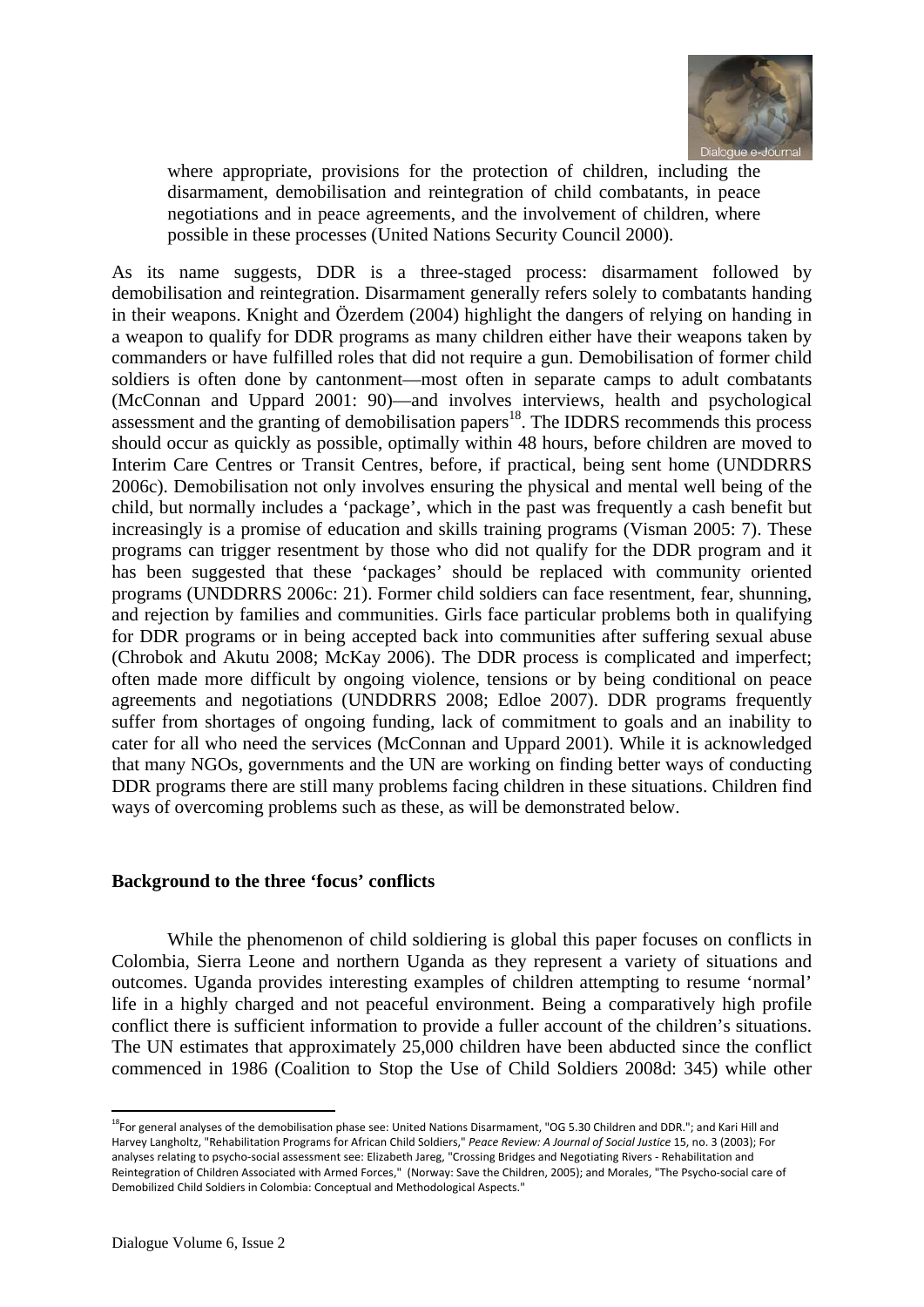> where appropriate, provisions for the protection of children, including the disarmament, demobilisation and reintegration of child combatants, in peace negotiations and in peace agreements, and the involvement of children, where possible in these processes (United Nations Security Council 2000).

As its name suggests, DDR is a three-staged process: disarmament followed by demobilisation and reintegration. Disarmament generally refers solely to combatants handing in their weapons. Knight and Özerdem (2004) highlight the dangers of relying on handing in a weapon to qualify for DDR programs as many children either have their weapons taken by commanders or have fulfilled roles that did not require a gun. Demobilisation of former child soldiers is often done by cantonment—most often in separate camps to adult combatants (McConnan and Uppard 2001: 90)—and involves interviews, health and psychological assessment and the granting of demobilisation papers[18]. The IDDRS recommends this process should occur as quickly as possible, optimally within 48 hours, before children are moved to Interim Care Centres or Transit Centres, before, if practical, being sent home (UNDDRRS 2006c). Demobilisation not only involves ensuring the physical and mental well being of the child, but normally includes a 'package', which in the past was frequently a cash benefit but increasingly is a promise of education and skills training programs (Visman 2005: 7). These programs can trigger resentment by those who did not qualify for the DDR program and it has been suggested that these 'packages' should be replaced with community oriented programs (UNDDRRS 2006c: 21). Former child soldiers can face resentment, fear, shunning, and rejection by families and communities. Girls face particular problems both in qualifying for DDR programs or in being accepted back into communities after suffering sexual abuse (Chrobok and Akutu 2008; McKay 2006). The DDR process is complicated and imperfect; often made more difficult by ongoing violence, tensions or by being conditional on peace agreements and negotiations (UNDDRRS 2008; Edloe 2007). DDR programs frequently suffer from shortages of ongoing funding, lack of commitment to goals and an inability to cater for all who need the services (McConnan and Uppard 2001). While it is acknowledged that many NGOs, governments and the UN are working on finding better ways of conducting DDR programs there are still many problems facing children in these situations. Children find ways of overcoming problems such as these, as will be demonstrated below.

## Background to the three 'focus' conflicts

While the phenomenon of child soldiering is global this paper focuses on conflicts in Colombia, Sierra Leone and northern Uganda as they represent a variety of situations and outcomes. Uganda provides interesting examples of children attempting to resume 'normal' life in a highly charged and not peaceful environment. Being a comparatively high profile conflict there is sufficient information to provide a fuller account of the children's situations. The UN estimates that approximately 25,000 children have been abducted since the conflict commenced in 1986 (Coalition to Stop the Use of Child Soldiers 2008d: 345) while other

---

[18] For general analyses of the demobilisation phase see: United Nations Disarmament, "OG 5.30 Children and DDR."; and Kari Hill and Harvey Langholtz, "Rehabilitation Programs for African Child Soldiers," *Peace Review: A Journal of Social Justice* 15, no. 3 (2003); For analyses relating to psycho-social assessment see: Elizabeth Jareg, "Crossing Bridges and Negotiating Rivers - Rehabilitation and Reintegration of Children Associated with Armed Forces," (Norway: Save the Children, 2005); and Morales, "The Psycho-social care of Demobilized Child Soldiers in Colombia: Conceptual and Methodological Aspects."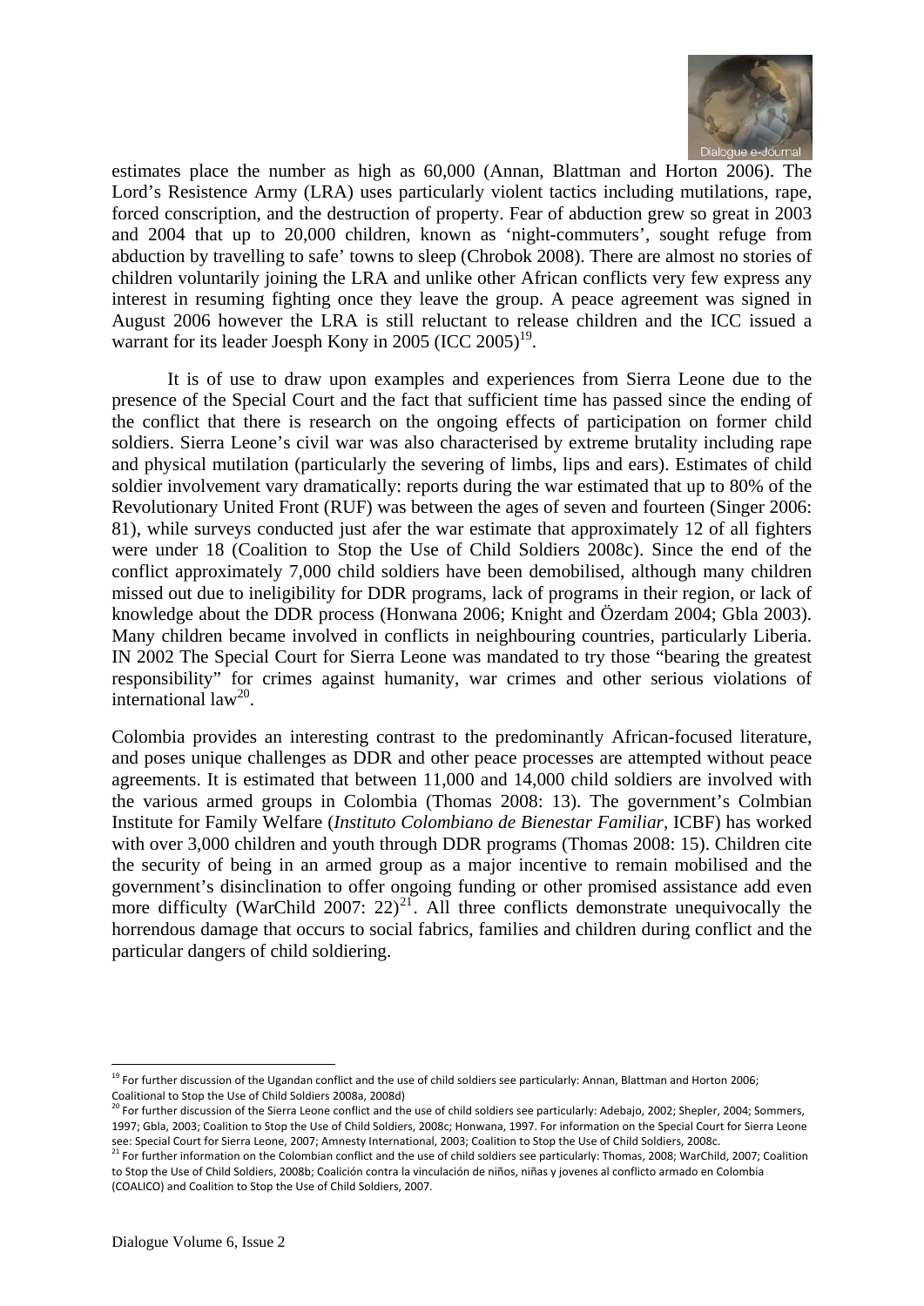estimates place the number as high as 60,000 (Annan, Blattman and Horton 2006). The Lord's Resistence Army (LRA) uses particularly violent tactics including mutilations, rape, forced conscription, and the destruction of property. Fear of abduction grew so great in 2003 and 2004 that up to 20,000 children, known as 'night-commuters', sought refuge from abduction by travelling to safe' towns to sleep (Chrobok 2008). There are almost no stories of children voluntarily joining the LRA and unlike other African conflicts very few express any interest in resuming fighting once they leave the group. A peace agreement was signed in August 2006 however the LRA is still reluctant to release children and the ICC issued a warrant for its leader Joesph Kony in 2005 (ICC 2005)[19].

It is of use to draw upon examples and experiences from Sierra Leone due to the presence of the Special Court and the fact that sufficient time has passed since the ending of the conflict that there is research on the ongoing effects of participation on former child soldiers. Sierra Leone's civil war was also characterised by extreme brutality including rape and physical mutilation (particularly the severing of limbs, lips and ears). Estimates of child soldier involvement vary dramatically: reports during the war estimated that up to 80% of the Revolutionary United Front (RUF) was between the ages of seven and fourteen (Singer 2006: 81), while surveys conducted just afer the war estimate that approximately 12 of all fighters were under 18 (Coalition to Stop the Use of Child Soldiers 2008c). Since the end of the conflict approximately 7,000 child soldiers have been demobilised, although many children missed out due to ineligibility for DDR programs, lack of programs in their region, or lack of knowledge about the DDR process (Honwana 2006; Knight and Özerdam 2004; Gbla 2003). Many children became involved in conflicts in neighbouring countries, particularly Liberia. IN 2002 The Special Court for Sierra Leone was mandated to try those "bearing the greatest responsibility" for crimes against humanity, war crimes and other serious violations of international law[20].

Colombia provides an interesting contrast to the predominantly African-focused literature, and poses unique challenges as DDR and other peace processes are attempted without peace agreements. It is estimated that between 11,000 and 14,000 child soldiers are involved with the various armed groups in Colombia (Thomas 2008: 13). The government's Colmbian Institute for Family Welfare (*Instituto Colombiano de Bienestar Familiar*, ICBF) has worked with over 3,000 children and youth through DDR programs (Thomas 2008: 15). Children cite the security of being in an armed group as a major incentive to remain mobilised and the government's disinclination to offer ongoing funding or other promised assistance add even more difficulty (WarChild 2007: 22)[21]. All three conflicts demonstrate unequivocally the horrendous damage that occurs to social fabrics, families and children during conflict and the particular dangers of child soldiering.

---

[19] For further discussion of the Ugandan conflict and the use of child soldiers see particularly: Annan, Blattman and Horton 2006; Coalitional to Stop the Use of Child Soldiers 2008a, 2008d)

[20] For further discussion of the Sierra Leone conflict and the use of child soldiers see particularly: Adebajo, 2002; Shepler, 2004; Sommers, 1997; Gbla, 2003; Coalition to Stop the Use of Child Soldiers, 2008c; Honwana, 1997. For information on the Special Court for Sierra Leone see: Special Court for Sierra Leone, 2007; Amnesty International, 2003; Coalition to Stop the Use of Child Soldiers, 2008c.

[21] For further information on the Colombian conflict and the use of child soldiers see particularly: Thomas, 2008; WarChild, 2007; Coalition to Stop the Use of Child Soldiers, 2008b; Coalición contra la vinculación de niños, niñas y jovenes al conflicto armado en Colombia (COALICO) and Coalition to Stop the Use of Child Soldiers, 2007.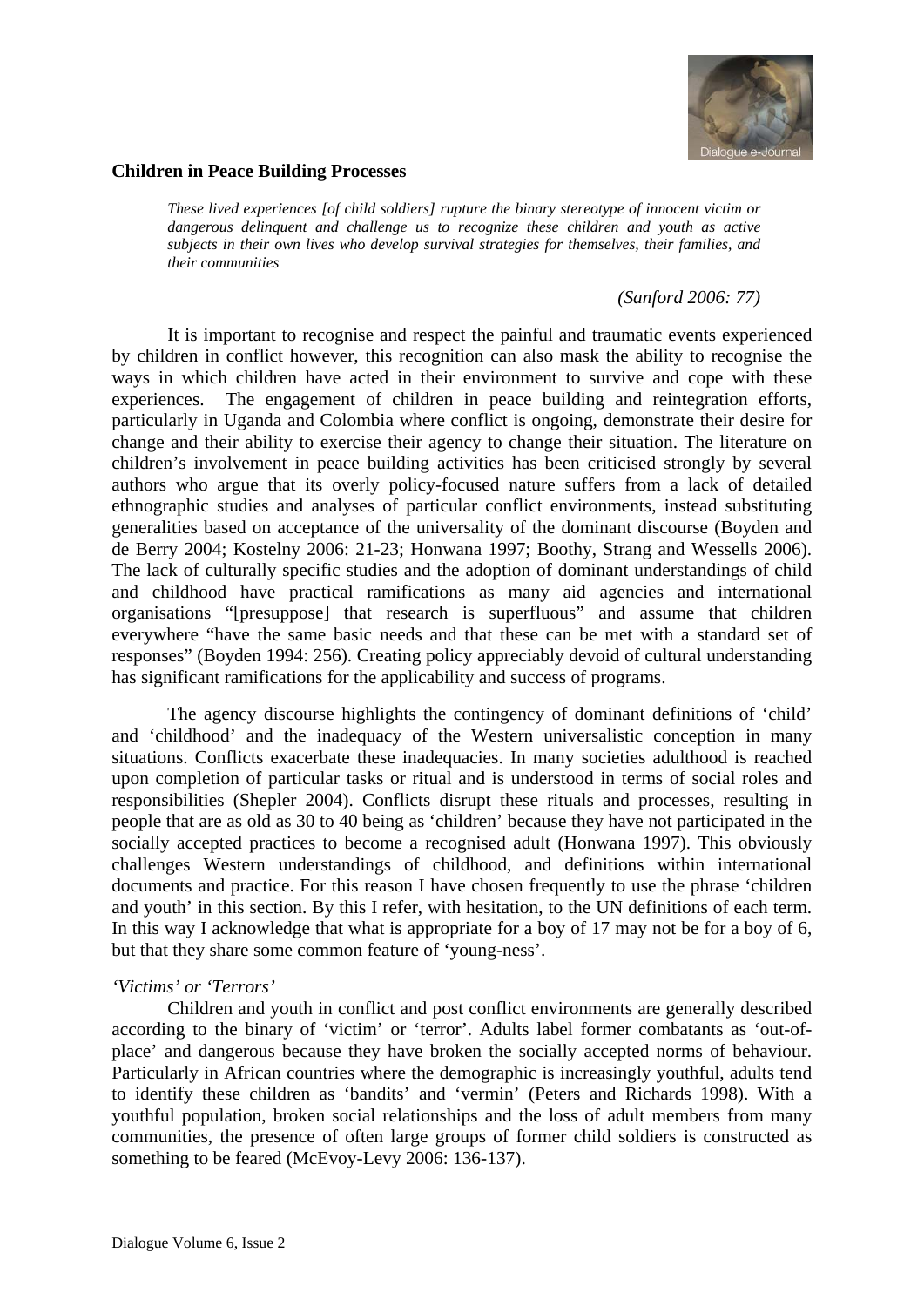**Children in Peace Building Processes**

> *These lived experiences [of child soldiers] rupture the binary stereotype of innocent victim or dangerous delinquent and challenge us to recognize these children and youth as active subjects in their own lives who develop survival strategies for themselves, their families, and their communities*
>
> *(Sanford 2006: 77)*

It is important to recognise and respect the painful and traumatic events experienced by children in conflict however, this recognition can also mask the ability to recognise the ways in which children have acted in their environment to survive and cope with these experiences. The engagement of children in peace building and reintegration efforts, particularly in Uganda and Colombia where conflict is ongoing, demonstrate their desire for change and their ability to exercise their agency to change their situation. The literature on children's involvement in peace building activities has been criticised strongly by several authors who argue that its overly policy-focused nature suffers from a lack of detailed ethnographic studies and analyses of particular conflict environments, instead substituting generalities based on acceptance of the universality of the dominant discourse (Boyden and de Berry 2004; Kostelny 2006: 21-23; Honwana 1997; Boothy, Strang and Wessells 2006). The lack of culturally specific studies and the adoption of dominant understandings of child and childhood have practical ramifications as many aid agencies and international organisations "[presuppose] that research is superfluous" and assume that children everywhere "have the same basic needs and that these can be met with a standard set of responses" (Boyden 1994: 256). Creating policy appreciably devoid of cultural understanding has significant ramifications for the applicability and success of programs.

The agency discourse highlights the contingency of dominant definitions of 'child' and 'childhood' and the inadequacy of the Western universalistic conception in many situations. Conflicts exacerbate these inadequacies. In many societies adulthood is reached upon completion of particular tasks or ritual and is understood in terms of social roles and responsibilities (Shepler 2004). Conflicts disrupt these rituals and processes, resulting in people that are as old as 30 to 40 being as 'children' because they have not participated in the socially accepted practices to become a recognised adult (Honwana 1997). This obviously challenges Western understandings of childhood, and definitions within international documents and practice. For this reason I have chosen frequently to use the phrase 'children and youth' in this section. By this I refer, with hesitation, to the UN definitions of each term. In this way I acknowledge that what is appropriate for a boy of 17 may not be for a boy of 6, but that they share some common feature of 'young-ness'.

*'Victims' or 'Terrors'*

Children and youth in conflict and post conflict environments are generally described according to the binary of 'victim' or 'terror'. Adults label former combatants as 'out-of-place' and dangerous because they have broken the socially accepted norms of behaviour. Particularly in African countries where the demographic is increasingly youthful, adults tend to identify these children as 'bandits' and 'vermin' (Peters and Richards 1998). With a youthful population, broken social relationships and the loss of adult members from many communities, the presence of often large groups of former child soldiers is constructed as something to be feared (McEvoy-Levy 2006: 136-137).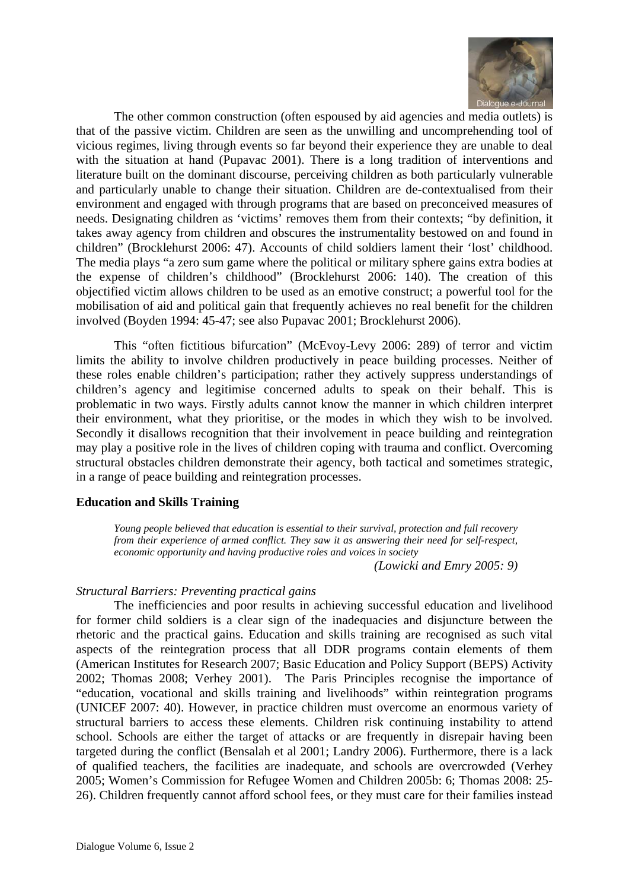The other common construction (often espoused by aid agencies and media outlets) is that of the passive victim. Children are seen as the unwilling and uncomprehending tool of vicious regimes, living through events so far beyond their experience they are unable to deal with the situation at hand (Pupavac 2001). There is a long tradition of interventions and literature built on the dominant discourse, perceiving children as both particularly vulnerable and particularly unable to change their situation. Children are de-contextualised from their environment and engaged with through programs that are based on preconceived measures of needs. Designating children as 'victims' removes them from their contexts; "by definition, it takes away agency from children and obscures the instrumentality bestowed on and found in children" (Brocklehurst 2006: 47). Accounts of child soldiers lament their 'lost' childhood. The media plays "a zero sum game where the political or military sphere gains extra bodies at the expense of children's childhood" (Brocklehurst 2006: 140). The creation of this objectified victim allows children to be used as an emotive construct; a powerful tool for the mobilisation of aid and political gain that frequently achieves no real benefit for the children involved (Boyden 1994: 45-47; see also Pupavac 2001; Brocklehurst 2006).

This "often fictitious bifurcation" (McEvoy-Levy 2006: 289) of terror and victim limits the ability to involve children productively in peace building processes. Neither of these roles enable children's participation; rather they actively suppress understandings of children's agency and legitimise concerned adults to speak on their behalf. This is problematic in two ways. Firstly adults cannot know the manner in which children interpret their environment, what they prioritise, or the modes in which they wish to be involved. Secondly it disallows recognition that their involvement in peace building and reintegration may play a positive role in the lives of children coping with trauma and conflict. Overcoming structural obstacles children demonstrate their agency, both tactical and sometimes strategic, in a range of peace building and reintegration processes.

**Education and Skills Training**

> *Young people believed that education is essential to their survival, protection and full recovery from their experience of armed conflict. They saw it as answering their need for self-respect, economic opportunity and having productive roles and voices in society*
>
> *(Lowicki and Emry 2005: 9)*

*Structural Barriers: Preventing practical gains*

The inefficiencies and poor results in achieving successful education and livelihood for former child soldiers is a clear sign of the inadequacies and disjuncture between the rhetoric and the practical gains. Education and skills training are recognised as such vital aspects of the reintegration process that all DDR programs contain elements of them (American Institutes for Research 2007; Basic Education and Policy Support (BEPS) Activity 2002; Thomas 2008; Verhey 2001). The Paris Principles recognise the importance of "education, vocational and skills training and livelihoods" within reintegration programs (UNICEF 2007: 40). However, in practice children must overcome an enormous variety of structural barriers to access these elements. Children risk continuing instability to attend school. Schools are either the target of attacks or are frequently in disrepair having been targeted during the conflict (Bensalah et al 2001; Landry 2006). Furthermore, there is a lack of qualified teachers, the facilities are inadequate, and schools are overcrowded (Verhey 2005; Women's Commission for Refugee Women and Children 2005b: 6; Thomas 2008: 25-26). Children frequently cannot afford school fees, or they must care for their families instead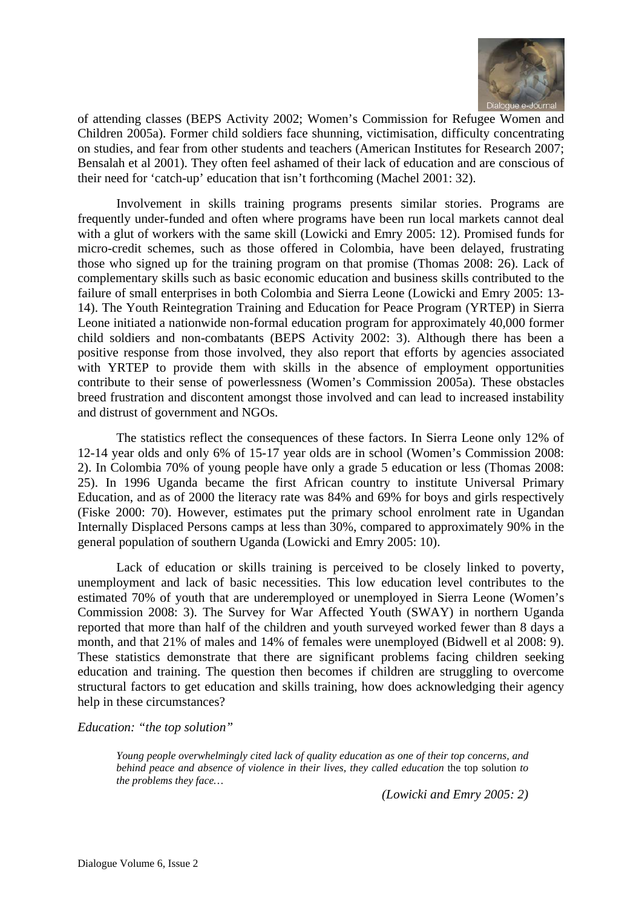of attending classes (BEPS Activity 2002; Women's Commission for Refugee Women and Children 2005a). Former child soldiers face shunning, victimisation, difficulty concentrating on studies, and fear from other students and teachers (American Institutes for Research 2007; Bensalah et al 2001). They often feel ashamed of their lack of education and are conscious of their need for 'catch-up' education that isn't forthcoming (Machel 2001: 32).

Involvement in skills training programs presents similar stories. Programs are frequently under-funded and often where programs have been run local markets cannot deal with a glut of workers with the same skill (Lowicki and Emry 2005: 12). Promised funds for micro-credit schemes, such as those offered in Colombia, have been delayed, frustrating those who signed up for the training program on that promise (Thomas 2008: 26). Lack of complementary skills such as basic economic education and business skills contributed to the failure of small enterprises in both Colombia and Sierra Leone (Lowicki and Emry 2005: 13-14). The Youth Reintegration Training and Education for Peace Program (YRTEP) in Sierra Leone initiated a nationwide non-formal education program for approximately 40,000 former child soldiers and non-combatants (BEPS Activity 2002: 3). Although there has been a positive response from those involved, they also report that efforts by agencies associated with YRTEP to provide them with skills in the absence of employment opportunities contribute to their sense of powerlessness (Women's Commission 2005a). These obstacles breed frustration and discontent amongst those involved and can lead to increased instability and distrust of government and NGOs.

The statistics reflect the consequences of these factors. In Sierra Leone only 12% of 12-14 year olds and only 6% of 15-17 year olds are in school (Women's Commission 2008: 2). In Colombia 70% of young people have only a grade 5 education or less (Thomas 2008: 25). In 1996 Uganda became the first African country to institute Universal Primary Education, and as of 2000 the literacy rate was 84% and 69% for boys and girls respectively (Fiske 2000: 70). However, estimates put the primary school enrolment rate in Ugandan Internally Displaced Persons camps at less than 30%, compared to approximately 90% in the general population of southern Uganda (Lowicki and Emry 2005: 10).

Lack of education or skills training is perceived to be closely linked to poverty, unemployment and lack of basic necessities. This low education level contributes to the estimated 70% of youth that are underemployed or unemployed in Sierra Leone (Women's Commission 2008: 3). The Survey for War Affected Youth (SWAY) in northern Uganda reported that more than half of the children and youth surveyed worked fewer than 8 days a month, and that 21% of males and 14% of females were unemployed (Bidwell et al 2008: 9). These statistics demonstrate that there are significant problems facing children seeking education and training. The question then becomes if children are struggling to overcome structural factors to get education and skills training, how does acknowledging their agency help in these circumstances?

*Education: "the top solution"*

> *Young people overwhelmingly cited lack of quality education as one of their top concerns, and behind peace and absence of violence in their lives, they called education* the top solution *to the problems they face…*
>
> *(Lowicki and Emry 2005: 2)*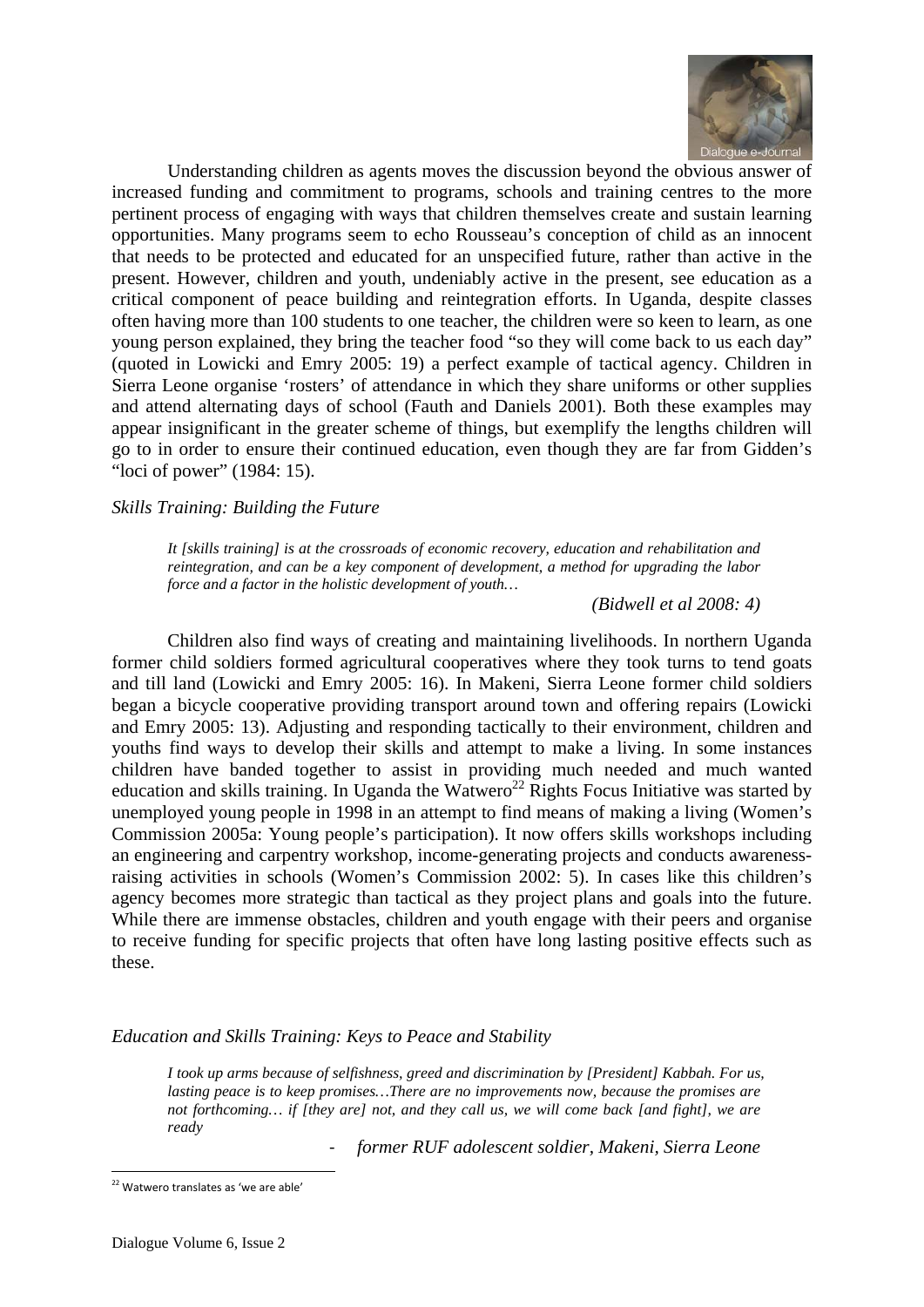Understanding children as agents moves the discussion beyond the obvious answer of increased funding and commitment to programs, schools and training centres to the more pertinent process of engaging with ways that children themselves create and sustain learning opportunities. Many programs seem to echo Rousseau's conception of child as an innocent that needs to be protected and educated for an unspecified future, rather than active in the present. However, children and youth, undeniably active in the present, see education as a critical component of peace building and reintegration efforts. In Uganda, despite classes often having more than 100 students to one teacher, the children were so keen to learn, as one young person explained, they bring the teacher food "so they will come back to us each day" (quoted in Lowicki and Emry 2005: 19) a perfect example of tactical agency. Children in Sierra Leone organise 'rosters' of attendance in which they share uniforms or other supplies and attend alternating days of school (Fauth and Daniels 2001). Both these examples may appear insignificant in the greater scheme of things, but exemplify the lengths children will go to in order to ensure their continued education, even though they are far from Gidden's "loci of power" (1984: 15).

*Skills Training: Building the Future*

> *It [skills training] is at the crossroads of economic recovery, education and rehabilitation and reintegration, and can be a key component of development, a method for upgrading the labor force and a factor in the holistic development of youth…*
>
> *(Bidwell et al 2008: 4)*

Children also find ways of creating and maintaining livelihoods. In northern Uganda former child soldiers formed agricultural cooperatives where they took turns to tend goats and till land (Lowicki and Emry 2005: 16). In Makeni, Sierra Leone former child soldiers began a bicycle cooperative providing transport around town and offering repairs (Lowicki and Emry 2005: 13). Adjusting and responding tactically to their environment, children and youths find ways to develop their skills and attempt to make a living. In some instances children have banded together to assist in providing much needed and much wanted education and skills training. In Uganda the Watwero[22] Rights Focus Initiative was started by unemployed young people in 1998 in an attempt to find means of making a living (Women's Commission 2005a: Young people's participation). It now offers skills workshops including an engineering and carpentry workshop, income-generating projects and conducts awareness-raising activities in schools (Women's Commission 2002: 5). In cases like this children's agency becomes more strategic than tactical as they project plans and goals into the future. While there are immense obstacles, children and youth engage with their peers and organise to receive funding for specific projects that often have long lasting positive effects such as these.

*Education and Skills Training: Keys to Peace and Stability*

> *I took up arms because of selfishness, greed and discrimination by [President] Kabbah. For us, lasting peace is to keep promises…There are no improvements now, because the promises are not forthcoming… if [they are] not, and they call us, we will come back [and fight], we are ready*
>
> - *former RUF adolescent soldier, Makeni, Sierra Leone*

[22] Watwero translates as 'we are able'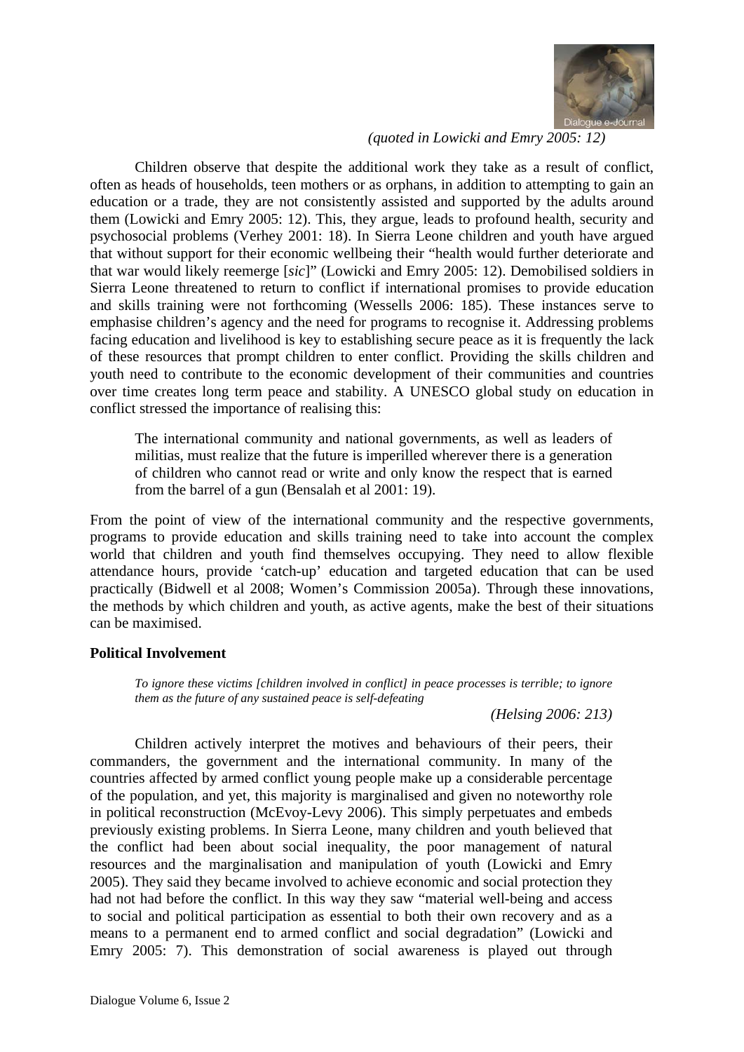*(quoted in Lowicki and Emry 2005: 12)*

Children observe that despite the additional work they take as a result of conflict, often as heads of households, teen mothers or as orphans, in addition to attempting to gain an education or a trade, they are not consistently assisted and supported by the adults around them (Lowicki and Emry 2005: 12). This, they argue, leads to profound health, security and psychosocial problems (Verhey 2001: 18). In Sierra Leone children and youth have argued that without support for their economic wellbeing their "health would further deteriorate and that war would likely reemerge [*sic*]" (Lowicki and Emry 2005: 12). Demobilised soldiers in Sierra Leone threatened to return to conflict if international promises to provide education and skills training were not forthcoming (Wessells 2006: 185). These instances serve to emphasise children's agency and the need for programs to recognise it. Addressing problems facing education and livelihood is key to establishing secure peace as it is frequently the lack of these resources that prompt children to enter conflict. Providing the skills children and youth need to contribute to the economic development of their communities and countries over time creates long term peace and stability. A UNESCO global study on education in conflict stressed the importance of realising this:

> The international community and national governments, as well as leaders of militias, must realize that the future is imperilled wherever there is a generation of children who cannot read or write and only know the respect that is earned from the barrel of a gun (Bensalah et al 2001: 19).

From the point of view of the international community and the respective governments, programs to provide education and skills training need to take into account the complex world that children and youth find themselves occupying. They need to allow flexible attendance hours, provide 'catch-up' education and targeted education that can be used practically (Bidwell et al 2008; Women's Commission 2005a). Through these innovations, the methods by which children and youth, as active agents, make the best of their situations can be maximised.

**Political Involvement**

> *To ignore these victims [children involved in conflict] in peace processes is terrible; to ignore them as the future of any sustained peace is self-defeating*
>
> *(Helsing 2006: 213)*

Children actively interpret the motives and behaviours of their peers, their commanders, the government and the international community. In many of the countries affected by armed conflict young people make up a considerable percentage of the population, and yet, this majority is marginalised and given no noteworthy role in political reconstruction (McEvoy-Levy 2006). This simply perpetuates and embeds previously existing problems. In Sierra Leone, many children and youth believed that the conflict had been about social inequality, the poor management of natural resources and the marginalisation and manipulation of youth (Lowicki and Emry 2005). They said they became involved to achieve economic and social protection they had not had before the conflict. In this way they saw "material well-being and access to social and political participation as essential to both their own recovery and as a means to a permanent end to armed conflict and social degradation" (Lowicki and Emry 2005: 7). This demonstration of social awareness is played out through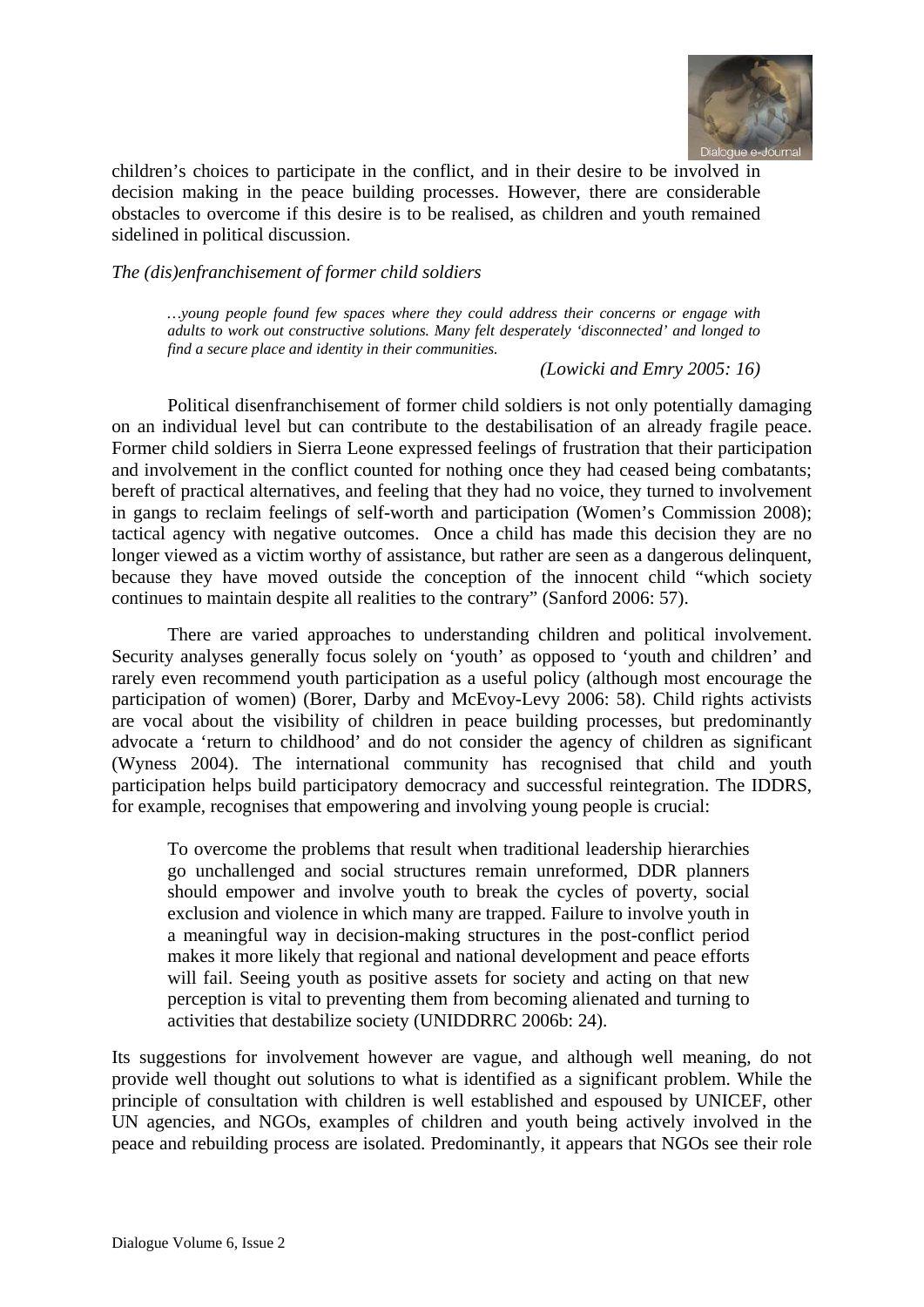children's choices to participate in the conflict, and in their desire to be involved in decision making in the peace building processes. However, there are considerable obstacles to overcome if this desire is to be realised, as children and youth remained sidelined in political discussion.

*The (dis)enfranchisement of former child soldiers*

> *…young people found few spaces where they could address their concerns or engage with adults to work out constructive solutions. Many felt desperately 'disconnected' and longed to find a secure place and identity in their communities.*
>
> *(Lowicki and Emry 2005: 16)*

Political disenfranchisement of former child soldiers is not only potentially damaging on an individual level but can contribute to the destabilisation of an already fragile peace. Former child soldiers in Sierra Leone expressed feelings of frustration that their participation and involvement in the conflict counted for nothing once they had ceased being combatants; bereft of practical alternatives, and feeling that they had no voice, they turned to involvement in gangs to reclaim feelings of self-worth and participation (Women's Commission 2008); tactical agency with negative outcomes. Once a child has made this decision they are no longer viewed as a victim worthy of assistance, but rather are seen as a dangerous delinquent, because they have moved outside the conception of the innocent child "which society continues to maintain despite all realities to the contrary" (Sanford 2006: 57).

There are varied approaches to understanding children and political involvement. Security analyses generally focus solely on 'youth' as opposed to 'youth and children' and rarely even recommend youth participation as a useful policy (although most encourage the participation of women) (Borer, Darby and McEvoy-Levy 2006: 58). Child rights activists are vocal about the visibility of children in peace building processes, but predominantly advocate a 'return to childhood' and do not consider the agency of children as significant (Wyness 2004). The international community has recognised that child and youth participation helps build participatory democracy and successful reintegration. The IDDRS, for example, recognises that empowering and involving young people is crucial:

> To overcome the problems that result when traditional leadership hierarchies go unchallenged and social structures remain unreformed, DDR planners should empower and involve youth to break the cycles of poverty, social exclusion and violence in which many are trapped. Failure to involve youth in a meaningful way in decision-making structures in the post-conflict period makes it more likely that regional and national development and peace efforts will fail. Seeing youth as positive assets for society and acting on that new perception is vital to preventing them from becoming alienated and turning to activities that destabilize society (UNIDDRRC 2006b: 24).

Its suggestions for involvement however are vague, and although well meaning, do not provide well thought out solutions to what is identified as a significant problem. While the principle of consultation with children is well established and espoused by UNICEF, other UN agencies, and NGOs, examples of children and youth being actively involved in the peace and rebuilding process are isolated. Predominantly, it appears that NGOs see their role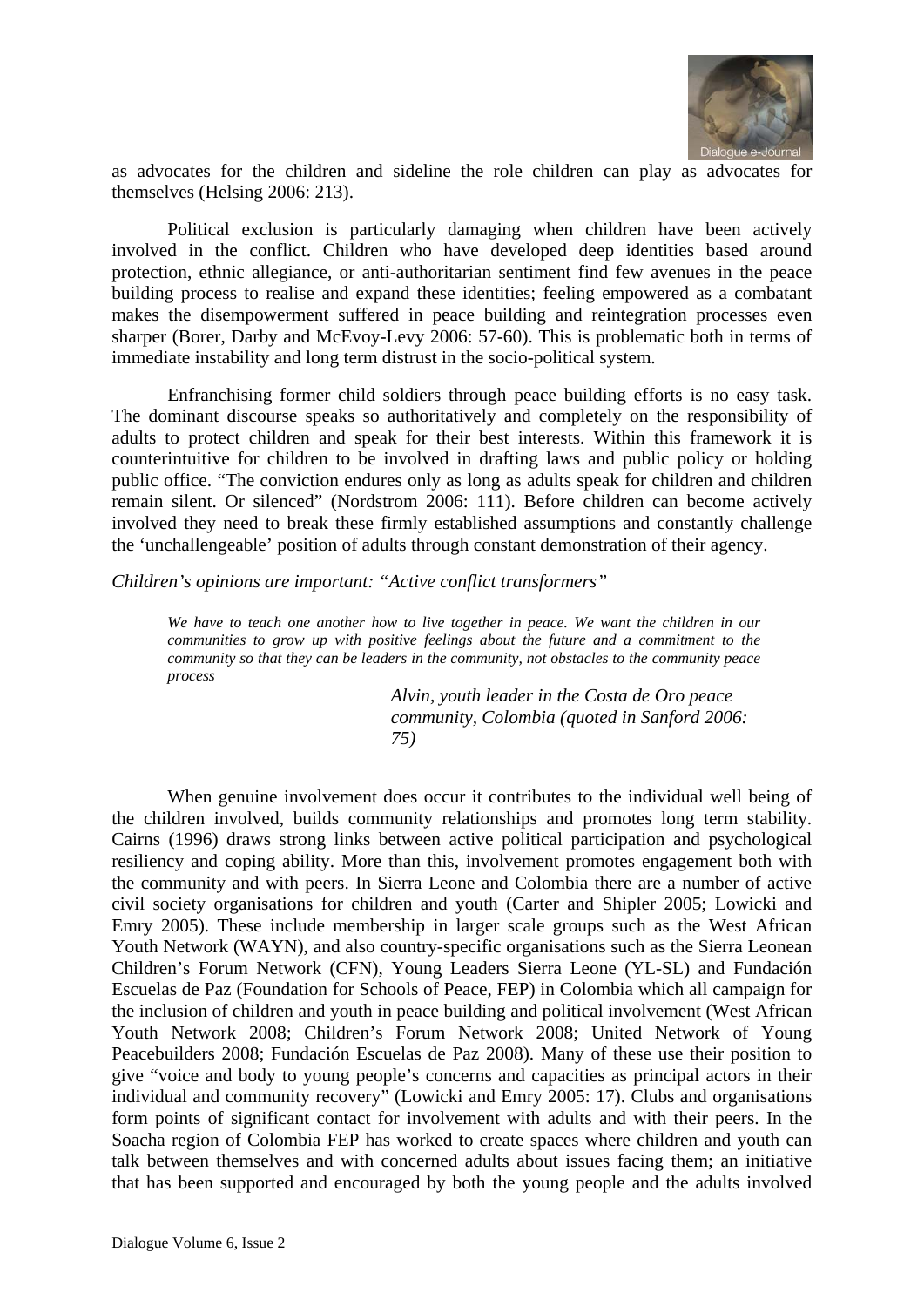as advocates for the children and sideline the role children can play as advocates for themselves (Helsing 2006: 213).

Political exclusion is particularly damaging when children have been actively involved in the conflict. Children who have developed deep identities based around protection, ethnic allegiance, or anti-authoritarian sentiment find few avenues in the peace building process to realise and expand these identities; feeling empowered as a combatant makes the disempowerment suffered in peace building and reintegration processes even sharper (Borer, Darby and McEvoy-Levy 2006: 57-60). This is problematic both in terms of immediate instability and long term distrust in the socio-political system.

Enfranchising former child soldiers through peace building efforts is no easy task. The dominant discourse speaks so authoritatively and completely on the responsibility of adults to protect children and speak for their best interests. Within this framework it is counterintuitive for children to be involved in drafting laws and public policy or holding public office. "The conviction endures only as long as adults speak for children and children remain silent. Or silenced" (Nordstrom 2006: 111). Before children can become actively involved they need to break these firmly established assumptions and constantly challenge the 'unchallengeable' position of adults through constant demonstration of their agency.

*Children's opinions are important: "Active conflict transformers"*

> *We have to teach one another how to live together in peace. We want the children in our communities to grow up with positive feelings about the future and a commitment to the community so that they can be leaders in the community, not obstacles to the community peace process*
>
> *Alvin, youth leader in the Costa de Oro peace community, Colombia (quoted in Sanford 2006: 75)*

When genuine involvement does occur it contributes to the individual well being of the children involved, builds community relationships and promotes long term stability. Cairns (1996) draws strong links between active political participation and psychological resiliency and coping ability. More than this, involvement promotes engagement both with the community and with peers. In Sierra Leone and Colombia there are a number of active civil society organisations for children and youth (Carter and Shipler 2005; Lowicki and Emry 2005). These include membership in larger scale groups such as the West African Youth Network (WAYN), and also country-specific organisations such as the Sierra Leonean Children's Forum Network (CFN), Young Leaders Sierra Leone (YL-SL) and Fundación Escuelas de Paz (Foundation for Schools of Peace, FEP) in Colombia which all campaign for the inclusion of children and youth in peace building and political involvement (West African Youth Network 2008; Children's Forum Network 2008; United Network of Young Peacebuilders 2008; Fundación Escuelas de Paz 2008). Many of these use their position to give "voice and body to young people's concerns and capacities as principal actors in their individual and community recovery" (Lowicki and Emry 2005: 17). Clubs and organisations form points of significant contact for involvement with adults and with their peers. In the Soacha region of Colombia FEP has worked to create spaces where children and youth can talk between themselves and with concerned adults about issues facing them; an initiative that has been supported and encouraged by both the young people and the adults involved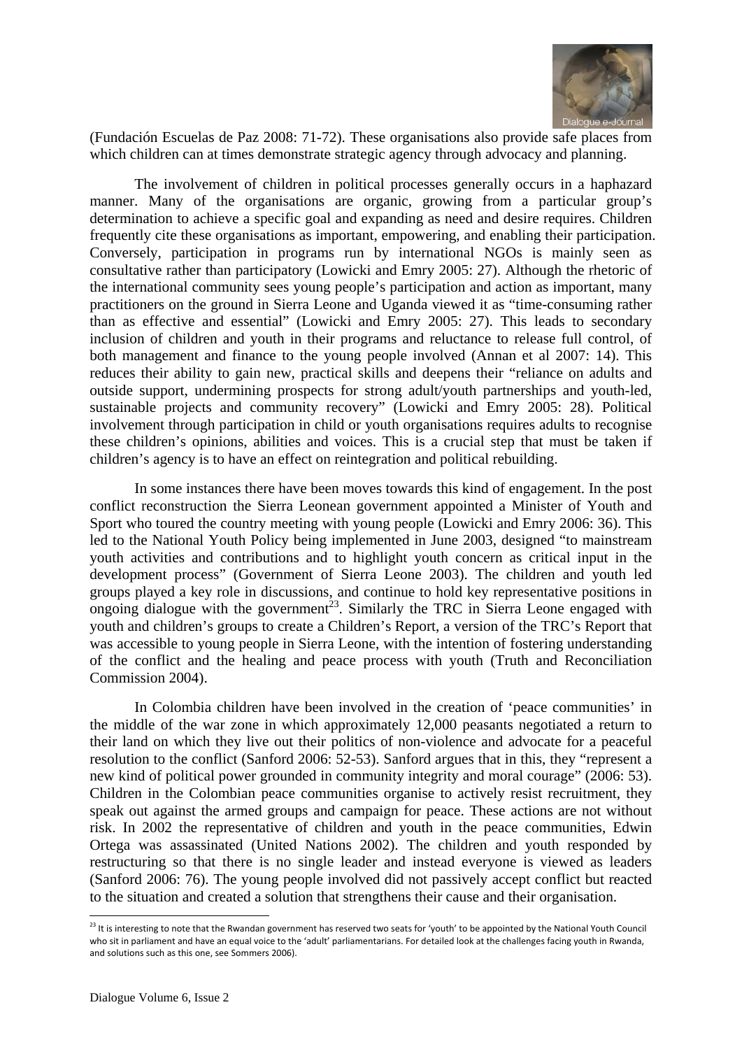(Fundación Escuelas de Paz 2008: 71-72). These organisations also provide safe places from which children can at times demonstrate strategic agency through advocacy and planning.

The involvement of children in political processes generally occurs in a haphazard manner. Many of the organisations are organic, growing from a particular group's determination to achieve a specific goal and expanding as need and desire requires. Children frequently cite these organisations as important, empowering, and enabling their participation. Conversely, participation in programs run by international NGOs is mainly seen as consultative rather than participatory (Lowicki and Emry 2005: 27). Although the rhetoric of the international community sees young people's participation and action as important, many practitioners on the ground in Sierra Leone and Uganda viewed it as "time-consuming rather than as effective and essential" (Lowicki and Emry 2005: 27). This leads to secondary inclusion of children and youth in their programs and reluctance to release full control, of both management and finance to the young people involved (Annan et al 2007: 14). This reduces their ability to gain new, practical skills and deepens their "reliance on adults and outside support, undermining prospects for strong adult/youth partnerships and youth-led, sustainable projects and community recovery" (Lowicki and Emry 2005: 28). Political involvement through participation in child or youth organisations requires adults to recognise these children's opinions, abilities and voices. This is a crucial step that must be taken if children's agency is to have an effect on reintegration and political rebuilding.

In some instances there have been moves towards this kind of engagement. In the post conflict reconstruction the Sierra Leonean government appointed a Minister of Youth and Sport who toured the country meeting with young people (Lowicki and Emry 2006: 36). This led to the National Youth Policy being implemented in June 2003, designed "to mainstream youth activities and contributions and to highlight youth concern as critical input in the development process" (Government of Sierra Leone 2003). The children and youth led groups played a key role in discussions, and continue to hold key representative positions in ongoing dialogue with the government[23]. Similarly the TRC in Sierra Leone engaged with youth and children's groups to create a Children's Report, a version of the TRC's Report that was accessible to young people in Sierra Leone, with the intention of fostering understanding of the conflict and the healing and peace process with youth (Truth and Reconciliation Commission 2004).

In Colombia children have been involved in the creation of 'peace communities' in the middle of the war zone in which approximately 12,000 peasants negotiated a return to their land on which they live out their politics of non-violence and advocate for a peaceful resolution to the conflict (Sanford 2006: 52-53). Sanford argues that in this, they "represent a new kind of political power grounded in community integrity and moral courage" (2006: 53). Children in the Colombian peace communities organise to actively resist recruitment, they speak out against the armed groups and campaign for peace. These actions are not without risk. In 2002 the representative of children and youth in the peace communities, Edwin Ortega was assassinated (United Nations 2002). The children and youth responded by restructuring so that there is no single leader and instead everyone is viewed as leaders (Sanford 2006: 76). The young people involved did not passively accept conflict but reacted to the situation and created a solution that strengthens their cause and their organisation.

---

[23] It is interesting to note that the Rwandan government has reserved two seats for 'youth' to be appointed by the National Youth Council who sit in parliament and have an equal voice to the 'adult' parliamentarians. For detailed look at the challenges facing youth in Rwanda, and solutions such as this one, see Sommers 2006).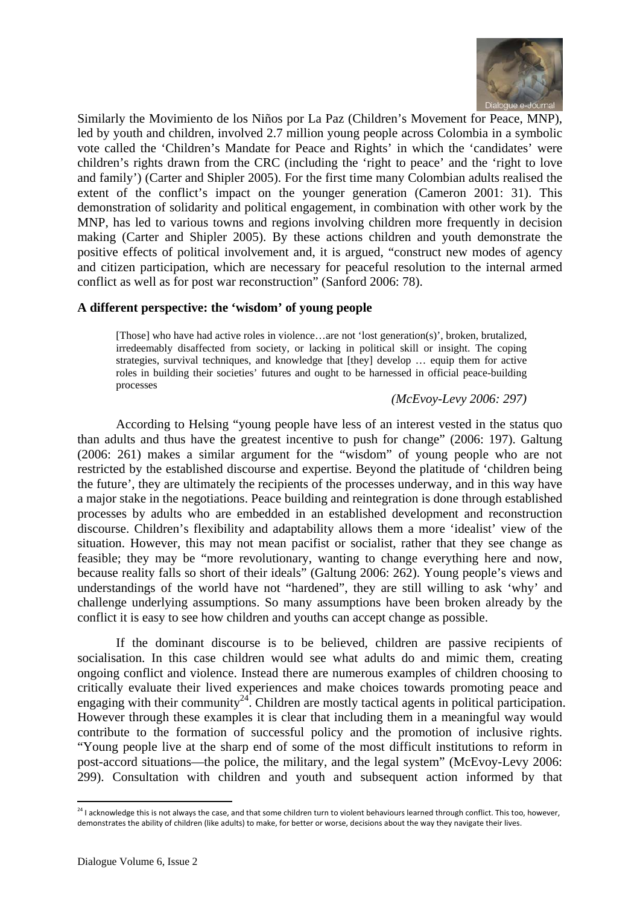Similarly the Movimiento de los Niños por La Paz (Children's Movement for Peace, MNP), led by youth and children, involved 2.7 million young people across Colombia in a symbolic vote called the 'Children's Mandate for Peace and Rights' in which the 'candidates' were children's rights drawn from the CRC (including the 'right to peace' and the 'right to love and family') (Carter and Shipler 2005). For the first time many Colombian adults realised the extent of the conflict's impact on the younger generation (Cameron 2001: 31). This demonstration of solidarity and political engagement, in combination with other work by the MNP, has led to various towns and regions involving children more frequently in decision making (Carter and Shipler 2005). By these actions children and youth demonstrate the positive effects of political involvement and, it is argued, "construct new modes of agency and citizen participation, which are necessary for peaceful resolution to the internal armed conflict as well as for post war reconstruction" (Sanford 2006: 78).

**A different perspective: the 'wisdom' of young people**

> [Those] who have had active roles in violence…are not 'lost generation(s)', broken, brutalized, irredeemably disaffected from society, or lacking in political skill or insight. The coping strategies, survival techniques, and knowledge that [they] develop … equip them for active roles in building their societies' futures and ought to be harnessed in official peace-building processes
>
> *(McEvoy-Levy 2006: 297)*

According to Helsing "young people have less of an interest vested in the status quo than adults and thus have the greatest incentive to push for change" (2006: 197). Galtung (2006: 261) makes a similar argument for the "wisdom" of young people who are not restricted by the established discourse and expertise. Beyond the platitude of 'children being the future', they are ultimately the recipients of the processes underway, and in this way have a major stake in the negotiations. Peace building and reintegration is done through established processes by adults who are embedded in an established development and reconstruction discourse. Children's flexibility and adaptability allows them a more 'idealist' view of the situation. However, this may not mean pacifist or socialist, rather that they see change as feasible; they may be "more revolutionary, wanting to change everything here and now, because reality falls so short of their ideals" (Galtung 2006: 262). Young people's views and understandings of the world have not "hardened", they are still willing to ask 'why' and challenge underlying assumptions. So many assumptions have been broken already by the conflict it is easy to see how children and youths can accept change as possible.

If the dominant discourse is to be believed, children are passive recipients of socialisation. In this case children would see what adults do and mimic them, creating ongoing conflict and violence. Instead there are numerous examples of children choosing to critically evaluate their lived experiences and make choices towards promoting peace and engaging with their community[24]. Children are mostly tactical agents in political participation. However through these examples it is clear that including them in a meaningful way would contribute to the formation of successful policy and the promotion of inclusive rights. "Young people live at the sharp end of some of the most difficult institutions to reform in post-accord situations—the police, the military, and the legal system" (McEvoy-Levy 2006: 299). Consultation with children and youth and subsequent action informed by that

[24] I acknowledge this is not always the case, and that some children turn to violent behaviours learned through conflict. This too, however, demonstrates the ability of children (like adults) to make, for better or worse, decisions about the way they navigate their lives.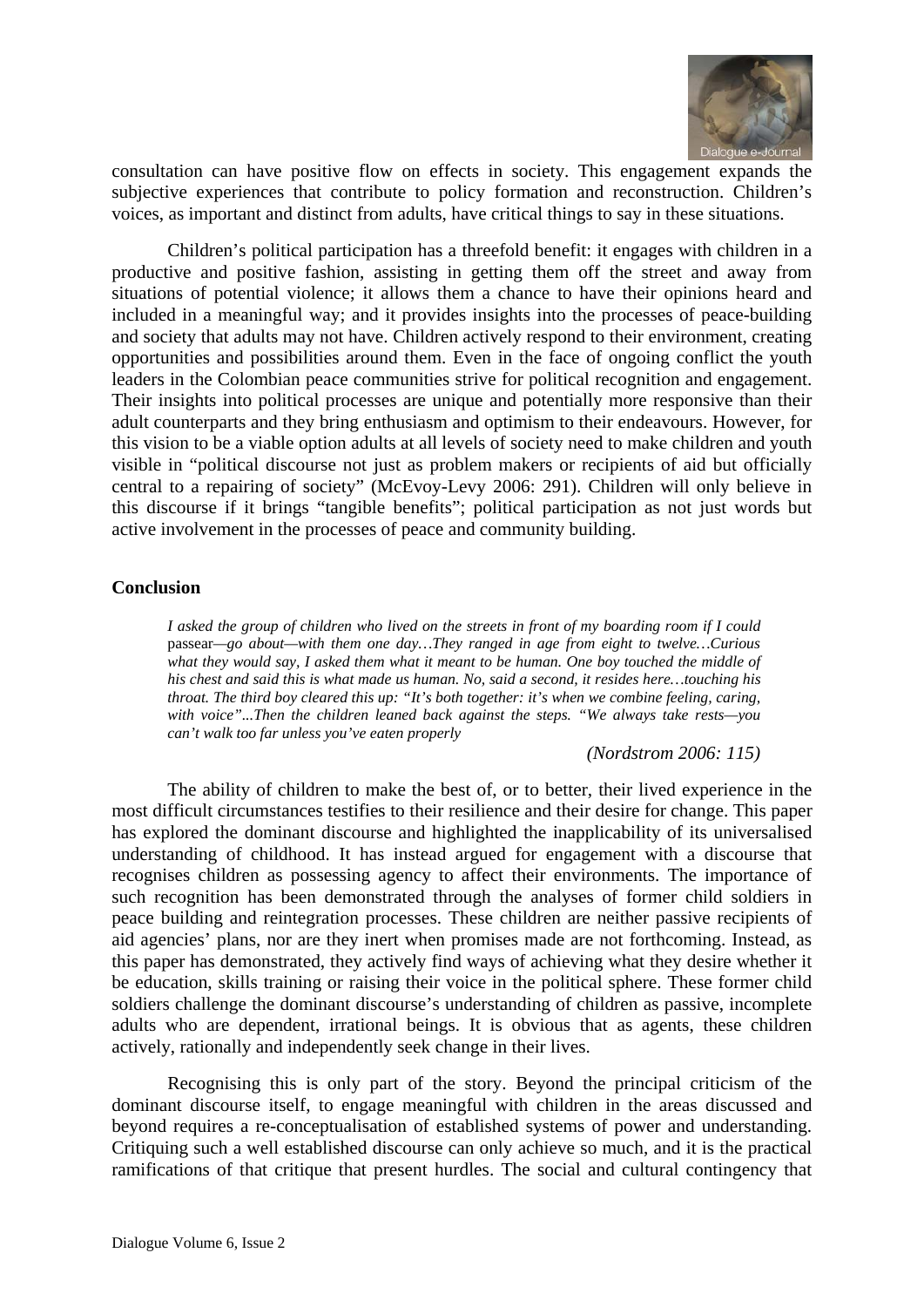consultation can have positive flow on effects in society. This engagement expands the subjective experiences that contribute to policy formation and reconstruction. Children's voices, as important and distinct from adults, have critical things to say in these situations.

Children's political participation has a threefold benefit: it engages with children in a productive and positive fashion, assisting in getting them off the street and away from situations of potential violence; it allows them a chance to have their opinions heard and included in a meaningful way; and it provides insights into the processes of peace-building and society that adults may not have. Children actively respond to their environment, creating opportunities and possibilities around them. Even in the face of ongoing conflict the youth leaders in the Colombian peace communities strive for political recognition and engagement. Their insights into political processes are unique and potentially more responsive than their adult counterparts and they bring enthusiasm and optimism to their endeavours. However, for this vision to be a viable option adults at all levels of society need to make children and youth visible in "political discourse not just as problem makers or recipients of aid but officially central to a repairing of society" (McEvoy-Levy 2006: 291). Children will only believe in this discourse if it brings "tangible benefits"; political participation as not just words but active involvement in the processes of peace and community building.

**Conclusion**

> *I asked the group of children who lived on the streets in front of my boarding room if I could* passear*—go about—with them one day…They ranged in age from eight to twelve…Curious what they would say, I asked them what it meant to be human. One boy touched the middle of his chest and said this is what made us human. No, said a second, it resides here…touching his throat. The third boy cleared this up: "It's both together: it's when we combine feeling, caring, with voice"...Then the children leaned back against the steps. "We always take rests—you can't walk too far unless you've eaten properly*
>
> *(Nordstrom 2006: 115)*

The ability of children to make the best of, or to better, their lived experience in the most difficult circumstances testifies to their resilience and their desire for change. This paper has explored the dominant discourse and highlighted the inapplicability of its universalised understanding of childhood. It has instead argued for engagement with a discourse that recognises children as possessing agency to affect their environments. The importance of such recognition has been demonstrated through the analyses of former child soldiers in peace building and reintegration processes. These children are neither passive recipients of aid agencies' plans, nor are they inert when promises made are not forthcoming. Instead, as this paper has demonstrated, they actively find ways of achieving what they desire whether it be education, skills training or raising their voice in the political sphere. These former child soldiers challenge the dominant discourse's understanding of children as passive, incomplete adults who are dependent, irrational beings. It is obvious that as agents, these children actively, rationally and independently seek change in their lives.

Recognising this is only part of the story. Beyond the principal criticism of the dominant discourse itself, to engage meaningful with children in the areas discussed and beyond requires a re-conceptualisation of established systems of power and understanding. Critiquing such a well established discourse can only achieve so much, and it is the practical ramifications of that critique that present hurdles. The social and cultural contingency that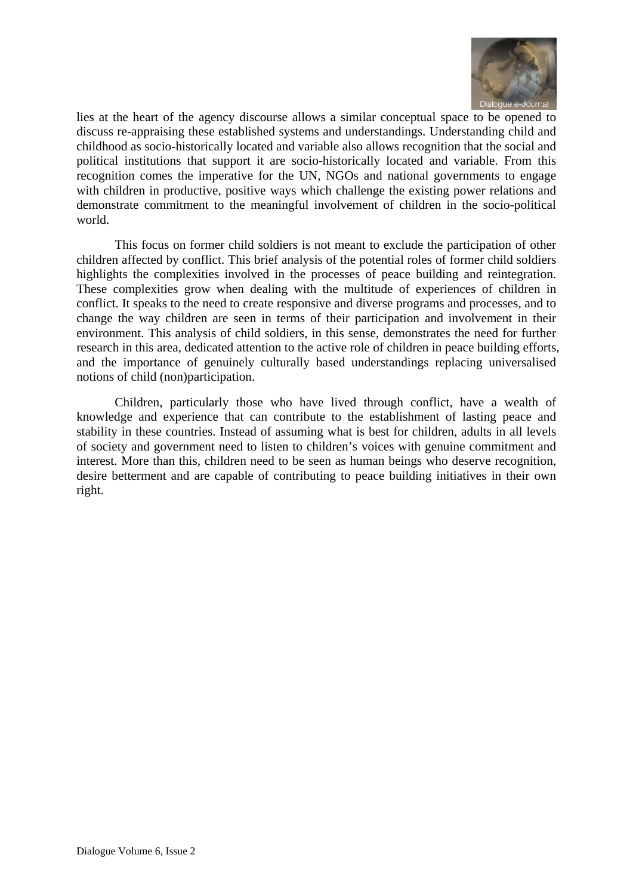lies at the heart of the agency discourse allows a similar conceptual space to be opened to discuss re-appraising these established systems and understandings. Understanding child and childhood as socio-historically located and variable also allows recognition that the social and political institutions that support it are socio-historically located and variable. From this recognition comes the imperative for the UN, NGOs and national governments to engage with children in productive, positive ways which challenge the existing power relations and demonstrate commitment to the meaningful involvement of children in the socio-political world.

This focus on former child soldiers is not meant to exclude the participation of other children affected by conflict. This brief analysis of the potential roles of former child soldiers highlights the complexities involved in the processes of peace building and reintegration. These complexities grow when dealing with the multitude of experiences of children in conflict. It speaks to the need to create responsive and diverse programs and processes, and to change the way children are seen in terms of their participation and involvement in their environment. This analysis of child soldiers, in this sense, demonstrates the need for further research in this area, dedicated attention to the active role of children in peace building efforts, and the importance of genuinely culturally based understandings replacing universalised notions of child (non)participation.

Children, particularly those who have lived through conflict, have a wealth of knowledge and experience that can contribute to the establishment of lasting peace and stability in these countries. Instead of assuming what is best for children, adults in all levels of society and government need to listen to children's voices with genuine commitment and interest. More than this, children need to be seen as human beings who deserve recognition, desire betterment and are capable of contributing to peace building initiatives in their own right.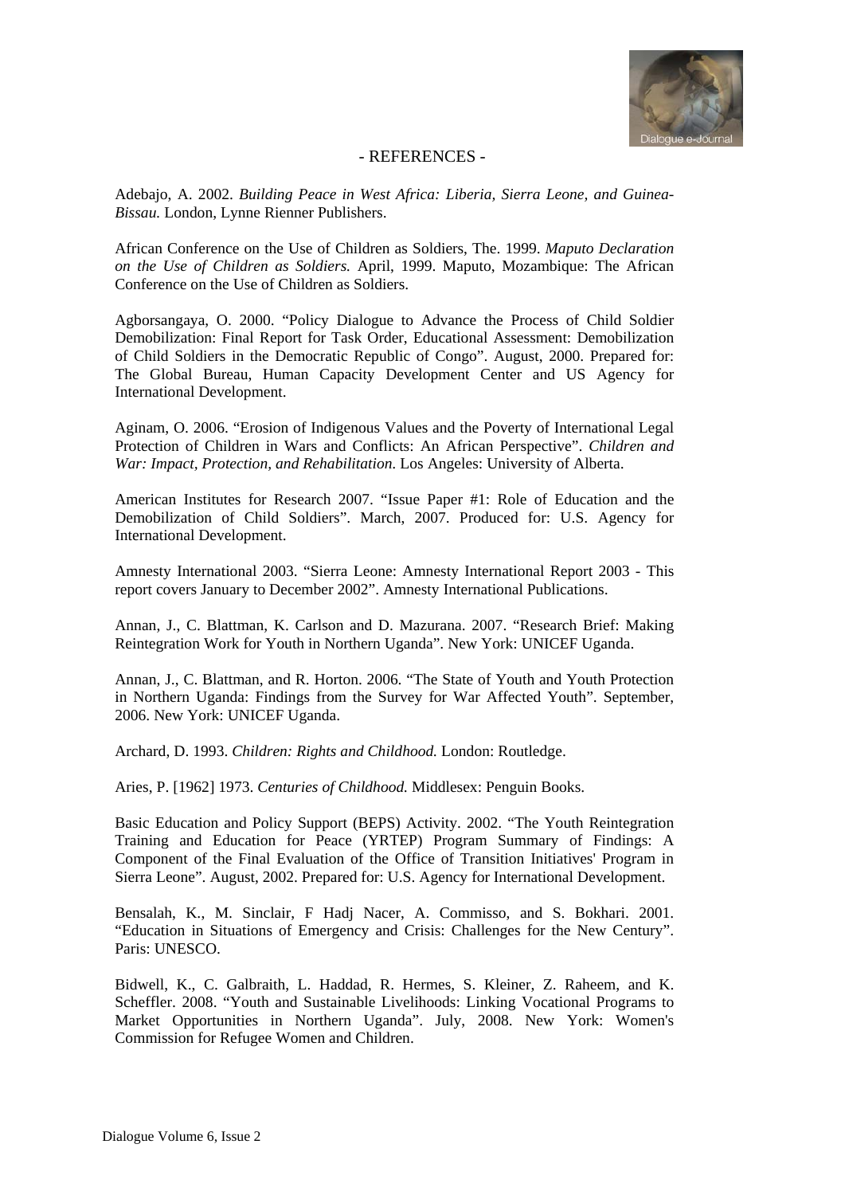## - REFERENCES -

Adebajo, A. 2002. *Building Peace in West Africa: Liberia, Sierra Leone, and Guinea-Bissau.* London, Lynne Rienner Publishers.

African Conference on the Use of Children as Soldiers, The. 1999. *Maputo Declaration on the Use of Children as Soldiers.* April, 1999. Maputo, Mozambique: The African Conference on the Use of Children as Soldiers.

Agborsangaya, O. 2000. "Policy Dialogue to Advance the Process of Child Soldier Demobilization: Final Report for Task Order, Educational Assessment: Demobilization of Child Soldiers in the Democratic Republic of Congo". August, 2000. Prepared for: The Global Bureau, Human Capacity Development Center and US Agency for International Development.

Aginam, O. 2006. "Erosion of Indigenous Values and the Poverty of International Legal Protection of Children in Wars and Conflicts: An African Perspective". *Children and War: Impact, Protection, and Rehabilitation.* Los Angeles: University of Alberta.

American Institutes for Research 2007. "Issue Paper #1: Role of Education and the Demobilization of Child Soldiers". March, 2007. Produced for: U.S. Agency for International Development.

Amnesty International 2003. "Sierra Leone: Amnesty International Report 2003 - This report covers January to December 2002". Amnesty International Publications.

Annan, J., C. Blattman, K. Carlson and D. Mazurana. 2007. "Research Brief: Making Reintegration Work for Youth in Northern Uganda". New York: UNICEF Uganda.

Annan, J., C. Blattman, and R. Horton. 2006. "The State of Youth and Youth Protection in Northern Uganda: Findings from the Survey for War Affected Youth". September, 2006. New York: UNICEF Uganda.

Archard, D. 1993. *Children: Rights and Childhood.* London: Routledge.

Aries, P. [1962] 1973. *Centuries of Childhood.* Middlesex: Penguin Books.

Basic Education and Policy Support (BEPS) Activity. 2002. "The Youth Reintegration Training and Education for Peace (YRTEP) Program Summary of Findings: A Component of the Final Evaluation of the Office of Transition Initiatives' Program in Sierra Leone". August, 2002. Prepared for: U.S. Agency for International Development.

Bensalah, K., M. Sinclair, F Hadj Nacer, A. Commisso, and S. Bokhari. 2001. "Education in Situations of Emergency and Crisis: Challenges for the New Century". Paris: UNESCO.

Bidwell, K., C. Galbraith, L. Haddad, R. Hermes, S. Kleiner, Z. Raheem, and K. Scheffler. 2008. "Youth and Sustainable Livelihoods: Linking Vocational Programs to Market Opportunities in Northern Uganda". July, 2008. New York: Women's Commission for Refugee Women and Children.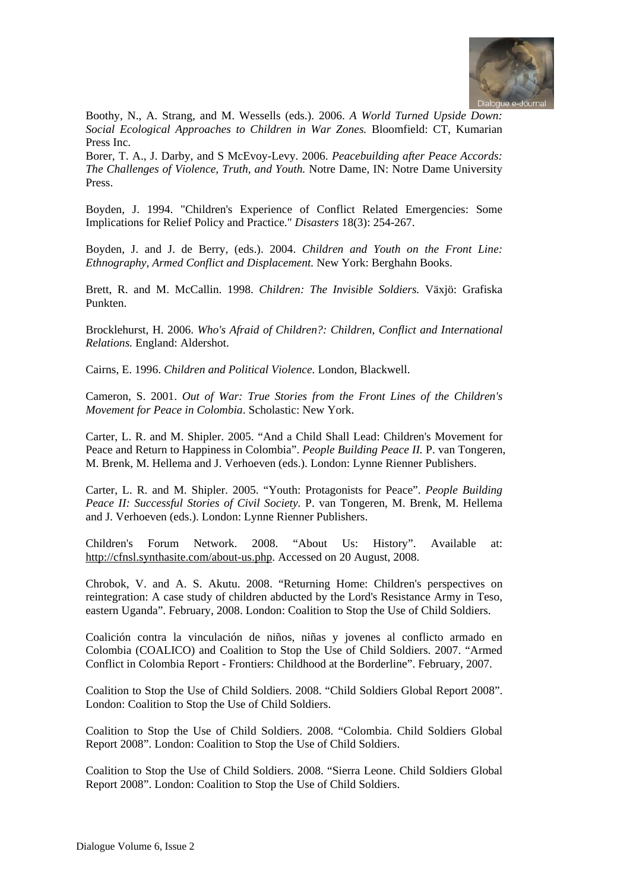Boothy, N., A. Strang, and M. Wessells (eds.). 2006. *A World Turned Upside Down: Social Ecological Approaches to Children in War Zones.* Bloomfield: CT, Kumarian Press Inc.

Borer, T. A., J. Darby, and S McEvoy-Levy. 2006. *Peacebuilding after Peace Accords: The Challenges of Violence, Truth, and Youth.* Notre Dame, IN: Notre Dame University Press.

Boyden, J. 1994. "Children's Experience of Conflict Related Emergencies: Some Implications for Relief Policy and Practice." *Disasters* 18(3): 254-267.

Boyden, J. and J. de Berry, (eds.). 2004. *Children and Youth on the Front Line: Ethnography, Armed Conflict and Displacement.* New York: Berghahn Books.

Brett, R. and M. McCallin. 1998. *Children: The Invisible Soldiers.* Växjö: Grafiska Punkten.

Brocklehurst, H. 2006. *Who's Afraid of Children?: Children, Conflict and International Relations.* England: Aldershot.

Cairns, E. 1996. *Children and Political Violence.* London, Blackwell.

Cameron, S. 2001. *Out of War: True Stories from the Front Lines of the Children's Movement for Peace in Colombia*. Scholastic: New York.

Carter, L. R. and M. Shipler. 2005. "And a Child Shall Lead: Children's Movement for Peace and Return to Happiness in Colombia". *People Building Peace II.* P. van Tongeren, M. Brenk, M. Hellema and J. Verhoeven (eds.). London: Lynne Rienner Publishers.

Carter, L. R. and M. Shipler. 2005. "Youth: Protagonists for Peace". *People Building Peace II: Successful Stories of Civil Society.* P. van Tongeren, M. Brenk, M. Hellema and J. Verhoeven (eds.). London: Lynne Rienner Publishers.

Children's Forum Network. 2008. "About Us: History". Available at: http://cfnsl.synthasite.com/about-us.php. Accessed on 20 August, 2008.

Chrobok, V. and A. S. Akutu. 2008. "Returning Home: Children's perspectives on reintegration: A case study of children abducted by the Lord's Resistance Army in Teso, eastern Uganda". February, 2008. London: Coalition to Stop the Use of Child Soldiers.

Coalición contra la vinculación de niños, niñas y jovenes al conflicto armado en Colombia (COALICO) and Coalition to Stop the Use of Child Soldiers. 2007. "Armed Conflict in Colombia Report - Frontiers: Childhood at the Borderline". February, 2007.

Coalition to Stop the Use of Child Soldiers. 2008. "Child Soldiers Global Report 2008". London: Coalition to Stop the Use of Child Soldiers.

Coalition to Stop the Use of Child Soldiers. 2008. "Colombia. Child Soldiers Global Report 2008". London: Coalition to Stop the Use of Child Soldiers.

Coalition to Stop the Use of Child Soldiers. 2008. "Sierra Leone. Child Soldiers Global Report 2008". London: Coalition to Stop the Use of Child Soldiers.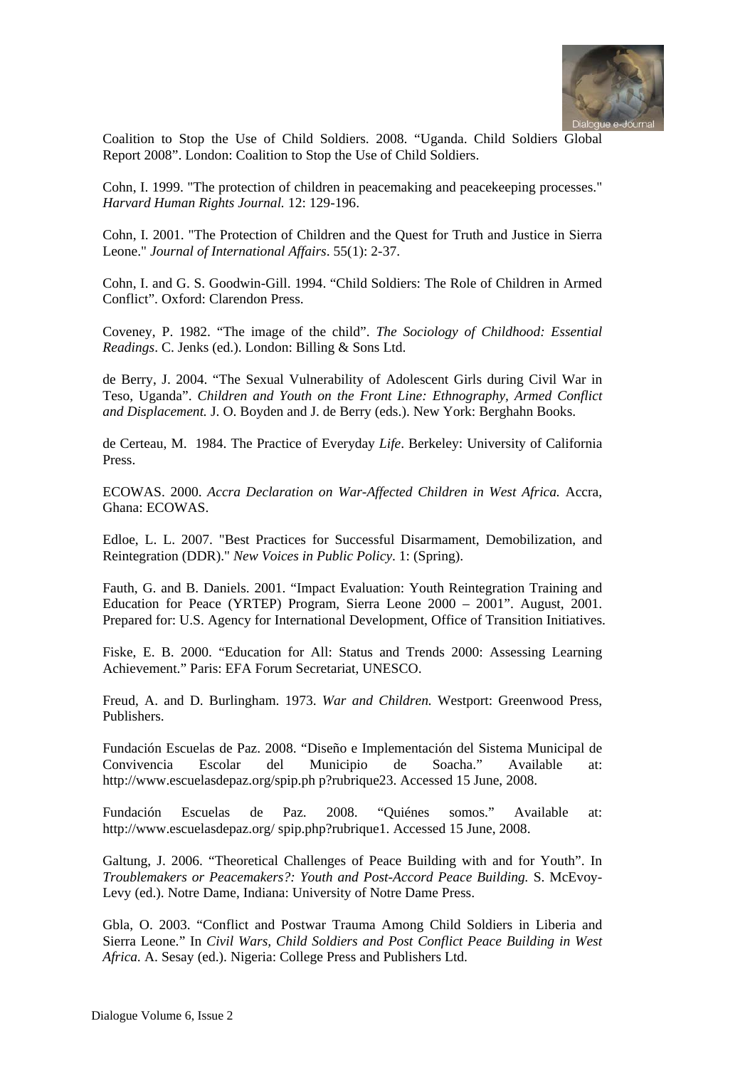Coalition to Stop the Use of Child Soldiers. 2008. “Uganda. Child Soldiers Global Report 2008”. London: Coalition to Stop the Use of Child Soldiers.

Cohn, I. 1999. "The protection of children in peacemaking and peacekeeping processes." *Harvard Human Rights Journal.* 12: 129-196.

Cohn, I. 2001. "The Protection of Children and the Quest for Truth and Justice in Sierra Leone." *Journal of International Affairs*. 55(1): 2-37.

Cohn, I. and G. S. Goodwin-Gill. 1994. “Child Soldiers: The Role of Children in Armed Conflict”. Oxford: Clarendon Press.

Coveney, P. 1982. “The image of the child”. *The Sociology of Childhood: Essential Readings*. C. Jenks (ed.). London: Billing & Sons Ltd.

de Berry, J. 2004. “The Sexual Vulnerability of Adolescent Girls during Civil War in Teso, Uganda”. *Children and Youth on the Front Line: Ethnography, Armed Conflict and Displacement.* J. O. Boyden and J. de Berry (eds.). New York: Berghahn Books.

de Certeau, M. 1984. The Practice of Everyday *Life*. Berkeley: University of California Press.

ECOWAS. 2000. *Accra Declaration on War-Affected Children in West Africa.* Accra, Ghana: ECOWAS.

Edloe, L. L. 2007. "Best Practices for Successful Disarmament, Demobilization, and Reintegration (DDR)." *New Voices in Public Policy*. 1: (Spring).

Fauth, G. and B. Daniels. 2001. “Impact Evaluation: Youth Reintegration Training and Education for Peace (YRTEP) Program, Sierra Leone 2000 – 2001”. August, 2001. Prepared for: U.S. Agency for International Development, Office of Transition Initiatives.

Fiske, E. B. 2000. “Education for All: Status and Trends 2000: Assessing Learning Achievement.” Paris: EFA Forum Secretariat, UNESCO.

Freud, A. and D. Burlingham. 1973. *War and Children.* Westport: Greenwood Press, Publishers.

Fundación Escuelas de Paz. 2008. “Diseño e Implementación del Sistema Municipal de Convivencia Escolar del Municipio de Soacha.” Available at: http://www.escuelasdepaz.org/spip.ph p?rubrique23. Accessed 15 June, 2008.

Fundación Escuelas de Paz. 2008. “Quiénes somos.” Available at: http://www.escuelasdepaz.org/ spip.php?rubrique1. Accessed 15 June, 2008.

Galtung, J. 2006. “Theoretical Challenges of Peace Building with and for Youth”. In *Troublemakers or Peacemakers?: Youth and Post-Accord Peace Building.* S. McEvoy-Levy (ed.). Notre Dame, Indiana: University of Notre Dame Press.

Gbla, O. 2003. “Conflict and Postwar Trauma Among Child Soldiers in Liberia and Sierra Leone.” In *Civil Wars, Child Soldiers and Post Conflict Peace Building in West Africa.* A. Sesay (ed.). Nigeria: College Press and Publishers Ltd.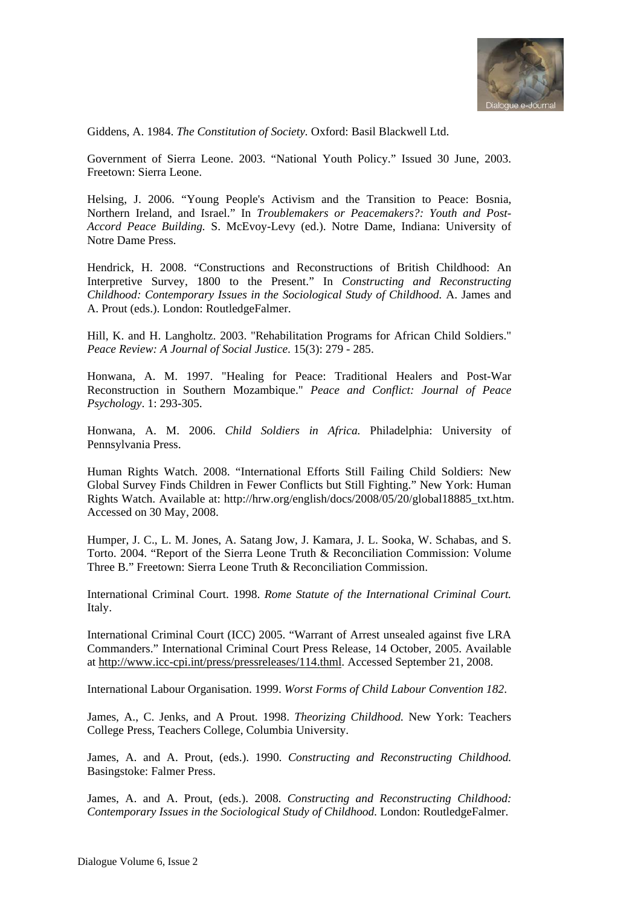Giddens, A. 1984. *The Constitution of Society.* Oxford: Basil Blackwell Ltd.

Government of Sierra Leone. 2003. "National Youth Policy." Issued 30 June, 2003. Freetown: Sierra Leone.

Helsing, J. 2006. "Young People's Activism and the Transition to Peace: Bosnia, Northern Ireland, and Israel." In *Troublemakers or Peacemakers?: Youth and Post-Accord Peace Building.* S. McEvoy-Levy (ed.). Notre Dame, Indiana: University of Notre Dame Press.

Hendrick, H. 2008. "Constructions and Reconstructions of British Childhood: An Interpretive Survey, 1800 to the Present." In *Constructing and Reconstructing Childhood: Contemporary Issues in the Sociological Study of Childhood*. A. James and A. Prout (eds.). London: RoutledgeFalmer.

Hill, K. and H. Langholtz. 2003. "Rehabilitation Programs for African Child Soldiers." *Peace Review: A Journal of Social Justice.* 15(3): 279 - 285.

Honwana, A. M. 1997. "Healing for Peace: Traditional Healers and Post-War Reconstruction in Southern Mozambique." *Peace and Conflict: Journal of Peace Psychology*. 1: 293-305.

Honwana, A. M. 2006. *Child Soldiers in Africa.* Philadelphia: University of Pennsylvania Press.

Human Rights Watch. 2008. "International Efforts Still Failing Child Soldiers: New Global Survey Finds Children in Fewer Conflicts but Still Fighting." New York: Human Rights Watch. Available at: http://hrw.org/english/docs/2008/05/20/global18885_txt.htm. Accessed on 30 May, 2008.

Humper, J. C., L. M. Jones, A. Satang Jow, J. Kamara, J. L. Sooka, W. Schabas, and S. Torto. 2004. "Report of the Sierra Leone Truth & Reconciliation Commission: Volume Three B." Freetown: Sierra Leone Truth & Reconciliation Commission.

International Criminal Court. 1998. *Rome Statute of the International Criminal Court.* Italy.

International Criminal Court (ICC) 2005. "Warrant of Arrest unsealed against five LRA Commanders." International Criminal Court Press Release, 14 October, 2005. Available at http://www.icc-cpi.int/press/pressreleases/114.thml. Accessed September 21, 2008.

International Labour Organisation. 1999. *Worst Forms of Child Labour Convention 182*.

James, A., C. Jenks, and A Prout. 1998. *Theorizing Childhood.* New York: Teachers College Press, Teachers College, Columbia University.

James, A. and A. Prout, (eds.). 1990. *Constructing and Reconstructing Childhood.* Basingstoke: Falmer Press.

James, A. and A. Prout, (eds.). 2008. *Constructing and Reconstructing Childhood: Contemporary Issues in the Sociological Study of Childhood.* London: RoutledgeFalmer.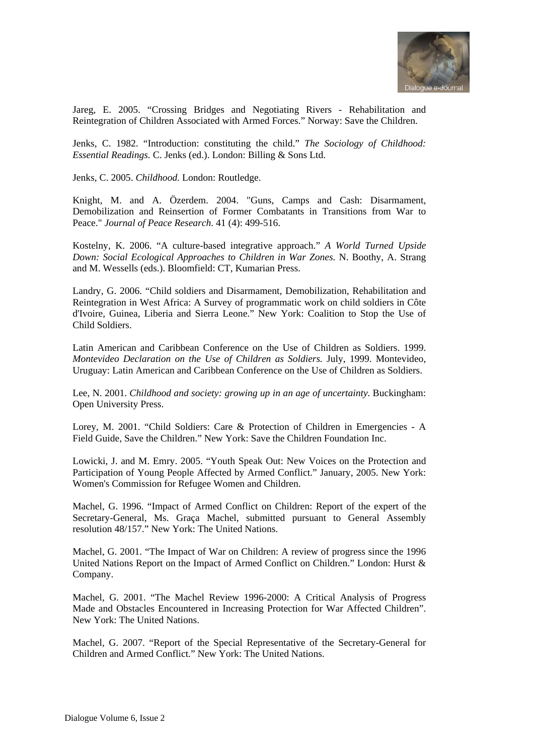Jareg, E. 2005. “Crossing Bridges and Negotiating Rivers - Rehabilitation and Reintegration of Children Associated with Armed Forces.” Norway: Save the Children.

Jenks, C. 1982. “Introduction: constituting the child.” *The Sociology of Childhood: Essential Readings.* C. Jenks (ed.). London: Billing & Sons Ltd.

Jenks, C. 2005. *Childhood.* London: Routledge.

Knight, M. and A. Özerdem. 2004. "Guns, Camps and Cash: Disarmament, Demobilization and Reinsertion of Former Combatants in Transitions from War to Peace." *Journal of Peace Research*. 41 (4): 499-516.

Kostelny, K. 2006. “A culture-based integrative approach.” *A World Turned Upside Down: Social Ecological Approaches to Children in War Zones.* N. Boothy, A. Strang and M. Wessells (eds.). Bloomfield: CT, Kumarian Press.

Landry, G. 2006. “Child soldiers and Disarmament, Demobilization, Rehabilitation and Reintegration in West Africa: A Survey of programmatic work on child soldiers in Côte d'Ivoire, Guinea, Liberia and Sierra Leone.” New York: Coalition to Stop the Use of Child Soldiers.

Latin American and Caribbean Conference on the Use of Children as Soldiers. 1999. *Montevideo Declaration on the Use of Children as Soldiers.* July, 1999. Montevideo, Uruguay: Latin American and Caribbean Conference on the Use of Children as Soldiers.

Lee, N. 2001. *Childhood and society: growing up in an age of uncertainty.* Buckingham: Open University Press.

Lorey, M. 2001. “Child Soldiers: Care & Protection of Children in Emergencies - A Field Guide, Save the Children.” New York: Save the Children Foundation Inc.

Lowicki, J. and M. Emry. 2005. “Youth Speak Out: New Voices on the Protection and Participation of Young People Affected by Armed Conflict.” January, 2005. New York: Women's Commission for Refugee Women and Children.

Machel, G. 1996. “Impact of Armed Conflict on Children: Report of the expert of the Secretary-General, Ms. Graça Machel, submitted pursuant to General Assembly resolution 48/157.” New York: The United Nations.

Machel, G. 2001. “The Impact of War on Children: A review of progress since the 1996 United Nations Report on the Impact of Armed Conflict on Children.” London: Hurst & Company.

Machel, G. 2001. “The Machel Review 1996-2000: A Critical Analysis of Progress Made and Obstacles Encountered in Increasing Protection for War Affected Children”. New York: The United Nations.

Machel, G. 2007. “Report of the Special Representative of the Secretary-General for Children and Armed Conflict.” New York: The United Nations.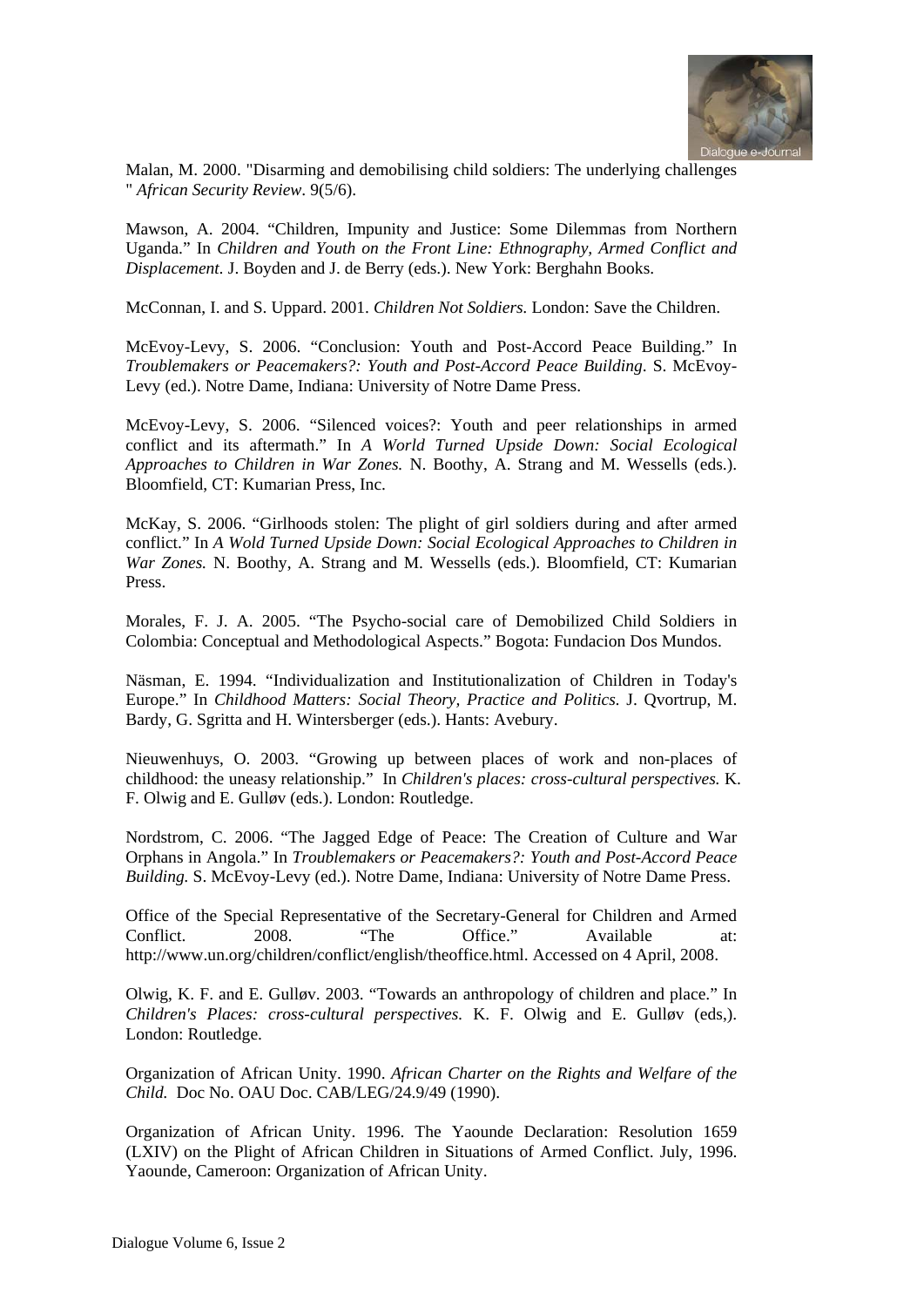Malan, M. 2000. "Disarming and demobilising child soldiers: The underlying challenges " *African Security Review*. 9(5/6).

Mawson, A. 2004. “Children, Impunity and Justice: Some Dilemmas from Northern Uganda.” In *Children and Youth on the Front Line: Ethnography, Armed Conflict and Displacement*. J. Boyden and J. de Berry (eds.). New York: Berghahn Books.

McConnan, I. and S. Uppard. 2001. *Children Not Soldiers.* London: Save the Children.

McEvoy-Levy, S. 2006. “Conclusion: Youth and Post-Accord Peace Building.” In *Troublemakers or Peacemakers?: Youth and Post-Accord Peace Building*. S. McEvoy-Levy (ed.). Notre Dame, Indiana: University of Notre Dame Press.

McEvoy-Levy, S. 2006. “Silenced voices?: Youth and peer relationships in armed conflict and its aftermath.” In *A World Turned Upside Down: Social Ecological Approaches to Children in War Zones.* N. Boothy, A. Strang and M. Wessells (eds.). Bloomfield, CT: Kumarian Press, Inc.

McKay, S. 2006. “Girlhoods stolen: The plight of girl soldiers during and after armed conflict.” In *A Wold Turned Upside Down: Social Ecological Approaches to Children in War Zones.* N. Boothy, A. Strang and M. Wessells (eds.). Bloomfield, CT: Kumarian Press.

Morales, F. J. A. 2005. “The Psycho-social care of Demobilized Child Soldiers in Colombia: Conceptual and Methodological Aspects.” Bogota: Fundacion Dos Mundos.

Näsman, E. 1994. “Individualization and Institutionalization of Children in Today's Europe.” In *Childhood Matters: Social Theory, Practice and Politics.* J. Qvortrup, M. Bardy, G. Sgritta and H. Wintersberger (eds.). Hants: Avebury.

Nieuwenhuys, O. 2003. “Growing up between places of work and non-places of childhood: the uneasy relationship.” In *Children's places: cross-cultural perspectives.* K. F. Olwig and E. Gulløv (eds.). London: Routledge.

Nordstrom, C. 2006. “The Jagged Edge of Peace: The Creation of Culture and War Orphans in Angola.” In *Troublemakers or Peacemakers?: Youth and Post-Accord Peace Building.* S. McEvoy-Levy (ed.). Notre Dame, Indiana: University of Notre Dame Press.

Office of the Special Representative of the Secretary-General for Children and Armed Conflict. 2008. “The Office.” Available at: http://www.un.org/children/conflict/english/theoffice.html. Accessed on 4 April, 2008.

Olwig, K. F. and E. Gulløv. 2003. “Towards an anthropology of children and place.” In *Children's Places: cross-cultural perspectives.* K. F. Olwig and E. Gulløv (eds,). London: Routledge.

Organization of African Unity. 1990. *African Charter on the Rights and Welfare of the Child.* Doc No. OAU Doc. CAB/LEG/24.9/49 (1990).

Organization of African Unity. 1996. The Yaounde Declaration: Resolution 1659 (LXIV) on the Plight of African Children in Situations of Armed Conflict. July, 1996. Yaounde, Cameroon: Organization of African Unity.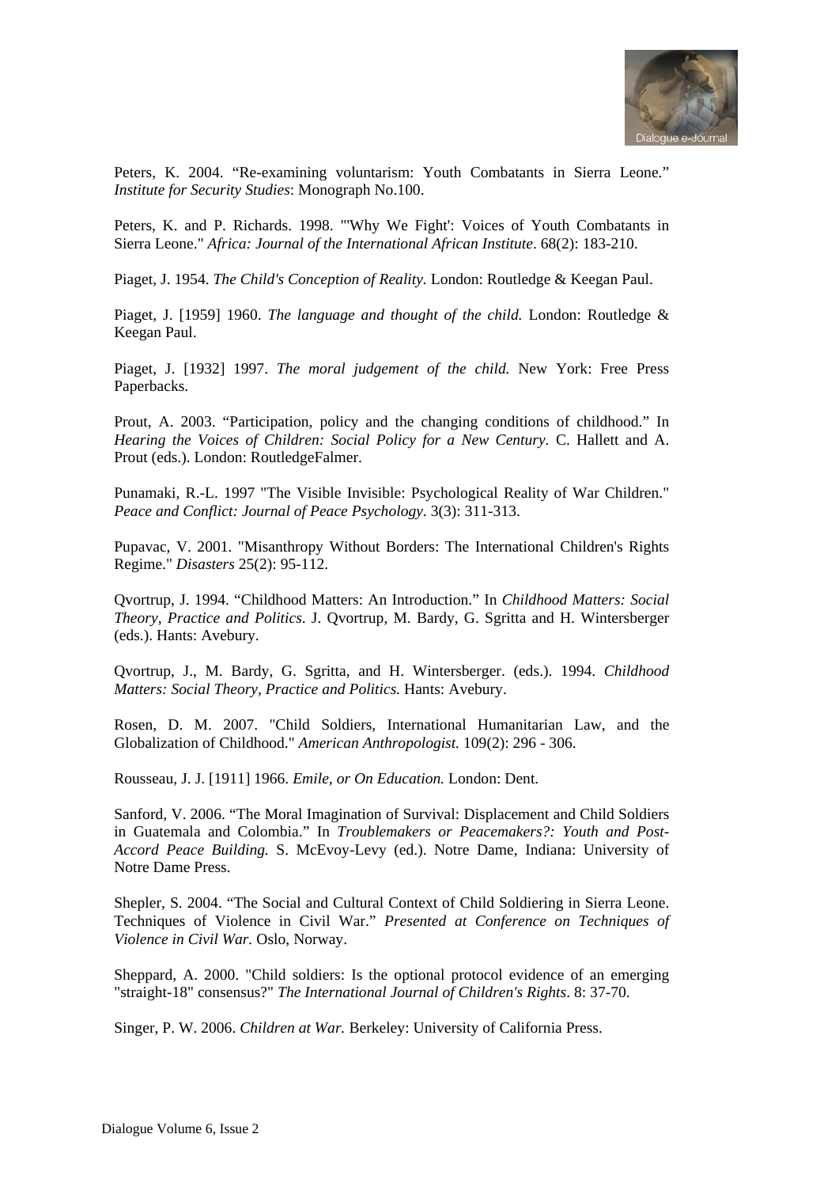Peters, K. 2004. “Re-examining voluntarism: Youth Combatants in Sierra Leone.” *Institute for Security Studies*: Monograph No.100.

Peters, K. and P. Richards. 1998. "'Why We Fight': Voices of Youth Combatants in Sierra Leone." *Africa: Journal of the International African Institute*. 68(2): 183-210.

Piaget, J. 1954. *The Child's Conception of Reality*. London: Routledge & Keegan Paul.

Piaget, J. [1959] 1960. *The language and thought of the child.* London: Routledge & Keegan Paul.

Piaget, J. [1932] 1997. *The moral judgement of the child.* New York: Free Press Paperbacks.

Prout, A. 2003. “Participation, policy and the changing conditions of childhood.” In *Hearing the Voices of Children: Social Policy for a New Century*. C. Hallett and A. Prout (eds.). London: RoutledgeFalmer.

Punamaki, R.-L. 1997 "The Visible Invisible: Psychological Reality of War Children." *Peace and Conflict: Journal of Peace Psychology*. 3(3): 311-313.

Pupavac, V. 2001. "Misanthropy Without Borders: The International Children's Rights Regime." *Disasters* 25(2): 95-112.

Qvortrup, J. 1994. “Childhood Matters: An Introduction.” In *Childhood Matters: Social Theory, Practice and Politics*. J. Qvortrup, M. Bardy, G. Sgritta and H. Wintersberger (eds.). Hants: Avebury.

Qvortrup, J., M. Bardy, G. Sgritta, and H. Wintersberger. (eds.). 1994. *Childhood Matters: Social Theory, Practice and Politics.* Hants: Avebury.

Rosen, D. M. 2007. "Child Soldiers, International Humanitarian Law, and the Globalization of Childhood." *American Anthropologist.* 109(2): 296 - 306.

Rousseau, J. J. [1911] 1966. *Emile, or On Education.* London: Dent.

Sanford, V. 2006. “The Moral Imagination of Survival: Displacement and Child Soldiers in Guatemala and Colombia.” In *Troublemakers or Peacemakers?: Youth and Post-Accord Peace Building.* S. McEvoy-Levy (ed.). Notre Dame, Indiana: University of Notre Dame Press.

Shepler, S. 2004. “The Social and Cultural Context of Child Soldiering in Sierra Leone. Techniques of Violence in Civil War.” *Presented at Conference on Techniques of Violence in Civil War*. Oslo, Norway.

Sheppard, A. 2000. "Child soldiers: Is the optional protocol evidence of an emerging "straight-18" consensus?" *The International Journal of Children's Rights*. 8: 37-70.

Singer, P. W. 2006. *Children at War.* Berkeley: University of California Press.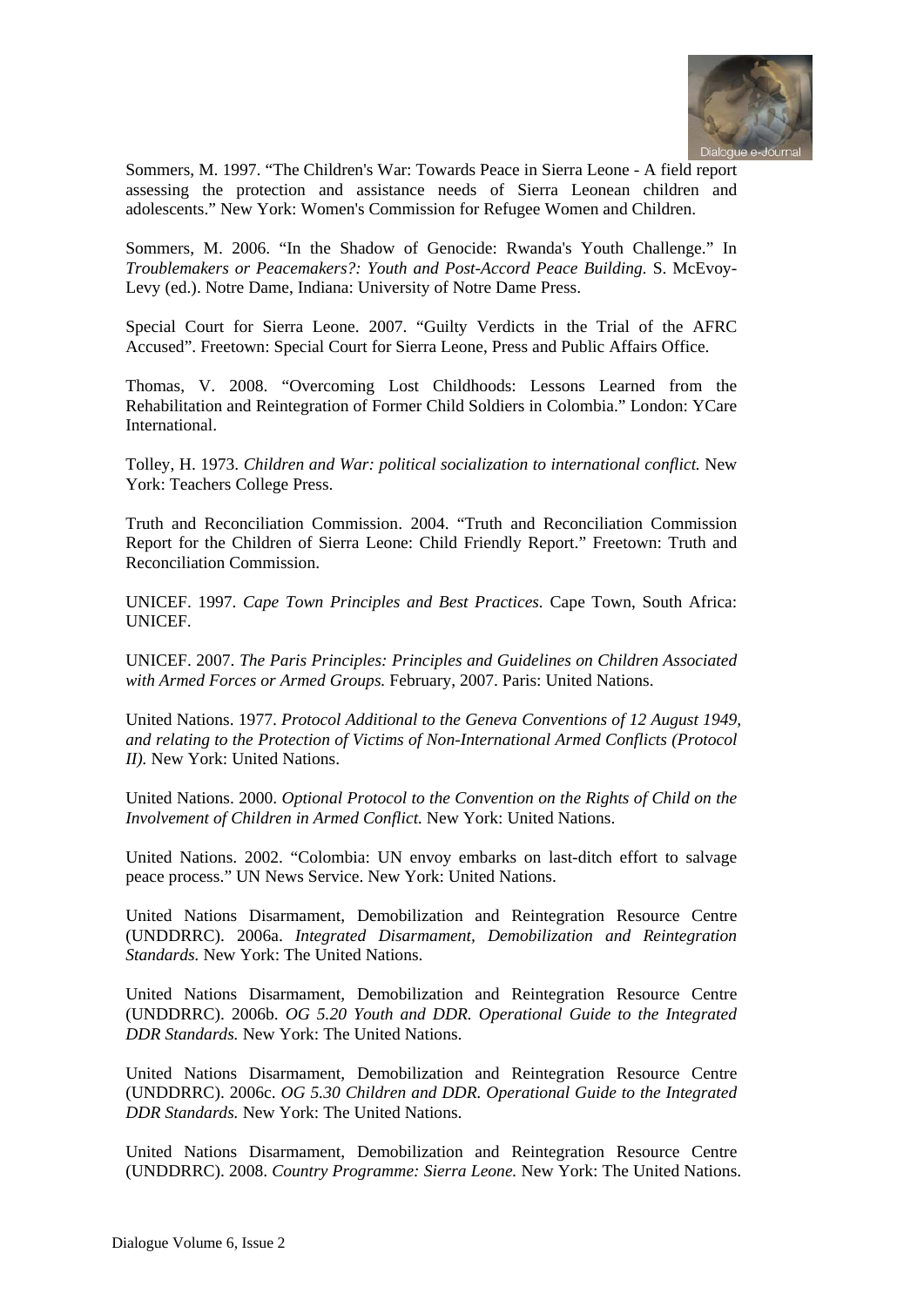Sommers, M. 1997. "The Children's War: Towards Peace in Sierra Leone - A field report assessing the protection and assistance needs of Sierra Leonean children and adolescents." New York: Women's Commission for Refugee Women and Children.

Sommers, M. 2006. "In the Shadow of Genocide: Rwanda's Youth Challenge." In *Troublemakers or Peacemakers?: Youth and Post-Accord Peace Building.* S. McEvoy-Levy (ed.). Notre Dame, Indiana: University of Notre Dame Press.

Special Court for Sierra Leone. 2007. "Guilty Verdicts in the Trial of the AFRC Accused". Freetown: Special Court for Sierra Leone, Press and Public Affairs Office.

Thomas, V. 2008. "Overcoming Lost Childhoods: Lessons Learned from the Rehabilitation and Reintegration of Former Child Soldiers in Colombia." London: YCare International.

Tolley, H. 1973. *Children and War: political socialization to international conflict.* New York: Teachers College Press.

Truth and Reconciliation Commission. 2004. "Truth and Reconciliation Commission Report for the Children of Sierra Leone: Child Friendly Report." Freetown: Truth and Reconciliation Commission.

UNICEF. 1997. *Cape Town Principles and Best Practices.* Cape Town, South Africa: UNICEF.

UNICEF. 2007. *The Paris Principles: Principles and Guidelines on Children Associated with Armed Forces or Armed Groups.* February, 2007. Paris: United Nations.

United Nations. 1977. *Protocol Additional to the Geneva Conventions of 12 August 1949, and relating to the Protection of Victims of Non-International Armed Conflicts (Protocol II).* New York: United Nations.

United Nations. 2000. *Optional Protocol to the Convention on the Rights of Child on the Involvement of Children in Armed Conflict.* New York: United Nations.

United Nations. 2002. "Colombia: UN envoy embarks on last-ditch effort to salvage peace process." UN News Service. New York: United Nations.

United Nations Disarmament, Demobilization and Reintegration Resource Centre (UNDDRRC). 2006a. *Integrated Disarmament, Demobilization and Reintegration Standards.* New York: The United Nations.

United Nations Disarmament, Demobilization and Reintegration Resource Centre (UNDDRRC). 2006b. *OG 5.20 Youth and DDR. Operational Guide to the Integrated DDR Standards.* New York: The United Nations.

United Nations Disarmament, Demobilization and Reintegration Resource Centre (UNDDRRC). 2006c. *OG 5.30 Children and DDR. Operational Guide to the Integrated DDR Standards.* New York: The United Nations.

United Nations Disarmament, Demobilization and Reintegration Resource Centre (UNDDRRC). 2008. *Country Programme: Sierra Leone.* New York: The United Nations.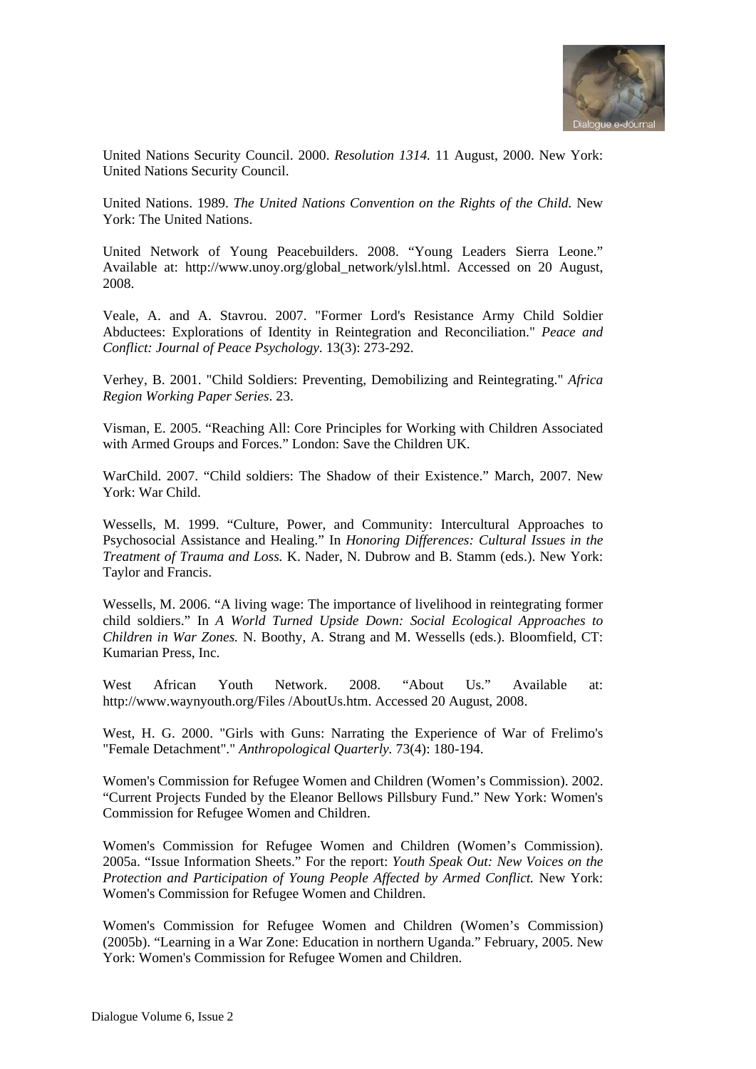United Nations Security Council. 2000. *Resolution 1314.* 11 August, 2000. New York: United Nations Security Council.

United Nations. 1989. *The United Nations Convention on the Rights of the Child.* New York: The United Nations.

United Network of Young Peacebuilders. 2008. "Young Leaders Sierra Leone." Available at: http://www.unoy.org/global_network/ylsl.html. Accessed on 20 August, 2008.

Veale, A. and A. Stavrou. 2007. "Former Lord's Resistance Army Child Soldier Abductees: Explorations of Identity in Reintegration and Reconciliation." *Peace and Conflict: Journal of Peace Psychology*. 13(3): 273-292.

Verhey, B. 2001. "Child Soldiers: Preventing, Demobilizing and Reintegrating." *Africa Region Working Paper Series*. 23.

Visman, E. 2005. "Reaching All: Core Principles for Working with Children Associated with Armed Groups and Forces." London: Save the Children UK.

WarChild. 2007. "Child soldiers: The Shadow of their Existence." March, 2007. New York: War Child.

Wessells, M. 1999. "Culture, Power, and Community: Intercultural Approaches to Psychosocial Assistance and Healing." In *Honoring Differences: Cultural Issues in the Treatment of Trauma and Loss.* K. Nader, N. Dubrow and B. Stamm (eds.). New York: Taylor and Francis.

Wessells, M. 2006. "A living wage: The importance of livelihood in reintegrating former child soldiers." In *A World Turned Upside Down: Social Ecological Approaches to Children in War Zones.* N. Boothy, A. Strang and M. Wessells (eds.). Bloomfield, CT: Kumarian Press, Inc.

West African Youth Network. 2008. "About Us." Available at: http://www.waynyouth.org/Files /AboutUs.htm. Accessed 20 August, 2008.

West, H. G. 2000. "Girls with Guns: Narrating the Experience of War of Frelimo's "Female Detachment"." *Anthropological Quarterly.* 73(4): 180-194.

Women's Commission for Refugee Women and Children (Women's Commission). 2002. "Current Projects Funded by the Eleanor Bellows Pillsbury Fund." New York: Women's Commission for Refugee Women and Children.

Women's Commission for Refugee Women and Children (Women's Commission). 2005a. "Issue Information Sheets." For the report: *Youth Speak Out: New Voices on the Protection and Participation of Young People Affected by Armed Conflict.* New York: Women's Commission for Refugee Women and Children.

Women's Commission for Refugee Women and Children (Women's Commission) (2005b). "Learning in a War Zone: Education in northern Uganda." February, 2005. New York: Women's Commission for Refugee Women and Children.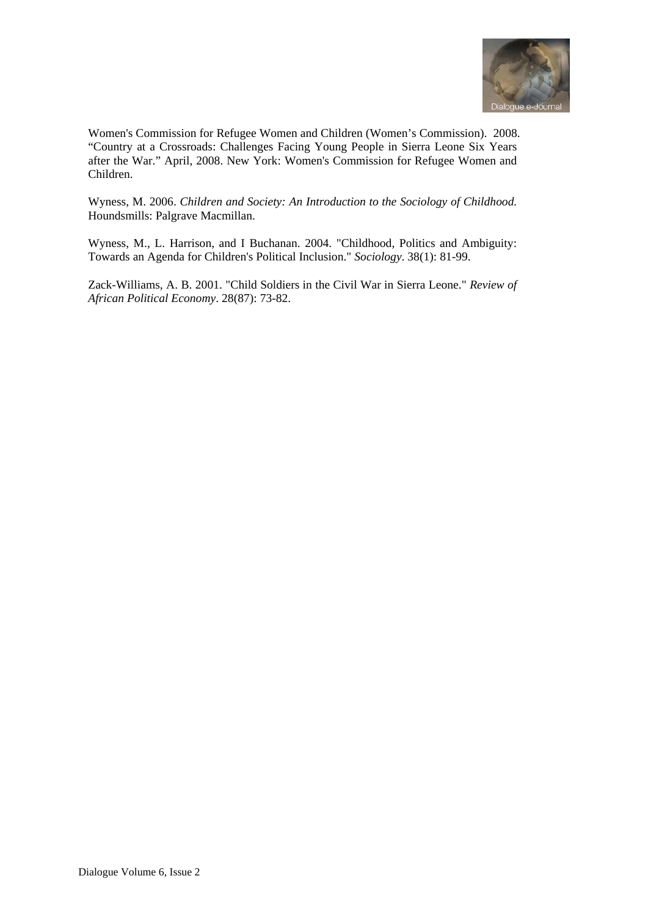Women's Commission for Refugee Women and Children (Women's Commission). 2008. "Country at a Crossroads: Challenges Facing Young People in Sierra Leone Six Years after the War." April, 2008. New York: Women's Commission for Refugee Women and Children.

Wyness, M. 2006. *Children and Society: An Introduction to the Sociology of Childhood.* Houndsmills: Palgrave Macmillan.

Wyness, M., L. Harrison, and I Buchanan. 2004. "Childhood, Politics and Ambiguity: Towards an Agenda for Children's Political Inclusion." *Sociology*. 38(1): 81-99.

Zack-Williams, A. B. 2001. "Child Soldiers in the Civil War in Sierra Leone." *Review of African Political Economy*. 28(87): 73-82.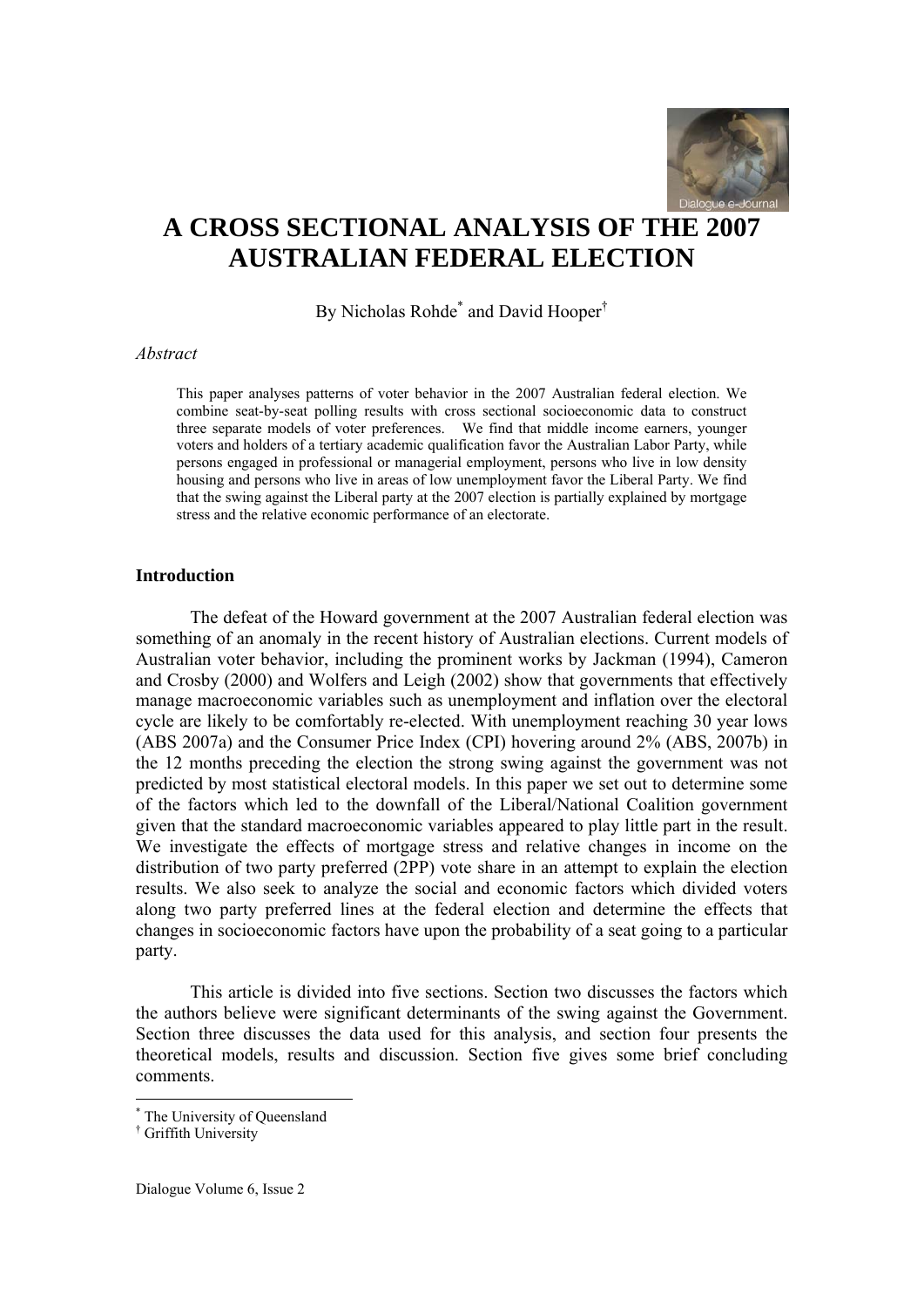# A CROSS SECTIONAL ANALYSIS OF THE 2007 AUSTRALIAN FEDERAL ELECTION

By Nicholas Rohde[*] and David Hooper[†]

*Abstract*

> This paper analyses patterns of voter behavior in the 2007 Australian federal election. We combine seat-by-seat polling results with cross sectional socioeconomic data to construct three separate models of voter preferences. We find that middle income earners, younger voters and holders of a tertiary academic qualification favor the Australian Labor Party, while persons engaged in professional or managerial employment, persons who live in low density housing and persons who live in areas of low unemployment favor the Liberal Party. We find that the swing against the Liberal party at the 2007 election is partially explained by mortgage stress and the relative economic performance of an electorate.

### Introduction

The defeat of the Howard government at the 2007 Australian federal election was something of an anomaly in the recent history of Australian elections. Current models of Australian voter behavior, including the prominent works by Jackman (1994), Cameron and Crosby (2000) and Wolfers and Leigh (2002) show that governments that effectively manage macroeconomic variables such as unemployment and inflation over the electoral cycle are likely to be comfortably re-elected. With unemployment reaching 30 year lows (ABS 2007a) and the Consumer Price Index (CPI) hovering around 2% (ABS, 2007b) in the 12 months preceding the election the strong swing against the government was not predicted by most statistical electoral models. In this paper we set out to determine some of the factors which led to the downfall of the Liberal/National Coalition government given that the standard macroeconomic variables appeared to play little part in the result. We investigate the effects of mortgage stress and relative changes in income on the distribution of two party preferred (2PP) vote share in an attempt to explain the election results. We also seek to analyze the social and economic factors which divided voters along two party preferred lines at the federal election and determine the effects that changes in socioeconomic factors have upon the probability of a seat going to a particular party.

This article is divided into five sections. Section two discusses the factors which the authors believe were significant determinants of the swing against the Government. Section three discusses the data used for this analysis, and section four presents the theoretical models, results and discussion. Section five gives some brief concluding comments.

---

[*] The University of Queensland

[†] Griffith University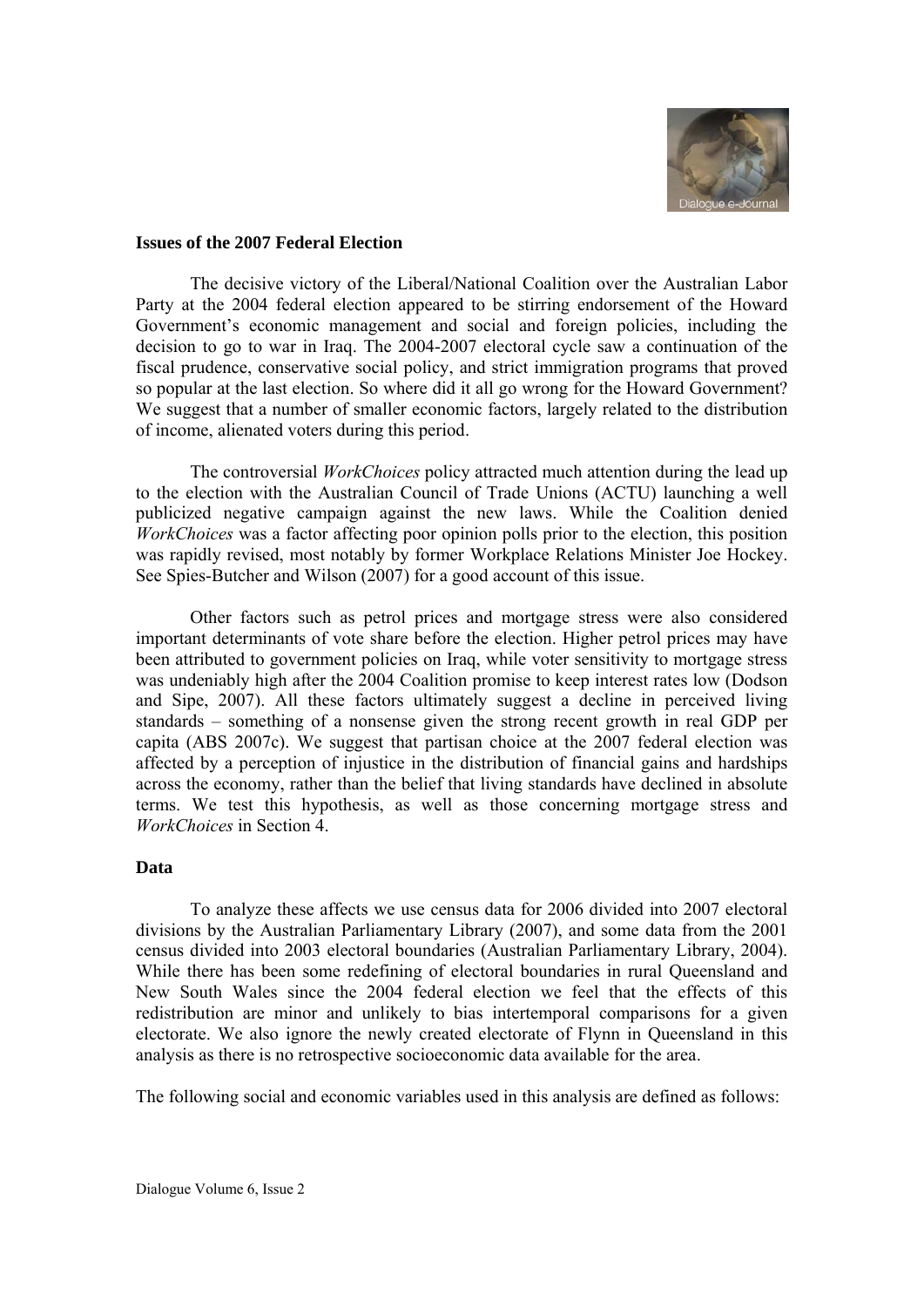**Issues of the 2007 Federal Election**

The decisive victory of the Liberal/National Coalition over the Australian Labor Party at the 2004 federal election appeared to be stirring endorsement of the Howard Government's economic management and social and foreign policies, including the decision to go to war in Iraq. The 2004-2007 electoral cycle saw a continuation of the fiscal prudence, conservative social policy, and strict immigration programs that proved so popular at the last election. So where did it all go wrong for the Howard Government? We suggest that a number of smaller economic factors, largely related to the distribution of income, alienated voters during this period.

The controversial *WorkChoices* policy attracted much attention during the lead up to the election with the Australian Council of Trade Unions (ACTU) launching a well publicized negative campaign against the new laws. While the Coalition denied *WorkChoices* was a factor affecting poor opinion polls prior to the election, this position was rapidly revised, most notably by former Workplace Relations Minister Joe Hockey. See Spies-Butcher and Wilson (2007) for a good account of this issue.

Other factors such as petrol prices and mortgage stress were also considered important determinants of vote share before the election. Higher petrol prices may have been attributed to government policies on Iraq, while voter sensitivity to mortgage stress was undeniably high after the 2004 Coalition promise to keep interest rates low (Dodson and Sipe, 2007). All these factors ultimately suggest a decline in perceived living standards – something of a nonsense given the strong recent growth in real GDP per capita (ABS 2007c). We suggest that partisan choice at the 2007 federal election was affected by a perception of injustice in the distribution of financial gains and hardships across the economy, rather than the belief that living standards have declined in absolute terms. We test this hypothesis, as well as those concerning mortgage stress and *WorkChoices* in Section 4.

**Data**

To analyze these affects we use census data for 2006 divided into 2007 electoral divisions by the Australian Parliamentary Library (2007), and some data from the 2001 census divided into 2003 electoral boundaries (Australian Parliamentary Library, 2004). While there has been some redefining of electoral boundaries in rural Queensland and New South Wales since the 2004 federal election we feel that the effects of this redistribution are minor and unlikely to bias intertemporal comparisons for a given electorate. We also ignore the newly created electorate of Flynn in Queensland in this analysis as there is no retrospective socioeconomic data available for the area.

The following social and economic variables used in this analysis are defined as follows: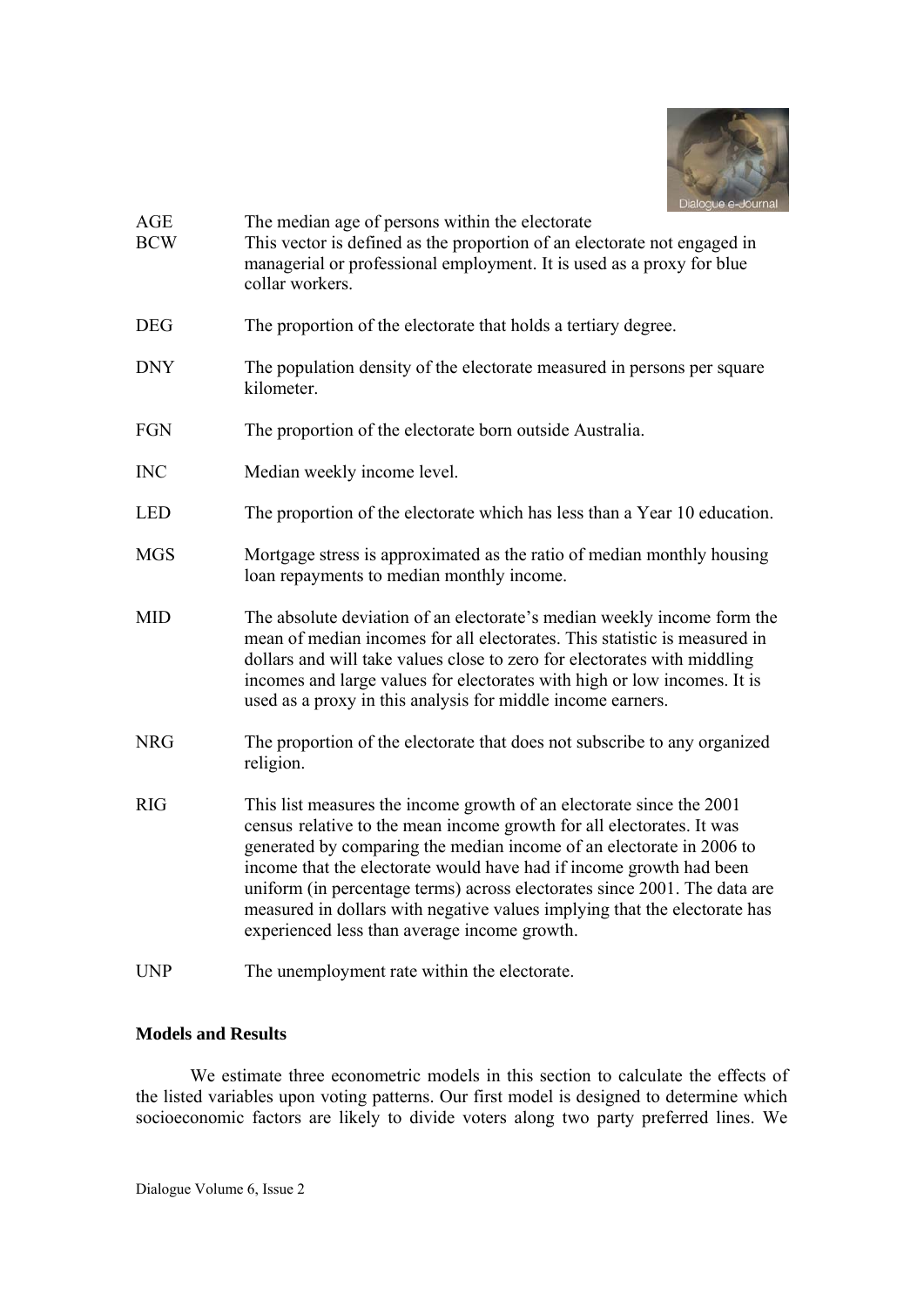| | |
|---|---|
| AGE | The median age of persons within the electorate |
| BCW | This vector is defined as the proportion of an electorate not engaged in managerial or professional employment. It is used as a proxy for blue collar workers. |
| DEG | The proportion of the electorate that holds a tertiary degree. |
| DNY | The population density of the electorate measured in persons per square kilometer. |
| FGN | The proportion of the electorate born outside Australia. |
| INC | Median weekly income level. |
| LED | The proportion of the electorate which has less than a Year 10 education. |
| MGS | Mortgage stress is approximated as the ratio of median monthly housing loan repayments to median monthly income. |
| MID | The absolute deviation of an electorate's median weekly income form the mean of median incomes for all electorates. This statistic is measured in dollars and will take values close to zero for electorates with middling incomes and large values for electorates with high or low incomes. It is used as a proxy in this analysis for middle income earners. |
| NRG | The proportion of the electorate that does not subscribe to any organized religion. |
| RIG | This list measures the income growth of an electorate since the 2001 census relative to the mean income growth for all electorates. It was generated by comparing the median income of an electorate in 2006 to income that the electorate would have had if income growth had been uniform (in percentage terms) across electorates since 2001. The data are measured in dollars with negative values implying that the electorate has experienced less than average income growth. |
| UNP | The unemployment rate within the electorate. |

### Models and Results

We estimate three econometric models in this section to calculate the effects of the listed variables upon voting patterns. Our first model is designed to determine which socioeconomic factors are likely to divide voters along two party preferred lines. We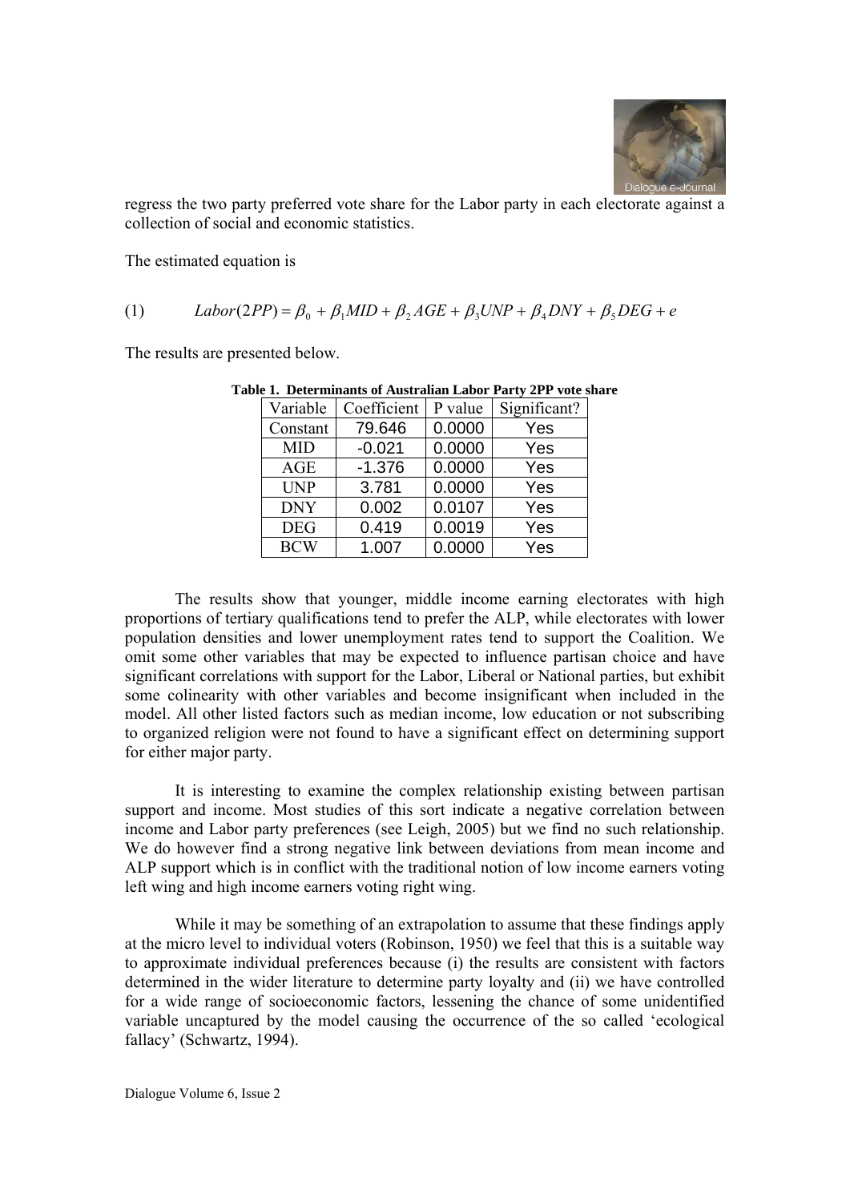regress the two party preferred vote share for the Labor party in each electorate against a collection of social and economic statistics.

The estimated equation is

$$(1) \qquad Labor(2PP) = \beta_0 + \beta_1 MID + \beta_2 AGE + \beta_3 UNP + \beta_4 DNY + \beta_5 DEG + e$$

The results are presented below.

**Table 1. Determinants of Australian Labor Party 2PP vote share**

| Variable | Coefficient | P value | Significant? |
|---|---|---|---|
| Constant | 79.646 | 0.0000 | Yes |
| MID | -0.021 | 0.0000 | Yes |
| AGE | -1.376 | 0.0000 | Yes |
| UNP | 3.781 | 0.0000 | Yes |
| DNY | 0.002 | 0.0107 | Yes |
| DEG | 0.419 | 0.0019 | Yes |
| BCW | 1.007 | 0.0000 | Yes |

The results show that younger, middle income earning electorates with high proportions of tertiary qualifications tend to prefer the ALP, while electorates with lower population densities and lower unemployment rates tend to support the Coalition. We omit some other variables that may be expected to influence partisan choice and have significant correlations with support for the Labor, Liberal or National parties, but exhibit some colinearity with other variables and become insignificant when included in the model. All other listed factors such as median income, low education or not subscribing to organized religion were not found to have a significant effect on determining support for either major party.

It is interesting to examine the complex relationship existing between partisan support and income. Most studies of this sort indicate a negative correlation between income and Labor party preferences (see Leigh, 2005) but we find no such relationship. We do however find a strong negative link between deviations from mean income and ALP support which is in conflict with the traditional notion of low income earners voting left wing and high income earners voting right wing.

While it may be something of an extrapolation to assume that these findings apply at the micro level to individual voters (Robinson, 1950) we feel that this is a suitable way to approximate individual preferences because (i) the results are consistent with factors determined in the wider literature to determine party loyalty and (ii) we have controlled for a wide range of socioeconomic factors, lessening the chance of some unidentified variable uncaptured by the model causing the occurrence of the so called 'ecological fallacy' (Schwartz, 1994).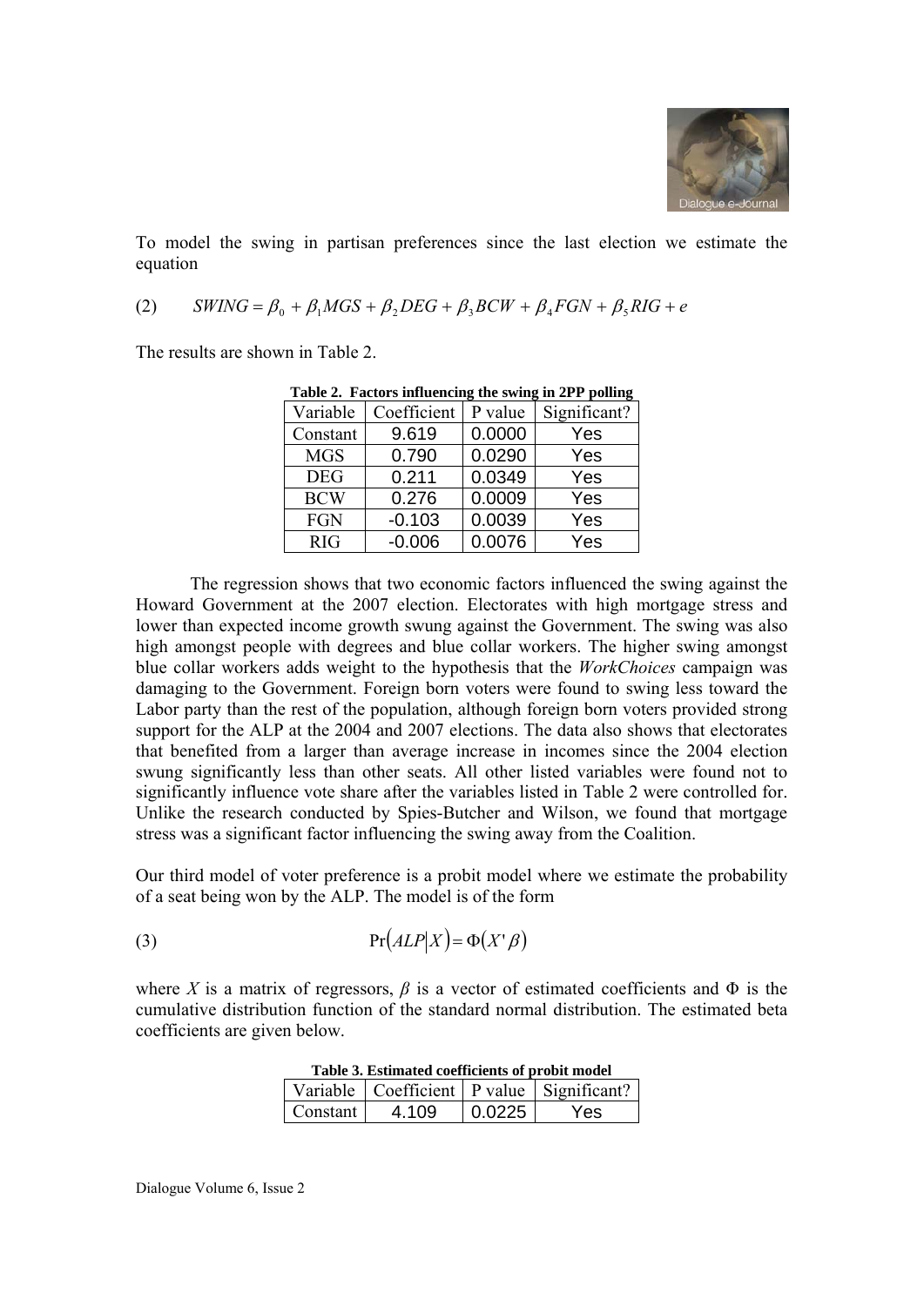To model the swing in partisan preferences since the last election we estimate the equation

$$SWING = \beta_0 + \beta_1 MGS + \beta_2 DEG + \beta_3 BCW + \beta_4 FGN + \beta_5 RIG + e \quad (2)$$

The results are shown in Table 2.

**Table 2. Factors influencing the swing in 2PP polling**

| Variable | Coefficient | P value | Significant? |
|---|---|---|---|
| Constant | 9.619 | 0.0000 | Yes |
| MGS | 0.790 | 0.0290 | Yes |
| DEG | 0.211 | 0.0349 | Yes |
| BCW | 0.276 | 0.0009 | Yes |
| FGN | -0.103 | 0.0039 | Yes |
| RIG | -0.006 | 0.0076 | Yes |

The regression shows that two economic factors influenced the swing against the Howard Government at the 2007 election. Electorates with high mortgage stress and lower than expected income growth swung against the Government. The swing was also high amongst people with degrees and blue collar workers. The higher swing amongst blue collar workers adds weight to the hypothesis that the *WorkChoices* campaign was damaging to the Government. Foreign born voters were found to swing less toward the Labor party than the rest of the population, although foreign born voters provided strong support for the ALP at the 2004 and 2007 elections. The data also shows that electorates that benefited from a larger than average increase in incomes since the 2004 election swung significantly less than other seats. All other listed variables were found not to significantly influence vote share after the variables listed in Table 2 were controlled for. Unlike the research conducted by Spies-Butcher and Wilson, we found that mortgage stress was a significant factor influencing the swing away from the Coalition.

Our third model of voter preference is a probit model where we estimate the probability of a seat being won by the ALP. The model is of the form

$$\Pr(ALP|X) = \Phi(X'\beta) \quad (3)$$

where $X$ is a matrix of regressors, $\beta$ is a vector of estimated coefficients and $\Phi$ is the cumulative distribution function of the standard normal distribution. The estimated beta coefficients are given below.

**Table 3. Estimated coefficients of probit model**

| Variable | Coefficient | P value | Significant? |
|---|---|---|---|
| Constant | 4.109 | 0.0225 | Yes |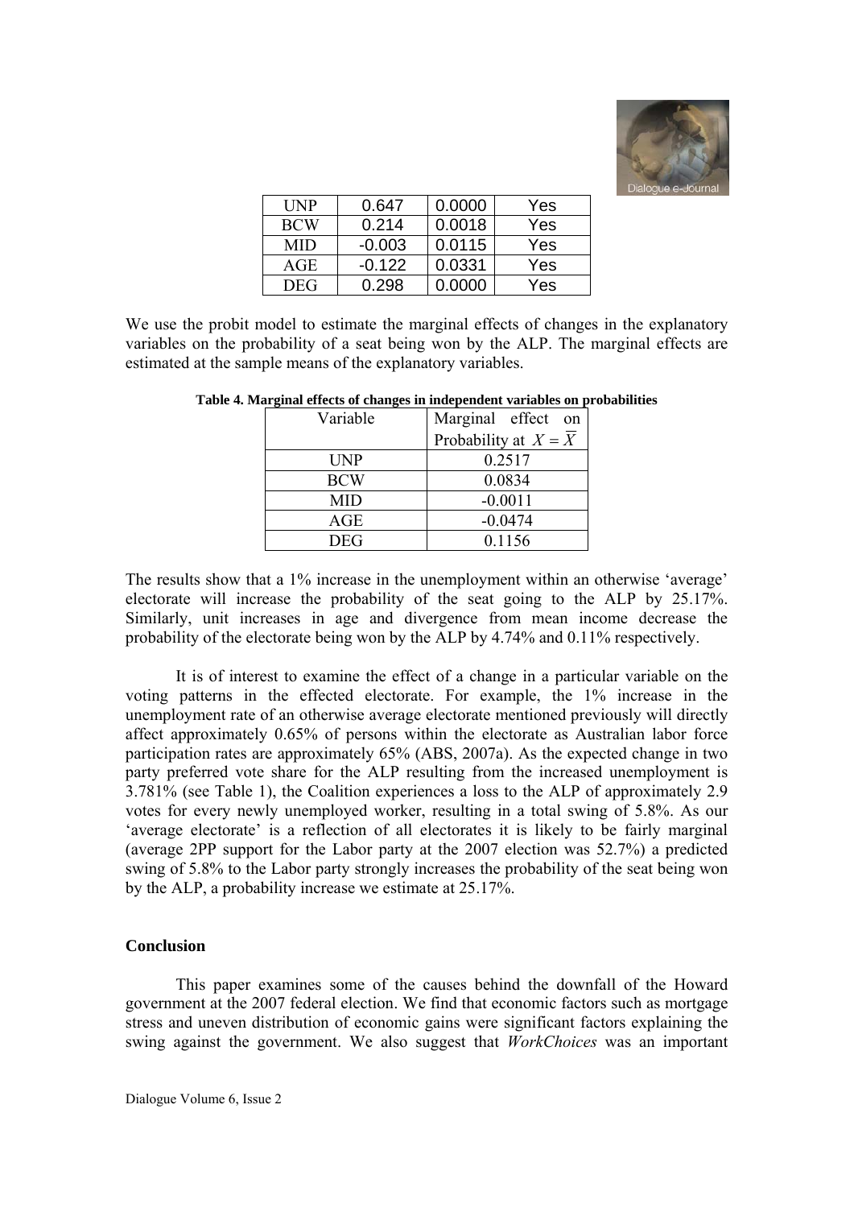| UNP | 0.647 | 0.0000 | Yes |
|---|---|---|---|
| BCW | 0.214 | 0.0018 | Yes |
| MID | -0.003 | 0.0115 | Yes |
| AGE | -0.122 | 0.0331 | Yes |
| DEG | 0.298 | 0.0000 | Yes |

We use the probit model to estimate the marginal effects of changes in the explanatory variables on the probability of a seat being won by the ALP. The marginal effects are estimated at the sample means of the explanatory variables.

**Table 4. Marginal effects of changes in independent variables on probabilities**

| Variable | Marginal effect on Probability at $X = \bar{X}$ |
|---|---|
| UNP | 0.2517 |
| BCW | 0.0834 |
| MID | -0.0011 |
| AGE | -0.0474 |
| DEG | 0.1156 |

The results show that a 1% increase in the unemployment within an otherwise 'average' electorate will increase the probability of the seat going to the ALP by 25.17%. Similarly, unit increases in age and divergence from mean income decrease the probability of the electorate being won by the ALP by 4.74% and 0.11% respectively.

It is of interest to examine the effect of a change in a particular variable on the voting patterns in the effected electorate. For example, the 1% increase in the unemployment rate of an otherwise average electorate mentioned previously will directly affect approximately 0.65% of persons within the electorate as Australian labor force participation rates are approximately 65% (ABS, 2007a). As the expected change in two party preferred vote share for the ALP resulting from the increased unemployment is 3.781% (see Table 1), the Coalition experiences a loss to the ALP of approximately 2.9 votes for every newly unemployed worker, resulting in a total swing of 5.8%. As our 'average electorate' is a reflection of all electorates it is likely to be fairly marginal (average 2PP support for the Labor party at the 2007 election was 52.7%) a predicted swing of 5.8% to the Labor party strongly increases the probability of the seat being won by the ALP, a probability increase we estimate at 25.17%.

## Conclusion

This paper examines some of the causes behind the downfall of the Howard government at the 2007 federal election. We find that economic factors such as mortgage stress and uneven distribution of economic gains were significant factors explaining the swing against the government. We also suggest that *WorkChoices* was an important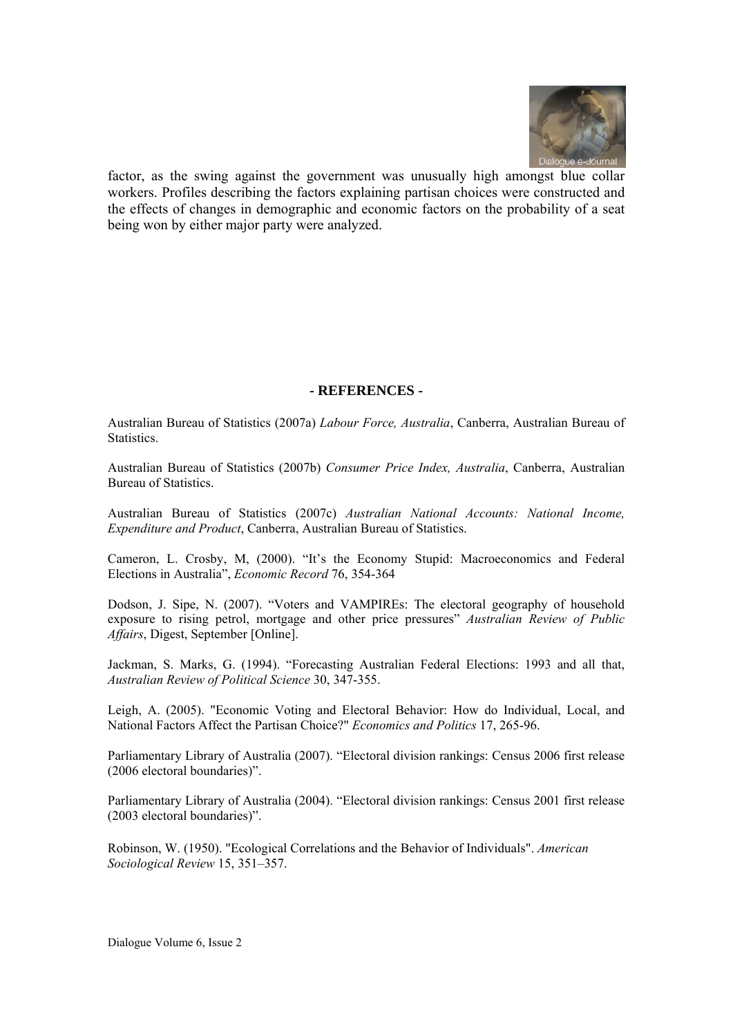factor, as the swing against the government was unusually high amongst blue collar workers. Profiles describing the factors explaining partisan choices were constructed and the effects of changes in demographic and economic factors on the probability of a seat being won by either major party were analyzed.

## - REFERENCES -

Australian Bureau of Statistics (2007a) *Labour Force, Australia*, Canberra, Australian Bureau of Statistics.

Australian Bureau of Statistics (2007b) *Consumer Price Index, Australia*, Canberra, Australian Bureau of Statistics.

Australian Bureau of Statistics (2007c) *Australian National Accounts: National Income, Expenditure and Product*, Canberra, Australian Bureau of Statistics.

Cameron, L. Crosby, M, (2000). "It's the Economy Stupid: Macroeconomics and Federal Elections in Australia", *Economic Record* 76, 354-364

Dodson, J. Sipe, N. (2007). "Voters and VAMPIREs: The electoral geography of household exposure to rising petrol, mortgage and other price pressures" *Australian Review of Public Affairs*, Digest, September [Online].

Jackman, S. Marks, G. (1994). "Forecasting Australian Federal Elections: 1993 and all that, *Australian Review of Political Science* 30, 347-355.

Leigh, A. (2005). "Economic Voting and Electoral Behavior: How do Individual, Local, and National Factors Affect the Partisan Choice?" *Economics and Politics* 17, 265-96.

Parliamentary Library of Australia (2007). "Electoral division rankings: Census 2006 first release (2006 electoral boundaries)".

Parliamentary Library of Australia (2004). "Electoral division rankings: Census 2001 first release (2003 electoral boundaries)".

Robinson, W. (1950). "Ecological Correlations and the Behavior of Individuals". *American Sociological Review* 15, 351–357.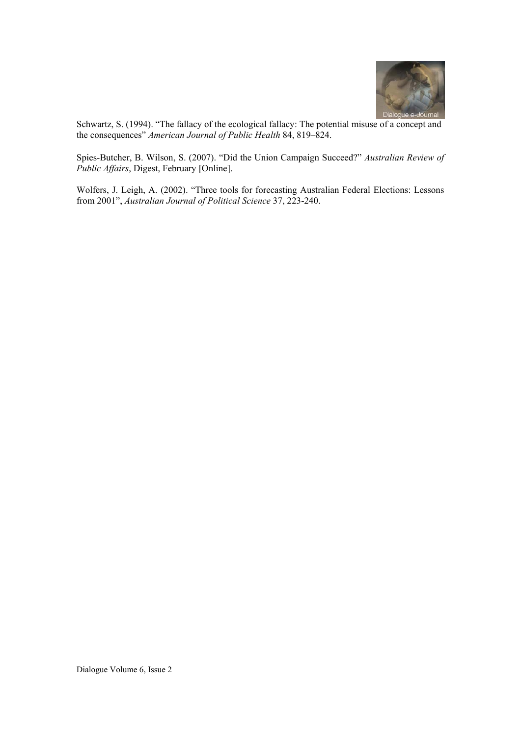Schwartz, S. (1994). "The fallacy of the ecological fallacy: The potential misuse of a concept and the consequences" *American Journal of Public Health* 84, 819–824.

Spies-Butcher, B. Wilson, S. (2007). "Did the Union Campaign Succeed?" *Australian Review of Public Affairs*, Digest, February [Online].

Wolfers, J. Leigh, A. (2002). "Three tools for forecasting Australian Federal Elections: Lessons from 2001", *Australian Journal of Political Science* 37, 223-240.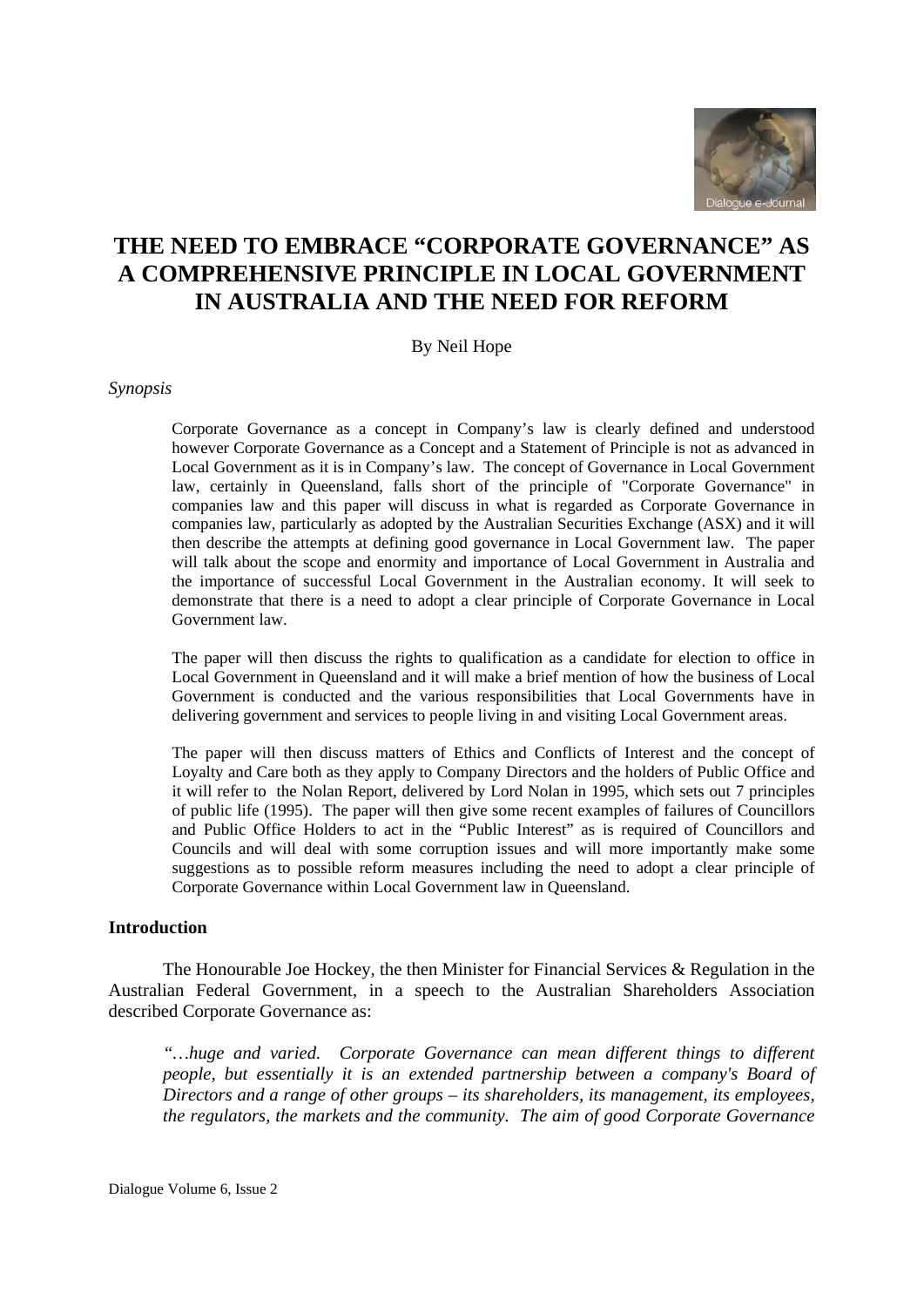# THE NEED TO EMBRACE "CORPORATE GOVERNANCE" AS A COMPREHENSIVE PRINCIPLE IN LOCAL GOVERNMENT IN AUSTRALIA AND THE NEED FOR REFORM

By Neil Hope

*Synopsis*

> Corporate Governance as a concept in Company's law is clearly defined and understood however Corporate Governance as a Concept and a Statement of Principle is not as advanced in Local Government as it is in Company's law. The concept of Governance in Local Government law, certainly in Queensland, falls short of the principle of "Corporate Governance" in companies law and this paper will discuss in what is regarded as Corporate Governance in companies law, particularly as adopted by the Australian Securities Exchange (ASX) and it will then describe the attempts at defining good governance in Local Government law. The paper will talk about the scope and enormity and importance of Local Government in Australia and the importance of successful Local Government in the Australian economy. It will seek to demonstrate that there is a need to adopt a clear principle of Corporate Governance in Local Government law.
>
> The paper will then discuss the rights to qualification as a candidate for election to office in Local Government in Queensland and it will make a brief mention of how the business of Local Government is conducted and the various responsibilities that Local Governments have in delivering government and services to people living in and visiting Local Government areas.
>
> The paper will then discuss matters of Ethics and Conflicts of Interest and the concept of Loyalty and Care both as they apply to Company Directors and the holders of Public Office and it will refer to the Nolan Report, delivered by Lord Nolan in 1995, which sets out 7 principles of public life (1995). The paper will then give some recent examples of failures of Councillors and Public Office Holders to act in the "Public Interest" as is required of Councillors and Councils and will deal with some corruption issues and will more importantly make some suggestions as to possible reform measures including the need to adopt a clear principle of Corporate Governance within Local Government law in Queensland.

**Introduction**

The Honourable Joe Hockey, the then Minister for Financial Services & Regulation in the Australian Federal Government, in a speech to the Australian Shareholders Association described Corporate Governance as:

> *"…huge and varied. Corporate Governance can mean different things to different people, but essentially it is an extended partnership between a company's Board of Directors and a range of other groups – its shareholders, its management, its employees, the regulators, the markets and the community. The aim of good Corporate Governance*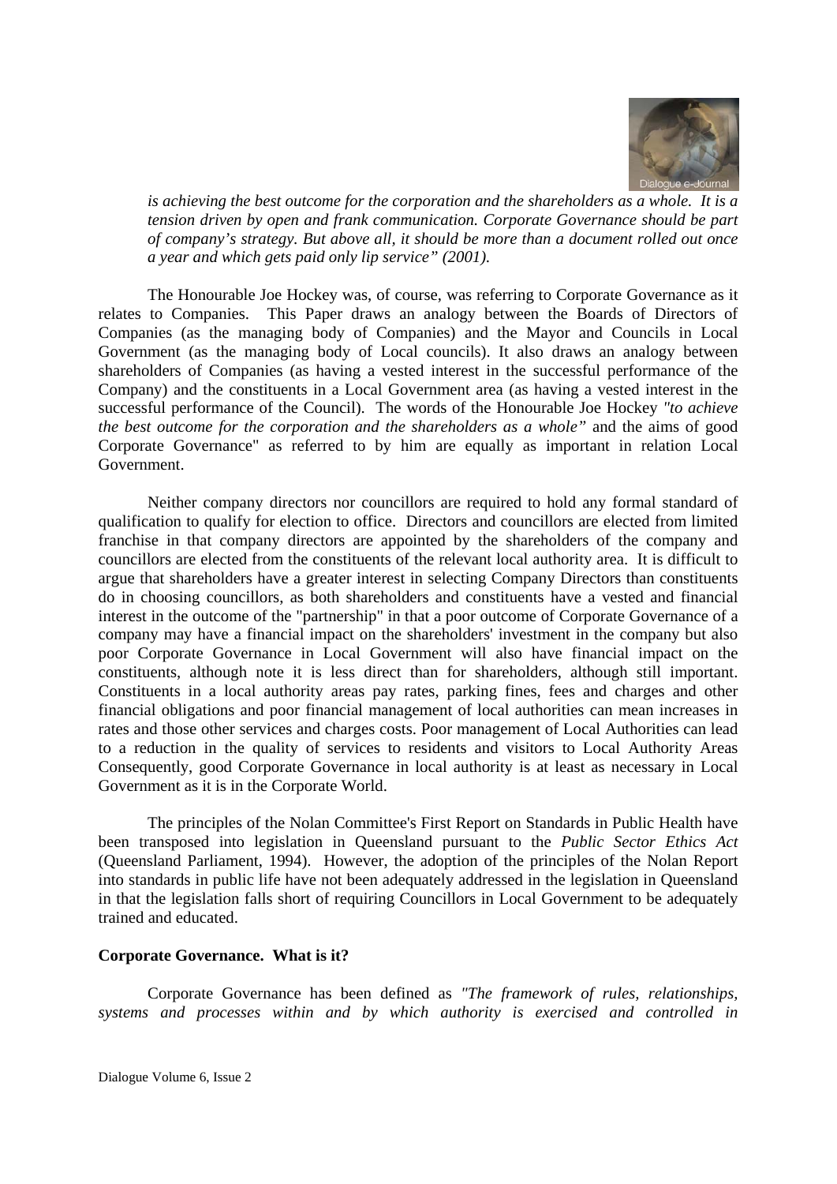*is achieving the best outcome for the corporation and the shareholders as a whole. It is a tension driven by open and frank communication. Corporate Governance should be part of company's strategy. But above all, it should be more than a document rolled out once a year and which gets paid only lip service" (2001).*

The Honourable Joe Hockey was, of course, was referring to Corporate Governance as it relates to Companies. This Paper draws an analogy between the Boards of Directors of Companies (as the managing body of Companies) and the Mayor and Councils in Local Government (as the managing body of Local councils). It also draws an analogy between shareholders of Companies (as having a vested interest in the successful performance of the Company) and the constituents in a Local Government area (as having a vested interest in the successful performance of the Council). The words of the Honourable Joe Hockey *"to achieve the best outcome for the corporation and the shareholders as a whole"* and the aims of good Corporate Governance" as referred to by him are equally as important in relation Local Government.

Neither company directors nor councillors are required to hold any formal standard of qualification to qualify for election to office. Directors and councillors are elected from limited franchise in that company directors are appointed by the shareholders of the company and councillors are elected from the constituents of the relevant local authority area. It is difficult to argue that shareholders have a greater interest in selecting Company Directors than constituents do in choosing councillors, as both shareholders and constituents have a vested and financial interest in the outcome of the "partnership" in that a poor outcome of Corporate Governance of a company may have a financial impact on the shareholders' investment in the company but also poor Corporate Governance in Local Government will also have financial impact on the constituents, although note it is less direct than for shareholders, although still important. Constituents in a local authority areas pay rates, parking fines, fees and charges and other financial obligations and poor financial management of local authorities can mean increases in rates and those other services and charges costs. Poor management of Local Authorities can lead to a reduction in the quality of services to residents and visitors to Local Authority Areas Consequently, good Corporate Governance in local authority is at least as necessary in Local Government as it is in the Corporate World.

The principles of the Nolan Committee's First Report on Standards in Public Health have been transposed into legislation in Queensland pursuant to the *Public Sector Ethics Act* (Queensland Parliament, 1994). However, the adoption of the principles of the Nolan Report into standards in public life have not been adequately addressed in the legislation in Queensland in that the legislation falls short of requiring Councillors in Local Government to be adequately trained and educated.

**Corporate Governance. What is it?**

Corporate Governance has been defined as *"The framework of rules, relationships, systems and processes within and by which authority is exercised and controlled in*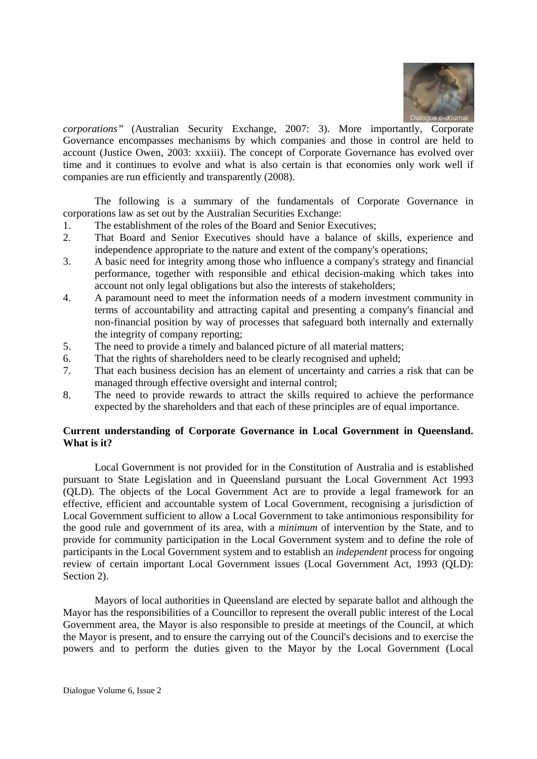*corporations"* (Australian Security Exchange, 2007: 3). More importantly, Corporate Governance encompasses mechanisms by which companies and those in control are held to account (Justice Owen, 2003: xxxiii). The concept of Corporate Governance has evolved over time and it continues to evolve and what is also certain is that economies only work well if companies are run efficiently and transparently (2008).

The following is a summary of the fundamentals of Corporate Governance in corporations law as set out by the Australian Securities Exchange:

1. The establishment of the roles of the Board and Senior Executives;
2. That Board and Senior Executives should have a balance of skills, experience and independence appropriate to the nature and extent of the company's operations;
3. A basic need for integrity among those who influence a company's strategy and financial performance, together with responsible and ethical decision-making which takes into account not only legal obligations but also the interests of stakeholders;
4. A paramount need to meet the information needs of a modern investment community in terms of accountability and attracting capital and presenting a company's financial and non-financial position by way of processes that safeguard both internally and externally the integrity of company reporting;
5. The need to provide a timely and balanced picture of all material matters;
6. That the rights of shareholders need to be clearly recognised and upheld;
7. That each business decision has an element of uncertainty and carries a risk that can be managed through effective oversight and internal control;
8. The need to provide rewards to attract the skills required to achieve the performance expected by the shareholders and that each of these principles are of equal importance.

**Current understanding of Corporate Governance in Local Government in Queensland. What is it?**

Local Government is not provided for in the Constitution of Australia and is established pursuant to State Legislation and in Queensland pursuant the Local Government Act 1993 (QLD). The objects of the Local Government Act are to provide a legal framework for an effective, efficient and accountable system of Local Government, recognising a jurisdiction of Local Government sufficient to allow a Local Government to take antimonious responsibility for the good rule and government of its area, with a *minimum* of intervention by the State, and to provide for community participation in the Local Government system and to define the role of participants in the Local Government system and to establish an *independent* process for ongoing review of certain important Local Government issues (Local Government Act, 1993 (QLD): Section 2).

Mayors of local authorities in Queensland are elected by separate ballot and although the Mayor has the responsibilities of a Councillor to represent the overall public interest of the Local Government area, the Mayor is also responsible to preside at meetings of the Council, at which the Mayor is present, and to ensure the carrying out of the Council's decisions and to exercise the powers and to perform the duties given to the Mayor by the Local Government (Local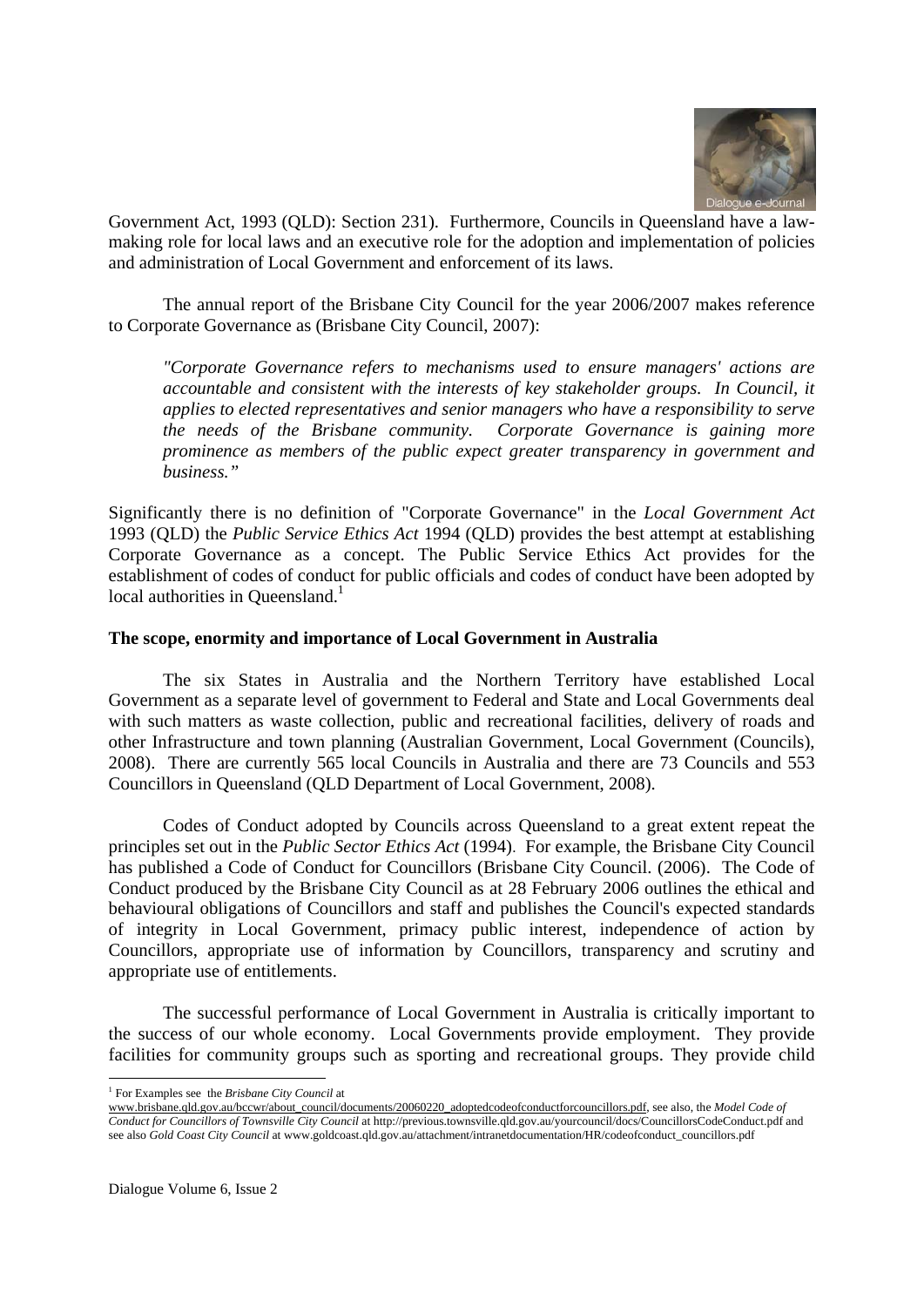Government Act, 1993 (QLD): Section 231). Furthermore, Councils in Queensland have a law-making role for local laws and an executive role for the adoption and implementation of policies and administration of Local Government and enforcement of its laws.

The annual report of the Brisbane City Council for the year 2006/2007 makes reference to Corporate Governance as (Brisbane City Council, 2007):

> *"Corporate Governance refers to mechanisms used to ensure managers' actions are accountable and consistent with the interests of key stakeholder groups. In Council, it applies to elected representatives and senior managers who have a responsibility to serve the needs of the Brisbane community. Corporate Governance is gaining more prominence as members of the public expect greater transparency in government and business."*

Significantly there is no definition of "Corporate Governance" in the *Local Government Act* 1993 (QLD) the *Public Service Ethics Act* 1994 (QLD) provides the best attempt at establishing Corporate Governance as a concept. The Public Service Ethics Act provides for the establishment of codes of conduct for public officials and codes of conduct have been adopted by local authorities in Queensland.[1]

**The scope, enormity and importance of Local Government in Australia**

The six States in Australia and the Northern Territory have established Local Government as a separate level of government to Federal and State and Local Governments deal with such matters as waste collection, public and recreational facilities, delivery of roads and other Infrastructure and town planning (Australian Government, Local Government (Councils), 2008). There are currently 565 local Councils in Australia and there are 73 Councils and 553 Councillors in Queensland (QLD Department of Local Government, 2008).

Codes of Conduct adopted by Councils across Queensland to a great extent repeat the principles set out in the *Public Sector Ethics Act* (1994). For example, the Brisbane City Council has published a Code of Conduct for Councillors (Brisbane City Council. (2006). The Code of Conduct produced by the Brisbane City Council as at 28 February 2006 outlines the ethical and behavioural obligations of Councillors and staff and publishes the Council's expected standards of integrity in Local Government, primacy public interest, independence of action by Councillors, appropriate use of information by Councillors, transparency and scrutiny and appropriate use of entitlements.

The successful performance of Local Government in Australia is critically important to the success of our whole economy. Local Governments provide employment. They provide facilities for community groups such as sporting and recreational groups. They provide child

---

[1] For Examples see the *Brisbane City Council* at www.brisbane.qld.gov.au/bccwr/about_council/documents/20060220_adoptedcodeofconductforcouncillors.pdf, see also, the *Model Code of Conduct for Councillors of Townsville City Council* at http://previous.townsville.qld.gov.au/yourcouncil/docs/CouncillorsCodeConduct.pdf and see also *Gold Coast City Council* at www.goldcoast.qld.gov.au/attachment/intranetdocumentation/HR/codeofconduct_councillors.pdf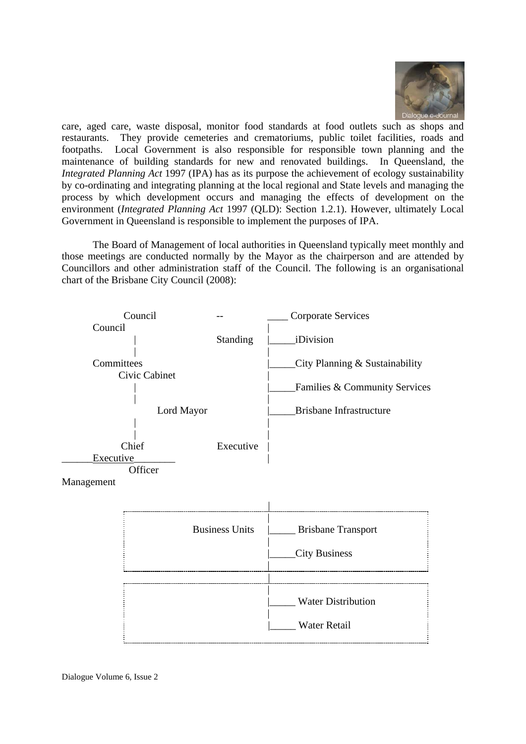care, aged care, waste disposal, monitor food standards at food outlets such as shops and restaurants. They provide cemeteries and crematoriums, public toilet facilities, roads and footpaths. Local Government is also responsible for responsible town planning and the maintenance of building standards for new and renovated buildings. In Queensland, the *Integrated Planning Act* 1997 (IPA) has as its purpose the achievement of ecology sustainability by co-ordinating and integrating planning at the local regional and State levels and managing the process by which development occurs and managing the effects of development on the environment (*Integrated Planning Act* 1997 (QLD): Section 1.2.1). However, ultimately Local Government in Queensland is responsible to implement the purposes of IPA.

The Board of Management of local authorities in Queensland typically meet monthly and those meetings are conducted normally by the Mayor as the chairperson and are attended by Councillors and other administration staff of the Council. The following is an organisational chart of the Brisbane City Council (2008):

```
          Council                --              ____ Corporate Services
     Council                                    |
              |                  Standing       |_____iDivision
              |                                 |
     Committees                                 |_____City Planning & Sustainability
          Civic Cabinet                         |
              |                                 |_____Families & Community Services
              |                                 |
                 Lord Mayor                     |_____Brisbane Infrastructure
              |                                 |
              |                                 |
          Chief                  Executive      |
______Executive________                         |
             Officer
Management

                                                |
                      Business Units            |_____ Brisbane Transport
                                                |
                                                |_____City Business
                                                |
                                                |
                                                |
                                                |_____ Water Distribution
                                                |
                                                |_____ Water Retail
```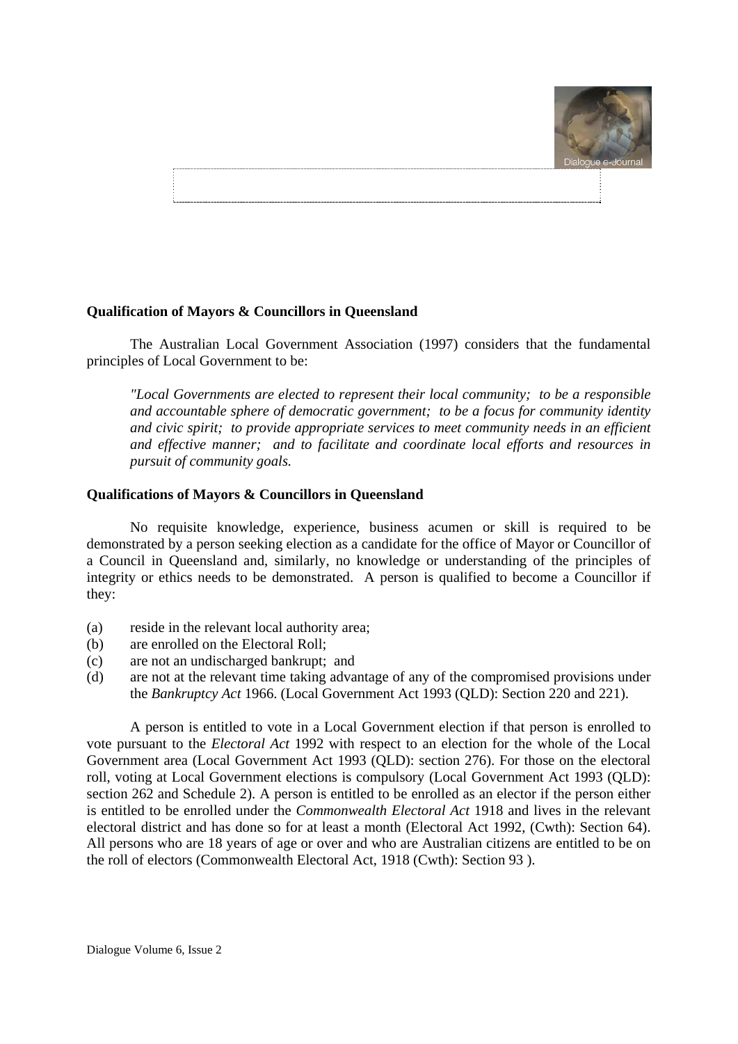**Qualification of Mayors & Councillors in Queensland**

The Australian Local Government Association (1997) considers that the fundamental principles of Local Government to be:

> *"Local Governments are elected to represent their local community; to be a responsible and accountable sphere of democratic government; to be a focus for community identity and civic spirit; to provide appropriate services to meet community needs in an efficient and effective manner; and to facilitate and coordinate local efforts and resources in pursuit of community goals.*

**Qualifications of Mayors & Councillors in Queensland**

No requisite knowledge, experience, business acumen or skill is required to be demonstrated by a person seeking election as a candidate for the office of Mayor or Councillor of a Council in Queensland and, similarly, no knowledge or understanding of the principles of integrity or ethics needs to be demonstrated. A person is qualified to become a Councillor if they:

- (a) reside in the relevant local authority area;
- (b) are enrolled on the Electoral Roll;
- (c) are not an undischarged bankrupt; and
- (d) are not at the relevant time taking advantage of any of the compromised provisions under the *Bankruptcy Act* 1966. (Local Government Act 1993 (QLD): Section 220 and 221).

A person is entitled to vote in a Local Government election if that person is enrolled to vote pursuant to the *Electoral Act* 1992 with respect to an election for the whole of the Local Government area (Local Government Act 1993 (QLD): section 276). For those on the electoral roll, voting at Local Government elections is compulsory (Local Government Act 1993 (QLD): section 262 and Schedule 2). A person is entitled to be enrolled as an elector if the person either is entitled to be enrolled under the *Commonwealth Electoral Act* 1918 and lives in the relevant electoral district and has done so for at least a month (Electoral Act 1992, (Cwth): Section 64). All persons who are 18 years of age or over and who are Australian citizens are entitled to be on the roll of electors (Commonwealth Electoral Act, 1918 (Cwth): Section 93 ).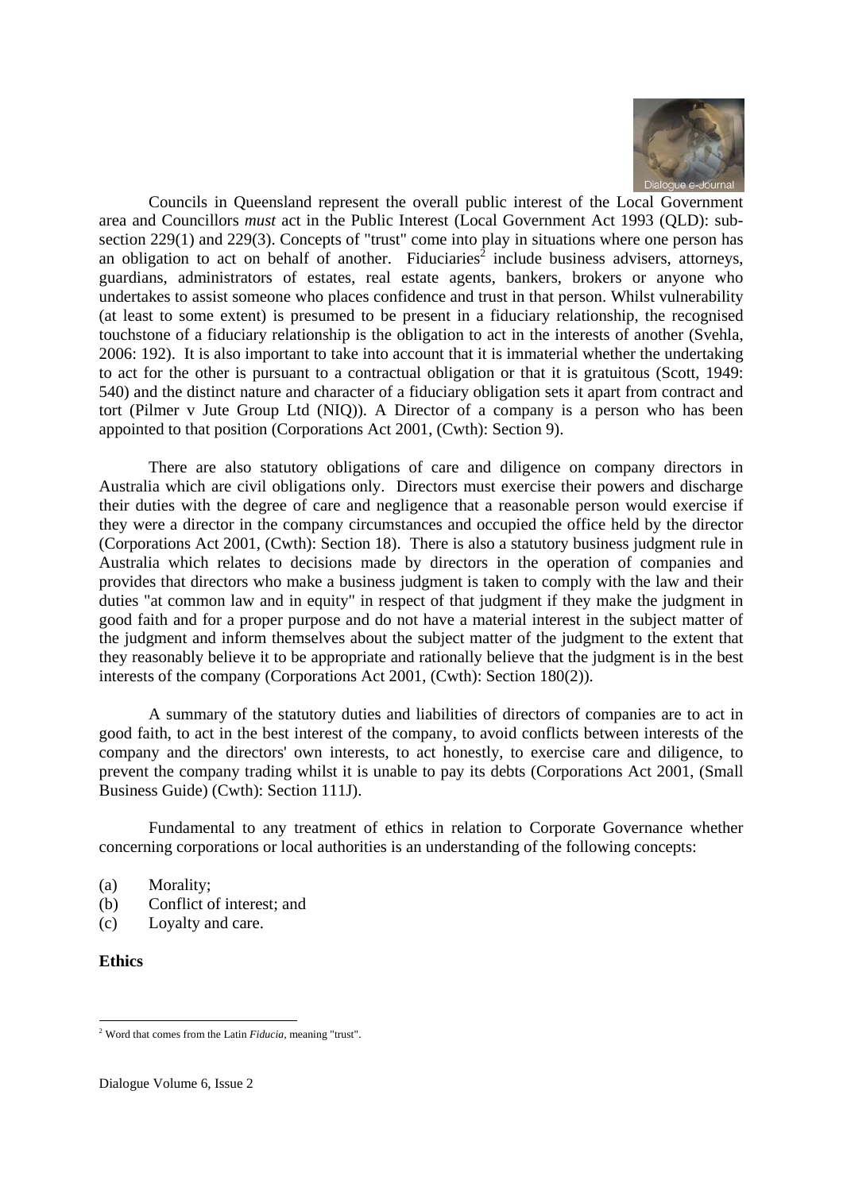Councils in Queensland represent the overall public interest of the Local Government area and Councillors *must* act in the Public Interest (Local Government Act 1993 (QLD): sub-section 229(1) and 229(3). Concepts of "trust" come into play in situations where one person has an obligation to act on behalf of another. Fiduciaries[2] include business advisers, attorneys, guardians, administrators of estates, real estate agents, bankers, brokers or anyone who undertakes to assist someone who places confidence and trust in that person. Whilst vulnerability (at least to some extent) is presumed to be present in a fiduciary relationship, the recognised touchstone of a fiduciary relationship is the obligation to act in the interests of another (Svehla, 2006: 192). It is also important to take into account that it is immaterial whether the undertaking to act for the other is pursuant to a contractual obligation or that it is gratuitous (Scott, 1949: 540) and the distinct nature and character of a fiduciary obligation sets it apart from contract and tort (Pilmer v Jute Group Ltd (NIQ)). A Director of a company is a person who has been appointed to that position (Corporations Act 2001, (Cwth): Section 9).

There are also statutory obligations of care and diligence on company directors in Australia which are civil obligations only. Directors must exercise their powers and discharge their duties with the degree of care and negligence that a reasonable person would exercise if they were a director in the company circumstances and occupied the office held by the director (Corporations Act 2001, (Cwth): Section 18). There is also a statutory business judgment rule in Australia which relates to decisions made by directors in the operation of companies and provides that directors who make a business judgment is taken to comply with the law and their duties "at common law and in equity" in respect of that judgment if they make the judgment in good faith and for a proper purpose and do not have a material interest in the subject matter of the judgment and inform themselves about the subject matter of the judgment to the extent that they reasonably believe it to be appropriate and rationally believe that the judgment is in the best interests of the company (Corporations Act 2001, (Cwth): Section 180(2)).

A summary of the statutory duties and liabilities of directors of companies are to act in good faith, to act in the best interest of the company, to avoid conflicts between interests of the company and the directors' own interests, to act honestly, to exercise care and diligence, to prevent the company trading whilst it is unable to pay its debts (Corporations Act 2001, (Small Business Guide) (Cwth): Section 111J).

Fundamental to any treatment of ethics in relation to Corporate Governance whether concerning corporations or local authorities is an understanding of the following concepts:

(a) Morality;
(b) Conflict of interest; and
(c) Loyalty and care.

**Ethics**

[2] Word that comes from the Latin *Fiducia*, meaning "trust".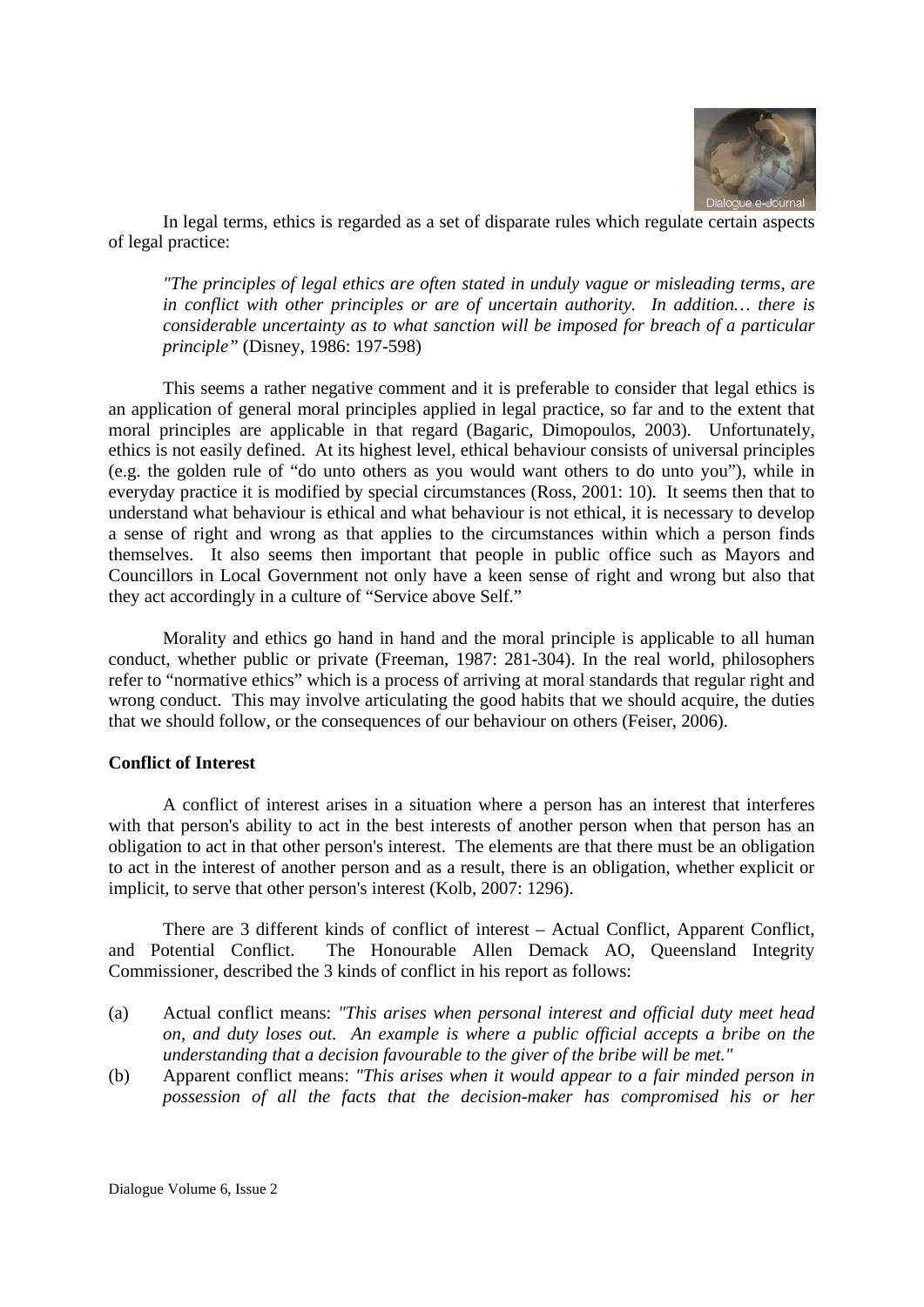In legal terms, ethics is regarded as a set of disparate rules which regulate certain aspects of legal practice:

> *"The principles of legal ethics are often stated in unduly vague or misleading terms, are in conflict with other principles or are of uncertain authority. In addition… there is considerable uncertainty as to what sanction will be imposed for breach of a particular principle"* (Disney, 1986: 197-598)

This seems a rather negative comment and it is preferable to consider that legal ethics is an application of general moral principles applied in legal practice, so far and to the extent that moral principles are applicable in that regard (Bagaric, Dimopoulos, 2003). Unfortunately, ethics is not easily defined. At its highest level, ethical behaviour consists of universal principles (e.g. the golden rule of "do unto others as you would want others to do unto you"), while in everyday practice it is modified by special circumstances (Ross, 2001: 10). It seems then that to understand what behaviour is ethical and what behaviour is not ethical, it is necessary to develop a sense of right and wrong as that applies to the circumstances within which a person finds themselves. It also seems then important that people in public office such as Mayors and Councillors in Local Government not only have a keen sense of right and wrong but also that they act accordingly in a culture of "Service above Self."

Morality and ethics go hand in hand and the moral principle is applicable to all human conduct, whether public or private (Freeman, 1987: 281-304). In the real world, philosophers refer to "normative ethics" which is a process of arriving at moral standards that regular right and wrong conduct. This may involve articulating the good habits that we should acquire, the duties that we should follow, or the consequences of our behaviour on others (Feiser, 2006).

**Conflict of Interest**

A conflict of interest arises in a situation where a person has an interest that interferes with that person's ability to act in the best interests of another person when that person has an obligation to act in that other person's interest. The elements are that there must be an obligation to act in the interest of another person and as a result, there is an obligation, whether explicit or implicit, to serve that other person's interest (Kolb, 2007: 1296).

There are 3 different kinds of conflict of interest – Actual Conflict, Apparent Conflict, and Potential Conflict. The Honourable Allen Demack AO, Queensland Integrity Commissioner, described the 3 kinds of conflict in his report as follows:

(a) Actual conflict means: *"This arises when personal interest and official duty meet head on, and duty loses out. An example is where a public official accepts a bribe on the understanding that a decision favourable to the giver of the bribe will be met."*

(b) Apparent conflict means: *"This arises when it would appear to a fair minded person in possession of all the facts that the decision-maker has compromised his or her*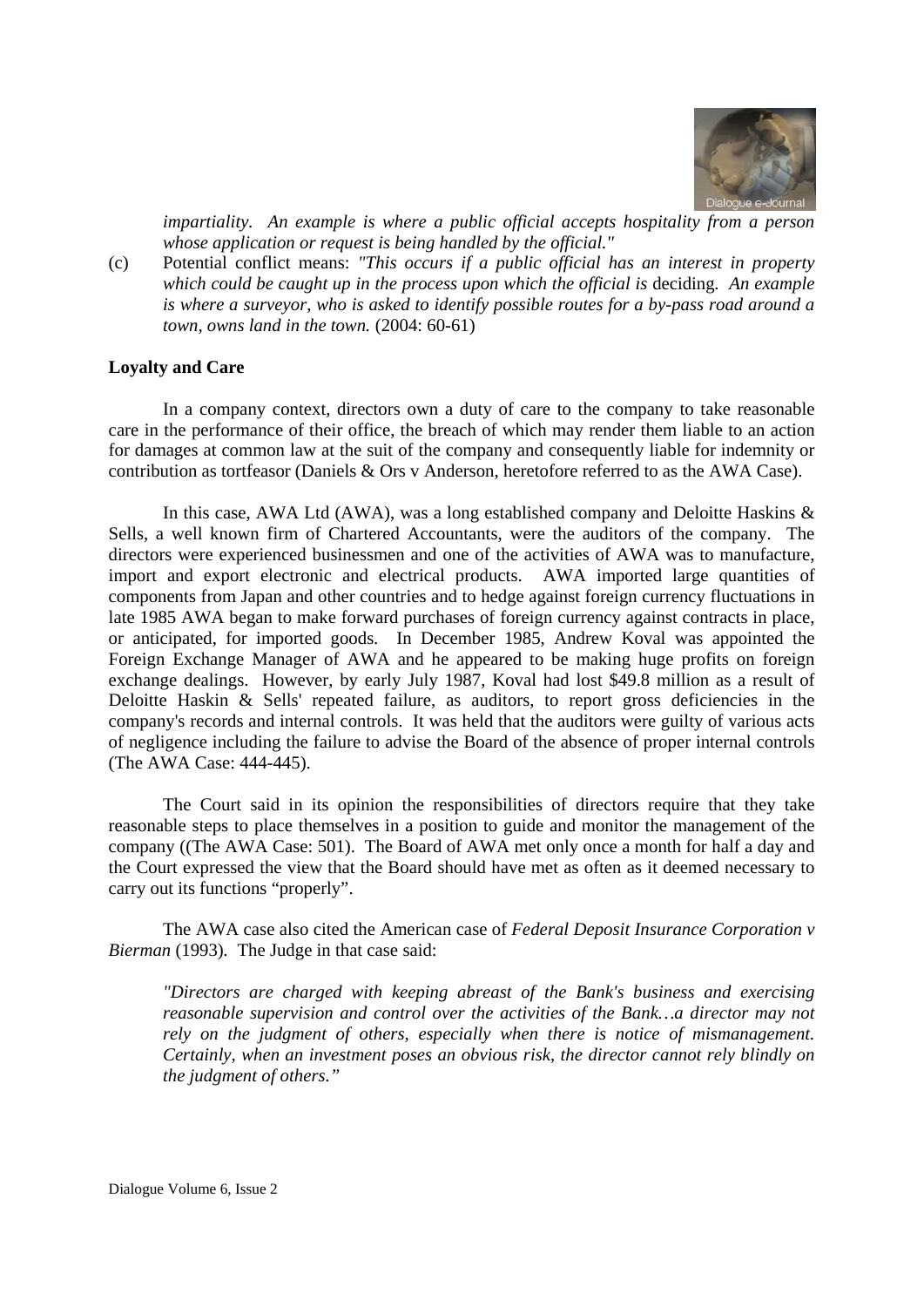*impartiality. An example is where a public official accepts hospitality from a person whose application or request is being handled by the official."*

(c) Potential conflict means: *"This occurs if a public official has an interest in property which could be caught up in the process upon which the official is* deciding*. An example is where a surveyor, who is asked to identify possible routes for a by-pass road around a town, owns land in the town.* (2004: 60-61)

**Loyalty and Care**

In a company context, directors own a duty of care to the company to take reasonable care in the performance of their office, the breach of which may render them liable to an action for damages at common law at the suit of the company and consequently liable for indemnity or contribution as tortfeasor (Daniels & Ors v Anderson, heretofore referred to as the AWA Case).

In this case, AWA Ltd (AWA), was a long established company and Deloitte Haskins & Sells, a well known firm of Chartered Accountants, were the auditors of the company. The directors were experienced businessmen and one of the activities of AWA was to manufacture, import and export electronic and electrical products. AWA imported large quantities of components from Japan and other countries and to hedge against foreign currency fluctuations in late 1985 AWA began to make forward purchases of foreign currency against contracts in place, or anticipated, for imported goods. In December 1985, Andrew Koval was appointed the Foreign Exchange Manager of AWA and he appeared to be making huge profits on foreign exchange dealings. However, by early July 1987, Koval had lost $49.8 million as a result of Deloitte Haskin & Sells' repeated failure, as auditors, to report gross deficiencies in the company's records and internal controls. It was held that the auditors were guilty of various acts of negligence including the failure to advise the Board of the absence of proper internal controls (The AWA Case: 444-445).

The Court said in its opinion the responsibilities of directors require that they take reasonable steps to place themselves in a position to guide and monitor the management of the company ((The AWA Case: 501). The Board of AWA met only once a month for half a day and the Court expressed the view that the Board should have met as often as it deemed necessary to carry out its functions "properly".

The AWA case also cited the American case of *Federal Deposit Insurance Corporation v Bierman* (1993). The Judge in that case said:

> *"Directors are charged with keeping abreast of the Bank's business and exercising reasonable supervision and control over the activities of the Bank…a director may not rely on the judgment of others, especially when there is notice of mismanagement. Certainly, when an investment poses an obvious risk, the director cannot rely blindly on the judgment of others."*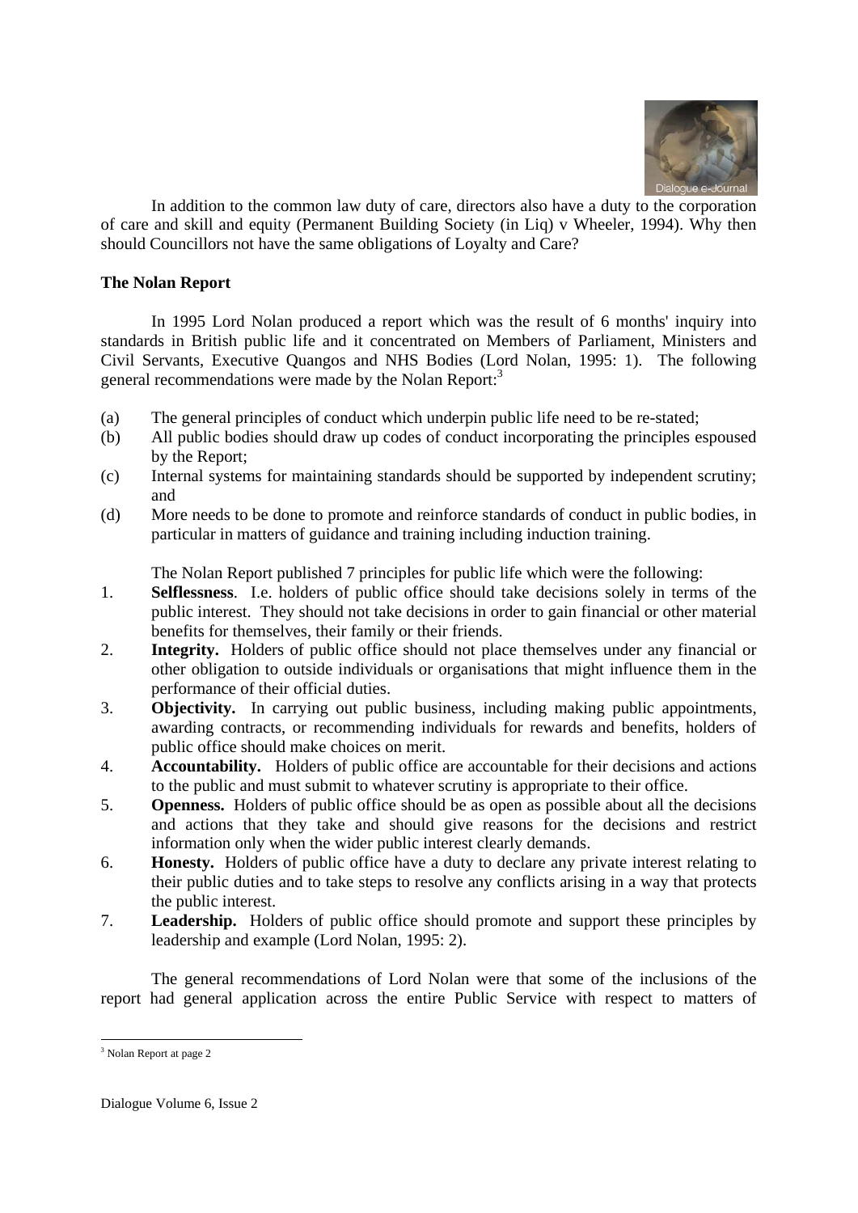In addition to the common law duty of care, directors also have a duty to the corporation of care and skill and equity (Permanent Building Society (in Liq) v Wheeler, 1994). Why then should Councillors not have the same obligations of Loyalty and Care?

**The Nolan Report**

In 1995 Lord Nolan produced a report which was the result of 6 months' inquiry into standards in British public life and it concentrated on Members of Parliament, Ministers and Civil Servants, Executive Quangos and NHS Bodies (Lord Nolan, 1995: 1). The following general recommendations were made by the Nolan Report:[3]

(a) The general principles of conduct which underpin public life need to be re-stated;
(b) All public bodies should draw up codes of conduct incorporating the principles espoused by the Report;
(c) Internal systems for maintaining standards should be supported by independent scrutiny; and
(d) More needs to be done to promote and reinforce standards of conduct in public bodies, in particular in matters of guidance and training including induction training.

The Nolan Report published 7 principles for public life which were the following:

1. **Selflessness**. I.e. holders of public office should take decisions solely in terms of the public interest. They should not take decisions in order to gain financial or other material benefits for themselves, their family or their friends.
2. **Integrity.** Holders of public office should not place themselves under any financial or other obligation to outside individuals or organisations that might influence them in the performance of their official duties.
3. **Objectivity.** In carrying out public business, including making public appointments, awarding contracts, or recommending individuals for rewards and benefits, holders of public office should make choices on merit.
4. **Accountability.** Holders of public office are accountable for their decisions and actions to the public and must submit to whatever scrutiny is appropriate to their office.
5. **Openness.** Holders of public office should be as open as possible about all the decisions and actions that they take and should give reasons for the decisions and restrict information only when the wider public interest clearly demands.
6. **Honesty.** Holders of public office have a duty to declare any private interest relating to their public duties and to take steps to resolve any conflicts arising in a way that protects the public interest.
7. **Leadership.** Holders of public office should promote and support these principles by leadership and example (Lord Nolan, 1995: 2).

The general recommendations of Lord Nolan were that some of the inclusions of the report had general application across the entire Public Service with respect to matters of

[3] Nolan Report at page 2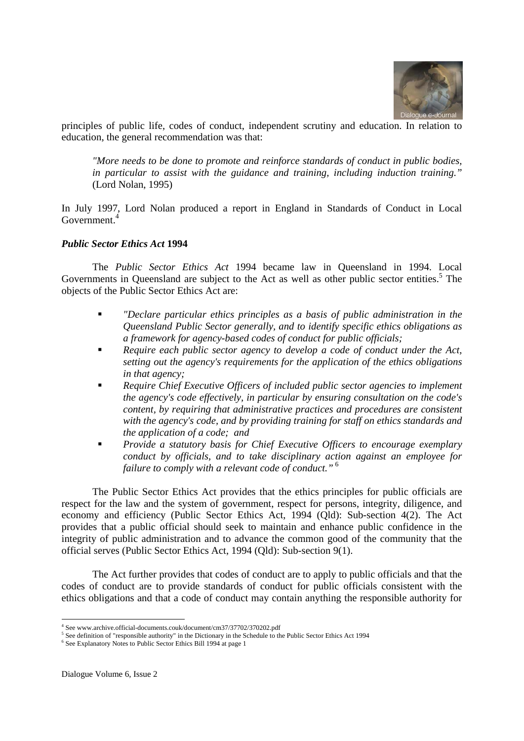principles of public life, codes of conduct, independent scrutiny and education. In relation to education, the general recommendation was that:

> *"More needs to be done to promote and reinforce standards of conduct in public bodies, in particular to assist with the guidance and training, including induction training."* (Lord Nolan, 1995)

In July 1997, Lord Nolan produced a report in England in Standards of Conduct in Local Government.[4]

### *Public Sector Ethics Act* 1994

The *Public Sector Ethics Act* 1994 became law in Queensland in 1994. Local Governments in Queensland are subject to the Act as well as other public sector entities.[5] The objects of the Public Sector Ethics Act are:

- *"Declare particular ethics principles as a basis of public administration in the Queensland Public Sector generally, and to identify specific ethics obligations as a framework for agency-based codes of conduct for public officials;*
- *Require each public sector agency to develop a code of conduct under the Act, setting out the agency's requirements for the application of the ethics obligations in that agency;*
- *Require Chief Executive Officers of included public sector agencies to implement the agency's code effectively, in particular by ensuring consultation on the code's content, by requiring that administrative practices and procedures are consistent with the agency's code, and by providing training for staff on ethics standards and the application of a code; and*
- *Provide a statutory basis for Chief Executive Officers to encourage exemplary conduct by officials, and to take disciplinary action against an employee for failure to comply with a relevant code of conduct."* [6]

The Public Sector Ethics Act provides that the ethics principles for public officials are respect for the law and the system of government, respect for persons, integrity, diligence, and economy and efficiency (Public Sector Ethics Act, 1994 (Qld): Sub-section 4(2). The Act provides that a public official should seek to maintain and enhance public confidence in the integrity of public administration and to advance the common good of the community that the official serves (Public Sector Ethics Act, 1994 (Qld): Sub-section 9(1).

The Act further provides that codes of conduct are to apply to public officials and that the codes of conduct are to provide standards of conduct for public officials consistent with the ethics obligations and that a code of conduct may contain anything the responsible authority for

---

[4] See www.archive.official-documents.couk/document/cm37/37702/370202.pdf

[5] See definition of "responsible authority" in the Dictionary in the Schedule to the Public Sector Ethics Act 1994

[6] See Explanatory Notes to Public Sector Ethics Bill 1994 at page 1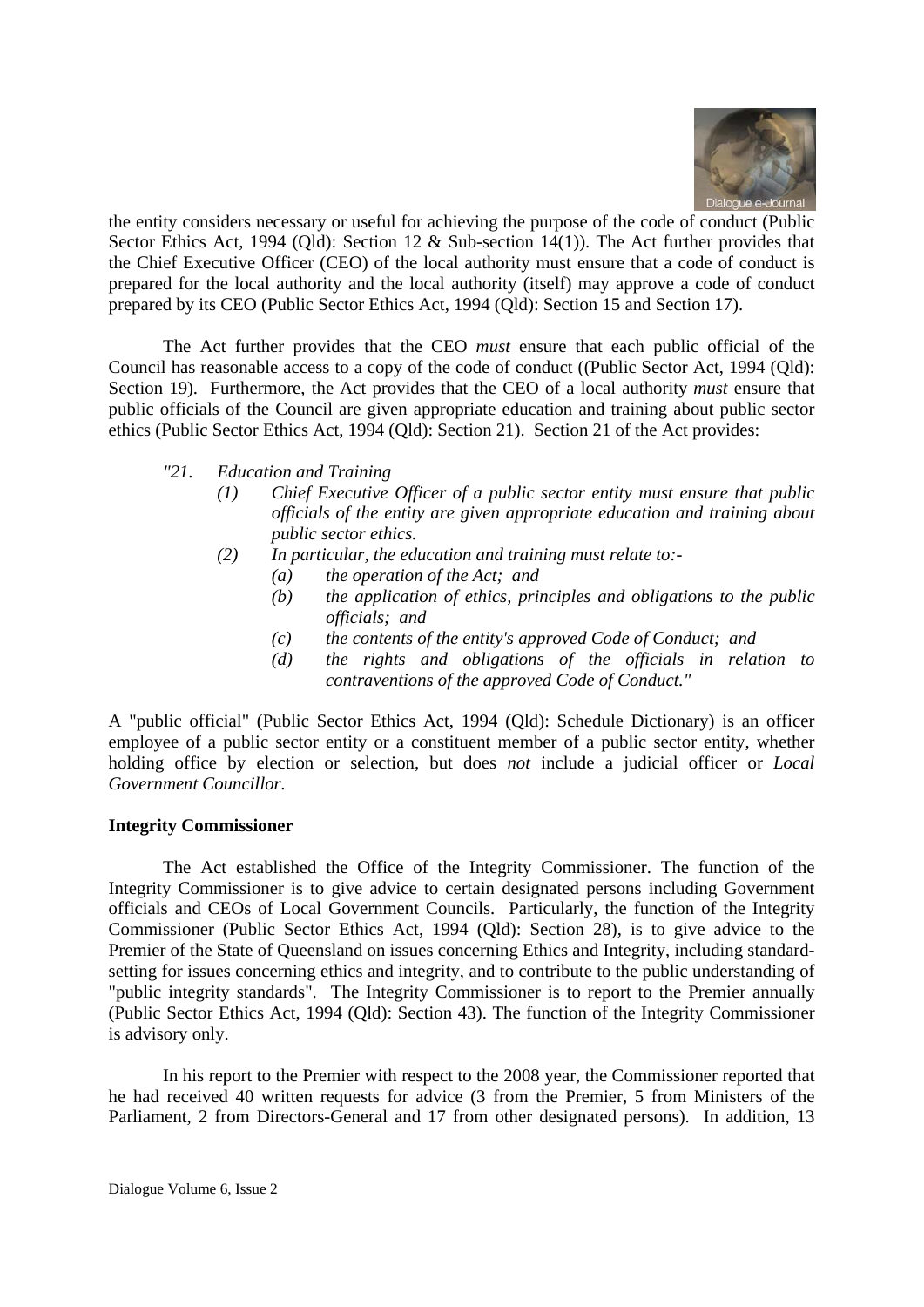the entity considers necessary or useful for achieving the purpose of the code of conduct (Public Sector Ethics Act, 1994 (Qld): Section 12 & Sub-section 14(1)). The Act further provides that the Chief Executive Officer (CEO) of the local authority must ensure that a code of conduct is prepared for the local authority and the local authority (itself) may approve a code of conduct prepared by its CEO (Public Sector Ethics Act, 1994 (Qld): Section 15 and Section 17).

The Act further provides that the CEO *must* ensure that each public official of the Council has reasonable access to a copy of the code of conduct ((Public Sector Act, 1994 (Qld): Section 19). Furthermore, the Act provides that the CEO of a local authority *must* ensure that public officials of the Council are given appropriate education and training about public sector ethics (Public Sector Ethics Act, 1994 (Qld): Section 21). Section 21 of the Act provides:

> *"21. Education and Training*
>
> *(1) Chief Executive Officer of a public sector entity must ensure that public officials of the entity are given appropriate education and training about public sector ethics.*
>
> *(2) In particular, the education and training must relate to:-*
>
> *(a) the operation of the Act; and*
>
> *(b) the application of ethics, principles and obligations to the public officials; and*
>
> *(c) the contents of the entity's approved Code of Conduct; and*
>
> *(d) the rights and obligations of the officials in relation to contraventions of the approved Code of Conduct."*

A "public official" (Public Sector Ethics Act, 1994 (Qld): Schedule Dictionary) is an officer employee of a public sector entity or a constituent member of a public sector entity, whether holding office by election or selection, but does *not* include a judicial officer or *Local Government Councillor.*

**Integrity Commissioner**

The Act established the Office of the Integrity Commissioner. The function of the Integrity Commissioner is to give advice to certain designated persons including Government officials and CEOs of Local Government Councils. Particularly, the function of the Integrity Commissioner (Public Sector Ethics Act, 1994 (Qld): Section 28), is to give advice to the Premier of the State of Queensland on issues concerning Ethics and Integrity, including standard-setting for issues concerning ethics and integrity, and to contribute to the public understanding of "public integrity standards". The Integrity Commissioner is to report to the Premier annually (Public Sector Ethics Act, 1994 (Qld): Section 43). The function of the Integrity Commissioner is advisory only.

In his report to the Premier with respect to the 2008 year, the Commissioner reported that he had received 40 written requests for advice (3 from the Premier, 5 from Ministers of the Parliament, 2 from Directors-General and 17 from other designated persons). In addition, 13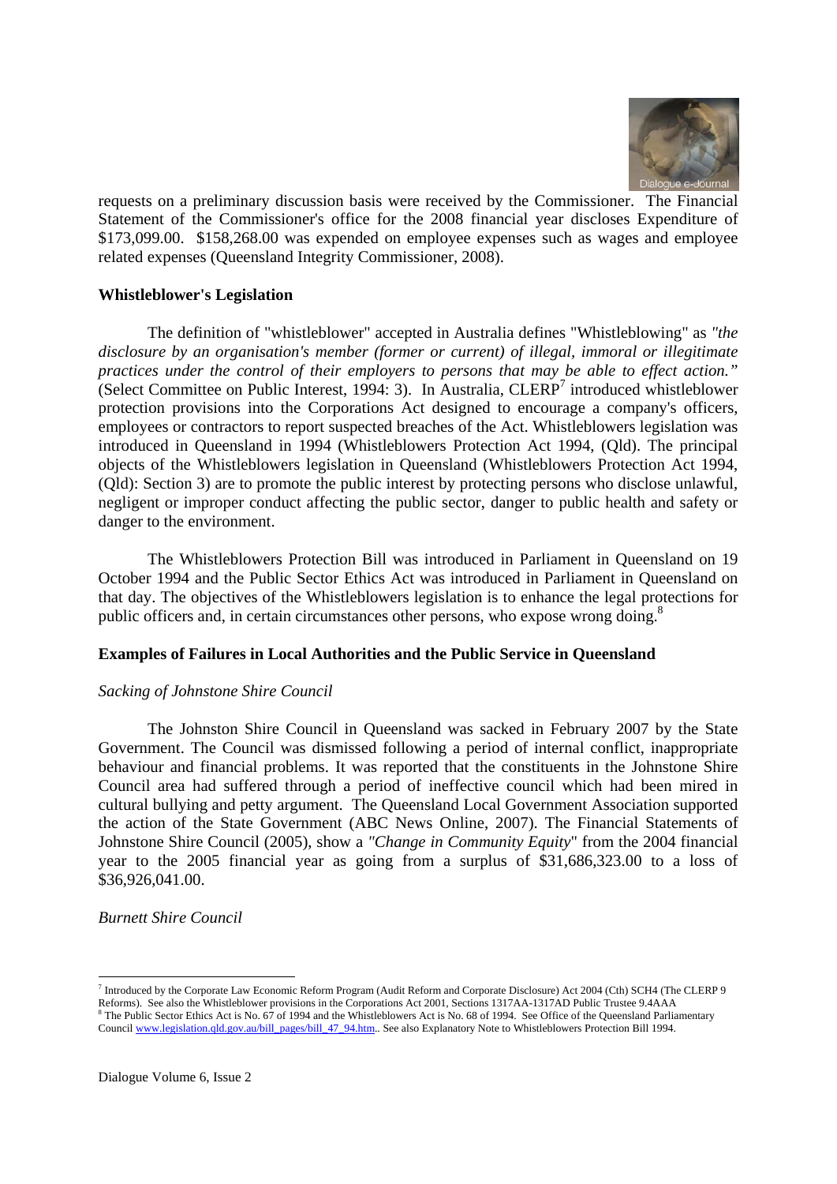requests on a preliminary discussion basis were received by the Commissioner. The Financial Statement of the Commissioner's office for the 2008 financial year discloses Expenditure of \$173,099.00. \$158,268.00 was expended on employee expenses such as wages and employee related expenses (Queensland Integrity Commissioner, 2008).

**Whistleblower's Legislation**

The definition of "whistleblower" accepted in Australia defines "Whistleblowing" as *"the disclosure by an organisation's member (former or current) of illegal, immoral or illegitimate practices under the control of their employers to persons that may be able to effect action."* (Select Committee on Public Interest, 1994: 3). In Australia, CLERP[7] introduced whistleblower protection provisions into the Corporations Act designed to encourage a company's officers, employees or contractors to report suspected breaches of the Act. Whistleblowers legislation was introduced in Queensland in 1994 (Whistleblowers Protection Act 1994, (Qld). The principal objects of the Whistleblowers legislation in Queensland (Whistleblowers Protection Act 1994, (Qld): Section 3) are to promote the public interest by protecting persons who disclose unlawful, negligent or improper conduct affecting the public sector, danger to public health and safety or danger to the environment.

The Whistleblowers Protection Bill was introduced in Parliament in Queensland on 19 October 1994 and the Public Sector Ethics Act was introduced in Parliament in Queensland on that day. The objectives of the Whistleblowers legislation is to enhance the legal protections for public officers and, in certain circumstances other persons, who expose wrong doing.[8]

**Examples of Failures in Local Authorities and the Public Service in Queensland**

*Sacking of Johnstone Shire Council*

The Johnston Shire Council in Queensland was sacked in February 2007 by the State Government. The Council was dismissed following a period of internal conflict, inappropriate behaviour and financial problems. It was reported that the constituents in the Johnstone Shire Council area had suffered through a period of ineffective council which had been mired in cultural bullying and petty argument. The Queensland Local Government Association supported the action of the State Government (ABC News Online, 2007). The Financial Statements of Johnstone Shire Council (2005), show a *"Change in Community Equity*" from the 2004 financial year to the 2005 financial year as going from a surplus of \$31,686,323.00 to a loss of \$36,926,041.00.

*Burnett Shire Council*

---

[7] Introduced by the Corporate Law Economic Reform Program (Audit Reform and Corporate Disclosure) Act 2004 (Cth) SCH4 (The CLERP 9 Reforms). See also the Whistleblower provisions in the Corporations Act 2001, Sections 1317AA-1317AD Public Trustee 9.4AAA

[8] The Public Sector Ethics Act is No. 67 of 1994 and the Whistleblowers Act is No. 68 of 1994. See Office of the Queensland Parliamentary Council www.legislation.qld.gov.au/bill_pages/bill_47_94.htm.. See also Explanatory Note to Whistleblowers Protection Bill 1994.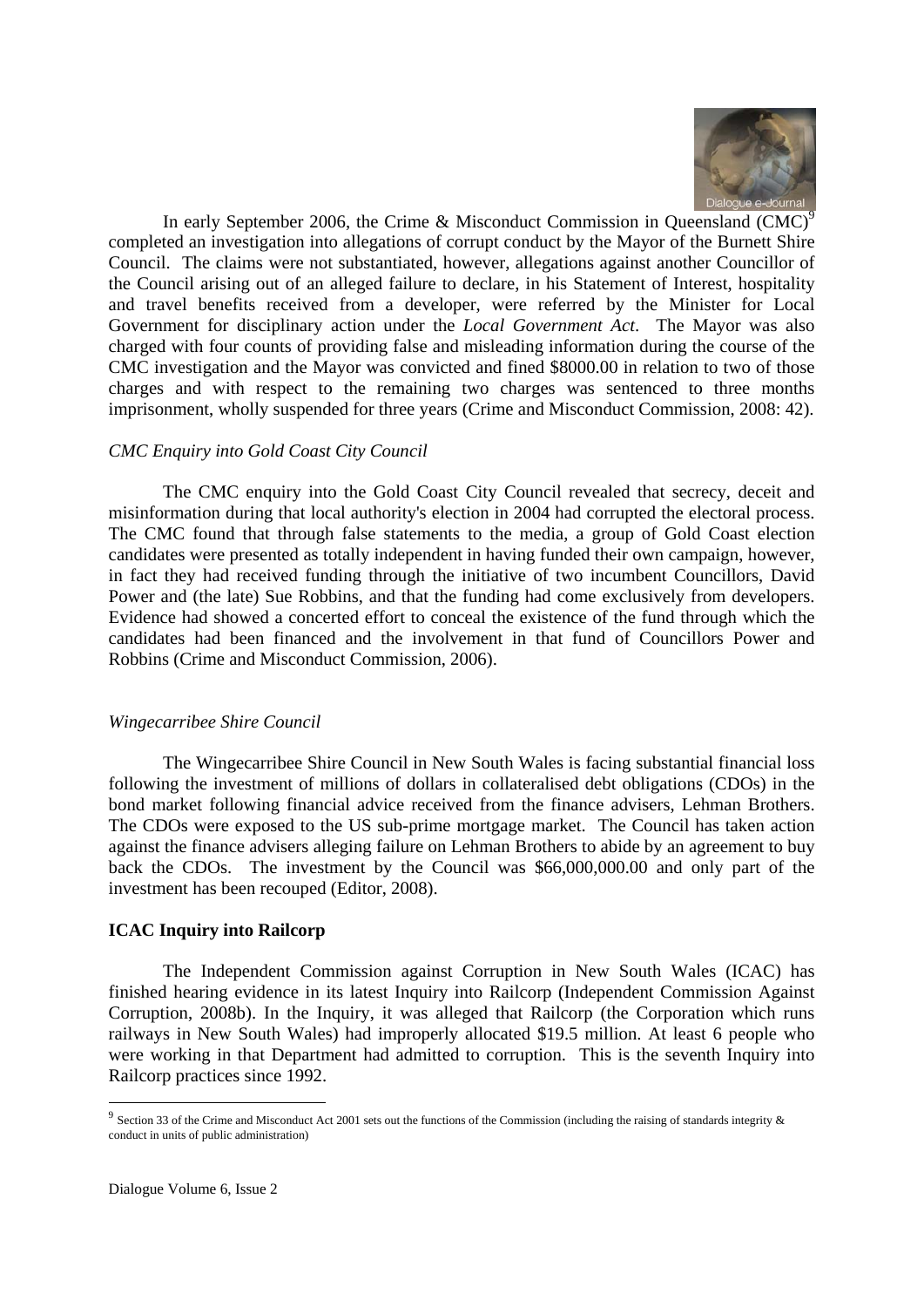In early September 2006, the Crime & Misconduct Commission in Queensland (CMC)[9] completed an investigation into allegations of corrupt conduct by the Mayor of the Burnett Shire Council. The claims were not substantiated, however, allegations against another Councillor of the Council arising out of an alleged failure to declare, in his Statement of Interest, hospitality and travel benefits received from a developer, were referred by the Minister for Local Government for disciplinary action under the *Local Government Act*. The Mayor was also charged with four counts of providing false and misleading information during the course of the CMC investigation and the Mayor was convicted and fined $8000.00 in relation to two of those charges and with respect to the remaining two charges was sentenced to three months imprisonment, wholly suspended for three years (Crime and Misconduct Commission, 2008: 42).

*CMC Enquiry into Gold Coast City Council*

The CMC enquiry into the Gold Coast City Council revealed that secrecy, deceit and misinformation during that local authority's election in 2004 had corrupted the electoral process. The CMC found that through false statements to the media, a group of Gold Coast election candidates were presented as totally independent in having funded their own campaign, however, in fact they had received funding through the initiative of two incumbent Councillors, David Power and (the late) Sue Robbins, and that the funding had come exclusively from developers. Evidence had showed a concerted effort to conceal the existence of the fund through which the candidates had been financed and the involvement in that fund of Councillors Power and Robbins (Crime and Misconduct Commission, 2006).

*Wingecarribee Shire Council*

The Wingecarribee Shire Council in New South Wales is facing substantial financial loss following the investment of millions of dollars in collateralised debt obligations (CDOs) in the bond market following financial advice received from the finance advisers, Lehman Brothers. The CDOs were exposed to the US sub-prime mortgage market. The Council has taken action against the finance advisers alleging failure on Lehman Brothers to abide by an agreement to buy back the CDOs. The investment by the Council was $66,000,000.00 and only part of the investment has been recouped (Editor, 2008).

**ICAC Inquiry into Railcorp**

The Independent Commission against Corruption in New South Wales (ICAC) has finished hearing evidence in its latest Inquiry into Railcorp (Independent Commission Against Corruption, 2008b). In the Inquiry, it was alleged that Railcorp (the Corporation which runs railways in New South Wales) had improperly allocated $19.5 million. At least 6 people who were working in that Department had admitted to corruption. This is the seventh Inquiry into Railcorp practices since 1992.

---

[9] Section 33 of the Crime and Misconduct Act 2001 sets out the functions of the Commission (including the raising of standards integrity & conduct in units of public administration)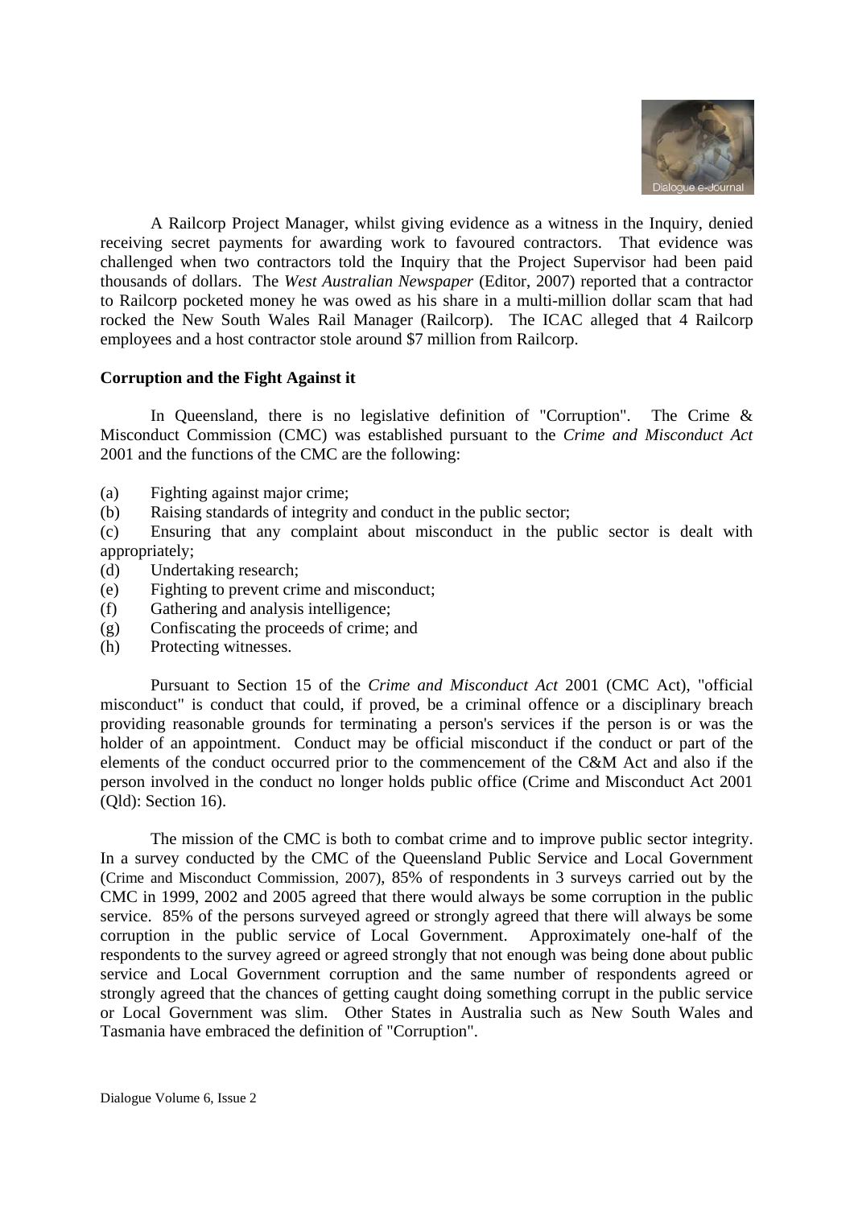A Railcorp Project Manager, whilst giving evidence as a witness in the Inquiry, denied receiving secret payments for awarding work to favoured contractors. That evidence was challenged when two contractors told the Inquiry that the Project Supervisor had been paid thousands of dollars. The *West Australian Newspaper* (Editor, 2007) reported that a contractor to Railcorp pocketed money he was owed as his share in a multi-million dollar scam that had rocked the New South Wales Rail Manager (Railcorp). The ICAC alleged that 4 Railcorp employees and a host contractor stole around $7 million from Railcorp.

**Corruption and the Fight Against it**

In Queensland, there is no legislative definition of "Corruption". The Crime & Misconduct Commission (CMC) was established pursuant to the *Crime and Misconduct Act* 2001 and the functions of the CMC are the following:

(a) Fighting against major crime;
(b) Raising standards of integrity and conduct in the public sector;
(c) Ensuring that any complaint about misconduct in the public sector is dealt with appropriately;
(d) Undertaking research;
(e) Fighting to prevent crime and misconduct;
(f) Gathering and analysis intelligence;
(g) Confiscating the proceeds of crime; and
(h) Protecting witnesses.

Pursuant to Section 15 of the *Crime and Misconduct Act* 2001 (CMC Act), "official misconduct" is conduct that could, if proved, be a criminal offence or a disciplinary breach providing reasonable grounds for terminating a person's services if the person is or was the holder of an appointment. Conduct may be official misconduct if the conduct or part of the elements of the conduct occurred prior to the commencement of the C&M Act and also if the person involved in the conduct no longer holds public office (Crime and Misconduct Act 2001 (Qld): Section 16).

The mission of the CMC is both to combat crime and to improve public sector integrity. In a survey conducted by the CMC of the Queensland Public Service and Local Government (Crime and Misconduct Commission, 2007), 85% of respondents in 3 surveys carried out by the CMC in 1999, 2002 and 2005 agreed that there would always be some corruption in the public service. 85% of the persons surveyed agreed or strongly agreed that there will always be some corruption in the public service of Local Government. Approximately one-half of the respondents to the survey agreed or agreed strongly that not enough was being done about public service and Local Government corruption and the same number of respondents agreed or strongly agreed that the chances of getting caught doing something corrupt in the public service or Local Government was slim. Other States in Australia such as New South Wales and Tasmania have embraced the definition of "Corruption".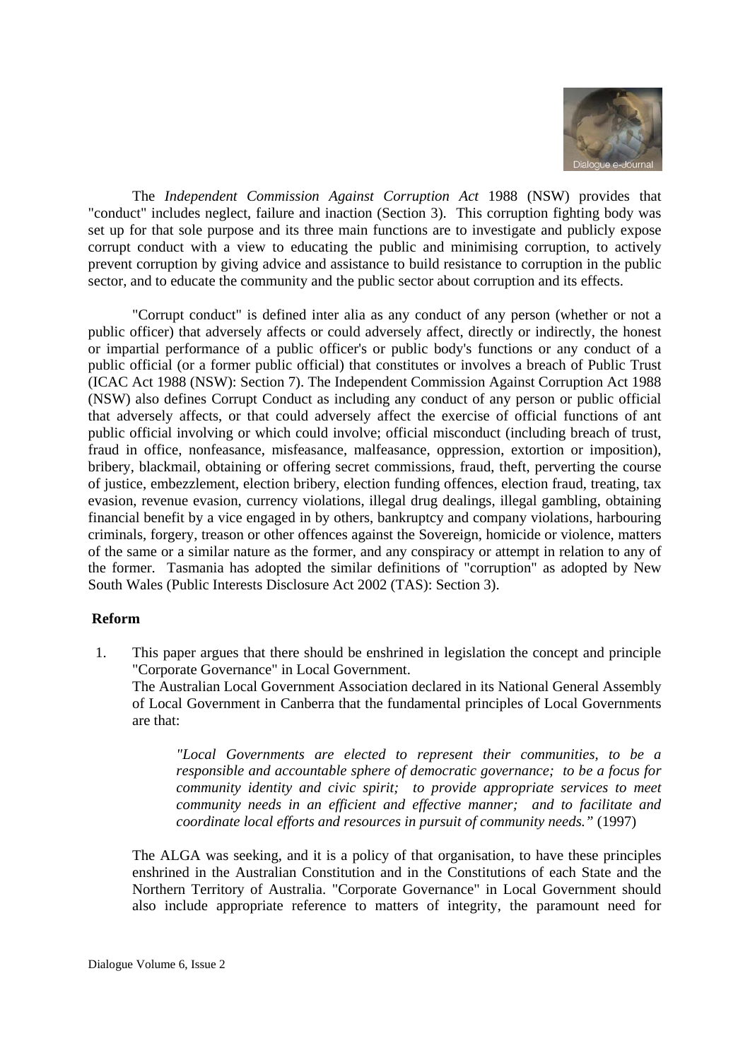The *Independent Commission Against Corruption Act* 1988 (NSW) provides that "conduct" includes neglect, failure and inaction (Section 3). This corruption fighting body was set up for that sole purpose and its three main functions are to investigate and publicly expose corrupt conduct with a view to educating the public and minimising corruption, to actively prevent corruption by giving advice and assistance to build resistance to corruption in the public sector, and to educate the community and the public sector about corruption and its effects.

"Corrupt conduct" is defined inter alia as any conduct of any person (whether or not a public officer) that adversely affects or could adversely affect, directly or indirectly, the honest or impartial performance of a public officer's or public body's functions or any conduct of a public official (or a former public official) that constitutes or involves a breach of Public Trust (ICAC Act 1988 (NSW): Section 7). The Independent Commission Against Corruption Act 1988 (NSW) also defines Corrupt Conduct as including any conduct of any person or public official that adversely affects, or that could adversely affect the exercise of official functions of ant public official involving or which could involve; official misconduct (including breach of trust, fraud in office, nonfeasance, misfeasance, malfeasance, oppression, extortion or imposition), bribery, blackmail, obtaining or offering secret commissions, fraud, theft, perverting the course of justice, embezzlement, election bribery, election funding offences, election fraud, treating, tax evasion, revenue evasion, currency violations, illegal drug dealings, illegal gambling, obtaining financial benefit by a vice engaged in by others, bankruptcy and company violations, harbouring criminals, forgery, treason or other offences against the Sovereign, homicide or violence, matters of the same or a similar nature as the former, and any conspiracy or attempt in relation to any of the former. Tasmania has adopted the similar definitions of "corruption" as adopted by New South Wales (Public Interests Disclosure Act 2002 (TAS): Section 3).

## Reform

1. This paper argues that there should be enshrined in legislation the concept and principle "Corporate Governance" in Local Government.
   The Australian Local Government Association declared in its National General Assembly of Local Government in Canberra that the fundamental principles of Local Governments are that:

   > *"Local Governments are elected to represent their communities, to be a responsible and accountable sphere of democratic governance; to be a focus for community identity and civic spirit; to provide appropriate services to meet community needs in an efficient and effective manner; and to facilitate and coordinate local efforts and resources in pursuit of community needs."* (1997)

   The ALGA was seeking, and it is a policy of that organisation, to have these principles enshrined in the Australian Constitution and in the Constitutions of each State and the Northern Territory of Australia. "Corporate Governance" in Local Government should also include appropriate reference to matters of integrity, the paramount need for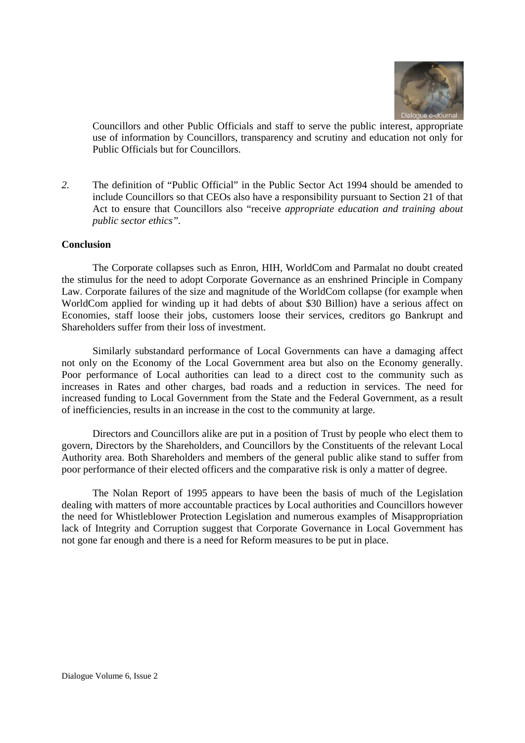Councillors and other Public Officials and staff to serve the public interest, appropriate use of information by Councillors, transparency and scrutiny and education not only for Public Officials but for Councillors.

*2.* The definition of "Public Official" in the Public Sector Act 1994 should be amended to include Councillors so that CEOs also have a responsibility pursuant to Section 21 of that Act to ensure that Councillors also "receive *appropriate education and training about public sector ethics".*

**Conclusion**

The Corporate collapses such as Enron, HIH, WorldCom and Parmalat no doubt created the stimulus for the need to adopt Corporate Governance as an enshrined Principle in Company Law. Corporate failures of the size and magnitude of the WorldCom collapse (for example when WorldCom applied for winding up it had debts of about $30 Billion) have a serious affect on Economies, staff loose their jobs, customers loose their services, creditors go Bankrupt and Shareholders suffer from their loss of investment.

Similarly substandard performance of Local Governments can have a damaging affect not only on the Economy of the Local Government area but also on the Economy generally. Poor performance of Local authorities can lead to a direct cost to the community such as increases in Rates and other charges, bad roads and a reduction in services. The need for increased funding to Local Government from the State and the Federal Government, as a result of inefficiencies, results in an increase in the cost to the community at large.

Directors and Councillors alike are put in a position of Trust by people who elect them to govern, Directors by the Shareholders, and Councillors by the Constituents of the relevant Local Authority area. Both Shareholders and members of the general public alike stand to suffer from poor performance of their elected officers and the comparative risk is only a matter of degree.

The Nolan Report of 1995 appears to have been the basis of much of the Legislation dealing with matters of more accountable practices by Local authorities and Councillors however the need for Whistleblower Protection Legislation and numerous examples of Misappropriation lack of Integrity and Corruption suggest that Corporate Governance in Local Government has not gone far enough and there is a need for Reform measures to be put in place.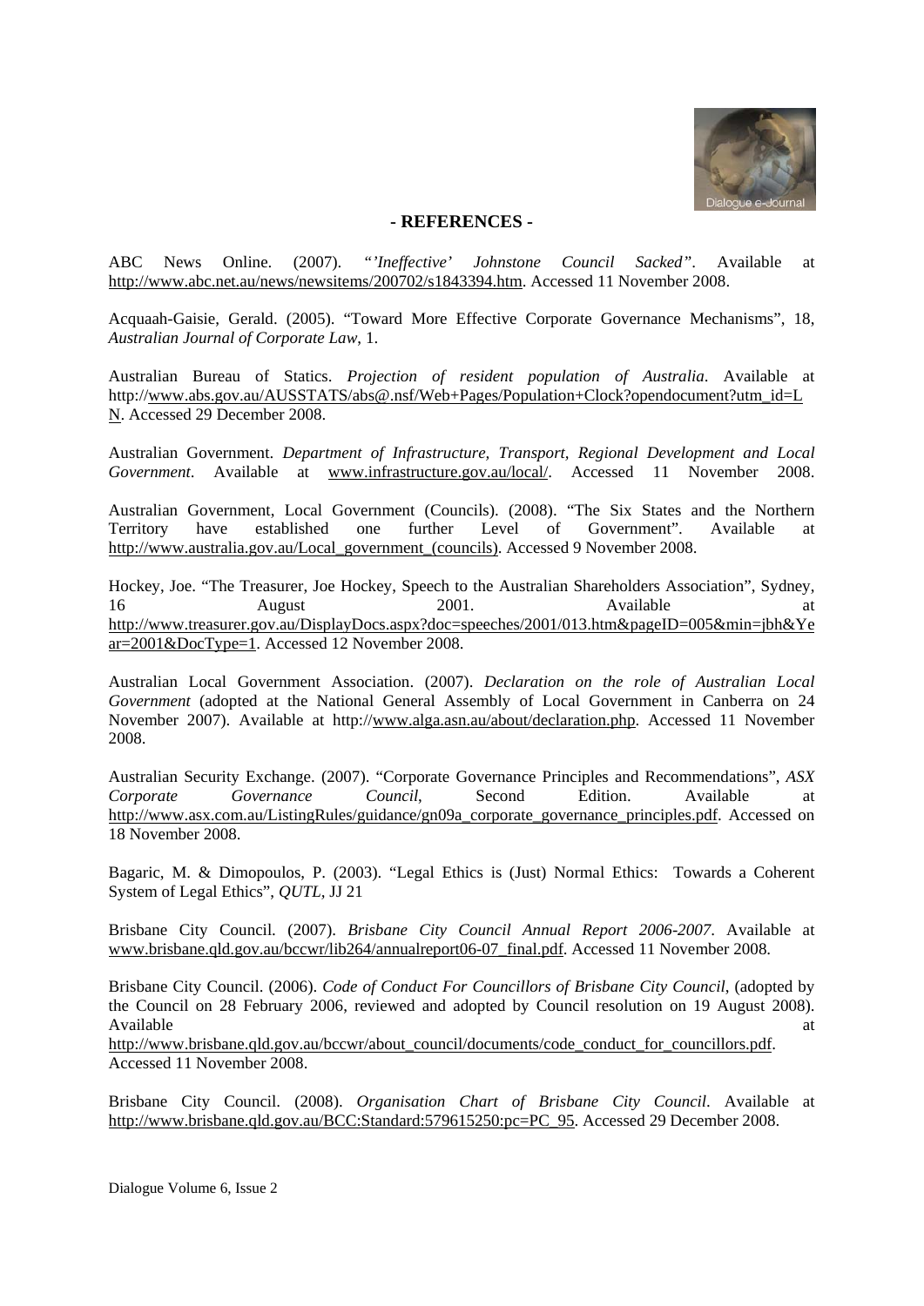## - REFERENCES -

ABC News Online. (2007). *"'Ineffective' Johnstone Council Sacked"*. Available at http://www.abc.net.au/news/newsitems/200702/s1843394.htm. Accessed 11 November 2008.

Acquaah-Gaisie, Gerald. (2005). "Toward More Effective Corporate Governance Mechanisms", 18, *Australian Journal of Corporate Law*, 1.

Australian Bureau of Statics. *Projection of resident population of Australia*. Available at http://www.abs.gov.au/AUSSTATS/abs@.nsf/Web+Pages/Population+Clock?opendocument?utm_id=LN. Accessed 29 December 2008.

Australian Government. *Department of Infrastructure, Transport, Regional Development and Local Government*. Available at www.infrastructure.gov.au/local/. Accessed 11 November 2008.

Australian Government, Local Government (Councils). (2008). "The Six States and the Northern Territory have established one further Level of Government". Available at http://www.australia.gov.au/Local_government_(councils). Accessed 9 November 2008.

Hockey, Joe. "The Treasurer, Joe Hockey, Speech to the Australian Shareholders Association", Sydney, 16 August 2001. Available at http://www.treasurer.gov.au/DisplayDocs.aspx?doc=speeches/2001/013.htm&pageID=005&min=jbh&Year=2001&DocType=1. Accessed 12 November 2008.

Australian Local Government Association. (2007). *Declaration on the role of Australian Local Government* (adopted at the National General Assembly of Local Government in Canberra on 24 November 2007). Available at http://www.alga.asn.au/about/declaration.php. Accessed 11 November 2008.

Australian Security Exchange. (2007). "Corporate Governance Principles and Recommendations", *ASX Corporate Governance Council*, Second Edition. Available at http://www.asx.com.au/ListingRules/guidance/gn09a_corporate_governance_principles.pdf. Accessed on 18 November 2008.

Bagaric, M. & Dimopoulos, P. (2003). "Legal Ethics is (Just) Normal Ethics: Towards a Coherent System of Legal Ethics", *QUTL*, JJ 21

Brisbane City Council. (2007). *Brisbane City Council Annual Report 2006-2007*. Available at www.brisbane.qld.gov.au/bccwr/lib264/annualreport06-07_final.pdf. Accessed 11 November 2008.

Brisbane City Council. (2006). *Code of Conduct For Councillors of Brisbane City Council*, (adopted by the Council on 28 February 2006, reviewed and adopted by Council resolution on 19 August 2008). Available at http://www.brisbane.qld.gov.au/bccwr/about_council/documents/code_conduct_for_councillors.pdf. Accessed 11 November 2008.

Brisbane City Council. (2008). *Organisation Chart of Brisbane City Council*. Available at http://www.brisbane.qld.gov.au/BCC:Standard:579615250:pc=PC_95. Accessed 29 December 2008.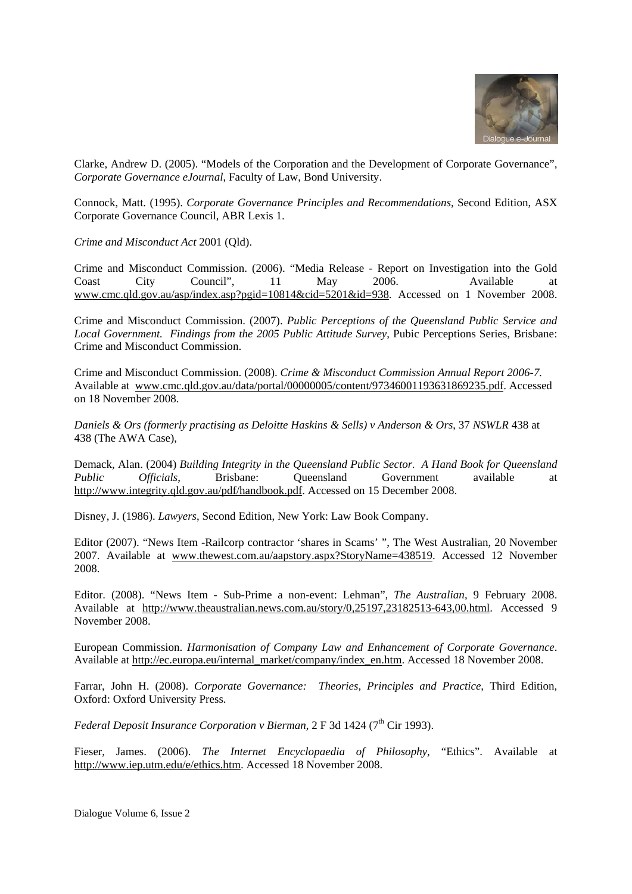Clarke, Andrew D. (2005). "Models of the Corporation and the Development of Corporate Governance", *Corporate Governance eJournal*, Faculty of Law, Bond University.

Connock, Matt. (1995). *Corporate Governance Principles and Recommendations*, Second Edition, ASX Corporate Governance Council, ABR Lexis 1.

*Crime and Misconduct Act* 2001 (Qld).

Crime and Misconduct Commission. (2006). "Media Release - Report on Investigation into the Gold Coast City Council", 11 May 2006. Available at www.cmc.qld.gov.au/asp/index.asp?pgid=10814&cid=5201&id=938. Accessed on 1 November 2008.

Crime and Misconduct Commission. (2007). *Public Perceptions of the Queensland Public Service and Local Government. Findings from the 2005 Public Attitude Survey*, Pubic Perceptions Series, Brisbane: Crime and Misconduct Commission.

Crime and Misconduct Commission. (2008). *Crime & Misconduct Commission Annual Report 2006-7.* Available at www.cmc.qld.gov.au/data/portal/00000005/content/97346001193631869235.pdf. Accessed on 18 November 2008.

*Daniels & Ors (formerly practising as Deloitte Haskins & Sells) v Anderson & Ors*, 37 *NSWLR* 438 at 438 (The AWA Case),

Demack, Alan. (2004) *Building Integrity in the Queensland Public Sector. A Hand Book for Queensland Public Officials*, Brisbane: Queensland Government available at http://www.integrity.qld.gov.au/pdf/handbook.pdf. Accessed on 15 December 2008.

Disney, J. (1986). *Lawyers*, Second Edition, New York: Law Book Company.

Editor (2007). "News Item -Railcorp contractor 'shares in Scams' ", The West Australian, 20 November 2007. Available at www.thewest.com.au/aapstory.aspx?StoryName=438519. Accessed 12 November 2008.

Editor. (2008). "News Item - Sub-Prime a non-event: Lehman", *The Australian*, 9 February 2008. Available at http://www.theaustralian.news.com.au/story/0,25197,23182513-643,00.html. Accessed 9 November 2008.

European Commission. *Harmonisation of Company Law and Enhancement of Corporate Governance*. Available at http://ec.europa.eu/internal_market/company/index_en.htm. Accessed 18 November 2008.

Farrar, John H. (2008). *Corporate Governance: Theories, Principles and Practice*, Third Edition, Oxford: Oxford University Press.

*Federal Deposit Insurance Corporation v Bierman*, 2 F 3d 1424 (7th Cir 1993).

Fieser, James. (2006). *The Internet Encyclopaedia of Philosophy*, "Ethics". Available at http://www.iep.utm.edu/e/ethics.htm. Accessed 18 November 2008.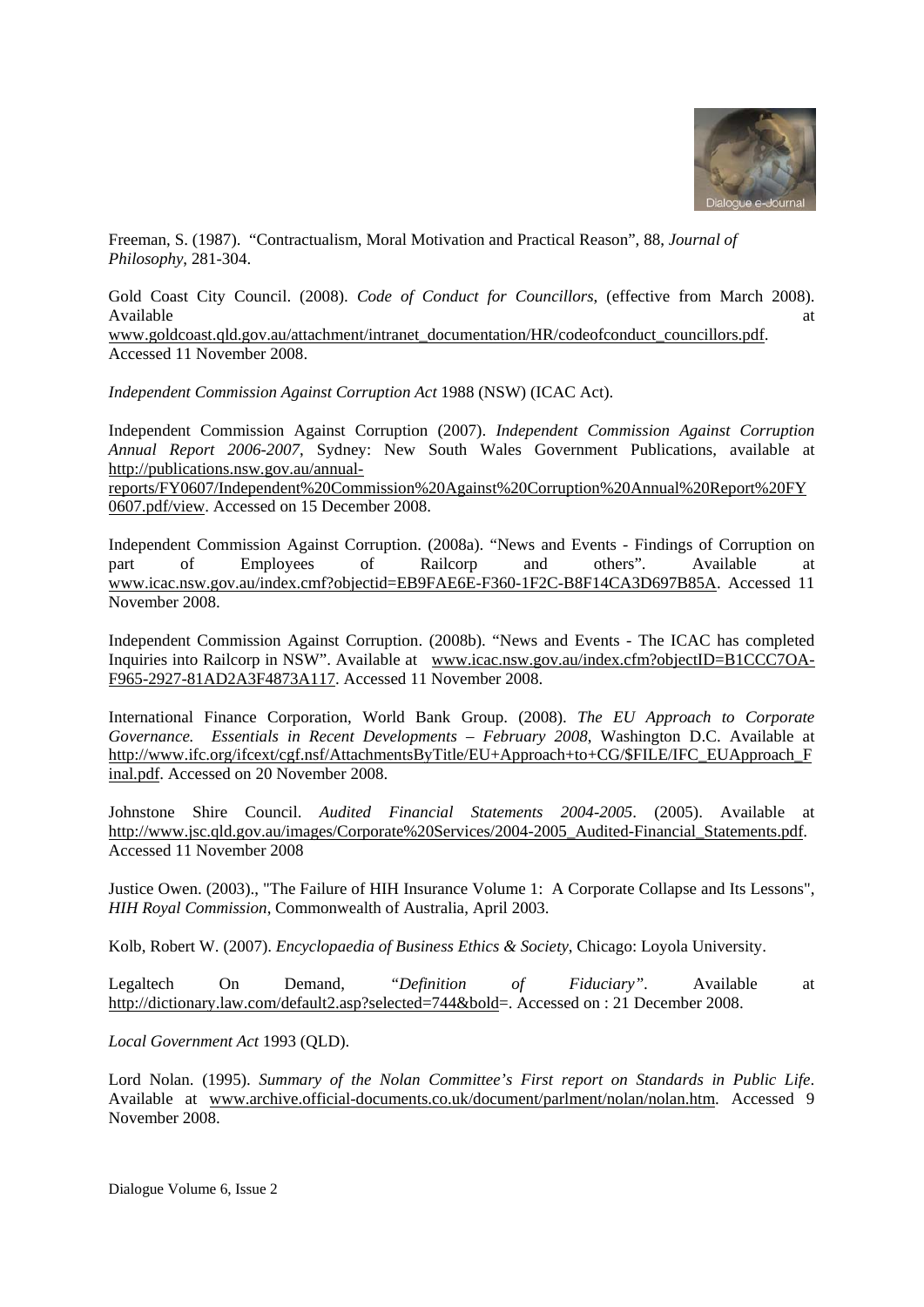Freeman, S. (1987). "Contractualism, Moral Motivation and Practical Reason", 88, *Journal of Philosophy*, 281-304.

Gold Coast City Council. (2008). *Code of Conduct for Councillors*, (effective from March 2008). Available at www.goldcoast.qld.gov.au/attachment/intranet_documentation/HR/codeofconduct_councillors.pdf. Accessed 11 November 2008.

*Independent Commission Against Corruption Act* 1988 (NSW) (ICAC Act).

Independent Commission Against Corruption (2007). *Independent Commission Against Corruption Annual Report 2006-2007*, Sydney: New South Wales Government Publications, available at http://publications.nsw.gov.au/annual-reports/FY0607/Independent%20Commission%20Against%20Corruption%20Annual%20Report%20FY0607.pdf/view. Accessed on 15 December 2008.

Independent Commission Against Corruption. (2008a). "News and Events - Findings of Corruption on part of Employees of Railcorp and others". Available at www.icac.nsw.gov.au/index.cmf?objectid=EB9FAE6E-F360-1F2C-B8F14CA3D697B85A. Accessed 11 November 2008.

Independent Commission Against Corruption. (2008b). "News and Events - The ICAC has completed Inquiries into Railcorp in NSW". Available at www.icac.nsw.gov.au/index.cfm?objectID=B1CCC7OA-F965-2927-81AD2A3F4873A117. Accessed 11 November 2008.

International Finance Corporation, World Bank Group. (2008). *The EU Approach to Corporate Governance. Essentials in Recent Developments – February 2008*, Washington D.C. Available at http://www.ifc.org/ifcext/cgf.nsf/AttachmentsByTitle/EU+Approach+to+CG/$FILE/IFC_EUApproach_Final.pdf. Accessed on 20 November 2008.

Johnstone Shire Council. *Audited Financial Statements 2004-2005*. (2005). Available at http://www.jsc.qld.gov.au/images/Corporate%20Services/2004-2005_Audited-Financial_Statements.pdf. Accessed 11 November 2008

Justice Owen. (2003)., "The Failure of HIH Insurance Volume 1: A Corporate Collapse and Its Lessons", *HIH Royal Commission*, Commonwealth of Australia, April 2003.

Kolb, Robert W. (2007). *Encyclopaedia of Business Ethics & Society*, Chicago: Loyola University.

Legaltech On Demand, *"Definition of Fiduciary"*. Available at http://dictionary.law.com/default2.asp?selected=744&bold=. Accessed on : 21 December 2008.

*Local Government Act* 1993 (QLD).

Lord Nolan. (1995). *Summary of the Nolan Committee's First report on Standards in Public Life*. Available at www.archive.official-documents.co.uk/document/parlment/nolan/nolan.htm. Accessed 9 November 2008.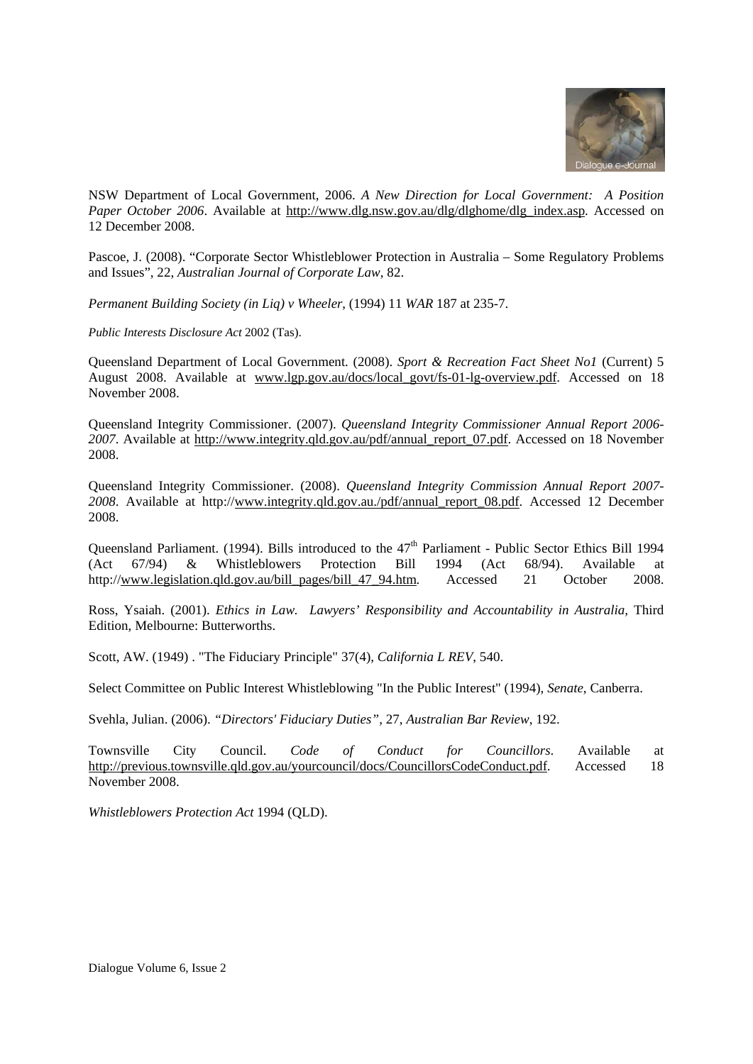NSW Department of Local Government, 2006. *A New Direction for Local Government: A Position Paper October 2006*. Available at http://www.dlg.nsw.gov.au/dlg/dlghome/dlg_index.asp. Accessed on 12 December 2008.

Pascoe, J. (2008). "Corporate Sector Whistleblower Protection in Australia – Some Regulatory Problems and Issues", 22, *Australian Journal of Corporate Law*, 82.

*Permanent Building Society (in Liq) v Wheeler*, (1994) 11 *WAR* 187 at 235-7.

*Public Interests Disclosure Act* 2002 (Tas).

Queensland Department of Local Government. (2008). *Sport & Recreation Fact Sheet No1* (Current) 5 August 2008. Available at www.lgp.gov.au/docs/local_govt/fs-01-lg-overview.pdf. Accessed on 18 November 2008.

Queensland Integrity Commissioner. (2007). *Queensland Integrity Commissioner Annual Report 2006-2007*. Available at http://www.integrity.qld.gov.au/pdf/annual_report_07.pdf. Accessed on 18 November 2008.

Queensland Integrity Commissioner. (2008). *Queensland Integrity Commission Annual Report 2007-2008*. Available at http://www.integrity.qld.gov.au./pdf/annual_report_08.pdf. Accessed 12 December 2008.

Queensland Parliament. (1994). Bills introduced to the 47th Parliament - Public Sector Ethics Bill 1994 (Act 67/94) & Whistleblowers Protection Bill 1994 (Act 68/94). Available at http://www.legislation.qld.gov.au/bill_pages/bill_47_94.htm. Accessed 21 October 2008.

Ross, Ysaiah. (2001). *Ethics in Law. Lawyers' Responsibility and Accountability in Australia*, Third Edition, Melbourne: Butterworths.

Scott, AW. (1949) . "The Fiduciary Principle" 37(4), *California L REV*, 540.

Select Committee on Public Interest Whistleblowing "In the Public Interest" (1994), *Senate*, Canberra.

Svehla, Julian. (2006). *"Directors' Fiduciary Duties"*, 27, *Australian Bar Review*, 192.

Townsville City Council. *Code of Conduct for Councillors*. Available at http://previous.townsville.qld.gov.au/yourcouncil/docs/CouncillorsCodeConduct.pdf. Accessed 18 November 2008.

*Whistleblowers Protection Act* 1994 (QLD).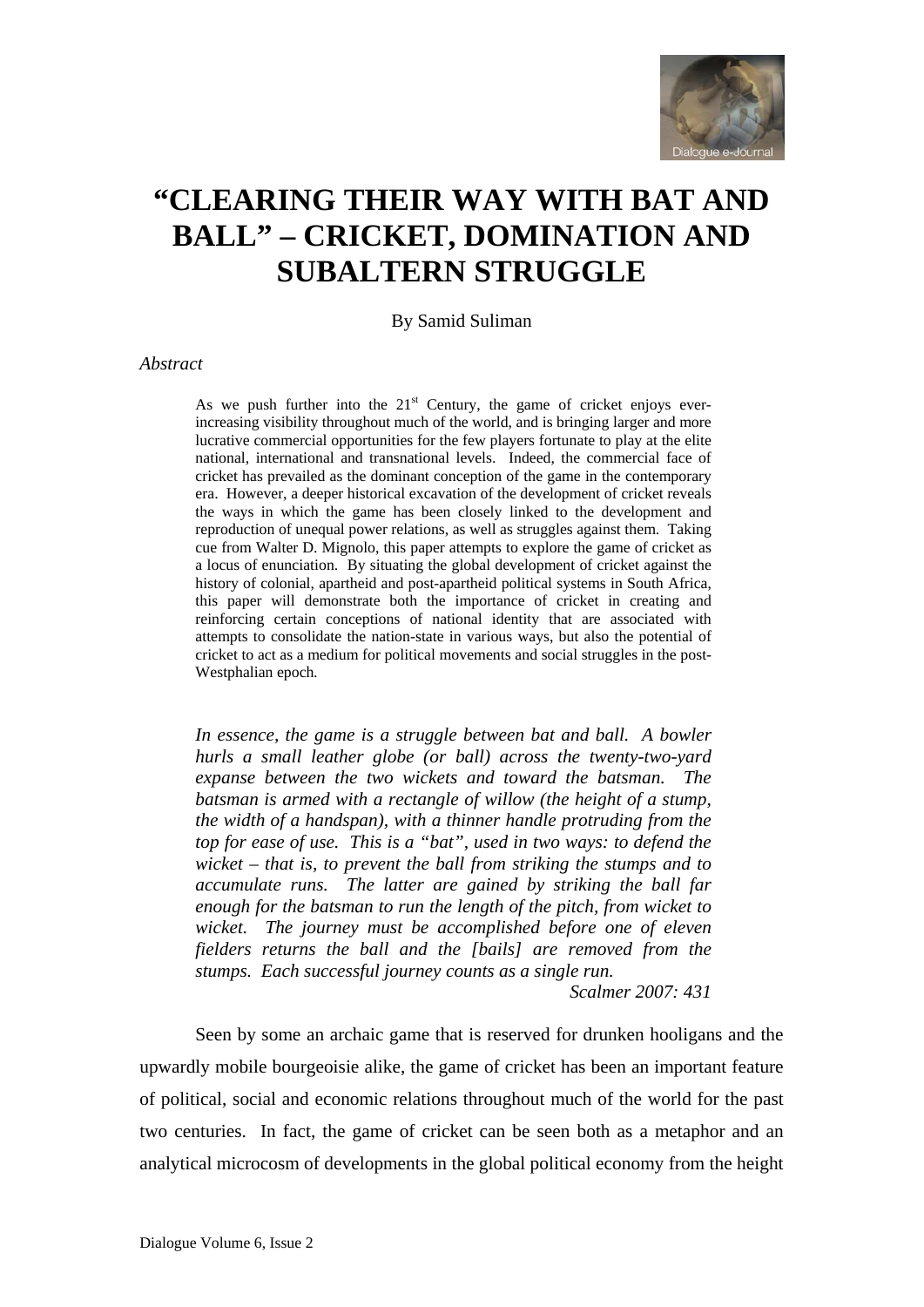# "CLEARING THEIR WAY WITH BAT AND BALL" – CRICKET, DOMINATION AND SUBALTERN STRUGGLE

By Samid Suliman

*Abstract*

> As we push further into the 21st Century, the game of cricket enjoys ever-increasing visibility throughout much of the world, and is bringing larger and more lucrative commercial opportunities for the few players fortunate to play at the elite national, international and transnational levels. Indeed, the commercial face of cricket has prevailed as the dominant conception of the game in the contemporary era. However, a deeper historical excavation of the development of cricket reveals the ways in which the game has been closely linked to the development and reproduction of unequal power relations, as well as struggles against them. Taking cue from Walter D. Mignolo, this paper attempts to explore the game of cricket as a locus of enunciation. By situating the global development of cricket against the history of colonial, apartheid and post-apartheid political systems in South Africa, this paper will demonstrate both the importance of cricket in creating and reinforcing certain conceptions of national identity that are associated with attempts to consolidate the nation-state in various ways, but also the potential of cricket to act as a medium for political movements and social struggles in the post-Westphalian epoch.

> *In essence, the game is a struggle between bat and ball. A bowler hurls a small leather globe (or ball) across the twenty-two-yard expanse between the two wickets and toward the batsman. The batsman is armed with a rectangle of willow (the height of a stump, the width of a handspan), with a thinner handle protruding from the top for ease of use. This is a "bat", used in two ways: to defend the wicket – that is, to prevent the ball from striking the stumps and to accumulate runs. The latter are gained by striking the ball far enough for the batsman to run the length of the pitch, from wicket to wicket. The journey must be accomplished before one of eleven fielders returns the ball and the [bails] are removed from the stumps. Each successful journey counts as a single run.*
>
> *Scalmer 2007: 431*

Seen by some an archaic game that is reserved for drunken hooligans and the upwardly mobile bourgeoisie alike, the game of cricket has been an important feature of political, social and economic relations throughout much of the world for the past two centuries. In fact, the game of cricket can be seen both as a metaphor and an analytical microcosm of developments in the global political economy from the height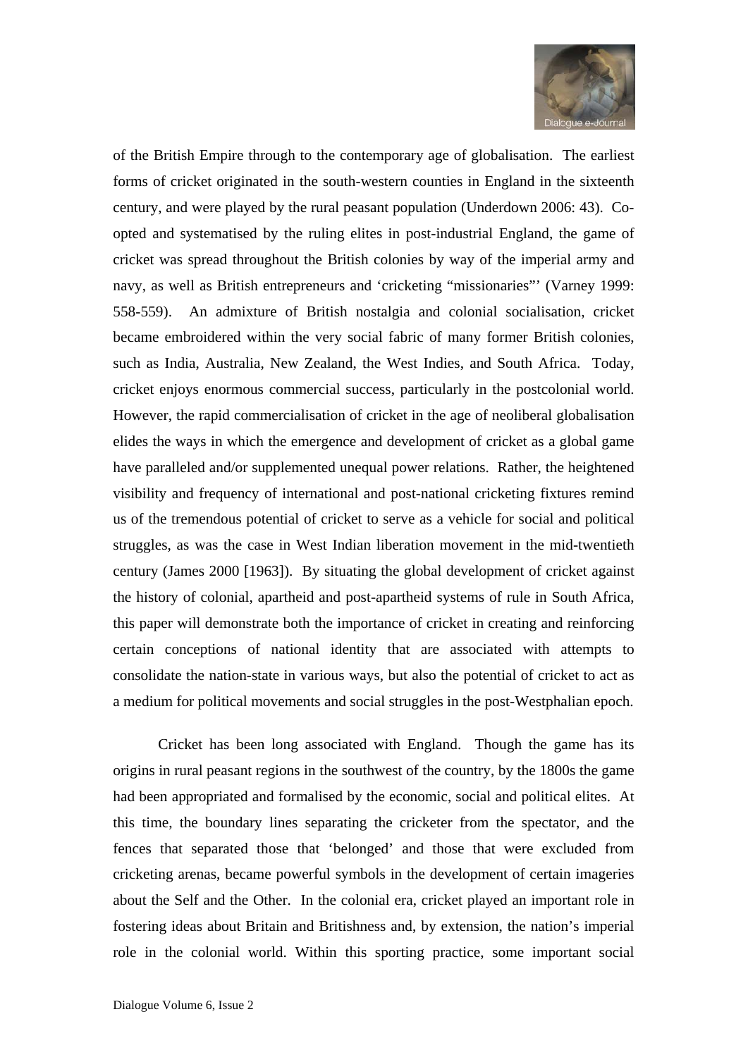of the British Empire through to the contemporary age of globalisation. The earliest forms of cricket originated in the south-western counties in England in the sixteenth century, and were played by the rural peasant population (Underdown 2006: 43). Co-opted and systematised by the ruling elites in post-industrial England, the game of cricket was spread throughout the British colonies by way of the imperial army and navy, as well as British entrepreneurs and 'cricketing "missionaries"' (Varney 1999: 558-559). An admixture of British nostalgia and colonial socialisation, cricket became embroidered within the very social fabric of many former British colonies, such as India, Australia, New Zealand, the West Indies, and South Africa. Today, cricket enjoys enormous commercial success, particularly in the postcolonial world. However, the rapid commercialisation of cricket in the age of neoliberal globalisation elides the ways in which the emergence and development of cricket as a global game have paralleled and/or supplemented unequal power relations. Rather, the heightened visibility and frequency of international and post-national cricketing fixtures remind us of the tremendous potential of cricket to serve as a vehicle for social and political struggles, as was the case in West Indian liberation movement in the mid-twentieth century (James 2000 [1963]). By situating the global development of cricket against the history of colonial, apartheid and post-apartheid systems of rule in South Africa, this paper will demonstrate both the importance of cricket in creating and reinforcing certain conceptions of national identity that are associated with attempts to consolidate the nation-state in various ways, but also the potential of cricket to act as a medium for political movements and social struggles in the post-Westphalian epoch.

Cricket has been long associated with England. Though the game has its origins in rural peasant regions in the southwest of the country, by the 1800s the game had been appropriated and formalised by the economic, social and political elites. At this time, the boundary lines separating the cricketer from the spectator, and the fences that separated those that 'belonged' and those that were excluded from cricketing arenas, became powerful symbols in the development of certain imageries about the Self and the Other. In the colonial era, cricket played an important role in fostering ideas about Britain and Britishness and, by extension, the nation's imperial role in the colonial world. Within this sporting practice, some important social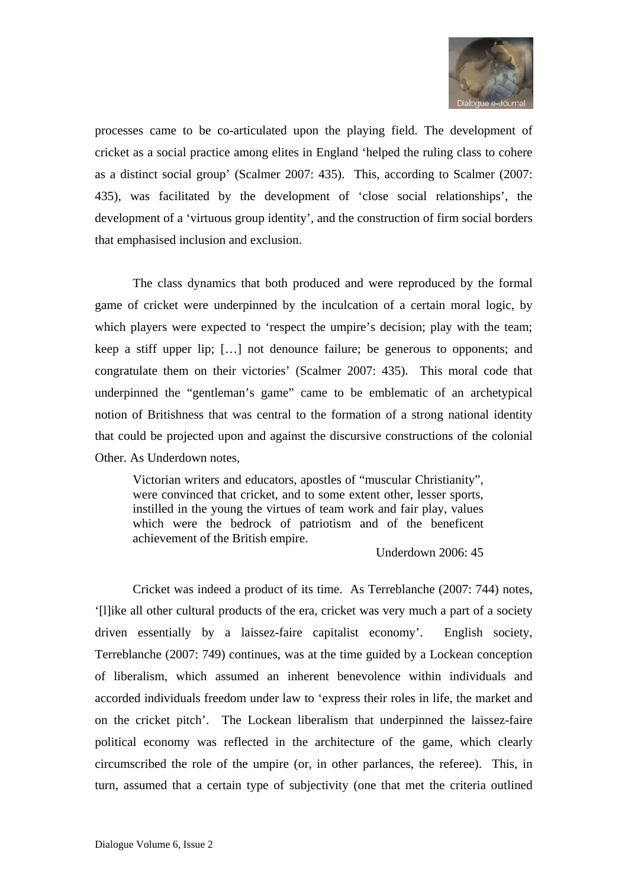processes came to be co-articulated upon the playing field. The development of cricket as a social practice among elites in England 'helped the ruling class to cohere as a distinct social group' (Scalmer 2007: 435). This, according to Scalmer (2007: 435), was facilitated by the development of 'close social relationships', the development of a 'virtuous group identity', and the construction of firm social borders that emphasised inclusion and exclusion.

The class dynamics that both produced and were reproduced by the formal game of cricket were underpinned by the inculcation of a certain moral logic, by which players were expected to 'respect the umpire's decision; play with the team; keep a stiff upper lip; […] not denounce failure; be generous to opponents; and congratulate them on their victories' (Scalmer 2007: 435). This moral code that underpinned the "gentleman's game" came to be emblematic of an archetypical notion of Britishness that was central to the formation of a strong national identity that could be projected upon and against the discursive constructions of the colonial Other. As Underdown notes,

> Victorian writers and educators, apostles of "muscular Christianity", were convinced that cricket, and to some extent other, lesser sports, instilled in the young the virtues of team work and fair play, values which were the bedrock of patriotism and of the beneficent achievement of the British empire.
>
> Underdown 2006: 45

Cricket was indeed a product of its time. As Terreblanche (2007: 744) notes, '[l]ike all other cultural products of the era, cricket was very much a part of a society driven essentially by a laissez-faire capitalist economy'. English society, Terreblanche (2007: 749) continues, was at the time guided by a Lockean conception of liberalism, which assumed an inherent benevolence within individuals and accorded individuals freedom under law to 'express their roles in life, the market and on the cricket pitch'. The Lockean liberalism that underpinned the laissez-faire political economy was reflected in the architecture of the game, which clearly circumscribed the role of the umpire (or, in other parlances, the referee). This, in turn, assumed that a certain type of subjectivity (one that met the criteria outlined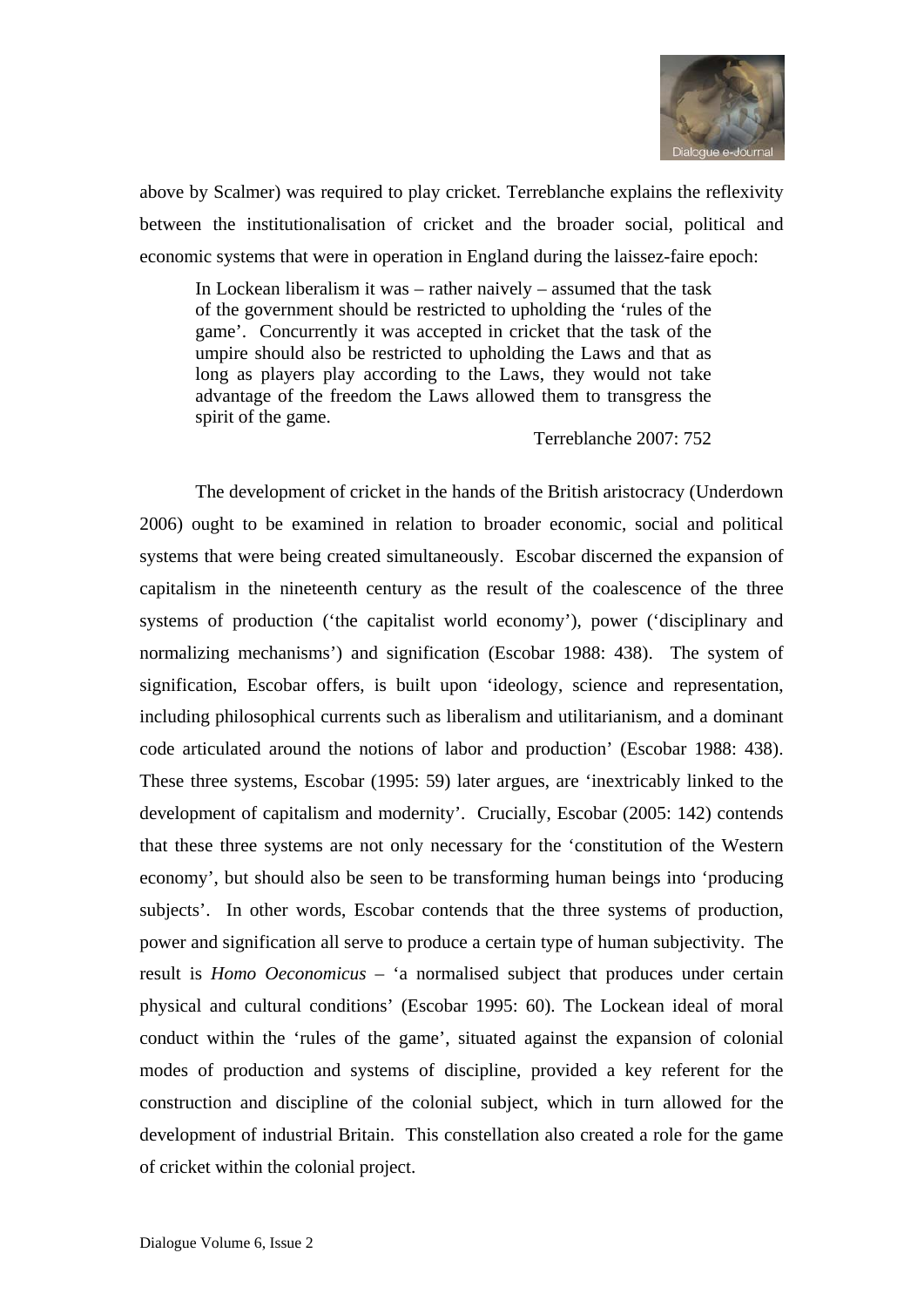above by Scalmer) was required to play cricket. Terreblanche explains the reflexivity between the institutionalisation of cricket and the broader social, political and economic systems that were in operation in England during the laissez-faire epoch:

> In Lockean liberalism it was – rather naively – assumed that the task of the government should be restricted to upholding the 'rules of the game'. Concurrently it was accepted in cricket that the task of the umpire should also be restricted to upholding the Laws and that as long as players play according to the Laws, they would not take advantage of the freedom the Laws allowed them to transgress the spirit of the game.
>
> Terreblanche 2007: 752

The development of cricket in the hands of the British aristocracy (Underdown 2006) ought to be examined in relation to broader economic, social and political systems that were being created simultaneously. Escobar discerned the expansion of capitalism in the nineteenth century as the result of the coalescence of the three systems of production ('the capitalist world economy'), power ('disciplinary and normalizing mechanisms') and signification (Escobar 1988: 438). The system of signification, Escobar offers, is built upon 'ideology, science and representation, including philosophical currents such as liberalism and utilitarianism, and a dominant code articulated around the notions of labor and production' (Escobar 1988: 438). These three systems, Escobar (1995: 59) later argues, are 'inextricably linked to the development of capitalism and modernity'. Crucially, Escobar (2005: 142) contends that these three systems are not only necessary for the 'constitution of the Western economy', but should also be seen to be transforming human beings into 'producing subjects'. In other words, Escobar contends that the three systems of production, power and signification all serve to produce a certain type of human subjectivity. The result is *Homo Oeconomicus* – 'a normalised subject that produces under certain physical and cultural conditions' (Escobar 1995: 60). The Lockean ideal of moral conduct within the 'rules of the game', situated against the expansion of colonial modes of production and systems of discipline, provided a key referent for the construction and discipline of the colonial subject, which in turn allowed for the development of industrial Britain. This constellation also created a role for the game of cricket within the colonial project.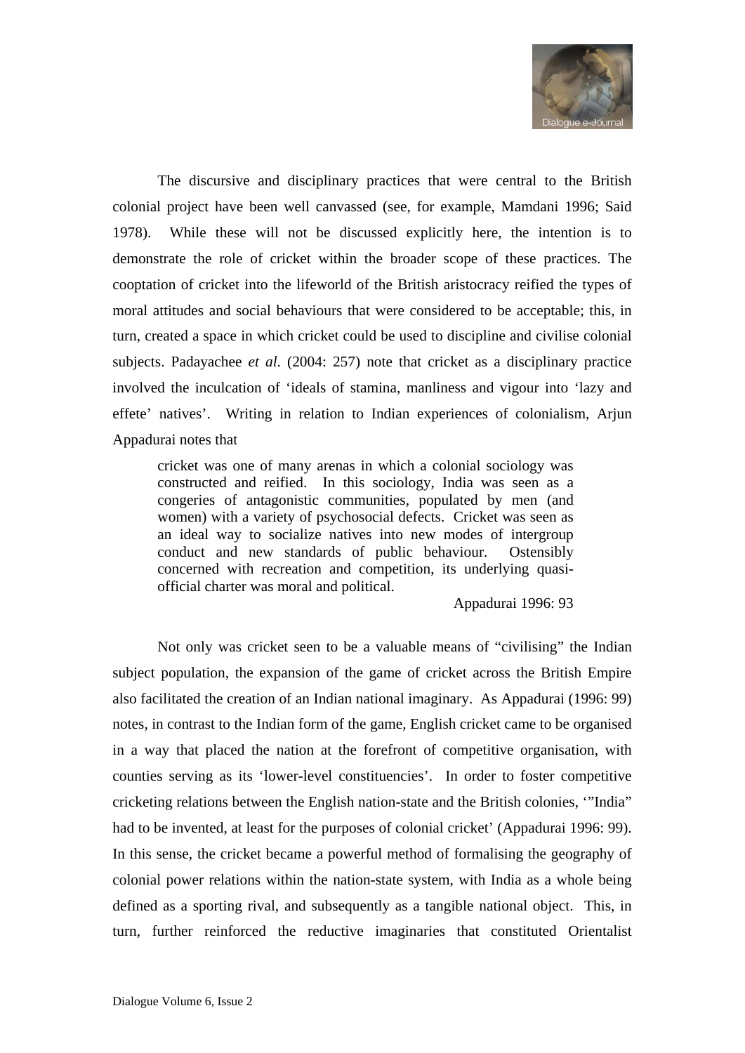The discursive and disciplinary practices that were central to the British colonial project have been well canvassed (see, for example, Mamdani 1996; Said 1978). While these will not be discussed explicitly here, the intention is to demonstrate the role of cricket within the broader scope of these practices. The cooptation of cricket into the lifeworld of the British aristocracy reified the types of moral attitudes and social behaviours that were considered to be acceptable; this, in turn, created a space in which cricket could be used to discipline and civilise colonial subjects. Padayachee *et al.* (2004: 257) note that cricket as a disciplinary practice involved the inculcation of 'ideals of stamina, manliness and vigour into 'lazy and effete' natives'. Writing in relation to Indian experiences of colonialism, Arjun Appadurai notes that

> cricket was one of many arenas in which a colonial sociology was constructed and reified. In this sociology, India was seen as a congeries of antagonistic communities, populated by men (and women) with a variety of psychosocial defects. Cricket was seen as an ideal way to socialize natives into new modes of intergroup conduct and new standards of public behaviour. Ostensibly concerned with recreation and competition, its underlying quasi-official charter was moral and political.
>
> Appadurai 1996: 93

Not only was cricket seen to be a valuable means of "civilising" the Indian subject population, the expansion of the game of cricket across the British Empire also facilitated the creation of an Indian national imaginary. As Appadurai (1996: 99) notes, in contrast to the Indian form of the game, English cricket came to be organised in a way that placed the nation at the forefront of competitive organisation, with counties serving as its 'lower-level constituencies'. In order to foster competitive cricketing relations between the English nation-state and the British colonies, '"India" had to be invented, at least for the purposes of colonial cricket' (Appadurai 1996: 99). In this sense, the cricket became a powerful method of formalising the geography of colonial power relations within the nation-state system, with India as a whole being defined as a sporting rival, and subsequently as a tangible national object. This, in turn, further reinforced the reductive imaginaries that constituted Orientalist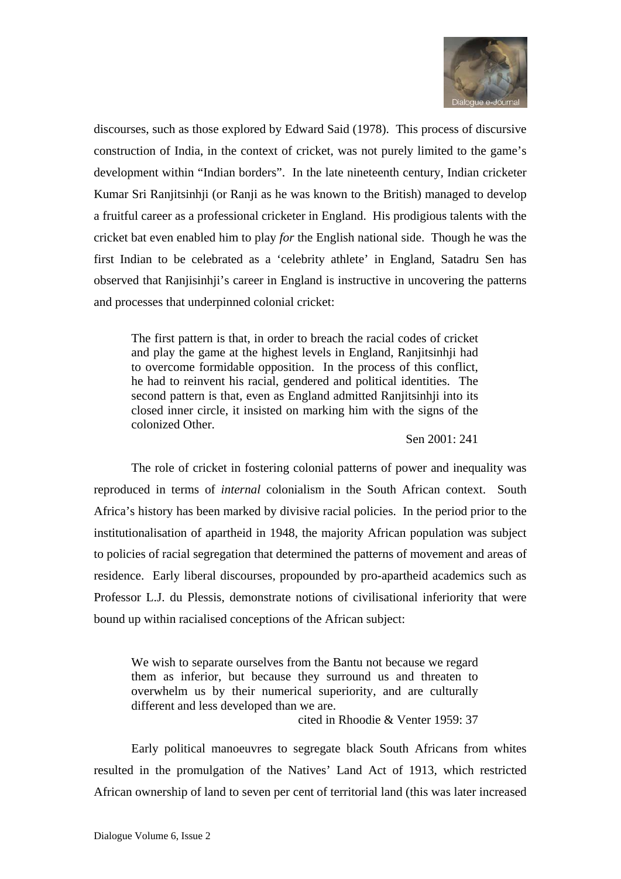discourses, such as those explored by Edward Said (1978). This process of discursive construction of India, in the context of cricket, was not purely limited to the game's development within "Indian borders". In the late nineteenth century, Indian cricketer Kumar Sri Ranjitsinhji (or Ranji as he was known to the British) managed to develop a fruitful career as a professional cricketer in England. His prodigious talents with the cricket bat even enabled him to play *for* the English national side. Though he was the first Indian to be celebrated as a 'celebrity athlete' in England, Satadru Sen has observed that Ranjisinhji's career in England is instructive in uncovering the patterns and processes that underpinned colonial cricket:

> The first pattern is that, in order to breach the racial codes of cricket and play the game at the highest levels in England, Ranjitsinhji had to overcome formidable opposition. In the process of this conflict, he had to reinvent his racial, gendered and political identities. The second pattern is that, even as England admitted Ranjitsinhji into its closed inner circle, it insisted on marking him with the signs of the colonized Other.
>
> Sen 2001: 241

The role of cricket in fostering colonial patterns of power and inequality was reproduced in terms of *internal* colonialism in the South African context. South Africa's history has been marked by divisive racial policies. In the period prior to the institutionalisation of apartheid in 1948, the majority African population was subject to policies of racial segregation that determined the patterns of movement and areas of residence. Early liberal discourses, propounded by pro-apartheid academics such as Professor L.J. du Plessis, demonstrate notions of civilisational inferiority that were bound up within racialised conceptions of the African subject:

> We wish to separate ourselves from the Bantu not because we regard them as inferior, but because they surround us and threaten to overwhelm us by their numerical superiority, and are culturally different and less developed than we are.
>
> cited in Rhoodie & Venter 1959: 37

Early political manoeuvres to segregate black South Africans from whites resulted in the promulgation of the Natives' Land Act of 1913, which restricted African ownership of land to seven per cent of territorial land (this was later increased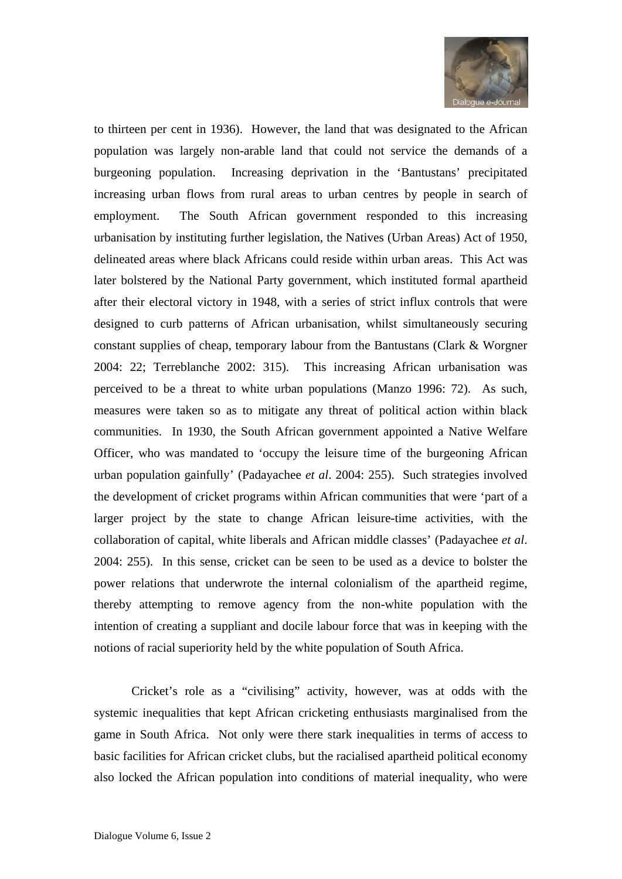to thirteen per cent in 1936). However, the land that was designated to the African population was largely non-arable land that could not service the demands of a burgeoning population. Increasing deprivation in the 'Bantustans' precipitated increasing urban flows from rural areas to urban centres by people in search of employment. The South African government responded to this increasing urbanisation by instituting further legislation, the Natives (Urban Areas) Act of 1950, delineated areas where black Africans could reside within urban areas. This Act was later bolstered by the National Party government, which instituted formal apartheid after their electoral victory in 1948, with a series of strict influx controls that were designed to curb patterns of African urbanisation, whilst simultaneously securing constant supplies of cheap, temporary labour from the Bantustans (Clark & Worgner 2004: 22; Terreblanche 2002: 315). This increasing African urbanisation was perceived to be a threat to white urban populations (Manzo 1996: 72). As such, measures were taken so as to mitigate any threat of political action within black communities. In 1930, the South African government appointed a Native Welfare Officer, who was mandated to 'occupy the leisure time of the burgeoning African urban population gainfully' (Padayachee *et al*. 2004: 255). Such strategies involved the development of cricket programs within African communities that were 'part of a larger project by the state to change African leisure-time activities, with the collaboration of capital, white liberals and African middle classes' (Padayachee *et al*. 2004: 255). In this sense, cricket can be seen to be used as a device to bolster the power relations that underwrote the internal colonialism of the apartheid regime, thereby attempting to remove agency from the non-white population with the intention of creating a suppliant and docile labour force that was in keeping with the notions of racial superiority held by the white population of South Africa.

Cricket's role as a "civilising" activity, however, was at odds with the systemic inequalities that kept African cricketing enthusiasts marginalised from the game in South Africa. Not only were there stark inequalities in terms of access to basic facilities for African cricket clubs, but the racialised apartheid political economy also locked the African population into conditions of material inequality, who were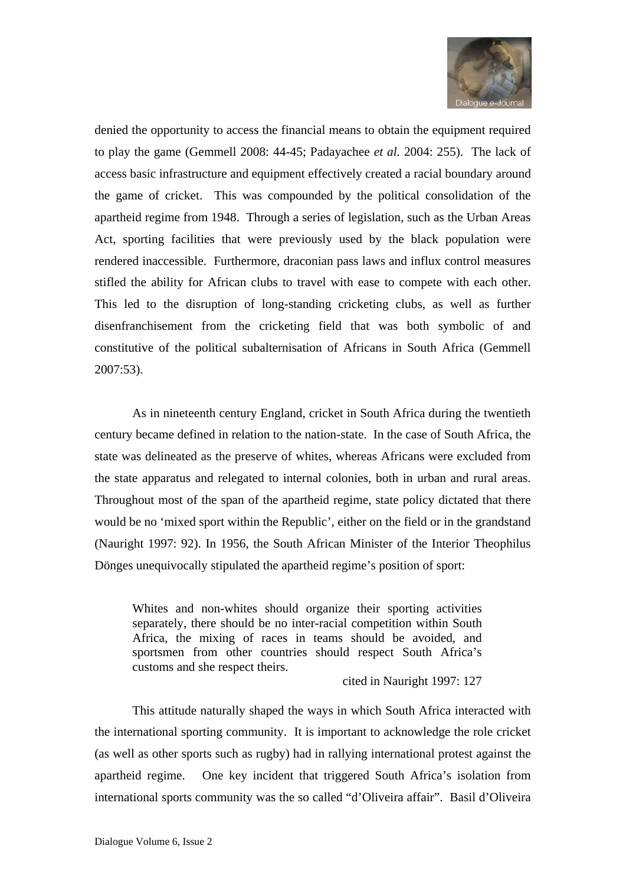denied the opportunity to access the financial means to obtain the equipment required to play the game (Gemmell 2008: 44-45; Padayachee *et al.* 2004: 255). The lack of access basic infrastructure and equipment effectively created a racial boundary around the game of cricket. This was compounded by the political consolidation of the apartheid regime from 1948. Through a series of legislation, such as the Urban Areas Act, sporting facilities that were previously used by the black population were rendered inaccessible. Furthermore, draconian pass laws and influx control measures stifled the ability for African clubs to travel with ease to compete with each other. This led to the disruption of long-standing cricketing clubs, as well as further disenfranchisement from the cricketing field that was both symbolic of and constitutive of the political subalternisation of Africans in South Africa (Gemmell 2007:53).

As in nineteenth century England, cricket in South Africa during the twentieth century became defined in relation to the nation-state. In the case of South Africa, the state was delineated as the preserve of whites, whereas Africans were excluded from the state apparatus and relegated to internal colonies, both in urban and rural areas. Throughout most of the span of the apartheid regime, state policy dictated that there would be no 'mixed sport within the Republic', either on the field or in the grandstand (Nauright 1997: 92). In 1956, the South African Minister of the Interior Theophilus Dönges unequivocally stipulated the apartheid regime's position of sport:

> Whites and non-whites should organize their sporting activities separately, there should be no inter-racial competition within South Africa, the mixing of races in teams should be avoided, and sportsmen from other countries should respect South Africa's customs and she respect theirs.
>
> cited in Nauright 1997: 127

This attitude naturally shaped the ways in which South Africa interacted with the international sporting community. It is important to acknowledge the role cricket (as well as other sports such as rugby) had in rallying international protest against the apartheid regime. One key incident that triggered South Africa's isolation from international sports community was the so called "d'Oliveira affair". Basil d'Oliveira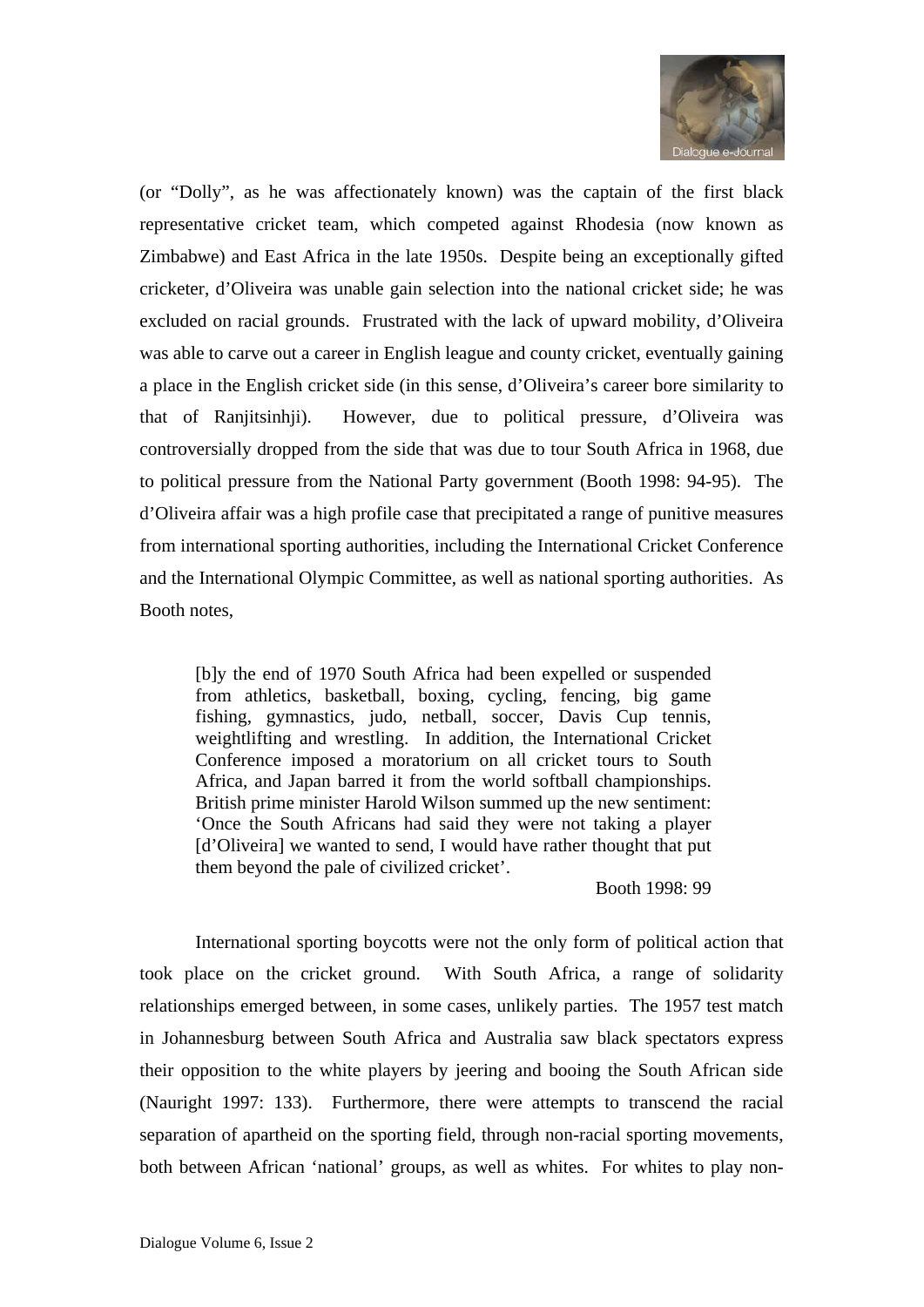(or "Dolly", as he was affectionately known) was the captain of the first black representative cricket team, which competed against Rhodesia (now known as Zimbabwe) and East Africa in the late 1950s. Despite being an exceptionally gifted cricketer, d'Oliveira was unable gain selection into the national cricket side; he was excluded on racial grounds. Frustrated with the lack of upward mobility, d'Oliveira was able to carve out a career in English league and county cricket, eventually gaining a place in the English cricket side (in this sense, d'Oliveira's career bore similarity to that of Ranjitsinhji). However, due to political pressure, d'Oliveira was controversially dropped from the side that was due to tour South Africa in 1968, due to political pressure from the National Party government (Booth 1998: 94-95). The d'Oliveira affair was a high profile case that precipitated a range of punitive measures from international sporting authorities, including the International Cricket Conference and the International Olympic Committee, as well as national sporting authorities. As Booth notes,

> [b]y the end of 1970 South Africa had been expelled or suspended from athletics, basketball, boxing, cycling, fencing, big game fishing, gymnastics, judo, netball, soccer, Davis Cup tennis, weightlifting and wrestling. In addition, the International Cricket Conference imposed a moratorium on all cricket tours to South Africa, and Japan barred it from the world softball championships. British prime minister Harold Wilson summed up the new sentiment: 'Once the South Africans had said they were not taking a player [d'Oliveira] we wanted to send, I would have rather thought that put them beyond the pale of civilized cricket'.
>
> Booth 1998: 99

International sporting boycotts were not the only form of political action that took place on the cricket ground. With South Africa, a range of solidarity relationships emerged between, in some cases, unlikely parties. The 1957 test match in Johannesburg between South Africa and Australia saw black spectators express their opposition to the white players by jeering and booing the South African side (Nauright 1997: 133). Furthermore, there were attempts to transcend the racial separation of apartheid on the sporting field, through non-racial sporting movements, both between African 'national' groups, as well as whites. For whites to play non-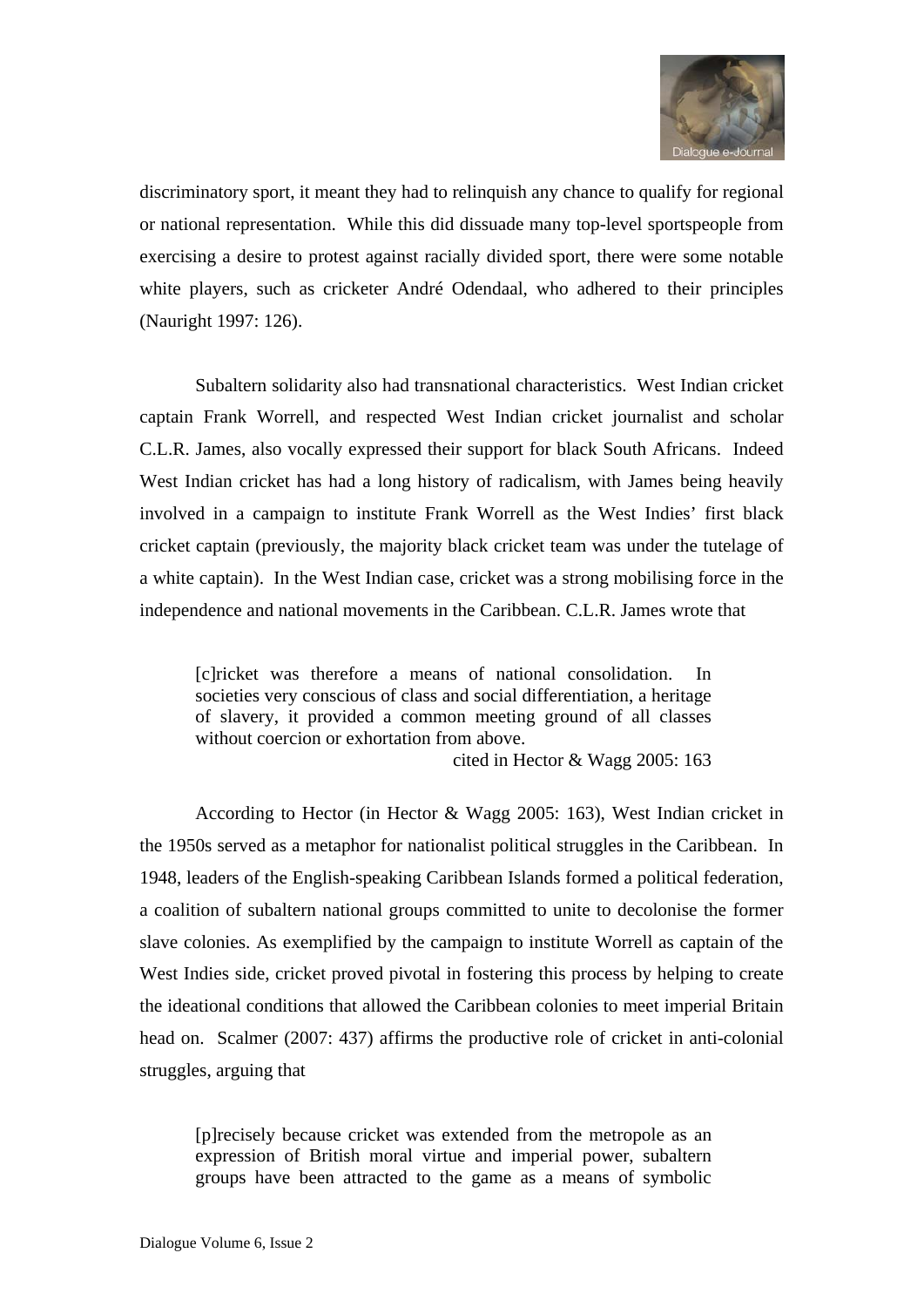discriminatory sport, it meant they had to relinquish any chance to qualify for regional or national representation. While this did dissuade many top-level sportspeople from exercising a desire to protest against racially divided sport, there were some notable white players, such as cricketer André Odendaal, who adhered to their principles (Nauright 1997: 126).

Subaltern solidarity also had transnational characteristics. West Indian cricket captain Frank Worrell, and respected West Indian cricket journalist and scholar C.L.R. James, also vocally expressed their support for black South Africans. Indeed West Indian cricket has had a long history of radicalism, with James being heavily involved in a campaign to institute Frank Worrell as the West Indies' first black cricket captain (previously, the majority black cricket team was under the tutelage of a white captain). In the West Indian case, cricket was a strong mobilising force in the independence and national movements in the Caribbean. C.L.R. James wrote that

> [c]ricket was therefore a means of national consolidation. In societies very conscious of class and social differentiation, a heritage of slavery, it provided a common meeting ground of all classes without coercion or exhortation from above.
>
> cited in Hector & Wagg 2005: 163

According to Hector (in Hector & Wagg 2005: 163), West Indian cricket in the 1950s served as a metaphor for nationalist political struggles in the Caribbean. In 1948, leaders of the English-speaking Caribbean Islands formed a political federation, a coalition of subaltern national groups committed to unite to decolonise the former slave colonies. As exemplified by the campaign to institute Worrell as captain of the West Indies side, cricket proved pivotal in fostering this process by helping to create the ideational conditions that allowed the Caribbean colonies to meet imperial Britain head on. Scalmer (2007: 437) affirms the productive role of cricket in anti-colonial struggles, arguing that

> [p]recisely because cricket was extended from the metropole as an expression of British moral virtue and imperial power, subaltern groups have been attracted to the game as a means of symbolic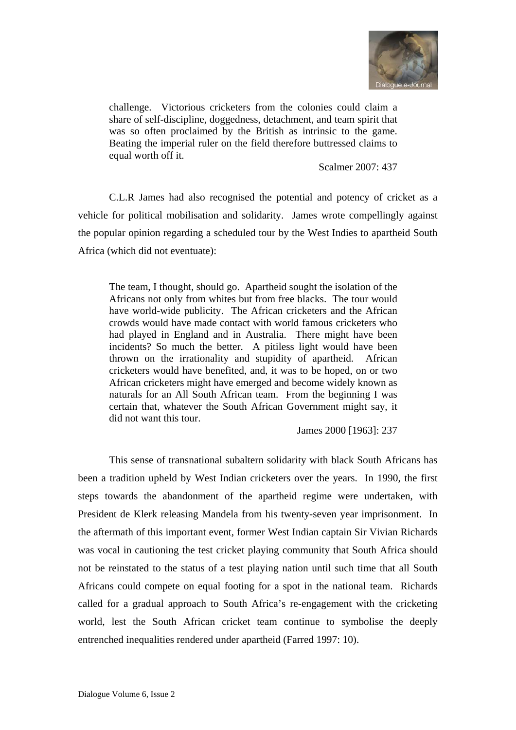> challenge. Victorious cricketers from the colonies could claim a share of self-discipline, doggedness, detachment, and team spirit that was so often proclaimed by the British as intrinsic to the game. Beating the imperial ruler on the field therefore buttressed claims to equal worth off it.
>
> Scalmer 2007: 437

C.L.R James had also recognised the potential and potency of cricket as a vehicle for political mobilisation and solidarity. James wrote compellingly against the popular opinion regarding a scheduled tour by the West Indies to apartheid South Africa (which did not eventuate):

> The team, I thought, should go. Apartheid sought the isolation of the Africans not only from whites but from free blacks. The tour would have world-wide publicity. The African cricketers and the African crowds would have made contact with world famous cricketers who had played in England and in Australia. There might have been incidents? So much the better. A pitiless light would have been thrown on the irrationality and stupidity of apartheid. African cricketers would have benefited, and, it was to be hoped, on or two African cricketers might have emerged and become widely known as naturals for an All South African team. From the beginning I was certain that, whatever the South African Government might say, it did not want this tour.
>
> James 2000 [1963]: 237

This sense of transnational subaltern solidarity with black South Africans has been a tradition upheld by West Indian cricketers over the years. In 1990, the first steps towards the abandonment of the apartheid regime were undertaken, with President de Klerk releasing Mandela from his twenty-seven year imprisonment. In the aftermath of this important event, former West Indian captain Sir Vivian Richards was vocal in cautioning the test cricket playing community that South Africa should not be reinstated to the status of a test playing nation until such time that all South Africans could compete on equal footing for a spot in the national team. Richards called for a gradual approach to South Africa's re-engagement with the cricketing world, lest the South African cricket team continue to symbolise the deeply entrenched inequalities rendered under apartheid (Farred 1997: 10).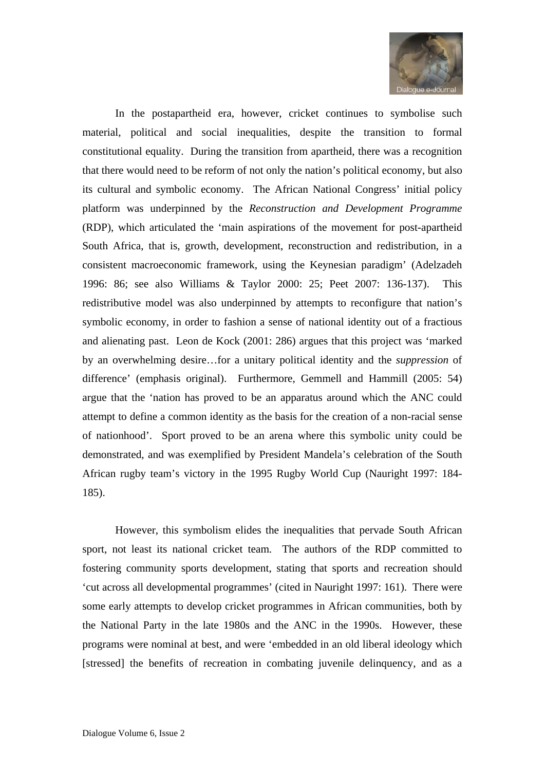In the postapartheid era, however, cricket continues to symbolise such material, political and social inequalities, despite the transition to formal constitutional equality. During the transition from apartheid, there was a recognition that there would need to be reform of not only the nation's political economy, but also its cultural and symbolic economy. The African National Congress' initial policy platform was underpinned by the *Reconstruction and Development Programme* (RDP), which articulated the 'main aspirations of the movement for post-apartheid South Africa, that is, growth, development, reconstruction and redistribution, in a consistent macroeconomic framework, using the Keynesian paradigm' (Adelzadeh 1996: 86; see also Williams & Taylor 2000: 25; Peet 2007: 136-137). This redistributive model was also underpinned by attempts to reconfigure that nation's symbolic economy, in order to fashion a sense of national identity out of a fractious and alienating past. Leon de Kock (2001: 286) argues that this project was 'marked by an overwhelming desire…for a unitary political identity and the *suppression* of difference' (emphasis original). Furthermore, Gemmell and Hammill (2005: 54) argue that the 'nation has proved to be an apparatus around which the ANC could attempt to define a common identity as the basis for the creation of a non-racial sense of nationhood'. Sport proved to be an arena where this symbolic unity could be demonstrated, and was exemplified by President Mandela's celebration of the South African rugby team's victory in the 1995 Rugby World Cup (Nauright 1997: 184-185).

However, this symbolism elides the inequalities that pervade South African sport, not least its national cricket team. The authors of the RDP committed to fostering community sports development, stating that sports and recreation should 'cut across all developmental programmes' (cited in Nauright 1997: 161). There were some early attempts to develop cricket programmes in African communities, both by the National Party in the late 1980s and the ANC in the 1990s. However, these programs were nominal at best, and were 'embedded in an old liberal ideology which [stressed] the benefits of recreation in combating juvenile delinquency, and as a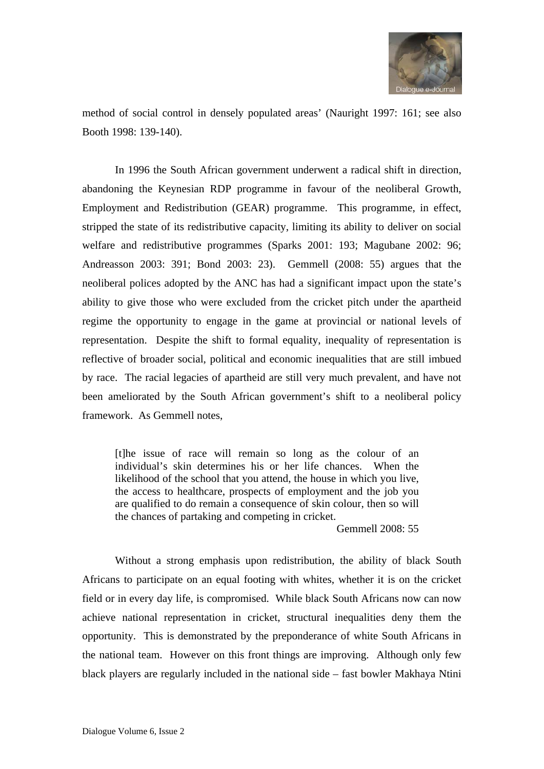method of social control in densely populated areas' (Nauright 1997: 161; see also Booth 1998: 139-140).

In 1996 the South African government underwent a radical shift in direction, abandoning the Keynesian RDP programme in favour of the neoliberal Growth, Employment and Redistribution (GEAR) programme. This programme, in effect, stripped the state of its redistributive capacity, limiting its ability to deliver on social welfare and redistributive programmes (Sparks 2001: 193; Magubane 2002: 96; Andreasson 2003: 391; Bond 2003: 23). Gemmell (2008: 55) argues that the neoliberal polices adopted by the ANC has had a significant impact upon the state's ability to give those who were excluded from the cricket pitch under the apartheid regime the opportunity to engage in the game at provincial or national levels of representation. Despite the shift to formal equality, inequality of representation is reflective of broader social, political and economic inequalities that are still imbued by race. The racial legacies of apartheid are still very much prevalent, and have not been ameliorated by the South African government's shift to a neoliberal policy framework. As Gemmell notes,

> [t]he issue of race will remain so long as the colour of an individual's skin determines his or her life chances. When the likelihood of the school that you attend, the house in which you live, the access to healthcare, prospects of employment and the job you are qualified to do remain a consequence of skin colour, then so will the chances of partaking and competing in cricket.
>
> Gemmell 2008: 55

Without a strong emphasis upon redistribution, the ability of black South Africans to participate on an equal footing with whites, whether it is on the cricket field or in every day life, is compromised. While black South Africans now can now achieve national representation in cricket, structural inequalities deny them the opportunity. This is demonstrated by the preponderance of white South Africans in the national team. However on this front things are improving. Although only few black players are regularly included in the national side – fast bowler Makhaya Ntini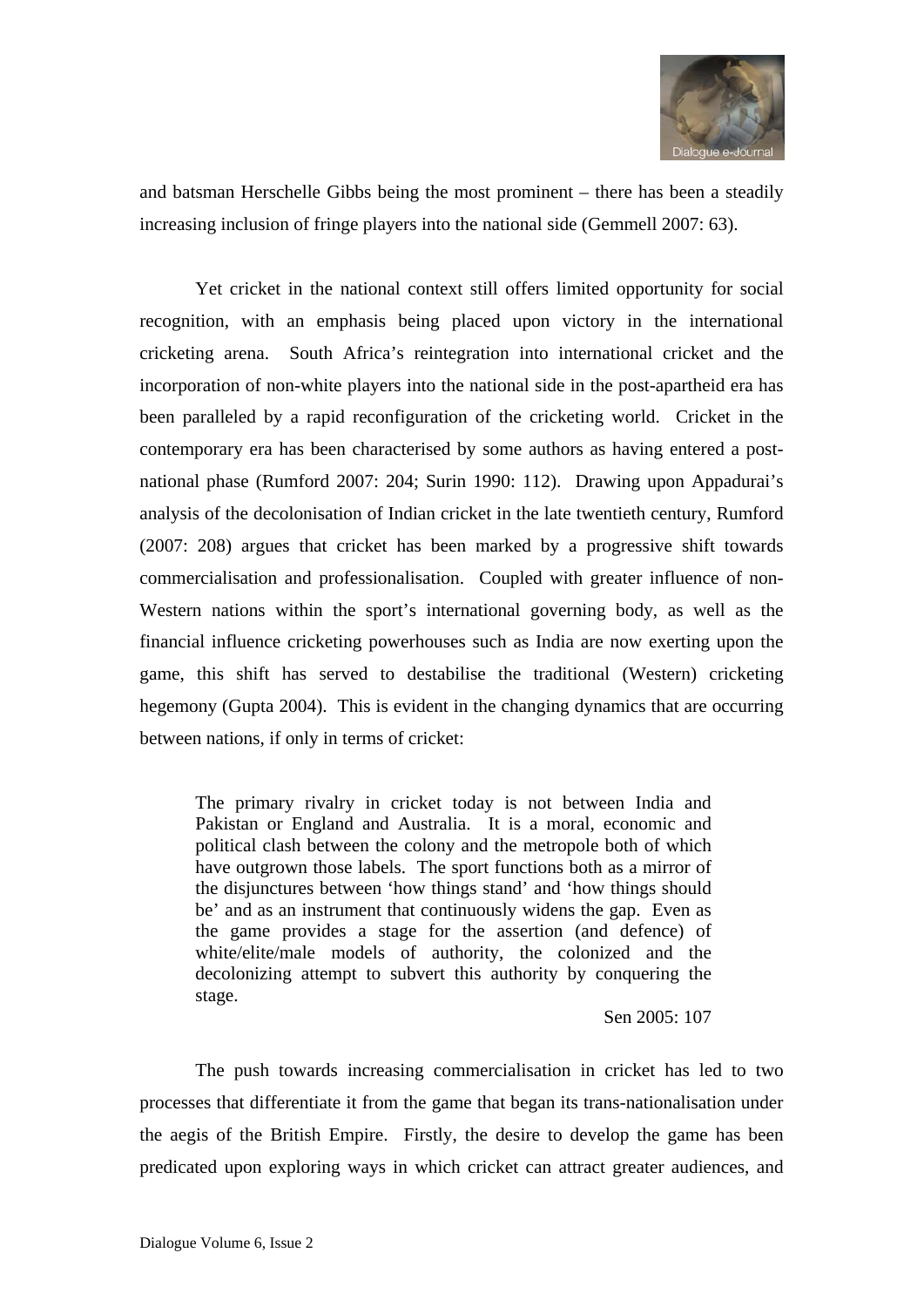and batsman Herschelle Gibbs being the most prominent – there has been a steadily increasing inclusion of fringe players into the national side (Gemmell 2007: 63).

Yet cricket in the national context still offers limited opportunity for social recognition, with an emphasis being placed upon victory in the international cricketing arena. South Africa's reintegration into international cricket and the incorporation of non-white players into the national side in the post-apartheid era has been paralleled by a rapid reconfiguration of the cricketing world. Cricket in the contemporary era has been characterised by some authors as having entered a post-national phase (Rumford 2007: 204; Surin 1990: 112). Drawing upon Appadurai's analysis of the decolonisation of Indian cricket in the late twentieth century, Rumford (2007: 208) argues that cricket has been marked by a progressive shift towards commercialisation and professionalisation. Coupled with greater influence of non-Western nations within the sport's international governing body, as well as the financial influence cricketing powerhouses such as India are now exerting upon the game, this shift has served to destabilise the traditional (Western) cricketing hegemony (Gupta 2004). This is evident in the changing dynamics that are occurring between nations, if only in terms of cricket:

> The primary rivalry in cricket today is not between India and Pakistan or England and Australia. It is a moral, economic and political clash between the colony and the metropole both of which have outgrown those labels. The sport functions both as a mirror of the disjunctures between 'how things stand' and 'how things should be' and as an instrument that continuously widens the gap. Even as the game provides a stage for the assertion (and defence) of white/elite/male models of authority, the colonized and the decolonizing attempt to subvert this authority by conquering the stage.
>
> Sen 2005: 107

The push towards increasing commercialisation in cricket has led to two processes that differentiate it from the game that began its trans-nationalisation under the aegis of the British Empire. Firstly, the desire to develop the game has been predicated upon exploring ways in which cricket can attract greater audiences, and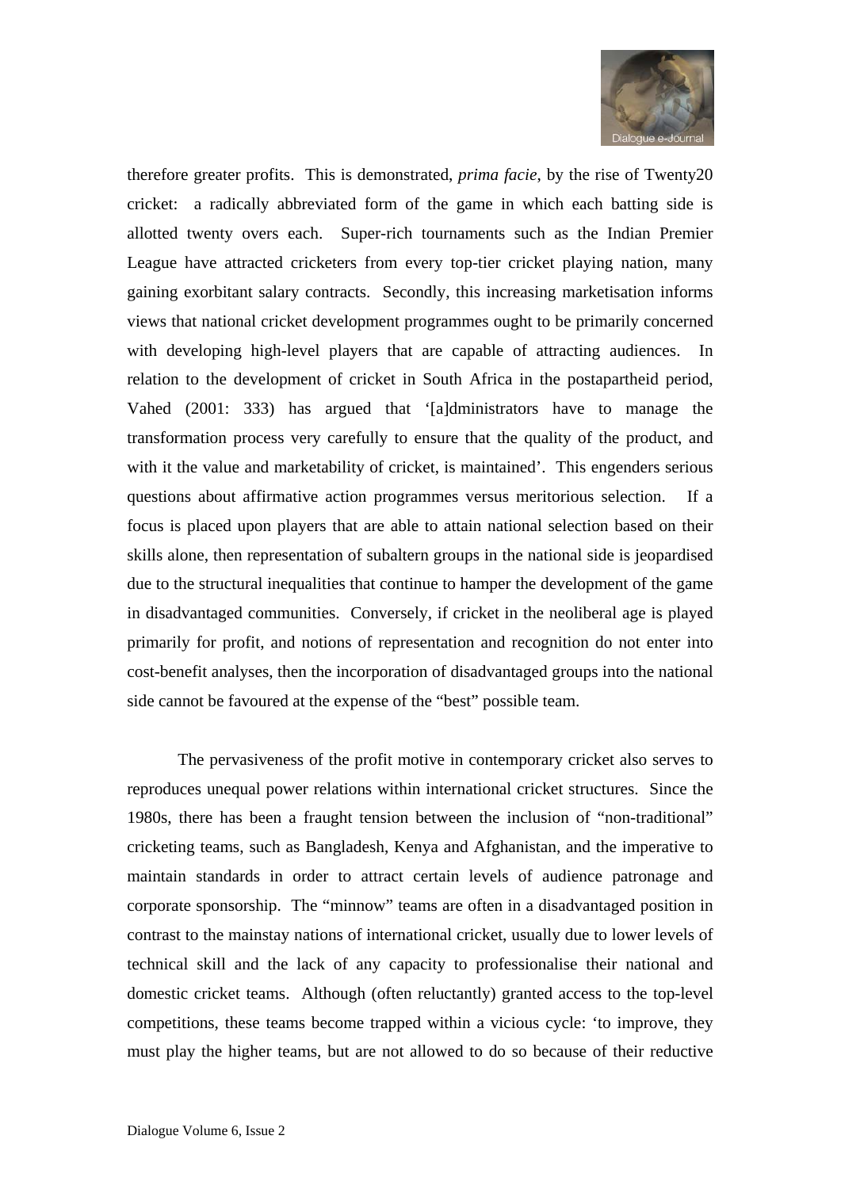therefore greater profits. This is demonstrated, *prima facie*, by the rise of Twenty20 cricket: a radically abbreviated form of the game in which each batting side is allotted twenty overs each. Super-rich tournaments such as the Indian Premier League have attracted cricketers from every top-tier cricket playing nation, many gaining exorbitant salary contracts. Secondly, this increasing marketisation informs views that national cricket development programmes ought to be primarily concerned with developing high-level players that are capable of attracting audiences. In relation to the development of cricket in South Africa in the postapartheid period, Vahed (2001: 333) has argued that '[a]dministrators have to manage the transformation process very carefully to ensure that the quality of the product, and with it the value and marketability of cricket, is maintained'. This engenders serious questions about affirmative action programmes versus meritorious selection. If a focus is placed upon players that are able to attain national selection based on their skills alone, then representation of subaltern groups in the national side is jeopardised due to the structural inequalities that continue to hamper the development of the game in disadvantaged communities. Conversely, if cricket in the neoliberal age is played primarily for profit, and notions of representation and recognition do not enter into cost-benefit analyses, then the incorporation of disadvantaged groups into the national side cannot be favoured at the expense of the "best" possible team.

The pervasiveness of the profit motive in contemporary cricket also serves to reproduces unequal power relations within international cricket structures. Since the 1980s, there has been a fraught tension between the inclusion of "non-traditional" cricketing teams, such as Bangladesh, Kenya and Afghanistan, and the imperative to maintain standards in order to attract certain levels of audience patronage and corporate sponsorship. The "minnow" teams are often in a disadvantaged position in contrast to the mainstay nations of international cricket, usually due to lower levels of technical skill and the lack of any capacity to professionalise their national and domestic cricket teams. Although (often reluctantly) granted access to the top-level competitions, these teams become trapped within a vicious cycle: 'to improve, they must play the higher teams, but are not allowed to do so because of their reductive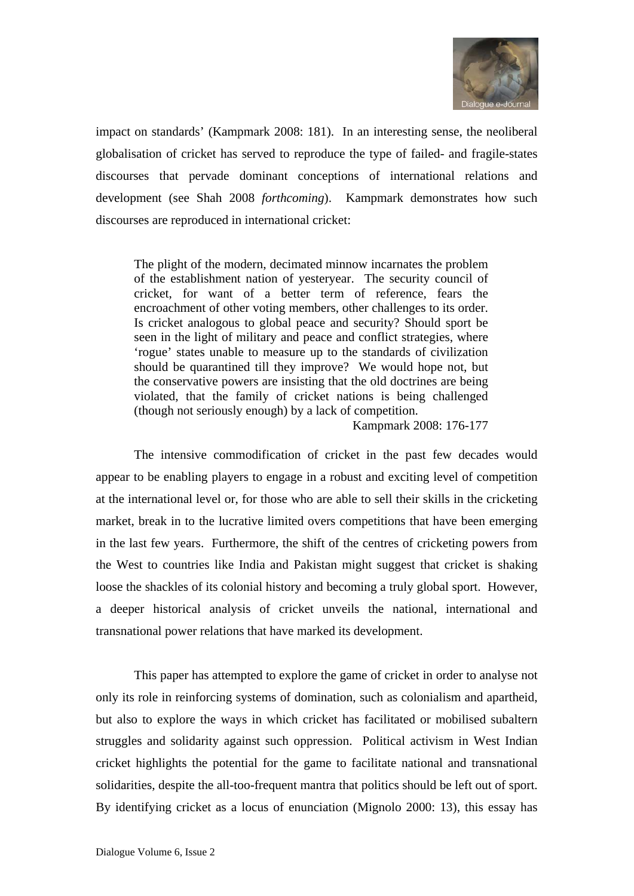impact on standards' (Kampmark 2008: 181). In an interesting sense, the neoliberal globalisation of cricket has served to reproduce the type of failed- and fragile-states discourses that pervade dominant conceptions of international relations and development (see Shah 2008 *forthcoming*). Kampmark demonstrates how such discourses are reproduced in international cricket:

> The plight of the modern, decimated minnow incarnates the problem of the establishment nation of yesteryear. The security council of cricket, for want of a better term of reference, fears the encroachment of other voting members, other challenges to its order. Is cricket analogous to global peace and security? Should sport be seen in the light of military and peace and conflict strategies, where 'rogue' states unable to measure up to the standards of civilization should be quarantined till they improve? We would hope not, but the conservative powers are insisting that the old doctrines are being violated, that the family of cricket nations is being challenged (though not seriously enough) by a lack of competition.
>
> Kampmark 2008: 176-177

The intensive commodification of cricket in the past few decades would appear to be enabling players to engage in a robust and exciting level of competition at the international level or, for those who are able to sell their skills in the cricketing market, break in to the lucrative limited overs competitions that have been emerging in the last few years. Furthermore, the shift of the centres of cricketing powers from the West to countries like India and Pakistan might suggest that cricket is shaking loose the shackles of its colonial history and becoming a truly global sport. However, a deeper historical analysis of cricket unveils the national, international and transnational power relations that have marked its development.

This paper has attempted to explore the game of cricket in order to analyse not only its role in reinforcing systems of domination, such as colonialism and apartheid, but also to explore the ways in which cricket has facilitated or mobilised subaltern struggles and solidarity against such oppression. Political activism in West Indian cricket highlights the potential for the game to facilitate national and transnational solidarities, despite the all-too-frequent mantra that politics should be left out of sport. By identifying cricket as a locus of enunciation (Mignolo 2000: 13), this essay has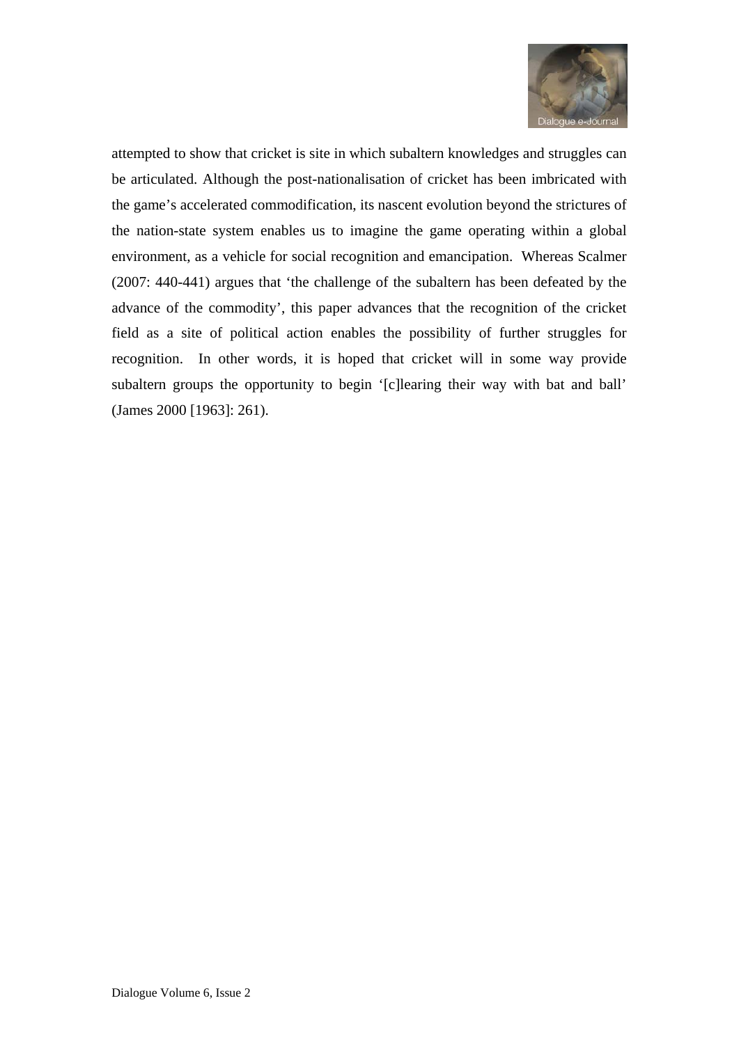attempted to show that cricket is site in which subaltern knowledges and struggles can be articulated. Although the post-nationalisation of cricket has been imbricated with the game's accelerated commodification, its nascent evolution beyond the strictures of the nation-state system enables us to imagine the game operating within a global environment, as a vehicle for social recognition and emancipation. Whereas Scalmer (2007: 440-441) argues that 'the challenge of the subaltern has been defeated by the advance of the commodity', this paper advances that the recognition of the cricket field as a site of political action enables the possibility of further struggles for recognition. In other words, it is hoped that cricket will in some way provide subaltern groups the opportunity to begin '[c]learing their way with bat and ball' (James 2000 [1963]: 261).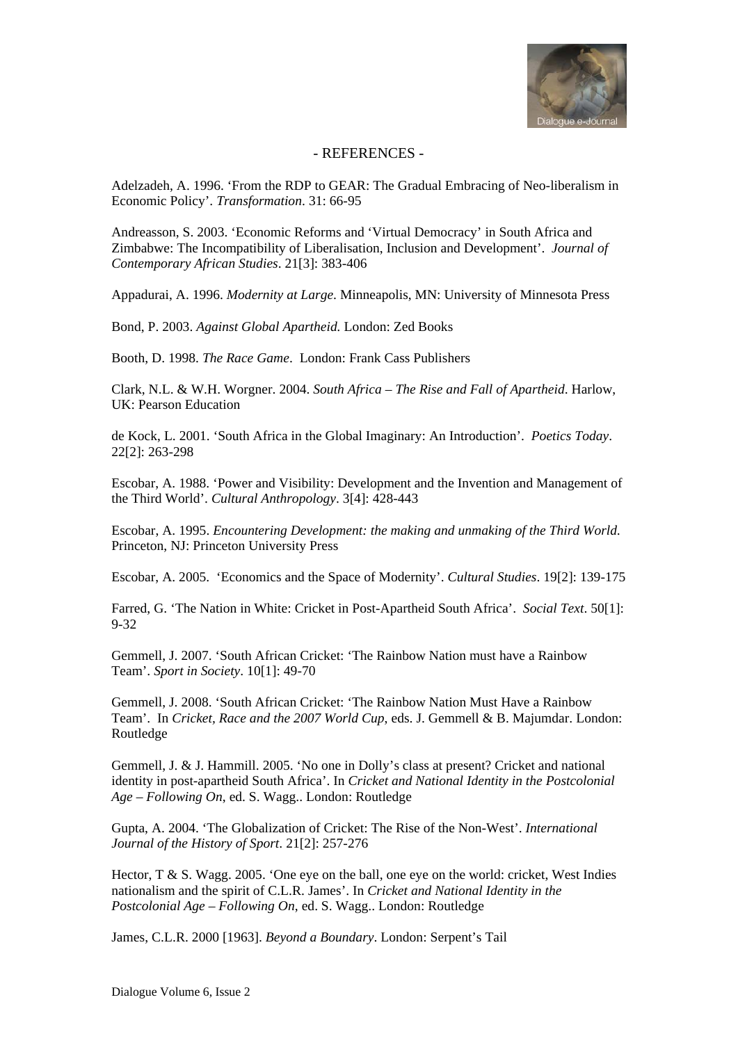- REFERENCES -

Adelzadeh, A. 1996. 'From the RDP to GEAR: The Gradual Embracing of Neo-liberalism in Economic Policy'. *Transformation*. 31: 66-95

Andreasson, S. 2003. 'Economic Reforms and 'Virtual Democracy' in South Africa and Zimbabwe: The Incompatibility of Liberalisation, Inclusion and Development'. *Journal of Contemporary African Studies*. 21[3]: 383-406

Appadurai, A. 1996. *Modernity at Large*. Minneapolis, MN: University of Minnesota Press

Bond, P. 2003. *Against Global Apartheid.* London: Zed Books

Booth, D. 1998. *The Race Game*. London: Frank Cass Publishers

Clark, N.L. & W.H. Worgner. 2004. *South Africa – The Rise and Fall of Apartheid*. Harlow, UK: Pearson Education

de Kock, L. 2001. 'South Africa in the Global Imaginary: An Introduction'. *Poetics Today*. 22[2]: 263-298

Escobar, A. 1988. 'Power and Visibility: Development and the Invention and Management of the Third World'. *Cultural Anthropology*. 3[4]: 428-443

Escobar, A. 1995. *Encountering Development: the making and unmaking of the Third World.* Princeton, NJ: Princeton University Press

Escobar, A. 2005. 'Economics and the Space of Modernity'. *Cultural Studies*. 19[2]: 139-175

Farred, G. 'The Nation in White: Cricket in Post-Apartheid South Africa'. *Social Text*. 50[1]: 9-32

Gemmell, J. 2007. 'South African Cricket: 'The Rainbow Nation must have a Rainbow Team'. *Sport in Society*. 10[1]: 49-70

Gemmell, J. 2008. 'South African Cricket: 'The Rainbow Nation Must Have a Rainbow Team'. In *Cricket, Race and the 2007 World Cup*, eds. J. Gemmell & B. Majumdar. London: Routledge

Gemmell, J. & J. Hammill. 2005. 'No one in Dolly's class at present? Cricket and national identity in post-apartheid South Africa'. In *Cricket and National Identity in the Postcolonial Age – Following On*, ed. S. Wagg.. London: Routledge

Gupta, A. 2004. 'The Globalization of Cricket: The Rise of the Non-West'. *International Journal of the History of Sport*. 21[2]: 257-276

Hector, T & S. Wagg. 2005. 'One eye on the ball, one eye on the world: cricket, West Indies nationalism and the spirit of C.L.R. James'. In *Cricket and National Identity in the Postcolonial Age – Following On*, ed. S. Wagg.. London: Routledge

James, C.L.R. 2000 [1963]. *Beyond a Boundary*. London: Serpent's Tail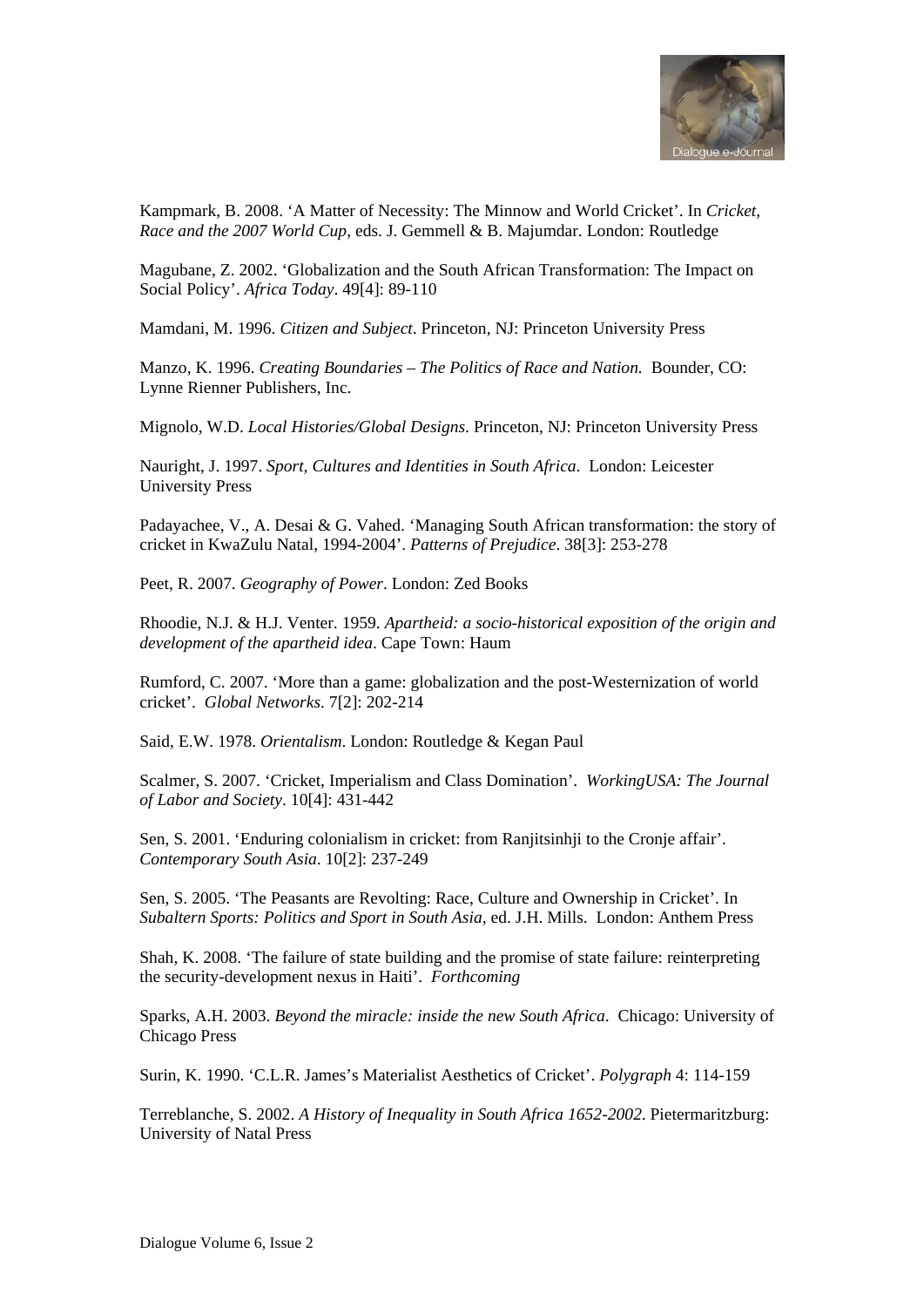Kampmark, B. 2008. ‘A Matter of Necessity: The Minnow and World Cricket’. In *Cricket, Race and the 2007 World Cup*, eds. J. Gemmell & B. Majumdar. London: Routledge

Magubane, Z. 2002. ‘Globalization and the South African Transformation: The Impact on Social Policy’. *Africa Today*. 49[4]: 89-110

Mamdani, M. 1996. *Citizen and Subject*. Princeton, NJ: Princeton University Press

Manzo, K. 1996. *Creating Boundaries – The Politics of Race and Nation.* Bounder, CO: Lynne Rienner Publishers, Inc.

Mignolo, W.D. *Local Histories/Global Designs*. Princeton, NJ: Princeton University Press

Nauright, J. 1997. *Sport, Cultures and Identities in South Africa*. London: Leicester University Press

Padayachee, V., A. Desai & G. Vahed. ‘Managing South African transformation: the story of cricket in KwaZulu Natal, 1994-2004’. *Patterns of Prejudice*. 38[3]: 253-278

Peet, R. 2007. *Geography of Power*. London: Zed Books

Rhoodie, N.J. & H.J. Venter. 1959. *Apartheid: a socio-historical exposition of the origin and development of the apartheid idea*. Cape Town: Haum

Rumford, C. 2007. ‘More than a game: globalization and the post-Westernization of world cricket’. *Global Networks*. 7[2]: 202-214

Said, E.W. 1978. *Orientalism*. London: Routledge & Kegan Paul

Scalmer, S. 2007. ‘Cricket, Imperialism and Class Domination’. *WorkingUSA: The Journal of Labor and Society*. 10[4]: 431-442

Sen, S. 2001. ‘Enduring colonialism in cricket: from Ranjitsinhji to the Cronje affair’. *Contemporary South Asia*. 10[2]: 237-249

Sen, S. 2005. ‘The Peasants are Revolting: Race, Culture and Ownership in Cricket’. In *Subaltern Sports: Politics and Sport in South Asia*, ed. J.H. Mills. London: Anthem Press

Shah, K. 2008. ‘The failure of state building and the promise of state failure: reinterpreting the security-development nexus in Haiti’. *Forthcoming*

Sparks, A.H. 2003. *Beyond the miracle: inside the new South Africa*. Chicago: University of Chicago Press

Surin, K. 1990. ‘C.L.R. James’s Materialist Aesthetics of Cricket’. *Polygraph* 4: 114-159

Terreblanche, S. 2002. *A History of Inequality in South Africa 1652-2002*. Pietermaritzburg: University of Natal Press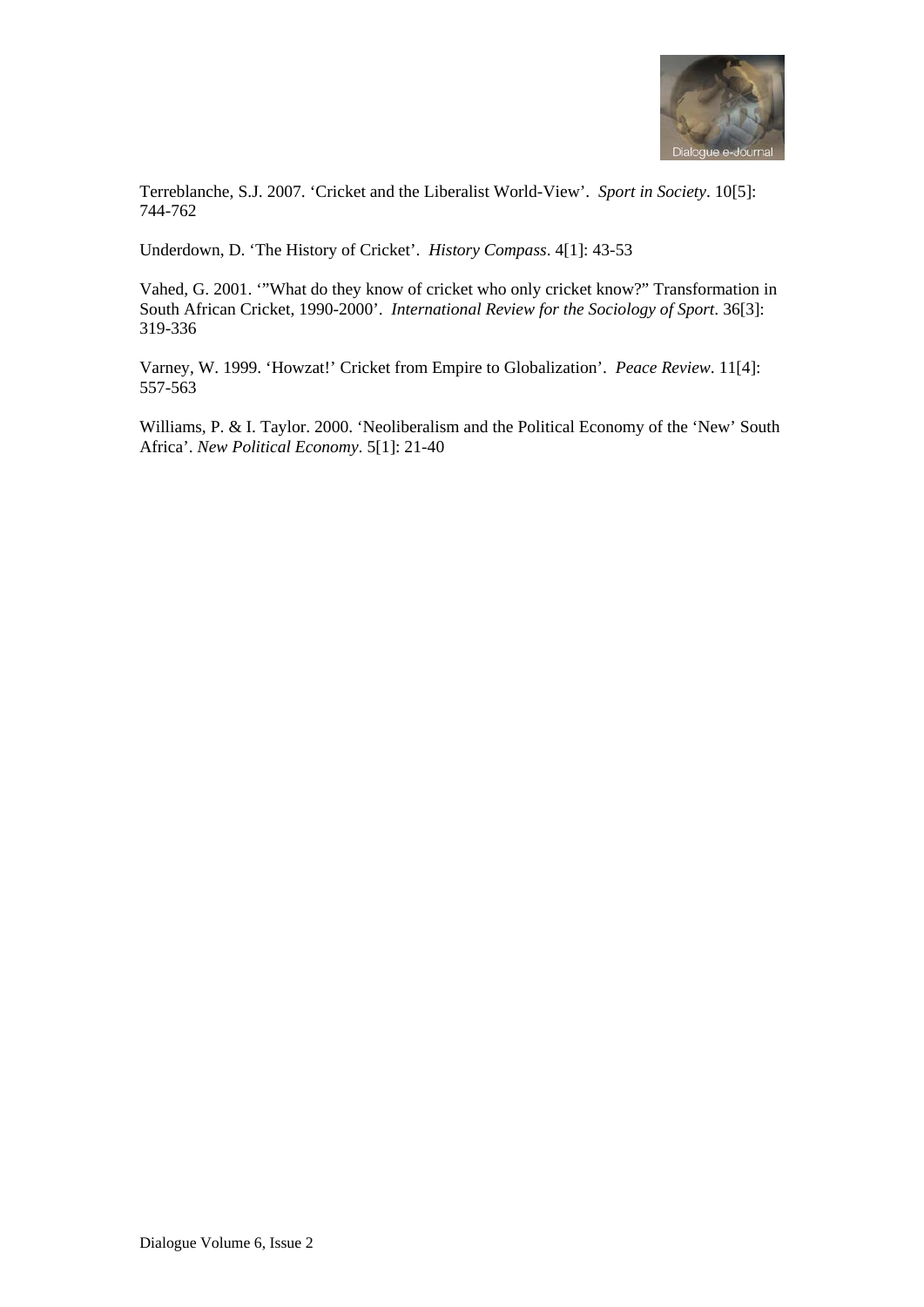Terreblanche, S.J. 2007. 'Cricket and the Liberalist World-View'. *Sport in Society*. 10[5]: 744-762

Underdown, D. 'The History of Cricket'. *History Compass*. 4[1]: 43-53

Vahed, G. 2001. '"What do they know of cricket who only cricket know?" Transformation in South African Cricket, 1990-2000'. *International Review for the Sociology of Sport*. 36[3]: 319-336

Varney, W. 1999. 'Howzat!' Cricket from Empire to Globalization'. *Peace Review*. 11[4]: 557-563

Williams, P. & I. Taylor. 2000. 'Neoliberalism and the Political Economy of the 'New' South Africa'. *New Political Economy*. 5[1]: 21-40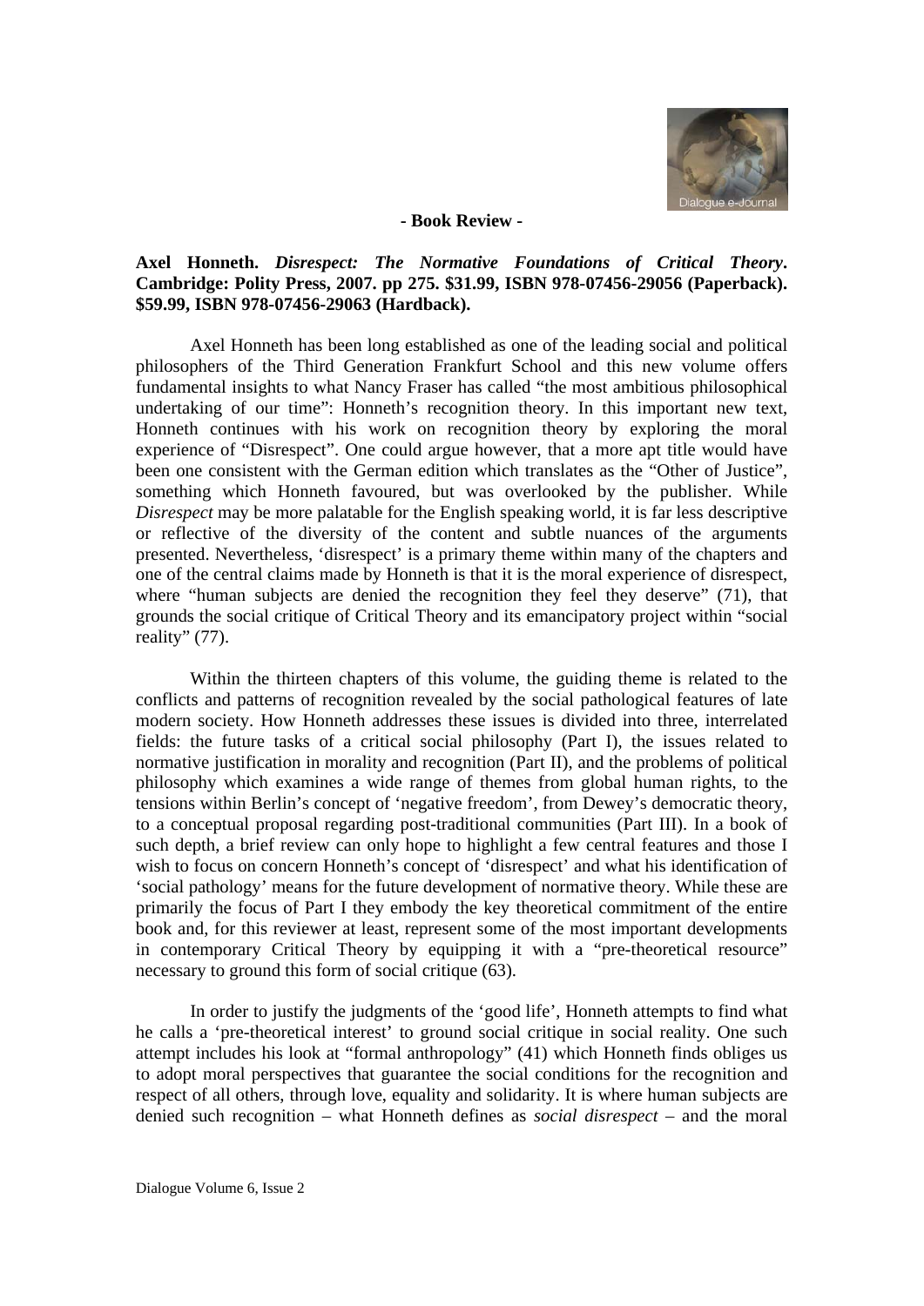**- Book Review -**

**Axel Honneth. *Disrespect: The Normative Foundations of Critical Theory*. Cambridge: Polity Press, 2007. pp 275. $31.99, ISBN 978-07456-29056 (Paperback). $59.99, ISBN 978-07456-29063 (Hardback).**

Axel Honneth has been long established as one of the leading social and political philosophers of the Third Generation Frankfurt School and this new volume offers fundamental insights to what Nancy Fraser has called "the most ambitious philosophical undertaking of our time": Honneth's recognition theory. In this important new text, Honneth continues with his work on recognition theory by exploring the moral experience of "Disrespect". One could argue however, that a more apt title would have been one consistent with the German edition which translates as the "Other of Justice", something which Honneth favoured, but was overlooked by the publisher. While *Disrespect* may be more palatable for the English speaking world, it is far less descriptive or reflective of the diversity of the content and subtle nuances of the arguments presented. Nevertheless, 'disrespect' is a primary theme within many of the chapters and one of the central claims made by Honneth is that it is the moral experience of disrespect, where "human subjects are denied the recognition they feel they deserve" (71), that grounds the social critique of Critical Theory and its emancipatory project within "social reality" (77).

Within the thirteen chapters of this volume, the guiding theme is related to the conflicts and patterns of recognition revealed by the social pathological features of late modern society. How Honneth addresses these issues is divided into three, interrelated fields: the future tasks of a critical social philosophy (Part I), the issues related to normative justification in morality and recognition (Part II), and the problems of political philosophy which examines a wide range of themes from global human rights, to the tensions within Berlin's concept of 'negative freedom', from Dewey's democratic theory, to a conceptual proposal regarding post-traditional communities (Part III). In a book of such depth, a brief review can only hope to highlight a few central features and those I wish to focus on concern Honneth's concept of 'disrespect' and what his identification of 'social pathology' means for the future development of normative theory. While these are primarily the focus of Part I they embody the key theoretical commitment of the entire book and, for this reviewer at least, represent some of the most important developments in contemporary Critical Theory by equipping it with a "pre-theoretical resource" necessary to ground this form of social critique (63).

In order to justify the judgments of the 'good life', Honneth attempts to find what he calls a 'pre-theoretical interest' to ground social critique in social reality. One such attempt includes his look at "formal anthropology" (41) which Honneth finds obliges us to adopt moral perspectives that guarantee the social conditions for the recognition and respect of all others, through love, equality and solidarity. It is where human subjects are denied such recognition – what Honneth defines as *social disrespect* – and the moral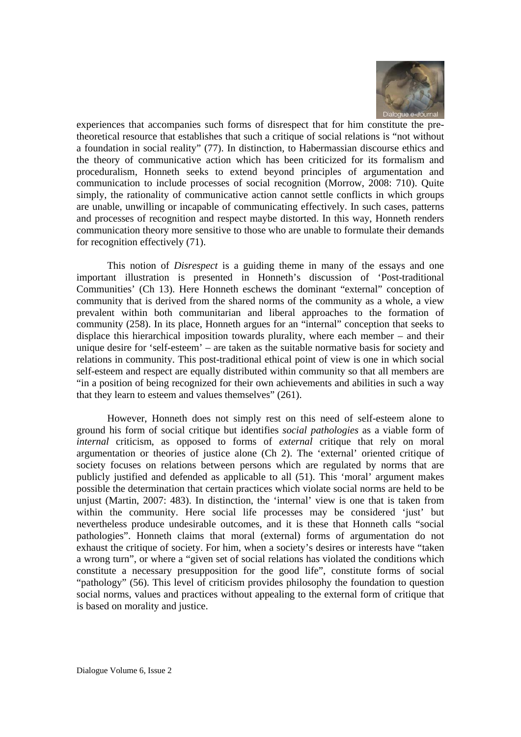experiences that accompanies such forms of disrespect that for him constitute the pre-theoretical resource that establishes that such a critique of social relations is "not without a foundation in social reality" (77). In distinction, to Habermassian discourse ethics and the theory of communicative action which has been criticized for its formalism and proceduralism, Honneth seeks to extend beyond principles of argumentation and communication to include processes of social recognition (Morrow, 2008: 710). Quite simply, the rationality of communicative action cannot settle conflicts in which groups are unable, unwilling or incapable of communicating effectively. In such cases, patterns and processes of recognition and respect maybe distorted. In this way, Honneth renders communication theory more sensitive to those who are unable to formulate their demands for recognition effectively (71).

This notion of *Disrespect* is a guiding theme in many of the essays and one important illustration is presented in Honneth's discussion of 'Post-traditional Communities' (Ch 13). Here Honneth eschews the dominant "external" conception of community that is derived from the shared norms of the community as a whole, a view prevalent within both communitarian and liberal approaches to the formation of community (258). In its place, Honneth argues for an "internal" conception that seeks to displace this hierarchical imposition towards plurality, where each member – and their unique desire for 'self-esteem' – are taken as the suitable normative basis for society and relations in community. This post-traditional ethical point of view is one in which social self-esteem and respect are equally distributed within community so that all members are "in a position of being recognized for their own achievements and abilities in such a way that they learn to esteem and values themselves" (261).

However, Honneth does not simply rest on this need of self-esteem alone to ground his form of social critique but identifies *social pathologies* as a viable form of *internal* criticism, as opposed to forms of *external* critique that rely on moral argumentation or theories of justice alone (Ch 2). The 'external' oriented critique of society focuses on relations between persons which are regulated by norms that are publicly justified and defended as applicable to all (51). This 'moral' argument makes possible the determination that certain practices which violate social norms are held to be unjust (Martin, 2007: 483). In distinction, the 'internal' view is one that is taken from within the community. Here social life processes may be considered 'just' but nevertheless produce undesirable outcomes, and it is these that Honneth calls "social pathologies". Honneth claims that moral (external) forms of argumentation do not exhaust the critique of society. For him, when a society's desires or interests have "taken a wrong turn", or where a "given set of social relations has violated the conditions which constitute a necessary presupposition for the good life", constitute forms of social "pathology" (56). This level of criticism provides philosophy the foundation to question social norms, values and practices without appealing to the external form of critique that is based on morality and justice.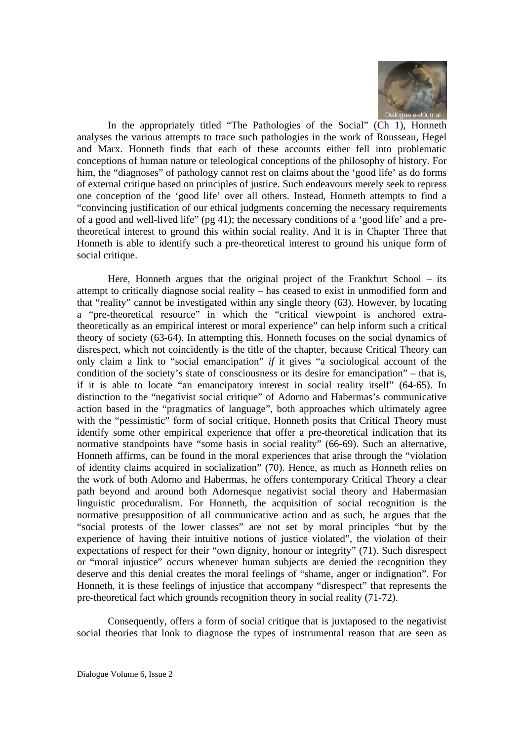In the appropriately titled "The Pathologies of the Social" (Ch 1), Honneth analyses the various attempts to trace such pathologies in the work of Rousseau, Hegel and Marx. Honneth finds that each of these accounts either fell into problematic conceptions of human nature or teleological conceptions of the philosophy of history. For him, the "diagnoses" of pathology cannot rest on claims about the 'good life' as do forms of external critique based on principles of justice. Such endeavours merely seek to repress one conception of the 'good life' over all others. Instead, Honneth attempts to find a "convincing justification of our ethical judgments concerning the necessary requirements of a good and well-lived life" (pg 41); the necessary conditions of a 'good life' and a pre-theoretical interest to ground this within social reality. And it is in Chapter Three that Honneth is able to identify such a pre-theoretical interest to ground his unique form of social critique.

Here, Honneth argues that the original project of the Frankfurt School – its attempt to critically diagnose social reality – has ceased to exist in unmodified form and that "reality" cannot be investigated within any single theory (63). However, by locating a "pre-theoretical resource" in which the "critical viewpoint is anchored extra-theoretically as an empirical interest or moral experience" can help inform such a critical theory of society (63-64). In attempting this, Honneth focuses on the social dynamics of disrespect, which not coincidently is the title of the chapter, because Critical Theory can only claim a link to "social emancipation" *if* it gives "a sociological account of the condition of the society's state of consciousness or its desire for emancipation" – that is, if it is able to locate "an emancipatory interest in social reality itself" (64-65). In distinction to the "negativist social critique" of Adorno and Habermas's communicative action based in the "pragmatics of language", both approaches which ultimately agree with the "pessimistic" form of social critique, Honneth posits that Critical Theory must identify some other empirical experience that offer a pre-theoretical indication that its normative standpoints have "some basis in social reality" (66-69). Such an alternative, Honneth affirms, can be found in the moral experiences that arise through the "violation of identity claims acquired in socialization" (70). Hence, as much as Honneth relies on the work of both Adorno and Habermas, he offers contemporary Critical Theory a clear path beyond and around both Adornesque negativist social theory and Habermasian linguistic proceduralism. For Honneth, the acquisition of social recognition is the normative presupposition of all communicative action and as such, he argues that the "social protests of the lower classes" are not set by moral principles "but by the experience of having their intuitive notions of justice violated", the violation of their expectations of respect for their "own dignity, honour or integrity" (71). Such disrespect or "moral injustice" occurs whenever human subjects are denied the recognition they deserve and this denial creates the moral feelings of "shame, anger or indignation". For Honneth, it is these feelings of injustice that accompany "disrespect" that represents the pre-theoretical fact which grounds recognition theory in social reality (71-72).

Consequently, offers a form of social critique that is juxtaposed to the negativist social theories that look to diagnose the types of instrumental reason that are seen as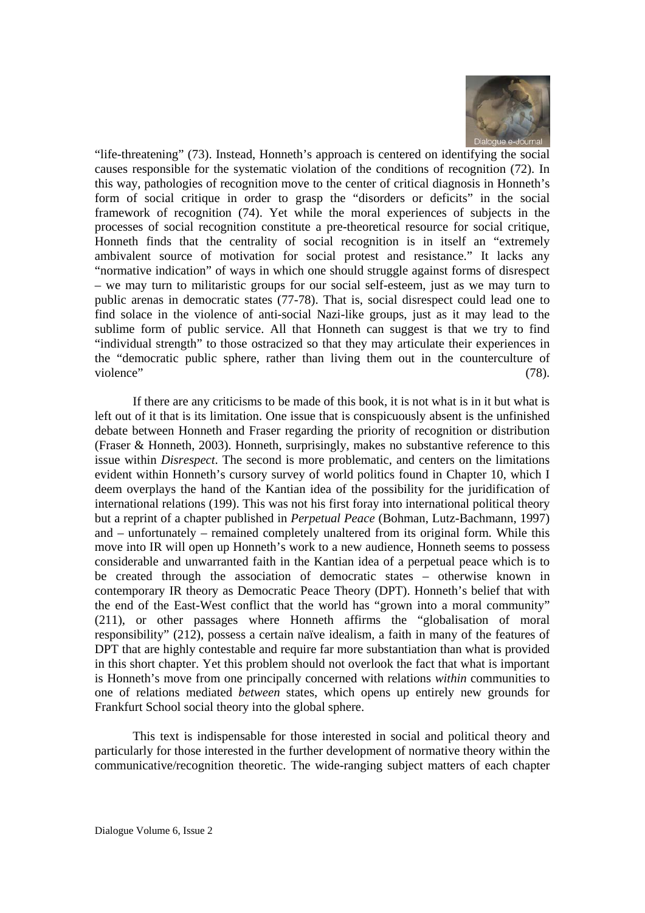"life-threatening" (73). Instead, Honneth's approach is centered on identifying the social causes responsible for the systematic violation of the conditions of recognition (72). In this way, pathologies of recognition move to the center of critical diagnosis in Honneth's form of social critique in order to grasp the "disorders or deficits" in the social framework of recognition (74). Yet while the moral experiences of subjects in the processes of social recognition constitute a pre-theoretical resource for social critique, Honneth finds that the centrality of social recognition is in itself an "extremely ambivalent source of motivation for social protest and resistance." It lacks any "normative indication" of ways in which one should struggle against forms of disrespect – we may turn to militaristic groups for our social self-esteem, just as we may turn to public arenas in democratic states (77-78). That is, social disrespect could lead one to find solace in the violence of anti-social Nazi-like groups, just as it may lead to the sublime form of public service. All that Honneth can suggest is that we try to find "individual strength" to those ostracized so that they may articulate their experiences in the "democratic public sphere, rather than living them out in the counterculture of violence" (78).

If there are any criticisms to be made of this book, it is not what is in it but what is left out of it that is its limitation. One issue that is conspicuously absent is the unfinished debate between Honneth and Fraser regarding the priority of recognition or distribution (Fraser & Honneth, 2003). Honneth, surprisingly, makes no substantive reference to this issue within *Disrespect*. The second is more problematic, and centers on the limitations evident within Honneth's cursory survey of world politics found in Chapter 10, which I deem overplays the hand of the Kantian idea of the possibility for the juridification of international relations (199). This was not his first foray into international political theory but a reprint of a chapter published in *Perpetual Peace* (Bohman, Lutz-Bachmann, 1997) and – unfortunately – remained completely unaltered from its original form. While this move into IR will open up Honneth's work to a new audience, Honneth seems to possess considerable and unwarranted faith in the Kantian idea of a perpetual peace which is to be created through the association of democratic states – otherwise known in contemporary IR theory as Democratic Peace Theory (DPT). Honneth's belief that with the end of the East-West conflict that the world has "grown into a moral community" (211), or other passages where Honneth affirms the "globalisation of moral responsibility" (212), possess a certain naïve idealism, a faith in many of the features of DPT that are highly contestable and require far more substantiation than what is provided in this short chapter. Yet this problem should not overlook the fact that what is important is Honneth's move from one principally concerned with relations *within* communities to one of relations mediated *between* states, which opens up entirely new grounds for Frankfurt School social theory into the global sphere.

This text is indispensable for those interested in social and political theory and particularly for those interested in the further development of normative theory within the communicative/recognition theoretic. The wide-ranging subject matters of each chapter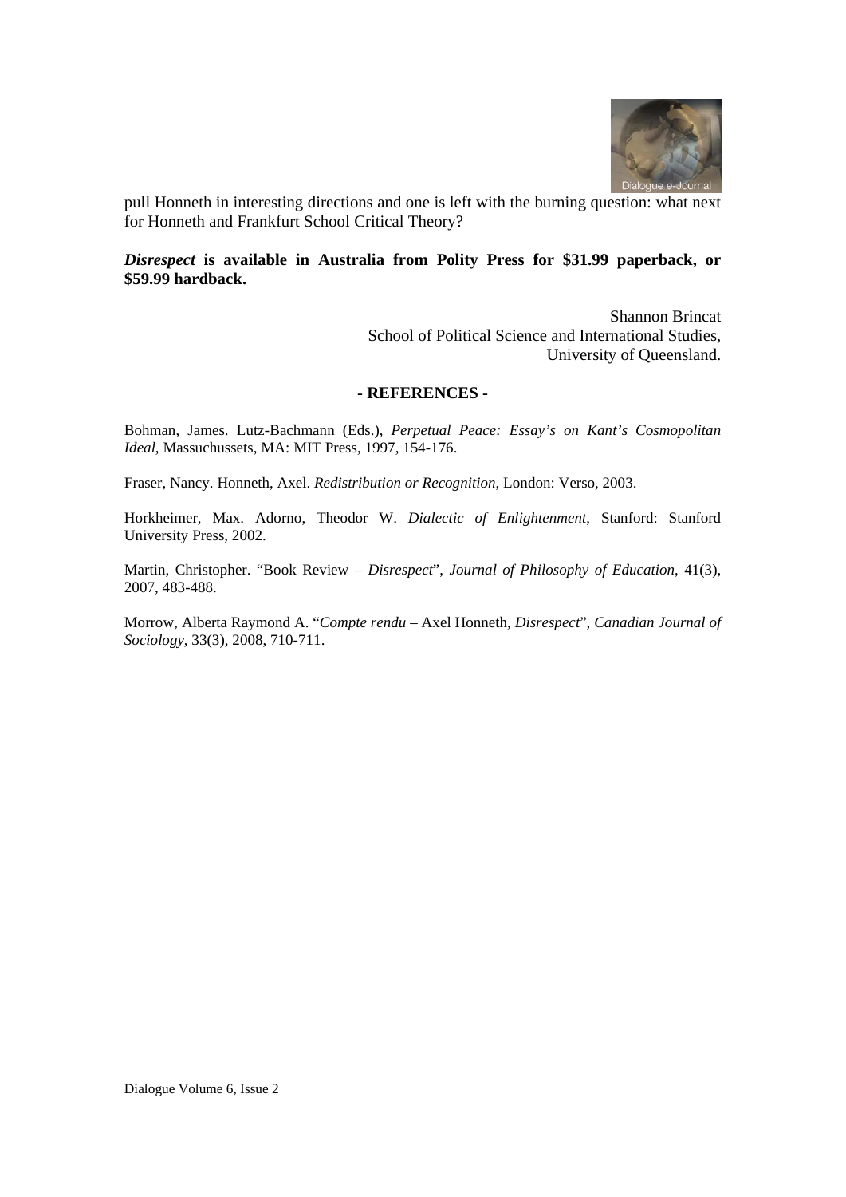pull Honneth in interesting directions and one is left with the burning question: what next for Honneth and Frankfurt School Critical Theory?

***Disrespect*** **is available in Australia from Polity Press for $31.99 paperback, or $59.99 hardback.**

Shannon Brincat
School of Political Science and International Studies,
University of Queensland.

**- REFERENCES -**

Bohman, James. Lutz-Bachmann (Eds.), *Perpetual Peace: Essay's on Kant's Cosmopolitan Ideal*, Massuchussets, MA: MIT Press, 1997, 154-176.

Fraser, Nancy. Honneth, Axel. *Redistribution or Recognition*, London: Verso, 2003.

Horkheimer, Max. Adorno, Theodor W. *Dialectic of Enlightenment*, Stanford: Stanford University Press, 2002.

Martin, Christopher. "Book Review – *Disrespect*", *Journal of Philosophy of Education*, 41(3), 2007, 483-488.

Morrow, Alberta Raymond A. "*Compte rendu* – Axel Honneth, *Disrespect*", *Canadian Journal of Sociology*, 33(3), 2008, 710-711.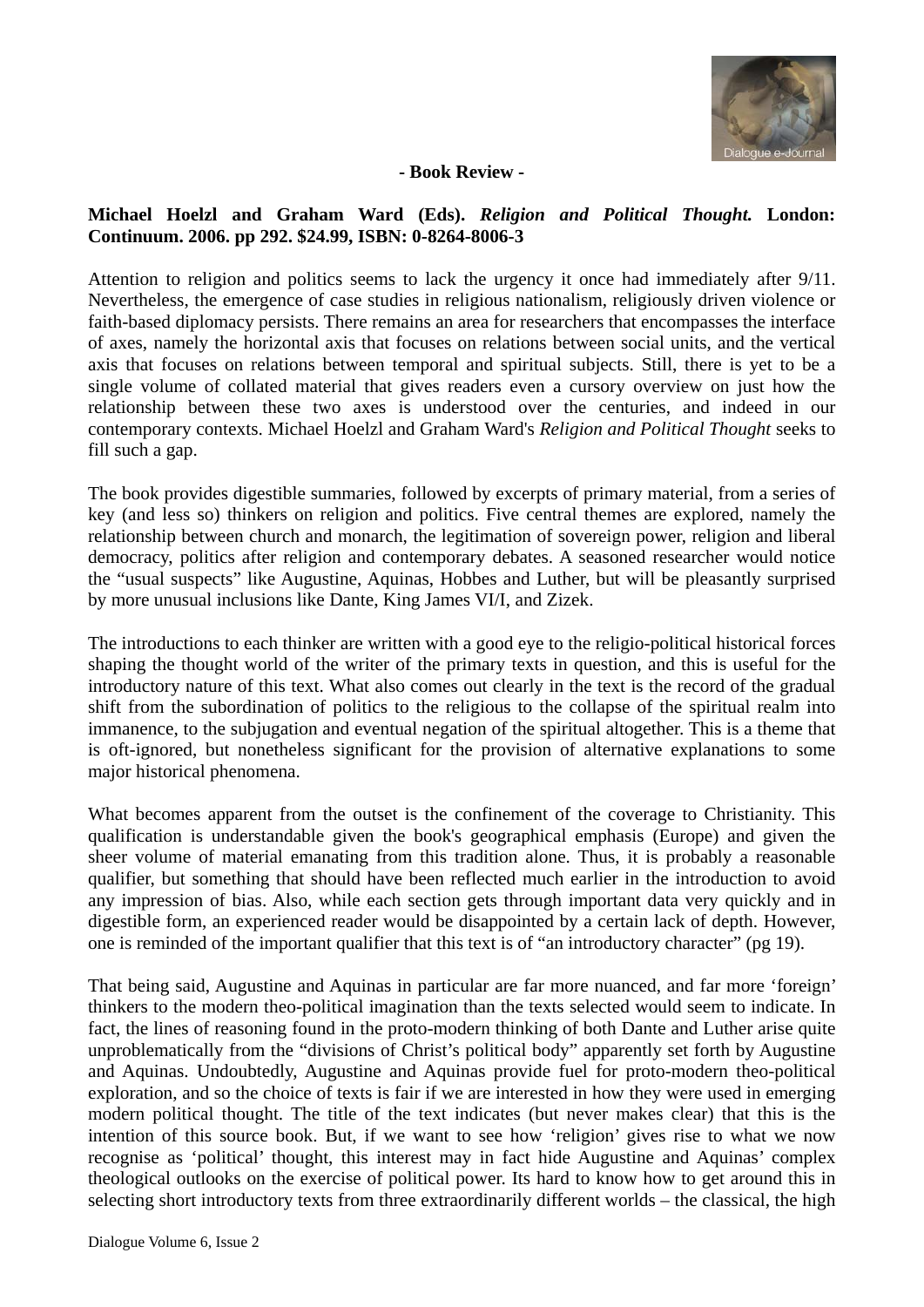**- Book Review -**

**Michael Hoelzl and Graham Ward (Eds).** ***Religion and Political Thought.*** **London: Continuum. 2006. pp 292. $24.99, ISBN: 0-8264-8006-3**

Attention to religion and politics seems to lack the urgency it once had immediately after 9/11. Nevertheless, the emergence of case studies in religious nationalism, religiously driven violence or faith-based diplomacy persists. There remains an area for researchers that encompasses the interface of axes, namely the horizontal axis that focuses on relations between social units, and the vertical axis that focuses on relations between temporal and spiritual subjects. Still, there is yet to be a single volume of collated material that gives readers even a cursory overview on just how the relationship between these two axes is understood over the centuries, and indeed in our contemporary contexts. Michael Hoelzl and Graham Ward's *Religion and Political Thought* seeks to fill such a gap.

The book provides digestible summaries, followed by excerpts of primary material, from a series of key (and less so) thinkers on religion and politics. Five central themes are explored, namely the relationship between church and monarch, the legitimation of sovereign power, religion and liberal democracy, politics after religion and contemporary debates. A seasoned researcher would notice the "usual suspects" like Augustine, Aquinas, Hobbes and Luther, but will be pleasantly surprised by more unusual inclusions like Dante, King James VI/I, and Zizek.

The introductions to each thinker are written with a good eye to the religio-political historical forces shaping the thought world of the writer of the primary texts in question, and this is useful for the introductory nature of this text. What also comes out clearly in the text is the record of the gradual shift from the subordination of politics to the religious to the collapse of the spiritual realm into immanence, to the subjugation and eventual negation of the spiritual altogether. This is a theme that is oft-ignored, but nonetheless significant for the provision of alternative explanations to some major historical phenomena.

What becomes apparent from the outset is the confinement of the coverage to Christianity. This qualification is understandable given the book's geographical emphasis (Europe) and given the sheer volume of material emanating from this tradition alone. Thus, it is probably a reasonable qualifier, but something that should have been reflected much earlier in the introduction to avoid any impression of bias. Also, while each section gets through important data very quickly and in digestible form, an experienced reader would be disappointed by a certain lack of depth. However, one is reminded of the important qualifier that this text is of "an introductory character" (pg 19).

That being said, Augustine and Aquinas in particular are far more nuanced, and far more 'foreign' thinkers to the modern theo-political imagination than the texts selected would seem to indicate. In fact, the lines of reasoning found in the proto-modern thinking of both Dante and Luther arise quite unproblematically from the "divisions of Christ's political body" apparently set forth by Augustine and Aquinas. Undoubtedly, Augustine and Aquinas provide fuel for proto-modern theo-political exploration, and so the choice of texts is fair if we are interested in how they were used in emerging modern political thought. The title of the text indicates (but never makes clear) that this is the intention of this source book. But, if we want to see how 'religion' gives rise to what we now recognise as 'political' thought, this interest may in fact hide Augustine and Aquinas' complex theological outlooks on the exercise of political power. Its hard to know how to get around this in selecting short introductory texts from three extraordinarily different worlds – the classical, the high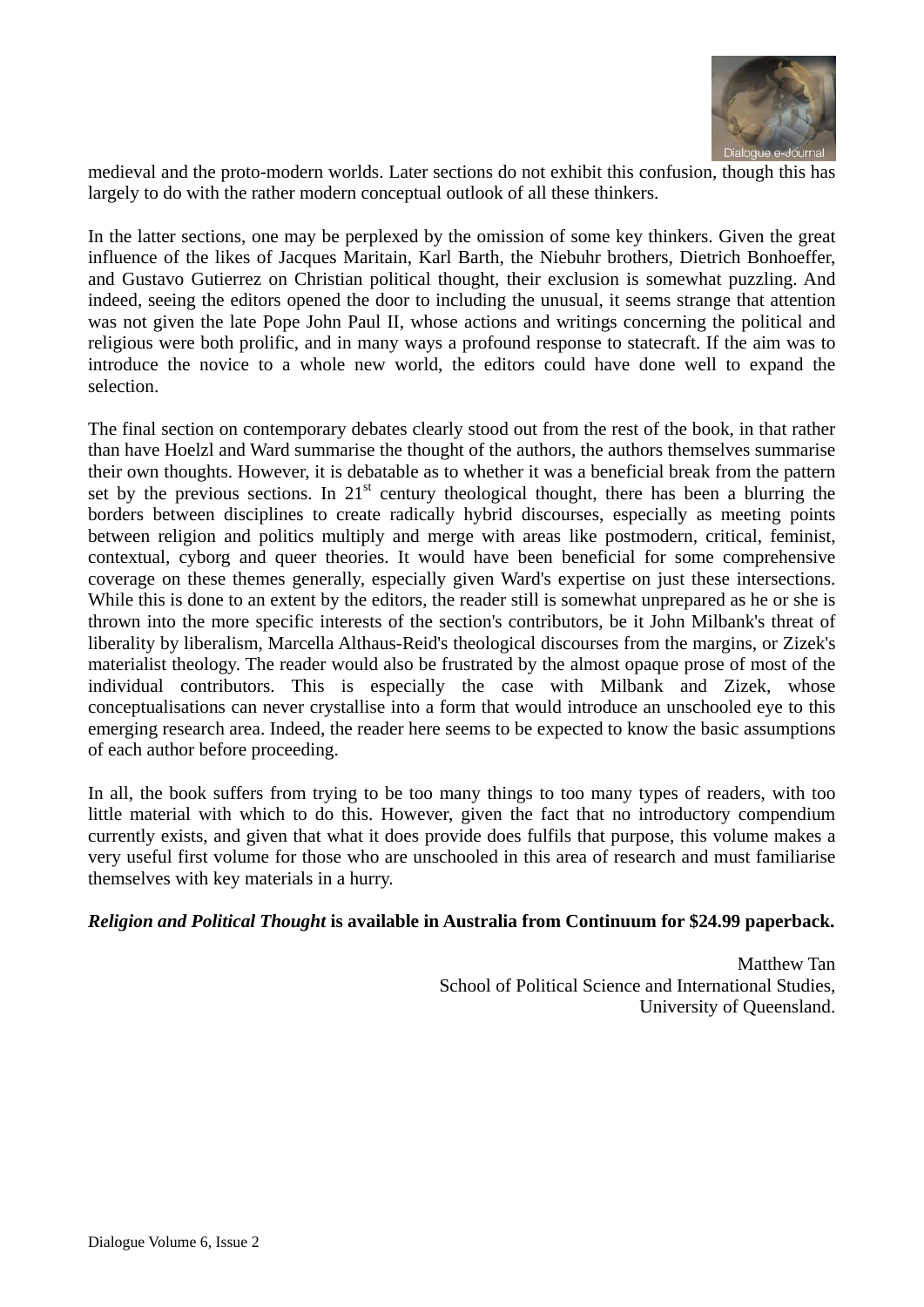medieval and the proto-modern worlds. Later sections do not exhibit this confusion, though this has largely to do with the rather modern conceptual outlook of all these thinkers.

In the latter sections, one may be perplexed by the omission of some key thinkers. Given the great influence of the likes of Jacques Maritain, Karl Barth, the Niebuhr brothers, Dietrich Bonhoeffer, and Gustavo Gutierrez on Christian political thought, their exclusion is somewhat puzzling. And indeed, seeing the editors opened the door to including the unusual, it seems strange that attention was not given the late Pope John Paul II, whose actions and writings concerning the political and religious were both prolific, and in many ways a profound response to statecraft. If the aim was to introduce the novice to a whole new world, the editors could have done well to expand the selection.

The final section on contemporary debates clearly stood out from the rest of the book, in that rather than have Hoelzl and Ward summarise the thought of the authors, the authors themselves summarise their own thoughts. However, it is debatable as to whether it was a beneficial break from the pattern set by the previous sections. In 21st century theological thought, there has been a blurring the borders between disciplines to create radically hybrid discourses, especially as meeting points between religion and politics multiply and merge with areas like postmodern, critical, feminist, contextual, cyborg and queer theories. It would have been beneficial for some comprehensive coverage on these themes generally, especially given Ward's expertise on just these intersections. While this is done to an extent by the editors, the reader still is somewhat unprepared as he or she is thrown into the more specific interests of the section's contributors, be it John Milbank's threat of liberality by liberalism, Marcella Althaus-Reid's theological discourses from the margins, or Zizek's materialist theology. The reader would also be frustrated by the almost opaque prose of most of the individual contributors. This is especially the case with Milbank and Zizek, whose conceptualisations can never crystallise into a form that would introduce an unschooled eye to this emerging research area. Indeed, the reader here seems to be expected to know the basic assumptions of each author before proceeding.

In all, the book suffers from trying to be too many things to too many types of readers, with too little material with which to do this. However, given the fact that no introductory compendium currently exists, and given that what it does provide does fulfils that purpose, this volume makes a very useful first volume for those who are unschooled in this area of research and must familiarise themselves with key materials in a hurry.

***Religion and Political Thought* is available in Australia from Continuum for $24.99 paperback.**

Matthew Tan
School of Political Science and International Studies,
University of Queensland.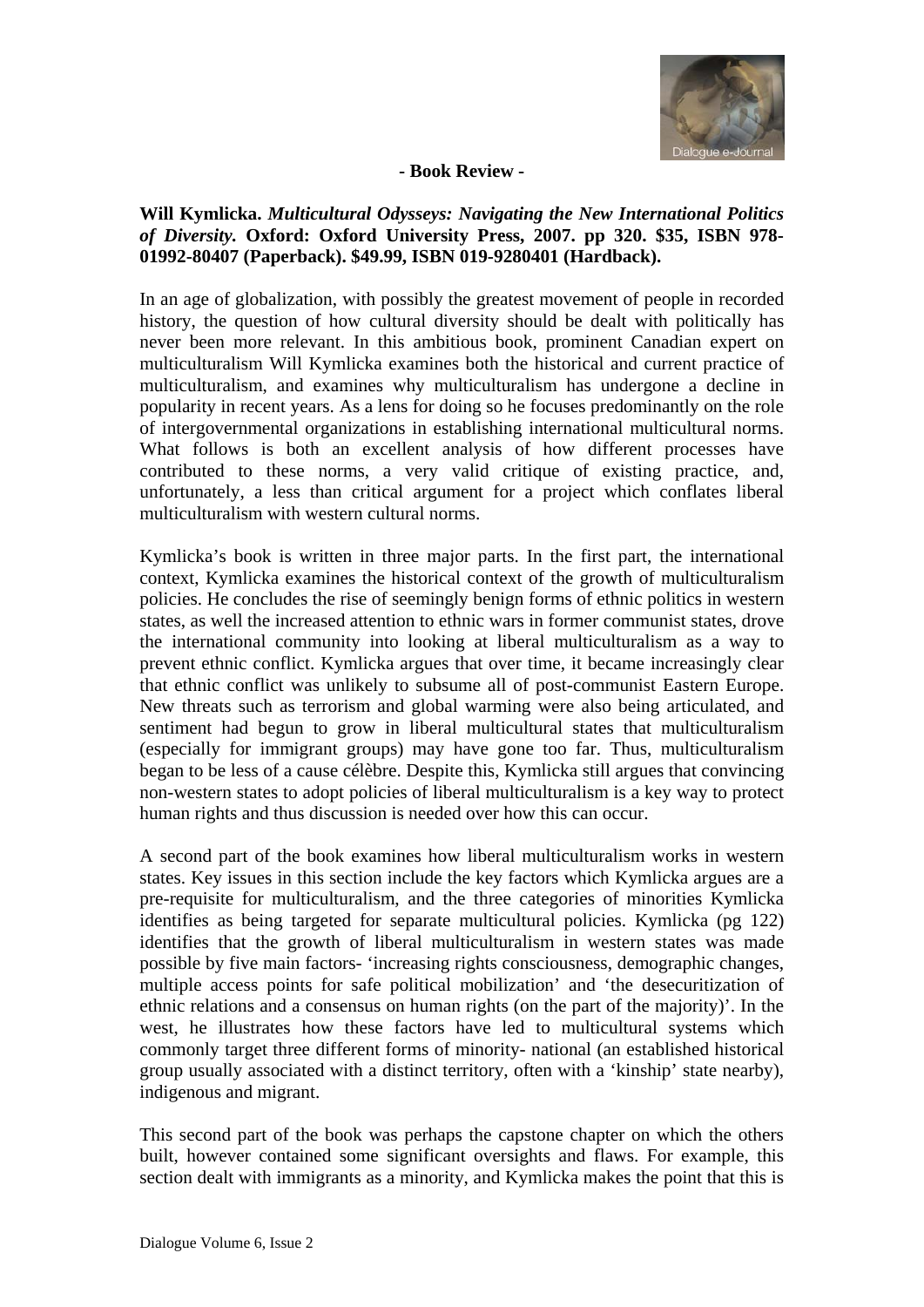**- Book Review -**

**Will Kymlicka. *Multicultural Odysseys: Navigating the New International Politics of Diversity.* Oxford: Oxford University Press, 2007. pp 320. $35, ISBN 978-01992-80407 (Paperback). $49.99, ISBN 019-9280401 (Hardback).**

In an age of globalization, with possibly the greatest movement of people in recorded history, the question of how cultural diversity should be dealt with politically has never been more relevant. In this ambitious book, prominent Canadian expert on multiculturalism Will Kymlicka examines both the historical and current practice of multiculturalism, and examines why multiculturalism has undergone a decline in popularity in recent years. As a lens for doing so he focuses predominantly on the role of intergovernmental organizations in establishing international multicultural norms. What follows is both an excellent analysis of how different processes have contributed to these norms, a very valid critique of existing practice, and, unfortunately, a less than critical argument for a project which conflates liberal multiculturalism with western cultural norms.

Kymlicka's book is written in three major parts. In the first part, the international context, Kymlicka examines the historical context of the growth of multiculturalism policies. He concludes the rise of seemingly benign forms of ethnic politics in western states, as well the increased attention to ethnic wars in former communist states, drove the international community into looking at liberal multiculturalism as a way to prevent ethnic conflict. Kymlicka argues that over time, it became increasingly clear that ethnic conflict was unlikely to subsume all of post-communist Eastern Europe. New threats such as terrorism and global warming were also being articulated, and sentiment had begun to grow in liberal multicultural states that multiculturalism (especially for immigrant groups) may have gone too far. Thus, multiculturalism began to be less of a cause célèbre. Despite this, Kymlicka still argues that convincing non-western states to adopt policies of liberal multiculturalism is a key way to protect human rights and thus discussion is needed over how this can occur.

A second part of the book examines how liberal multiculturalism works in western states. Key issues in this section include the key factors which Kymlicka argues are a pre-requisite for multiculturalism, and the three categories of minorities Kymlicka identifies as being targeted for separate multicultural policies. Kymlicka (pg 122) identifies that the growth of liberal multiculturalism in western states was made possible by five main factors- 'increasing rights consciousness, demographic changes, multiple access points for safe political mobilization' and 'the desecuritization of ethnic relations and a consensus on human rights (on the part of the majority)'. In the west, he illustrates how these factors have led to multicultural systems which commonly target three different forms of minority- national (an established historical group usually associated with a distinct territory, often with a 'kinship' state nearby), indigenous and migrant.

This second part of the book was perhaps the capstone chapter on which the others built, however contained some significant oversights and flaws. For example, this section dealt with immigrants as a minority, and Kymlicka makes the point that this is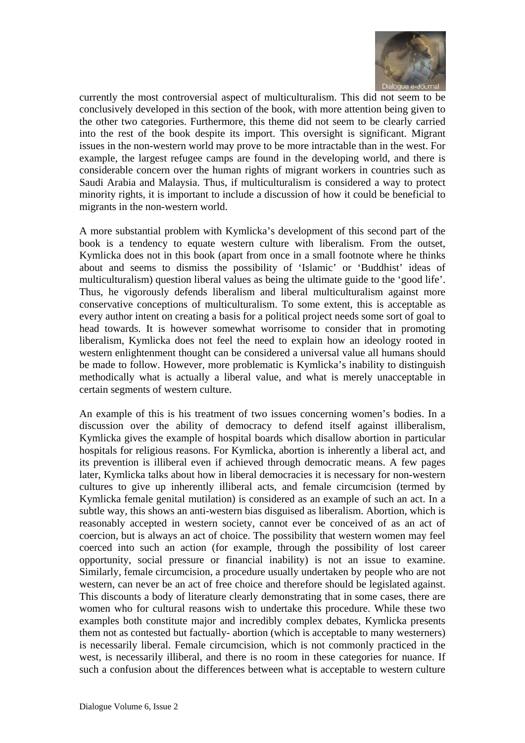currently the most controversial aspect of multiculturalism. This did not seem to be conclusively developed in this section of the book, with more attention being given to the other two categories. Furthermore, this theme did not seem to be clearly carried into the rest of the book despite its import. This oversight is significant. Migrant issues in the non-western world may prove to be more intractable than in the west. For example, the largest refugee camps are found in the developing world, and there is considerable concern over the human rights of migrant workers in countries such as Saudi Arabia and Malaysia. Thus, if multiculturalism is considered a way to protect minority rights, it is important to include a discussion of how it could be beneficial to migrants in the non-western world.

A more substantial problem with Kymlicka's development of this second part of the book is a tendency to equate western culture with liberalism. From the outset, Kymlicka does not in this book (apart from once in a small footnote where he thinks about and seems to dismiss the possibility of 'Islamic' or 'Buddhist' ideas of multiculturalism) question liberal values as being the ultimate guide to the 'good life'. Thus, he vigorously defends liberalism and liberal multiculturalism against more conservative conceptions of multiculturalism. To some extent, this is acceptable as every author intent on creating a basis for a political project needs some sort of goal to head towards. It is however somewhat worrisome to consider that in promoting liberalism, Kymlicka does not feel the need to explain how an ideology rooted in western enlightenment thought can be considered a universal value all humans should be made to follow. However, more problematic is Kymlicka's inability to distinguish methodically what is actually a liberal value, and what is merely unacceptable in certain segments of western culture.

An example of this is his treatment of two issues concerning women's bodies. In a discussion over the ability of democracy to defend itself against illiberalism, Kymlicka gives the example of hospital boards which disallow abortion in particular hospitals for religious reasons. For Kymlicka, abortion is inherently a liberal act, and its prevention is illiberal even if achieved through democratic means. A few pages later, Kymlicka talks about how in liberal democracies it is necessary for non-western cultures to give up inherently illiberal acts, and female circumcision (termed by Kymlicka female genital mutilation) is considered as an example of such an act. In a subtle way, this shows an anti-western bias disguised as liberalism. Abortion, which is reasonably accepted in western society, cannot ever be conceived of as an act of coercion, but is always an act of choice. The possibility that western women may feel coerced into such an action (for example, through the possibility of lost career opportunity, social pressure or financial inability) is not an issue to examine. Similarly, female circumcision, a procedure usually undertaken by people who are not western, can never be an act of free choice and therefore should be legislated against. This discounts a body of literature clearly demonstrating that in some cases, there are women who for cultural reasons wish to undertake this procedure. While these two examples both constitute major and incredibly complex debates, Kymlicka presents them not as contested but factually- abortion (which is acceptable to many westerners) is necessarily liberal. Female circumcision, which is not commonly practiced in the west, is necessarily illiberal, and there is no room in these categories for nuance. If such a confusion about the differences between what is acceptable to western culture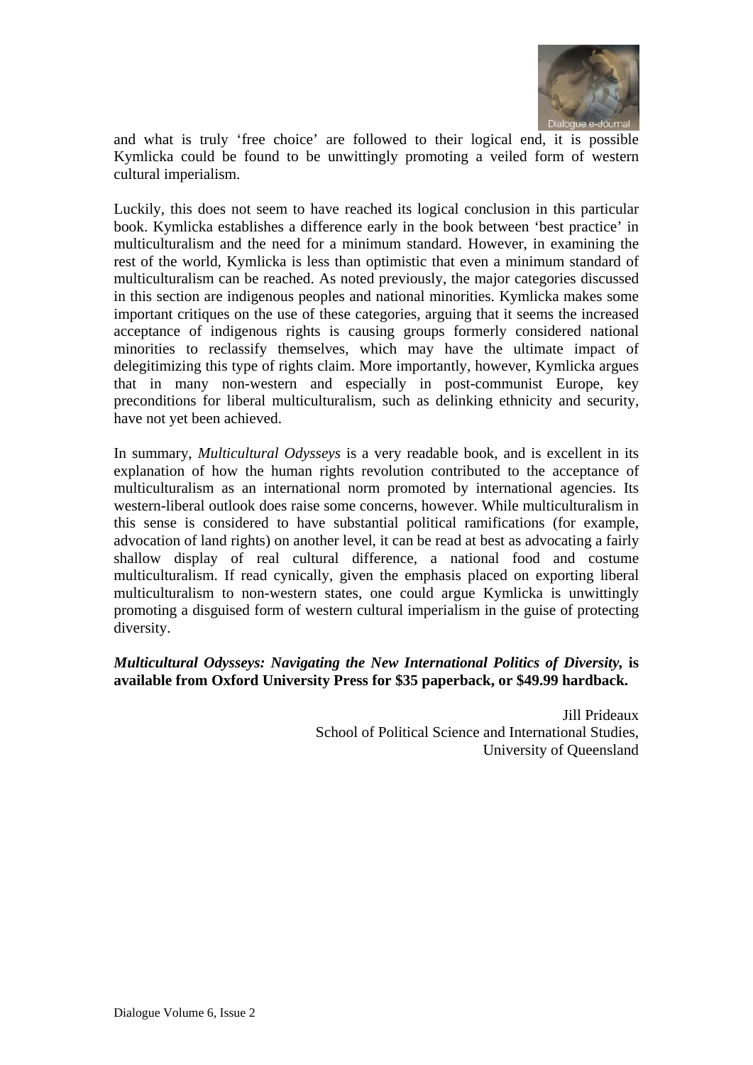and what is truly 'free choice' are followed to their logical end, it is possible Kymlicka could be found to be unwittingly promoting a veiled form of western cultural imperialism.

Luckily, this does not seem to have reached its logical conclusion in this particular book. Kymlicka establishes a difference early in the book between 'best practice' in multiculturalism and the need for a minimum standard. However, in examining the rest of the world, Kymlicka is less than optimistic that even a minimum standard of multiculturalism can be reached. As noted previously, the major categories discussed in this section are indigenous peoples and national minorities. Kymlicka makes some important critiques on the use of these categories, arguing that it seems the increased acceptance of indigenous rights is causing groups formerly considered national minorities to reclassify themselves, which may have the ultimate impact of delegitimizing this type of rights claim. More importantly, however, Kymlicka argues that in many non-western and especially in post-communist Europe, key preconditions for liberal multiculturalism, such as delinking ethnicity and security, have not yet been achieved.

In summary, *Multicultural Odysseys* is a very readable book, and is excellent in its explanation of how the human rights revolution contributed to the acceptance of multiculturalism as an international norm promoted by international agencies. Its western-liberal outlook does raise some concerns, however. While multiculturalism in this sense is considered to have substantial political ramifications (for example, advocation of land rights) on another level, it can be read at best as advocating a fairly shallow display of real cultural difference, a national food and costume multiculturalism. If read cynically, given the emphasis placed on exporting liberal multiculturalism to non-western states, one could argue Kymlicka is unwittingly promoting a disguised form of western cultural imperialism in the guise of protecting diversity.

***Multicultural Odysseys: Navigating the New International Politics of Diversity,*** **is available from Oxford University Press for $35 paperback, or $49.99 hardback.**

Jill Prideaux
School of Political Science and International Studies,
University of Queensland